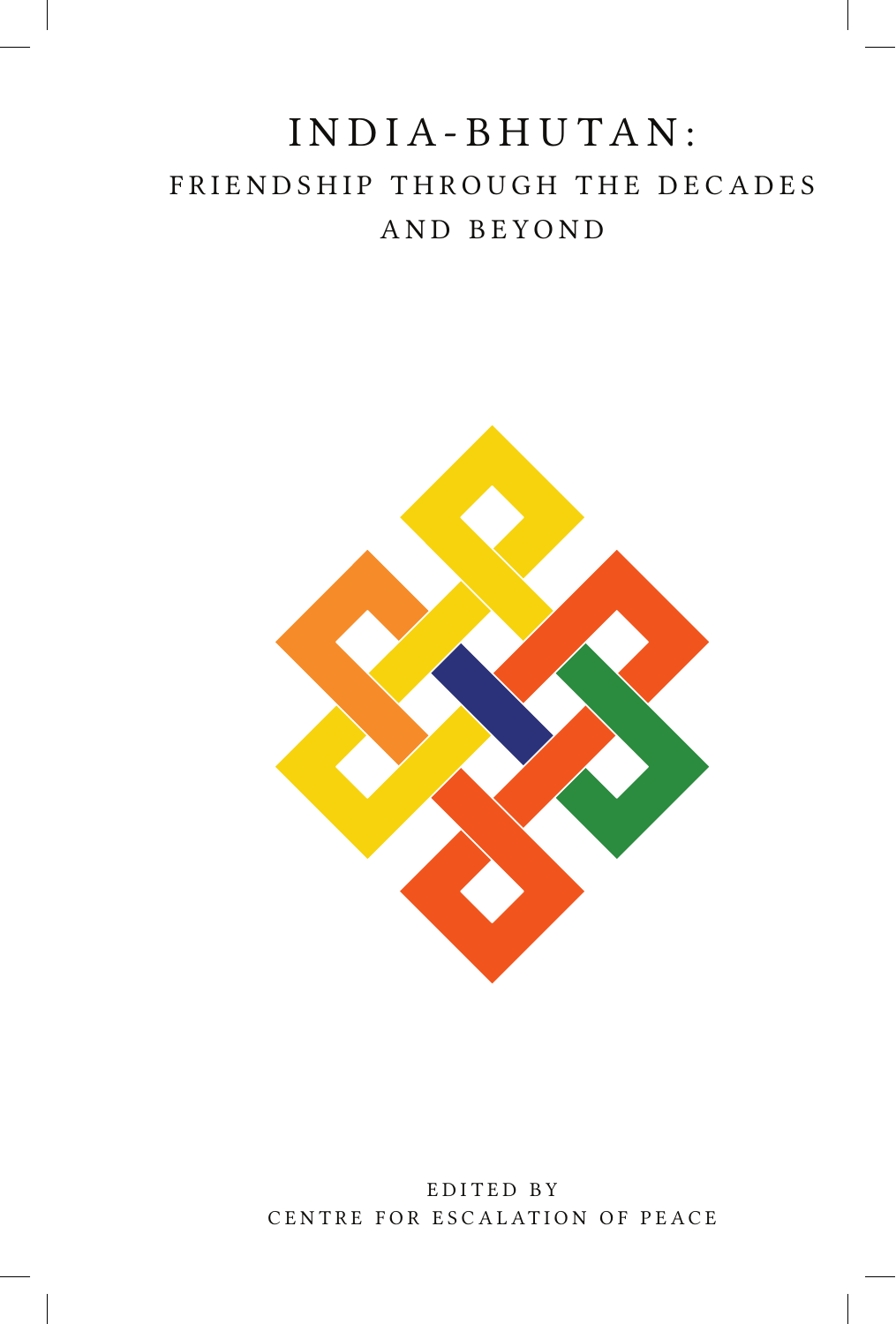# INDIA-BHUTAN:
## FRIENDSHIP THROUGH THE DECADES AND BEYOND

EDITED BY
CENTRE FOR ESCALATION OF PEACE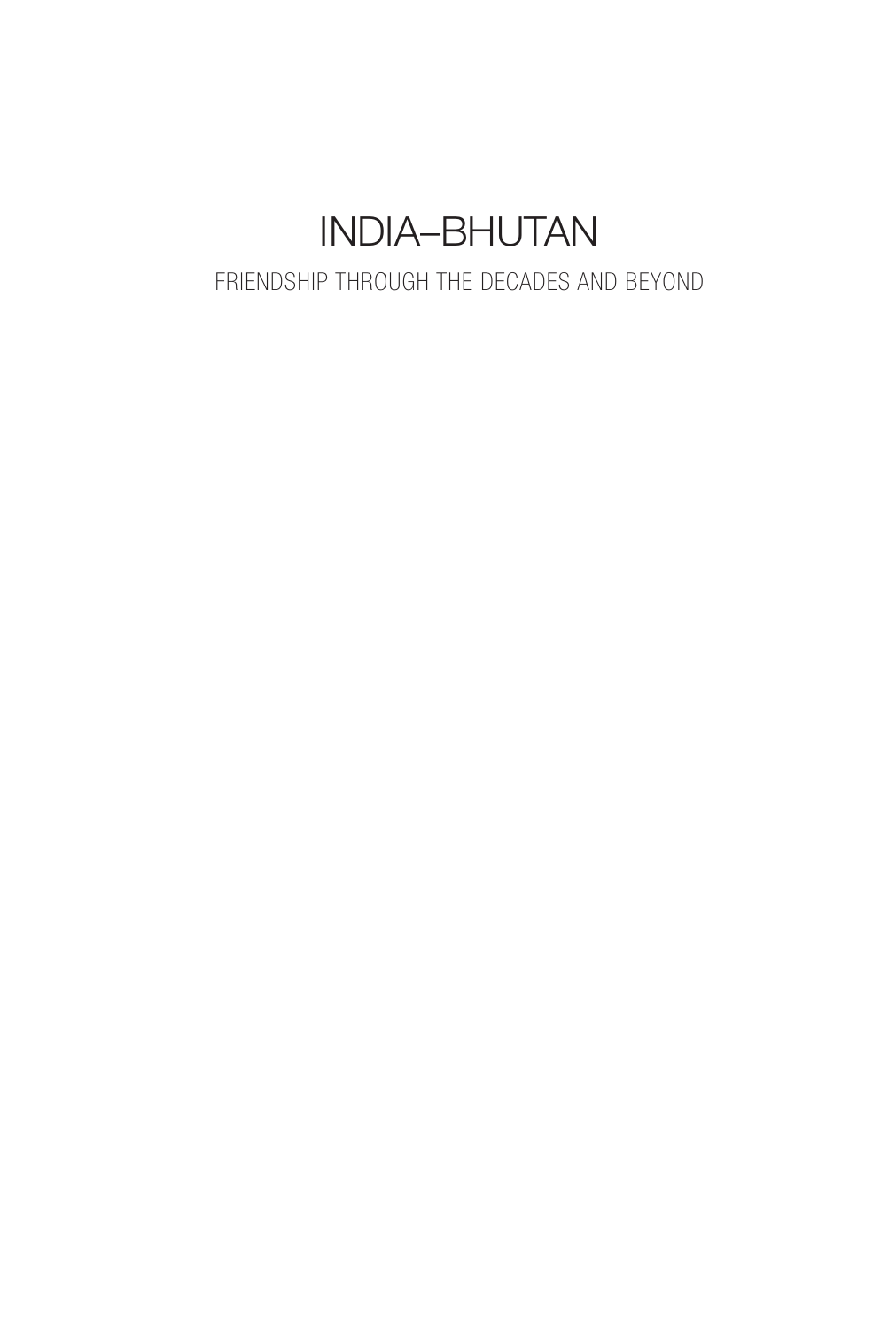# INDIA–BHUTAN

FRIENDSHIP THROUGH THE DECADES AND BEYOND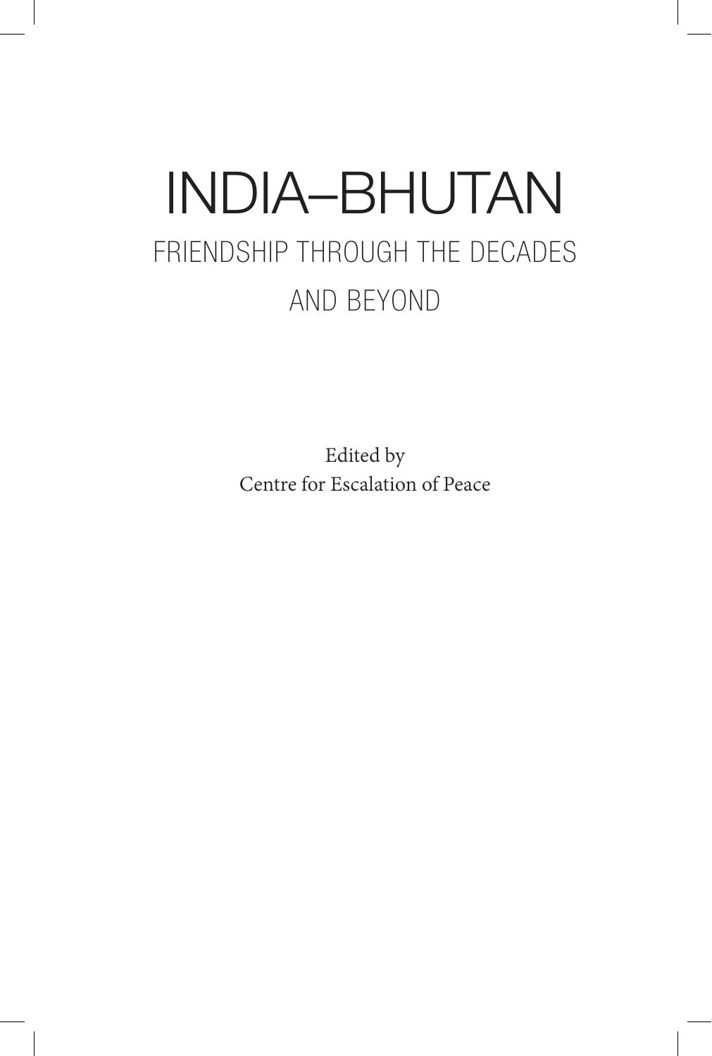# INDIA–BHUTAN

## FRIENDSHIP THROUGH THE DECADES AND BEYOND

Edited by
Centre for Escalation of Peace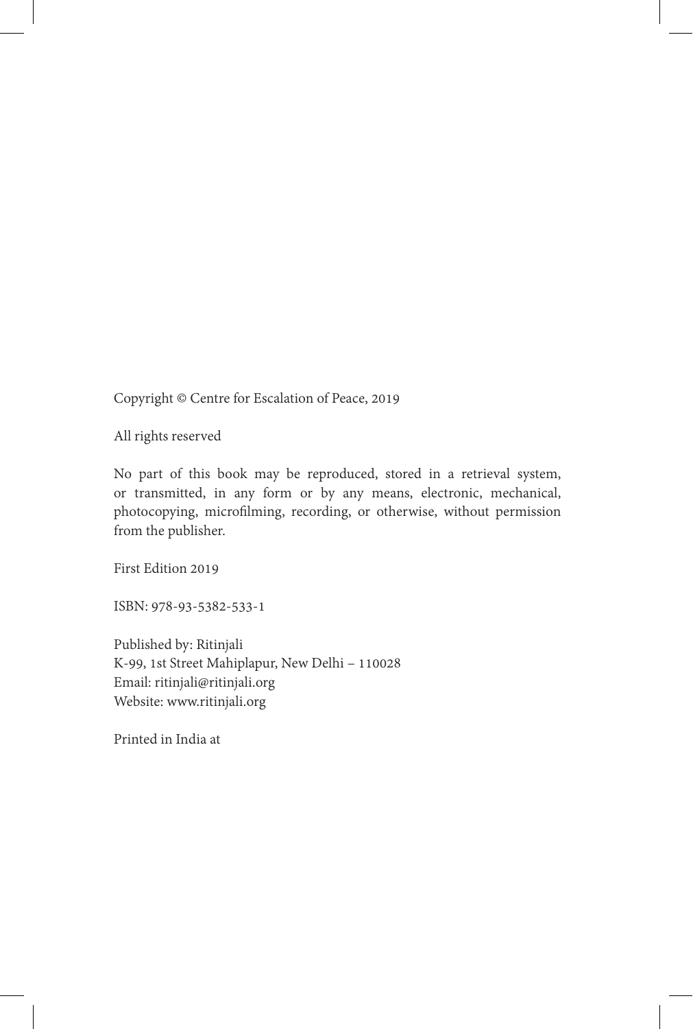Copyright © Centre for Escalation of Peace, 2019

All rights reserved

No part of this book may be reproduced, stored in a retrieval system, or transmitted, in any form or by any means, electronic, mechanical, photocopying, microfilming, recording, or otherwise, without permission from the publisher.

First Edition 2019

ISBN: 978-93-5382-533-1

Published by: Ritinjali
K-99, 1st Street Mahiplapur, New Delhi – 110028
Email: ritinjali@ritinjali.org
Website: www.ritinjali.org

Printed in India at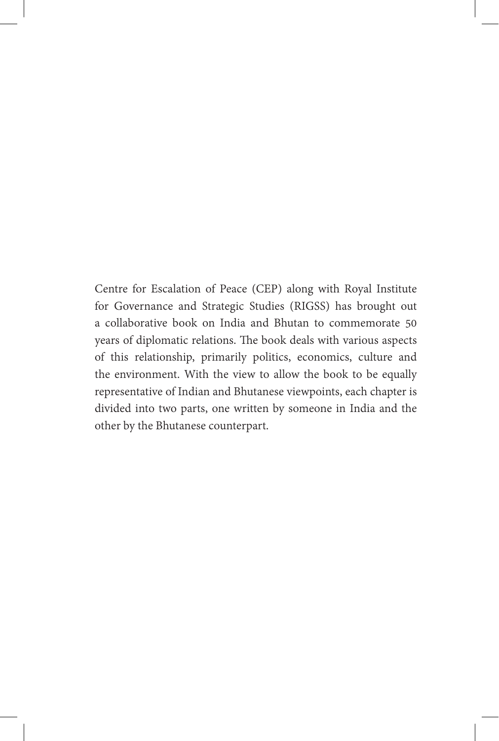Centre for Escalation of Peace (CEP) along with Royal Institute for Governance and Strategic Studies (RIGSS) has brought out a collaborative book on India and Bhutan to commemorate 50 years of diplomatic relations. The book deals with various aspects of this relationship, primarily politics, economics, culture and the environment. With the view to allow the book to be equally representative of Indian and Bhutanese viewpoints, each chapter is divided into two parts, one written by someone in India and the other by the Bhutanese counterpart.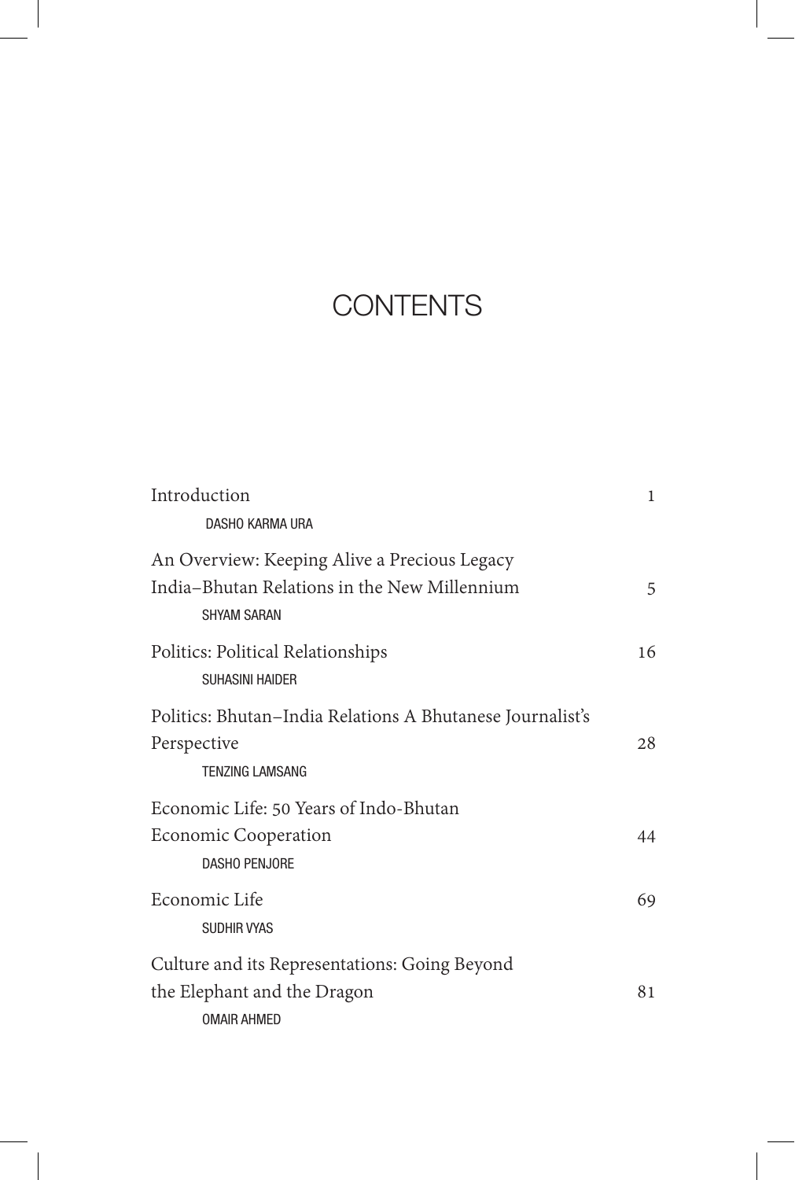# CONTENTS

| | |
|---|---|
| Introduction<br>DASHO KARMA URA | 1 |
| An Overview: Keeping Alive a Precious Legacy<br>India–Bhutan Relations in the New Millennium<br>SHYAM SARAN | 5 |
| Politics: Political Relationships<br>SUHASINI HAIDER | 16 |
| Politics: Bhutan–India Relations A Bhutanese Journalist's Perspective<br>TENZING LAMSANG | 28 |
| Economic Life: 50 Years of Indo-Bhutan Economic Cooperation<br>DASHO PENJORE | 44 |
| Economic Life<br>SUDHIR VYAS | 69 |
| Culture and its Representations: Going Beyond the Elephant and the Dragon<br>OMAIR AHMED | 81 |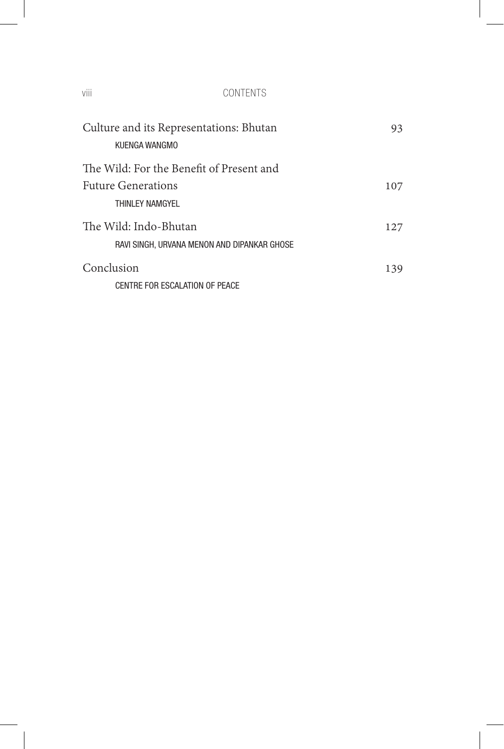| | |
|---|---|
| Culture and its Representations: Bhutan<br>KUENGA WANGMO | 93 |
| The Wild: For the Benefit of Present and Future Generations<br>THINLEY NAMGYEL | 107 |
| The Wild: Indo-Bhutan<br>RAVI SINGH, URVANA MENON AND DIPANKAR GHOSE | 127 |
| Conclusion<br>CENTRE FOR ESCALATION OF PEACE | 139 |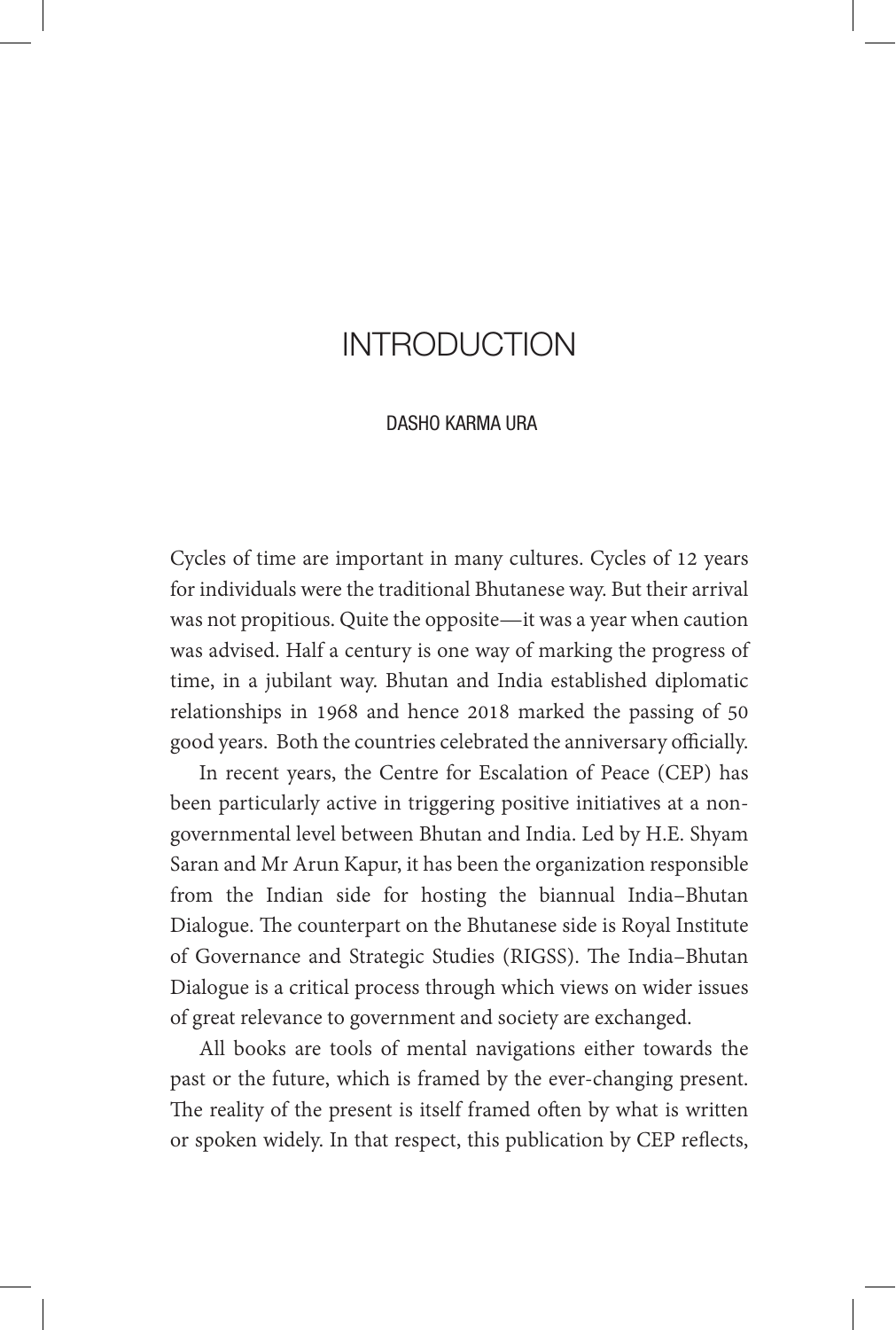# INTRODUCTION

DASHO KARMA URA

Cycles of time are important in many cultures. Cycles of 12 years for individuals were the traditional Bhutanese way. But their arrival was not propitious. Quite the opposite—it was a year when caution was advised. Half a century is one way of marking the progress of time, in a jubilant way. Bhutan and India established diplomatic relationships in 1968 and hence 2018 marked the passing of 50 good years. Both the countries celebrated the anniversary officially.

In recent years, the Centre for Escalation of Peace (CEP) has been particularly active in triggering positive initiatives at a non-governmental level between Bhutan and India. Led by H.E. Shyam Saran and Mr Arun Kapur, it has been the organization responsible from the Indian side for hosting the biannual India–Bhutan Dialogue. The counterpart on the Bhutanese side is Royal Institute of Governance and Strategic Studies (RIGSS). The India–Bhutan Dialogue is a critical process through which views on wider issues of great relevance to government and society are exchanged.

All books are tools of mental navigations either towards the past or the future, which is framed by the ever-changing present. The reality of the present is itself framed often by what is written or spoken widely. In that respect, this publication by CEP reflects,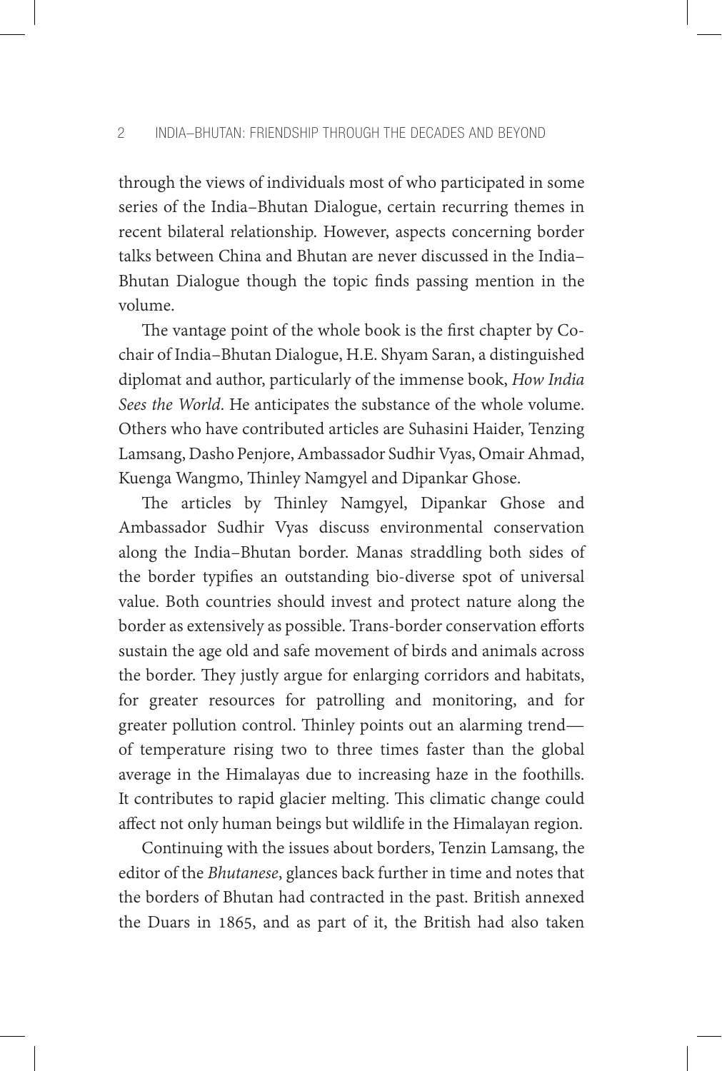through the views of individuals most of who participated in some series of the India–Bhutan Dialogue, certain recurring themes in recent bilateral relationship. However, aspects concerning border talks between China and Bhutan are never discussed in the India–Bhutan Dialogue though the topic finds passing mention in the volume.

The vantage point of the whole book is the first chapter by Co-chair of India–Bhutan Dialogue, H.E. Shyam Saran, a distinguished diplomat and author, particularly of the immense book, *How India Sees the World*. He anticipates the substance of the whole volume. Others who have contributed articles are Suhasini Haider, Tenzing Lamsang, Dasho Penjore, Ambassador Sudhir Vyas, Omair Ahmad, Kuenga Wangmo, Thinley Namgyel and Dipankar Ghose.

The articles by Thinley Namgyel, Dipankar Ghose and Ambassador Sudhir Vyas discuss environmental conservation along the India–Bhutan border. Manas straddling both sides of the border typifies an outstanding bio-diverse spot of universal value. Both countries should invest and protect nature along the border as extensively as possible. Trans-border conservation efforts sustain the age old and safe movement of birds and animals across the border. They justly argue for enlarging corridors and habitats, for greater resources for patrolling and monitoring, and for greater pollution control. Thinley points out an alarming trend—of temperature rising two to three times faster than the global average in the Himalayas due to increasing haze in the foothills. It contributes to rapid glacier melting. This climatic change could affect not only human beings but wildlife in the Himalayan region.

Continuing with the issues about borders, Tenzin Lamsang, the editor of the *Bhutanese*, glances back further in time and notes that the borders of Bhutan had contracted in the past. British annexed the Duars in 1865, and as part of it, the British had also taken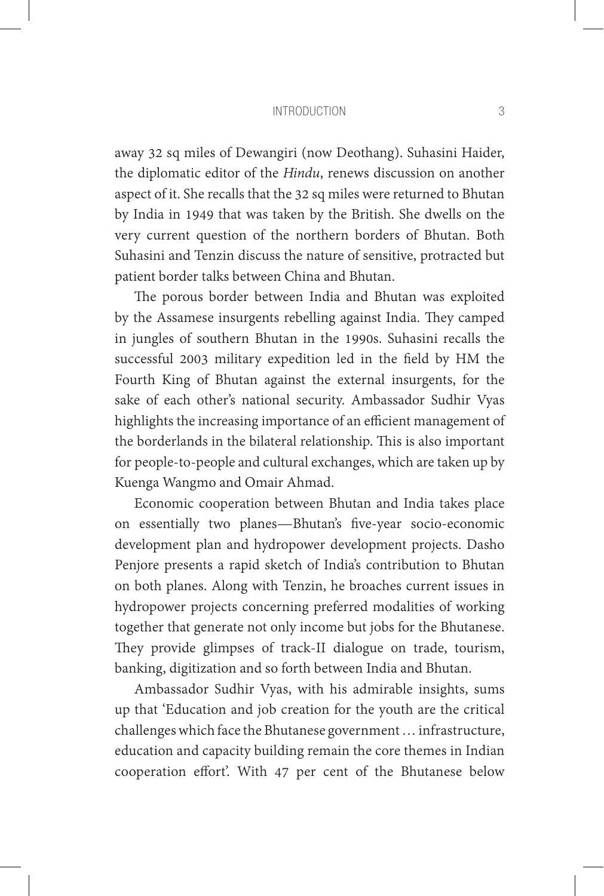away 32 sq miles of Dewangiri (now Deothang). Suhasini Haider, the diplomatic editor of the *Hindu*, renews discussion on another aspect of it. She recalls that the 32 sq miles were returned to Bhutan by India in 1949 that was taken by the British. She dwells on the very current question of the northern borders of Bhutan. Both Suhasini and Tenzin discuss the nature of sensitive, protracted but patient border talks between China and Bhutan.

The porous border between India and Bhutan was exploited by the Assamese insurgents rebelling against India. They camped in jungles of southern Bhutan in the 1990s. Suhasini recalls the successful 2003 military expedition led in the field by HM the Fourth King of Bhutan against the external insurgents, for the sake of each other's national security. Ambassador Sudhir Vyas highlights the increasing importance of an efficient management of the borderlands in the bilateral relationship. This is also important for people-to-people and cultural exchanges, which are taken up by Kuenga Wangmo and Omair Ahmad.

Economic cooperation between Bhutan and India takes place on essentially two planes—Bhutan's five-year socio-economic development plan and hydropower development projects. Dasho Penjore presents a rapid sketch of India's contribution to Bhutan on both planes. Along with Tenzin, he broaches current issues in hydropower projects concerning preferred modalities of working together that generate not only income but jobs for the Bhutanese. They provide glimpses of track-II dialogue on trade, tourism, banking, digitization and so forth between India and Bhutan.

Ambassador Sudhir Vyas, with his admirable insights, sums up that 'Education and job creation for the youth are the critical challenges which face the Bhutanese government … infrastructure, education and capacity building remain the core themes in Indian cooperation effort'. With 47 per cent of the Bhutanese below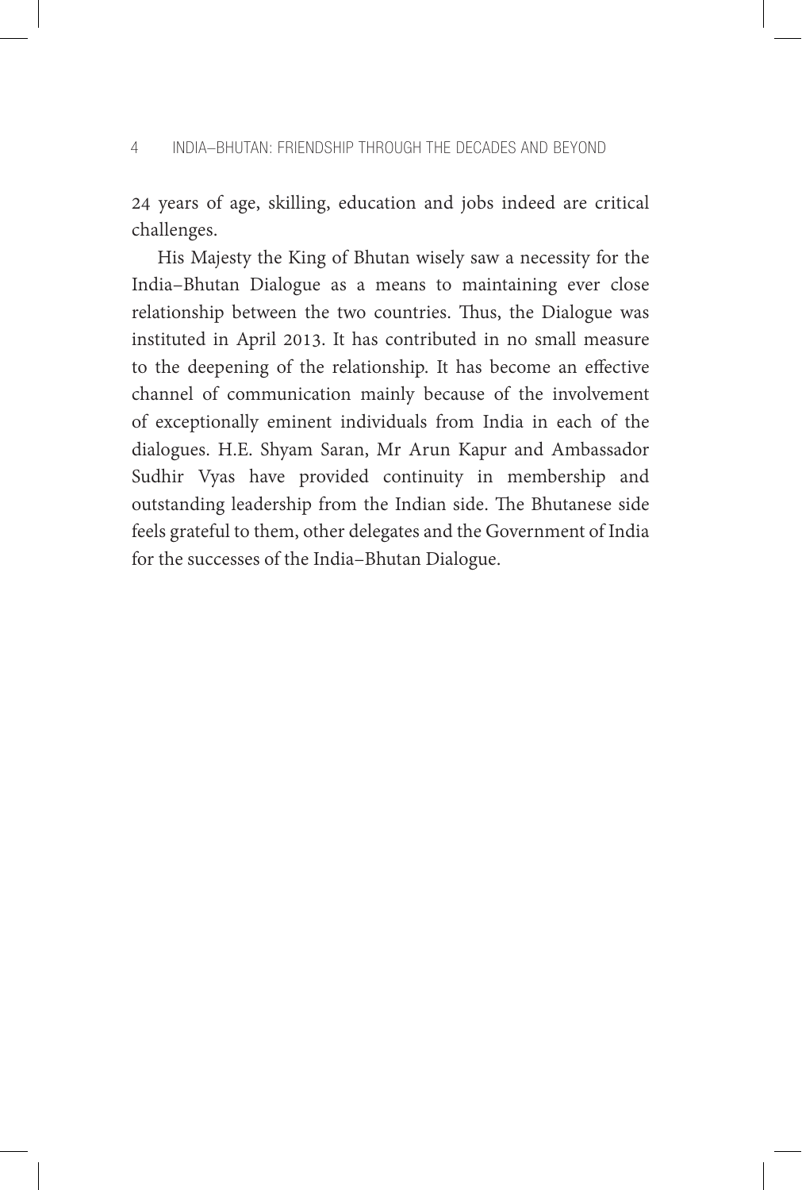24 years of age, skilling, education and jobs indeed are critical challenges.

His Majesty the King of Bhutan wisely saw a necessity for the India–Bhutan Dialogue as a means to maintaining ever close relationship between the two countries. Thus, the Dialogue was instituted in April 2013. It has contributed in no small measure to the deepening of the relationship. It has become an effective channel of communication mainly because of the involvement of exceptionally eminent individuals from India in each of the dialogues. H.E. Shyam Saran, Mr Arun Kapur and Ambassador Sudhir Vyas have provided continuity in membership and outstanding leadership from the Indian side. The Bhutanese side feels grateful to them, other delegates and the Government of India for the successes of the India–Bhutan Dialogue.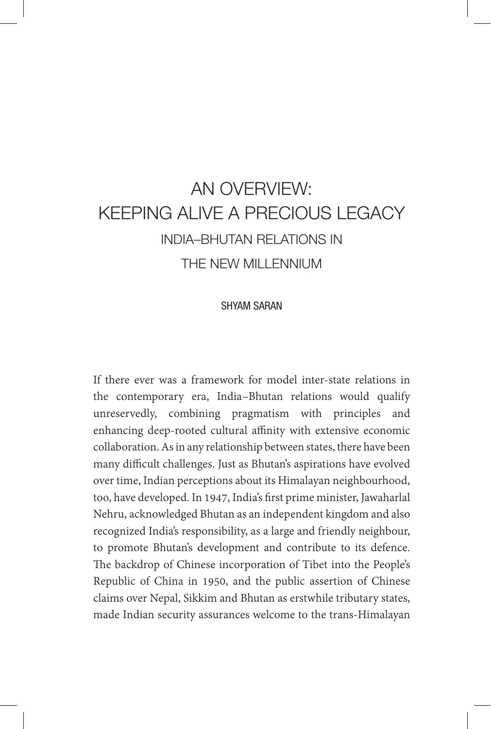# AN OVERVIEW: KEEPING ALIVE A PRECIOUS LEGACY

## INDIA–BHUTAN RELATIONS IN THE NEW MILLENNIUM

SHYAM SARAN

If there ever was a framework for model inter-state relations in the contemporary era, India–Bhutan relations would qualify unreservedly, combining pragmatism with principles and enhancing deep-rooted cultural affinity with extensive economic collaboration. As in any relationship between states, there have been many difficult challenges. Just as Bhutan's aspirations have evolved over time, Indian perceptions about its Himalayan neighbourhood, too, have developed. In 1947, India's first prime minister, Jawaharlal Nehru, acknowledged Bhutan as an independent kingdom and also recognized India's responsibility, as a large and friendly neighbour, to promote Bhutan's development and contribute to its defence. The backdrop of Chinese incorporation of Tibet into the People's Republic of China in 1950, and the public assertion of Chinese claims over Nepal, Sikkim and Bhutan as erstwhile tributary states, made Indian security assurances welcome to the trans-Himalayan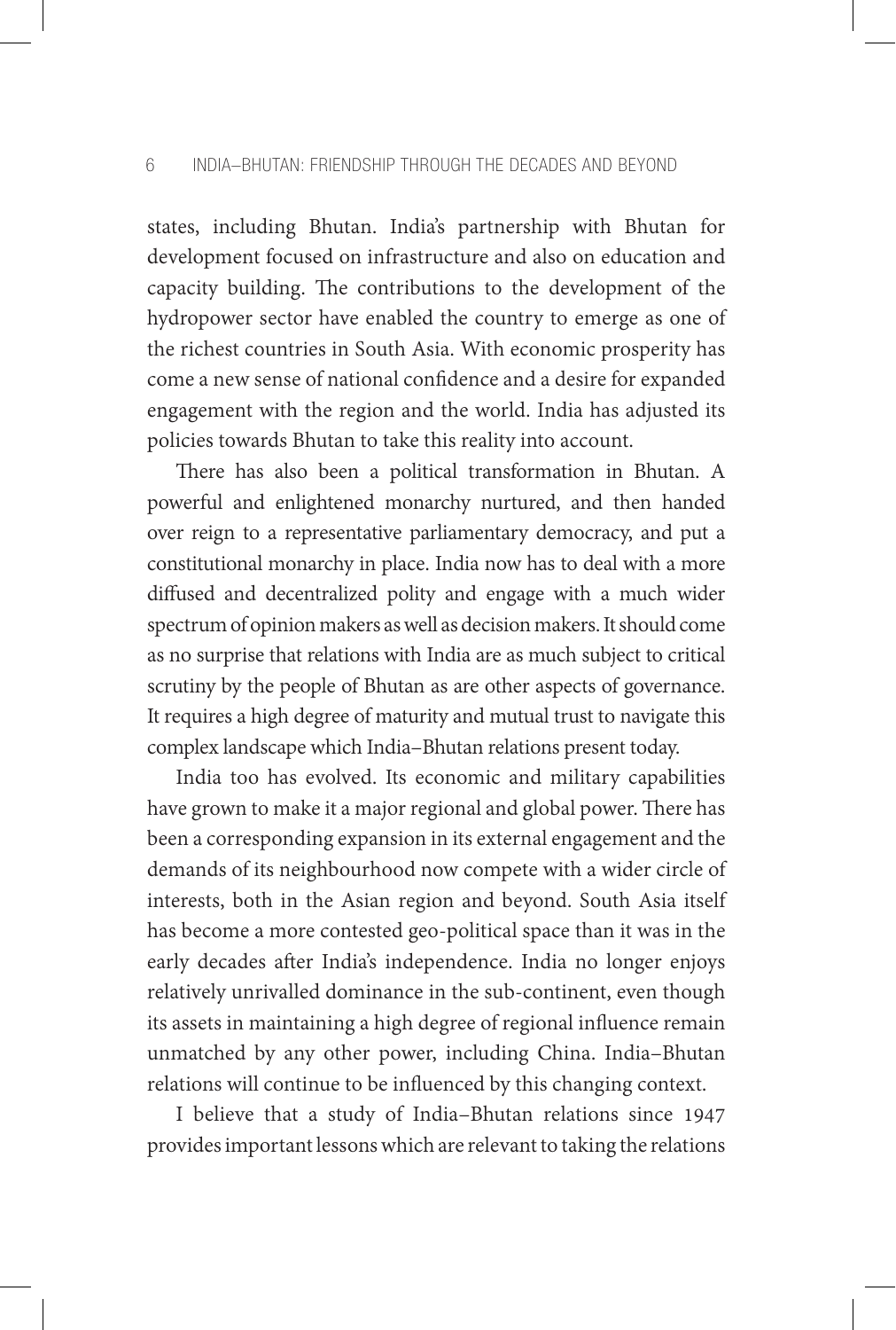states, including Bhutan. India's partnership with Bhutan for development focused on infrastructure and also on education and capacity building. The contributions to the development of the hydropower sector have enabled the country to emerge as one of the richest countries in South Asia. With economic prosperity has come a new sense of national confidence and a desire for expanded engagement with the region and the world. India has adjusted its policies towards Bhutan to take this reality into account.

There has also been a political transformation in Bhutan. A powerful and enlightened monarchy nurtured, and then handed over reign to a representative parliamentary democracy, and put a constitutional monarchy in place. India now has to deal with a more diffused and decentralized polity and engage with a much wider spectrum of opinion makers as well as decision makers. It should come as no surprise that relations with India are as much subject to critical scrutiny by the people of Bhutan as are other aspects of governance. It requires a high degree of maturity and mutual trust to navigate this complex landscape which India–Bhutan relations present today.

India too has evolved. Its economic and military capabilities have grown to make it a major regional and global power. There has been a corresponding expansion in its external engagement and the demands of its neighbourhood now compete with a wider circle of interests, both in the Asian region and beyond. South Asia itself has become a more contested geo-political space than it was in the early decades after India's independence. India no longer enjoys relatively unrivalled dominance in the sub-continent, even though its assets in maintaining a high degree of regional influence remain unmatched by any other power, including China. India–Bhutan relations will continue to be influenced by this changing context.

I believe that a study of India–Bhutan relations since 1947 provides important lessons which are relevant to taking the relations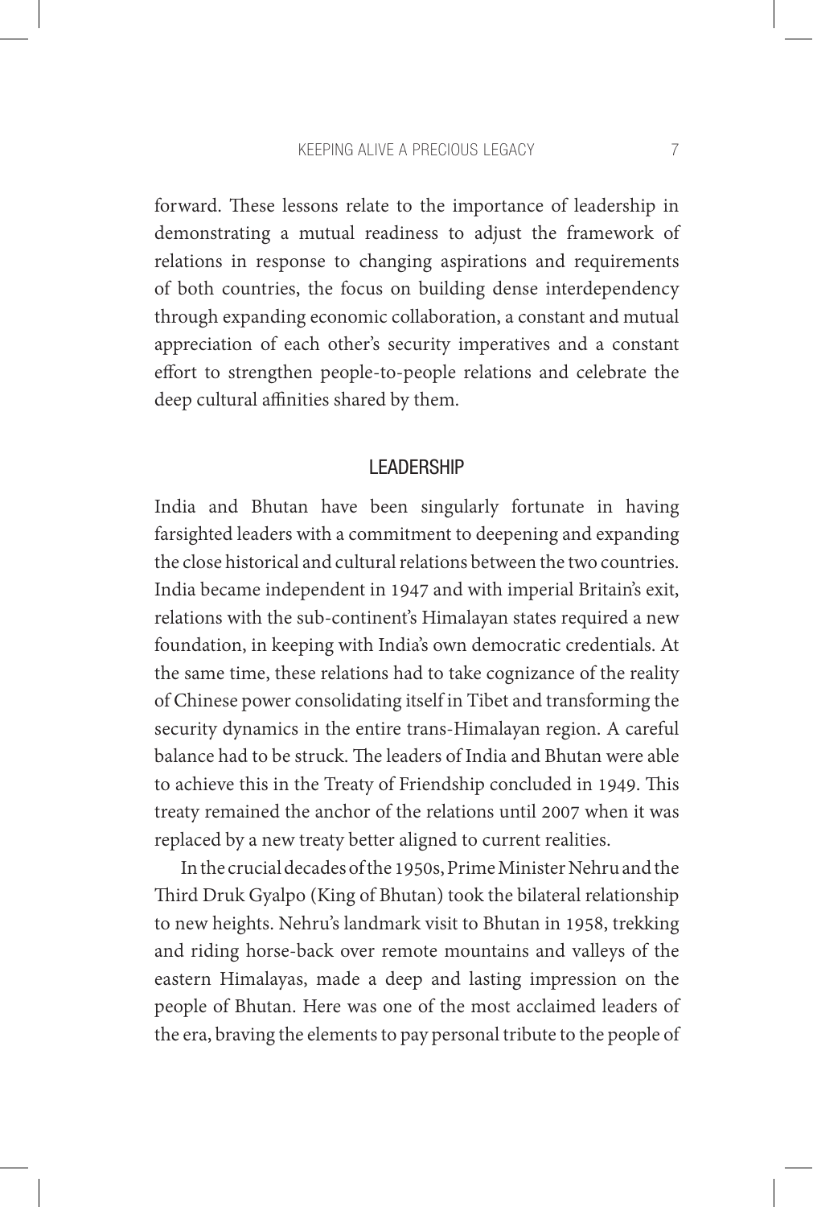forward. These lessons relate to the importance of leadership in demonstrating a mutual readiness to adjust the framework of relations in response to changing aspirations and requirements of both countries, the focus on building dense interdependency through expanding economic collaboration, a constant and mutual appreciation of each other's security imperatives and a constant effort to strengthen people-to-people relations and celebrate the deep cultural affinities shared by them.

## LEADERSHIP

India and Bhutan have been singularly fortunate in having farsighted leaders with a commitment to deepening and expanding the close historical and cultural relations between the two countries. India became independent in 1947 and with imperial Britain's exit, relations with the sub-continent's Himalayan states required a new foundation, in keeping with India's own democratic credentials. At the same time, these relations had to take cognizance of the reality of Chinese power consolidating itself in Tibet and transforming the security dynamics in the entire trans-Himalayan region. A careful balance had to be struck. The leaders of India and Bhutan were able to achieve this in the Treaty of Friendship concluded in 1949. This treaty remained the anchor of the relations until 2007 when it was replaced by a new treaty better aligned to current realities.

In the crucial decades of the 1950s, Prime Minister Nehru and the Third Druk Gyalpo (King of Bhutan) took the bilateral relationship to new heights. Nehru's landmark visit to Bhutan in 1958, trekking and riding horse-back over remote mountains and valleys of the eastern Himalayas, made a deep and lasting impression on the people of Bhutan. Here was one of the most acclaimed leaders of the era, braving the elements to pay personal tribute to the people of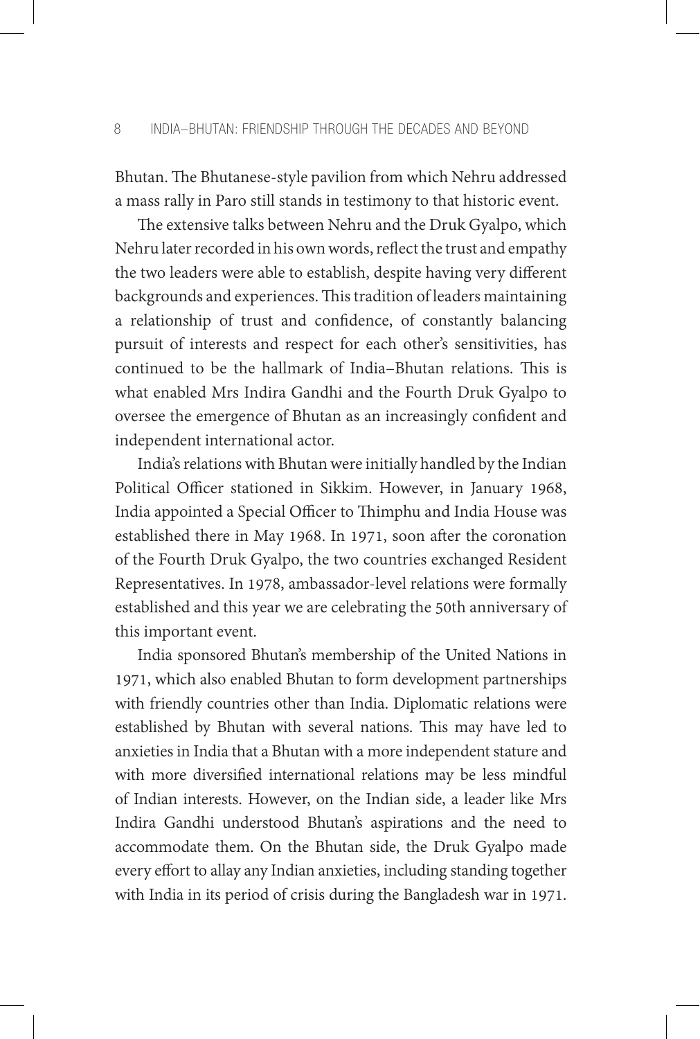Bhutan. The Bhutanese-style pavilion from which Nehru addressed a mass rally in Paro still stands in testimony to that historic event.

The extensive talks between Nehru and the Druk Gyalpo, which Nehru later recorded in his own words, reflect the trust and empathy the two leaders were able to establish, despite having very different backgrounds and experiences. This tradition of leaders maintaining a relationship of trust and confidence, of constantly balancing pursuit of interests and respect for each other's sensitivities, has continued to be the hallmark of India–Bhutan relations. This is what enabled Mrs Indira Gandhi and the Fourth Druk Gyalpo to oversee the emergence of Bhutan as an increasingly confident and independent international actor.

India's relations with Bhutan were initially handled by the Indian Political Officer stationed in Sikkim. However, in January 1968, India appointed a Special Officer to Thimphu and India House was established there in May 1968. In 1971, soon after the coronation of the Fourth Druk Gyalpo, the two countries exchanged Resident Representatives. In 1978, ambassador-level relations were formally established and this year we are celebrating the 50th anniversary of this important event.

India sponsored Bhutan's membership of the United Nations in 1971, which also enabled Bhutan to form development partnerships with friendly countries other than India. Diplomatic relations were established by Bhutan with several nations. This may have led to anxieties in India that a Bhutan with a more independent stature and with more diversified international relations may be less mindful of Indian interests. However, on the Indian side, a leader like Mrs Indira Gandhi understood Bhutan's aspirations and the need to accommodate them. On the Bhutan side, the Druk Gyalpo made every effort to allay any Indian anxieties, including standing together with India in its period of crisis during the Bangladesh war in 1971.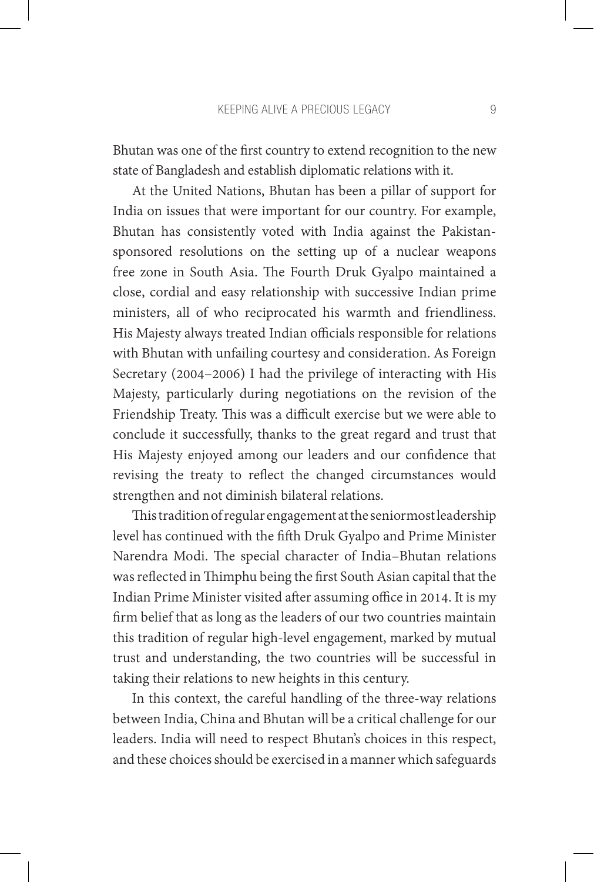Bhutan was one of the first country to extend recognition to the new state of Bangladesh and establish diplomatic relations with it.

At the United Nations, Bhutan has been a pillar of support for India on issues that were important for our country. For example, Bhutan has consistently voted with India against the Pakistan-sponsored resolutions on the setting up of a nuclear weapons free zone in South Asia. The Fourth Druk Gyalpo maintained a close, cordial and easy relationship with successive Indian prime ministers, all of who reciprocated his warmth and friendliness. His Majesty always treated Indian officials responsible for relations with Bhutan with unfailing courtesy and consideration. As Foreign Secretary (2004–2006) I had the privilege of interacting with His Majesty, particularly during negotiations on the revision of the Friendship Treaty. This was a difficult exercise but we were able to conclude it successfully, thanks to the great regard and trust that His Majesty enjoyed among our leaders and our confidence that revising the treaty to reflect the changed circumstances would strengthen and not diminish bilateral relations.

This tradition of regular engagement at the seniormost leadership level has continued with the fifth Druk Gyalpo and Prime Minister Narendra Modi. The special character of India–Bhutan relations was reflected in Thimphu being the first South Asian capital that the Indian Prime Minister visited after assuming office in 2014. It is my firm belief that as long as the leaders of our two countries maintain this tradition of regular high-level engagement, marked by mutual trust and understanding, the two countries will be successful in taking their relations to new heights in this century.

In this context, the careful handling of the three-way relations between India, China and Bhutan will be a critical challenge for our leaders. India will need to respect Bhutan's choices in this respect, and these choices should be exercised in a manner which safeguards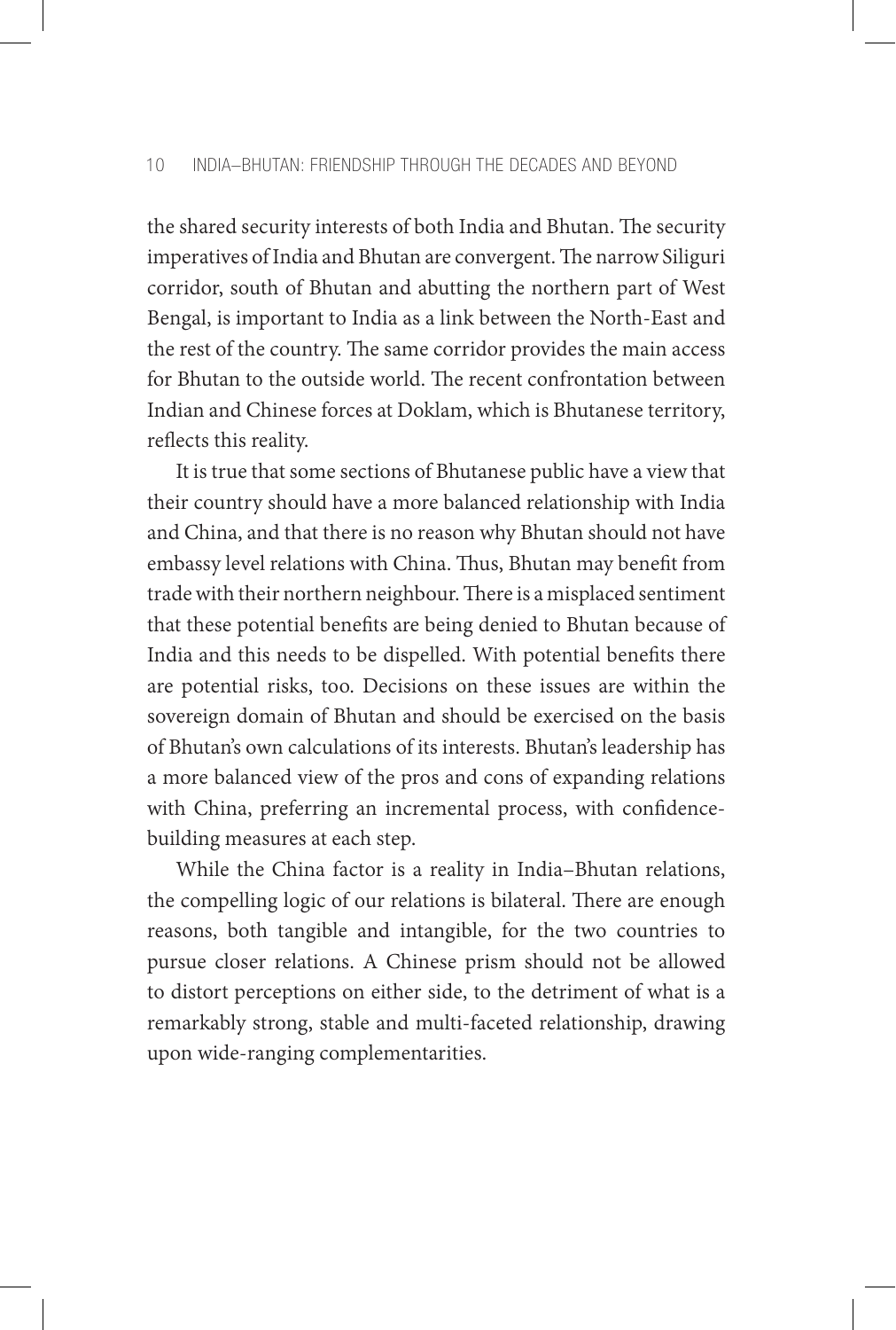the shared security interests of both India and Bhutan. The security imperatives of India and Bhutan are convergent. The narrow Siliguri corridor, south of Bhutan and abutting the northern part of West Bengal, is important to India as a link between the North-East and the rest of the country. The same corridor provides the main access for Bhutan to the outside world. The recent confrontation between Indian and Chinese forces at Doklam, which is Bhutanese territory, reflects this reality.

It is true that some sections of Bhutanese public have a view that their country should have a more balanced relationship with India and China, and that there is no reason why Bhutan should not have embassy level relations with China. Thus, Bhutan may benefit from trade with their northern neighbour. There is a misplaced sentiment that these potential benefits are being denied to Bhutan because of India and this needs to be dispelled. With potential benefits there are potential risks, too. Decisions on these issues are within the sovereign domain of Bhutan and should be exercised on the basis of Bhutan's own calculations of its interests. Bhutan's leadership has a more balanced view of the pros and cons of expanding relations with China, preferring an incremental process, with confidence-building measures at each step.

While the China factor is a reality in India–Bhutan relations, the compelling logic of our relations is bilateral. There are enough reasons, both tangible and intangible, for the two countries to pursue closer relations. A Chinese prism should not be allowed to distort perceptions on either side, to the detriment of what is a remarkably strong, stable and multi-faceted relationship, drawing upon wide-ranging complementarities.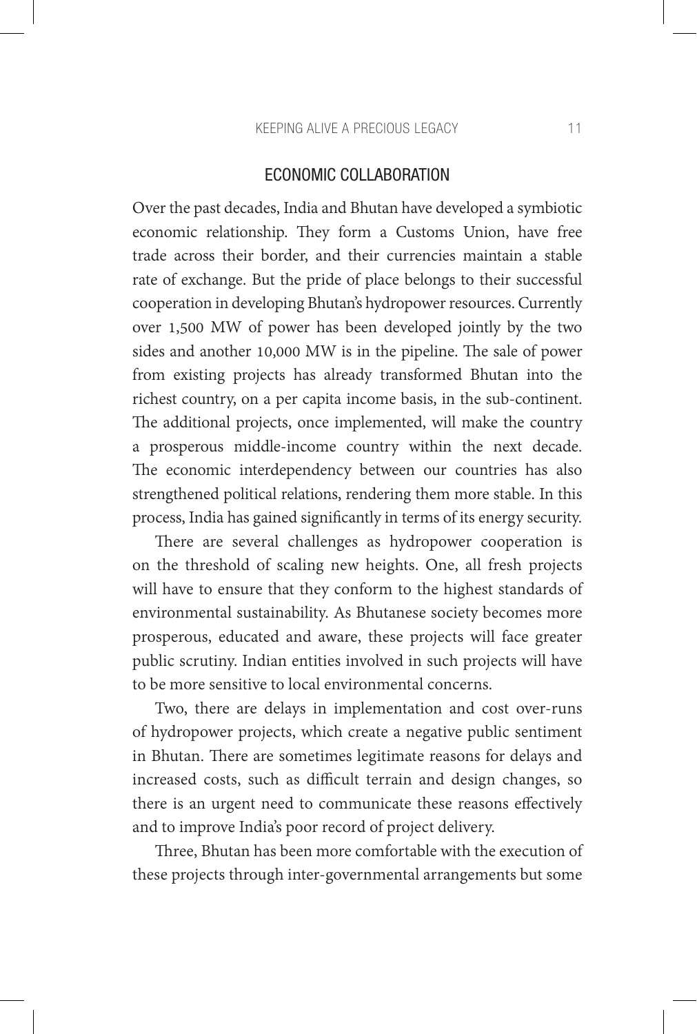## ECONOMIC COLLABORATION

Over the past decades, India and Bhutan have developed a symbiotic economic relationship. They form a Customs Union, have free trade across their border, and their currencies maintain a stable rate of exchange. But the pride of place belongs to their successful cooperation in developing Bhutan's hydropower resources. Currently over 1,500 MW of power has been developed jointly by the two sides and another 10,000 MW is in the pipeline. The sale of power from existing projects has already transformed Bhutan into the richest country, on a per capita income basis, in the sub-continent. The additional projects, once implemented, will make the country a prosperous middle-income country within the next decade. The economic interdependency between our countries has also strengthened political relations, rendering them more stable. In this process, India has gained significantly in terms of its energy security.

There are several challenges as hydropower cooperation is on the threshold of scaling new heights. One, all fresh projects will have to ensure that they conform to the highest standards of environmental sustainability. As Bhutanese society becomes more prosperous, educated and aware, these projects will face greater public scrutiny. Indian entities involved in such projects will have to be more sensitive to local environmental concerns.

Two, there are delays in implementation and cost over-runs of hydropower projects, which create a negative public sentiment in Bhutan. There are sometimes legitimate reasons for delays and increased costs, such as difficult terrain and design changes, so there is an urgent need to communicate these reasons effectively and to improve India's poor record of project delivery.

Three, Bhutan has been more comfortable with the execution of these projects through inter-governmental arrangements but some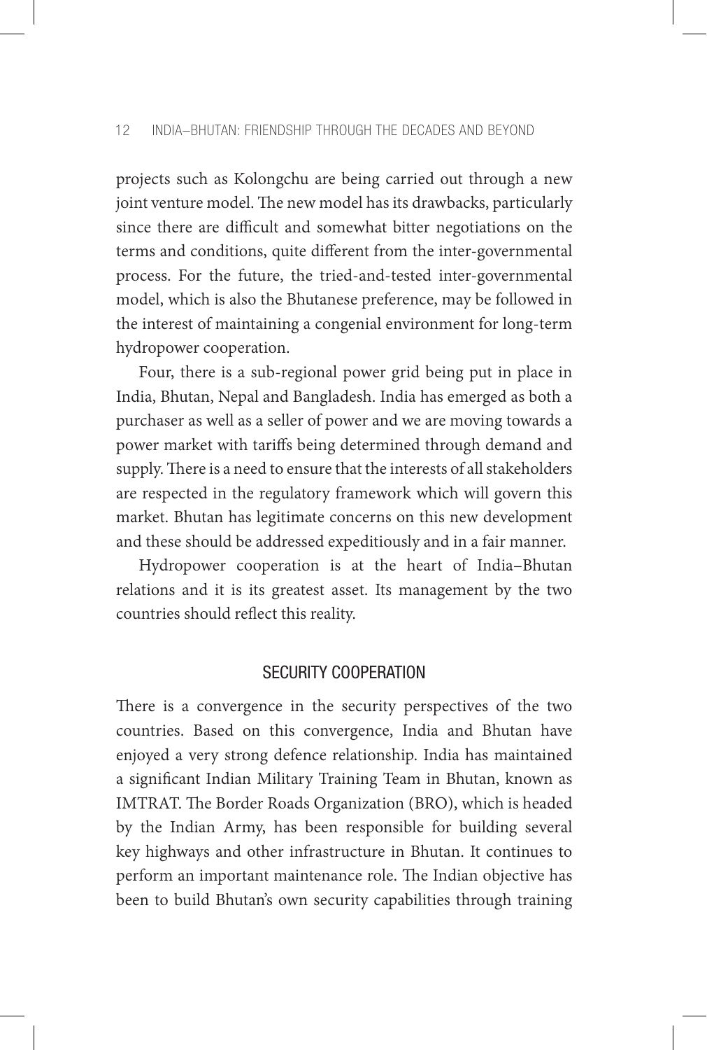projects such as Kolongchu are being carried out through a new joint venture model. The new model has its drawbacks, particularly since there are difficult and somewhat bitter negotiations on the terms and conditions, quite different from the inter-governmental process. For the future, the tried-and-tested inter-governmental model, which is also the Bhutanese preference, may be followed in the interest of maintaining a congenial environment for long-term hydropower cooperation.

Four, there is a sub-regional power grid being put in place in India, Bhutan, Nepal and Bangladesh. India has emerged as both a purchaser as well as a seller of power and we are moving towards a power market with tariffs being determined through demand and supply. There is a need to ensure that the interests of all stakeholders are respected in the regulatory framework which will govern this market. Bhutan has legitimate concerns on this new development and these should be addressed expeditiously and in a fair manner.

Hydropower cooperation is at the heart of India–Bhutan relations and it is its greatest asset. Its management by the two countries should reflect this reality.

## SECURITY COOPERATION

There is a convergence in the security perspectives of the two countries. Based on this convergence, India and Bhutan have enjoyed a very strong defence relationship. India has maintained a significant Indian Military Training Team in Bhutan, known as IMTRAT. The Border Roads Organization (BRO), which is headed by the Indian Army, has been responsible for building several key highways and other infrastructure in Bhutan. It continues to perform an important maintenance role. The Indian objective has been to build Bhutan's own security capabilities through training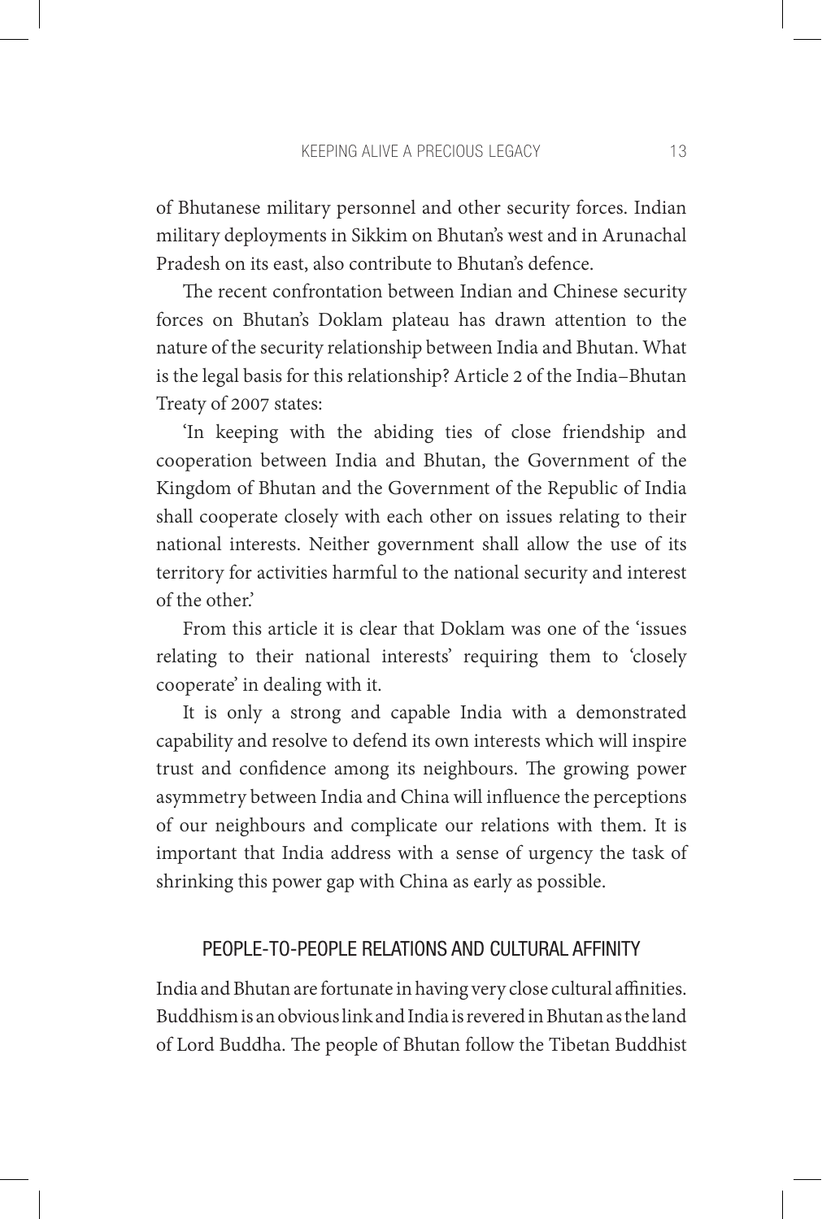of Bhutanese military personnel and other security forces. Indian military deployments in Sikkim on Bhutan's west and in Arunachal Pradesh on its east, also contribute to Bhutan's defence.

The recent confrontation between Indian and Chinese security forces on Bhutan's Doklam plateau has drawn attention to the nature of the security relationship between India and Bhutan. What is the legal basis for this relationship? Article 2 of the India–Bhutan Treaty of 2007 states:

'In keeping with the abiding ties of close friendship and cooperation between India and Bhutan, the Government of the Kingdom of Bhutan and the Government of the Republic of India shall cooperate closely with each other on issues relating to their national interests. Neither government shall allow the use of its territory for activities harmful to the national security and interest of the other.'

From this article it is clear that Doklam was one of the 'issues relating to their national interests' requiring them to 'closely cooperate' in dealing with it.

It is only a strong and capable India with a demonstrated capability and resolve to defend its own interests which will inspire trust and confidence among its neighbours. The growing power asymmetry between India and China will influence the perceptions of our neighbours and complicate our relations with them. It is important that India address with a sense of urgency the task of shrinking this power gap with China as early as possible.

## PEOPLE-TO-PEOPLE RELATIONS AND CULTURAL AFFINITY

India and Bhutan are fortunate in having very close cultural affinities. Buddhism is an obvious link and India is revered in Bhutan as the land of Lord Buddha. The people of Bhutan follow the Tibetan Buddhist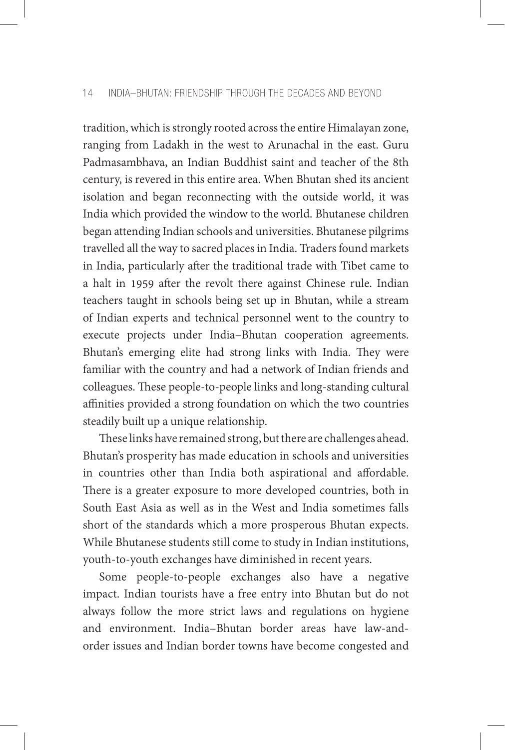tradition, which is strongly rooted across the entire Himalayan zone, ranging from Ladakh in the west to Arunachal in the east. Guru Padmasambhava, an Indian Buddhist saint and teacher of the 8th century, is revered in this entire area. When Bhutan shed its ancient isolation and began reconnecting with the outside world, it was India which provided the window to the world. Bhutanese children began attending Indian schools and universities. Bhutanese pilgrims travelled all the way to sacred places in India. Traders found markets in India, particularly after the traditional trade with Tibet came to a halt in 1959 after the revolt there against Chinese rule. Indian teachers taught in schools being set up in Bhutan, while a stream of Indian experts and technical personnel went to the country to execute projects under India–Bhutan cooperation agreements. Bhutan's emerging elite had strong links with India. They were familiar with the country and had a network of Indian friends and colleagues. These people-to-people links and long-standing cultural affinities provided a strong foundation on which the two countries steadily built up a unique relationship.

These links have remained strong, but there are challenges ahead. Bhutan's prosperity has made education in schools and universities in countries other than India both aspirational and affordable. There is a greater exposure to more developed countries, both in South East Asia as well as in the West and India sometimes falls short of the standards which a more prosperous Bhutan expects. While Bhutanese students still come to study in Indian institutions, youth-to-youth exchanges have diminished in recent years.

Some people-to-people exchanges also have a negative impact. Indian tourists have a free entry into Bhutan but do not always follow the more strict laws and regulations on hygiene and environment. India–Bhutan border areas have law-and-order issues and Indian border towns have become congested and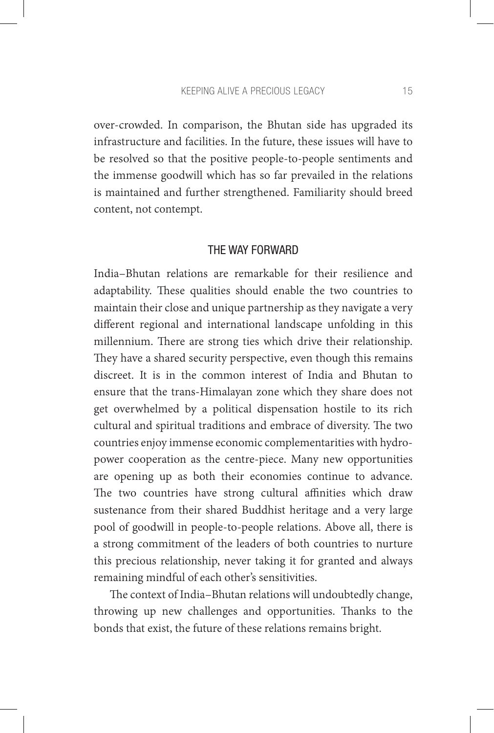over-crowded. In comparison, the Bhutan side has upgraded its infrastructure and facilities. In the future, these issues will have to be resolved so that the positive people-to-people sentiments and the immense goodwill which has so far prevailed in the relations is maintained and further strengthened. Familiarity should breed content, not contempt.

## THE WAY FORWARD

India–Bhutan relations are remarkable for their resilience and adaptability. These qualities should enable the two countries to maintain their close and unique partnership as they navigate a very different regional and international landscape unfolding in this millennium. There are strong ties which drive their relationship. They have a shared security perspective, even though this remains discreet. It is in the common interest of India and Bhutan to ensure that the trans-Himalayan zone which they share does not get overwhelmed by a political dispensation hostile to its rich cultural and spiritual traditions and embrace of diversity. The two countries enjoy immense economic complementarities with hydropower cooperation as the centre-piece. Many new opportunities are opening up as both their economies continue to advance. The two countries have strong cultural affinities which draw sustenance from their shared Buddhist heritage and a very large pool of goodwill in people-to-people relations. Above all, there is a strong commitment of the leaders of both countries to nurture this precious relationship, never taking it for granted and always remaining mindful of each other's sensitivities.

The context of India–Bhutan relations will undoubtedly change, throwing up new challenges and opportunities. Thanks to the bonds that exist, the future of these relations remains bright.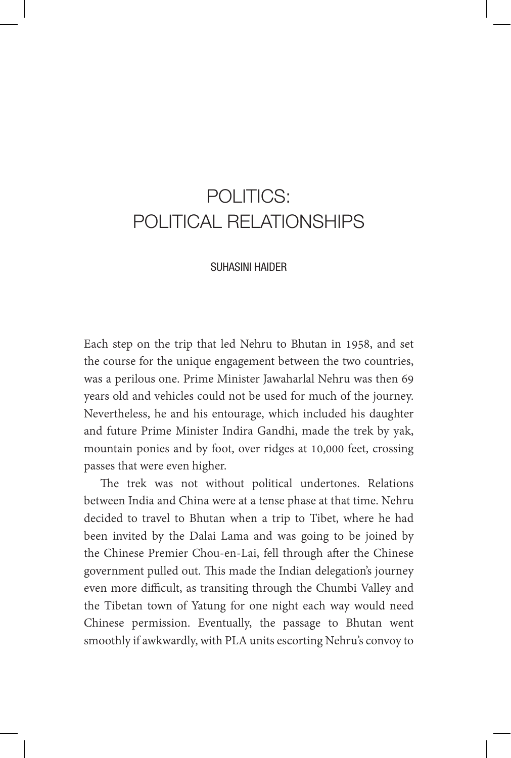# POLITICS: POLITICAL RELATIONSHIPS

SUHASINI HAIDER

Each step on the trip that led Nehru to Bhutan in 1958, and set the course for the unique engagement between the two countries, was a perilous one. Prime Minister Jawaharlal Nehru was then 69 years old and vehicles could not be used for much of the journey. Nevertheless, he and his entourage, which included his daughter and future Prime Minister Indira Gandhi, made the trek by yak, mountain ponies and by foot, over ridges at 10,000 feet, crossing passes that were even higher.

The trek was not without political undertones. Relations between India and China were at a tense phase at that time. Nehru decided to travel to Bhutan when a trip to Tibet, where he had been invited by the Dalai Lama and was going to be joined by the Chinese Premier Chou-en-Lai, fell through after the Chinese government pulled out. This made the Indian delegation's journey even more difficult, as transiting through the Chumbi Valley and the Tibetan town of Yatung for one night each way would need Chinese permission. Eventually, the passage to Bhutan went smoothly if awkwardly, with PLA units escorting Nehru's convoy to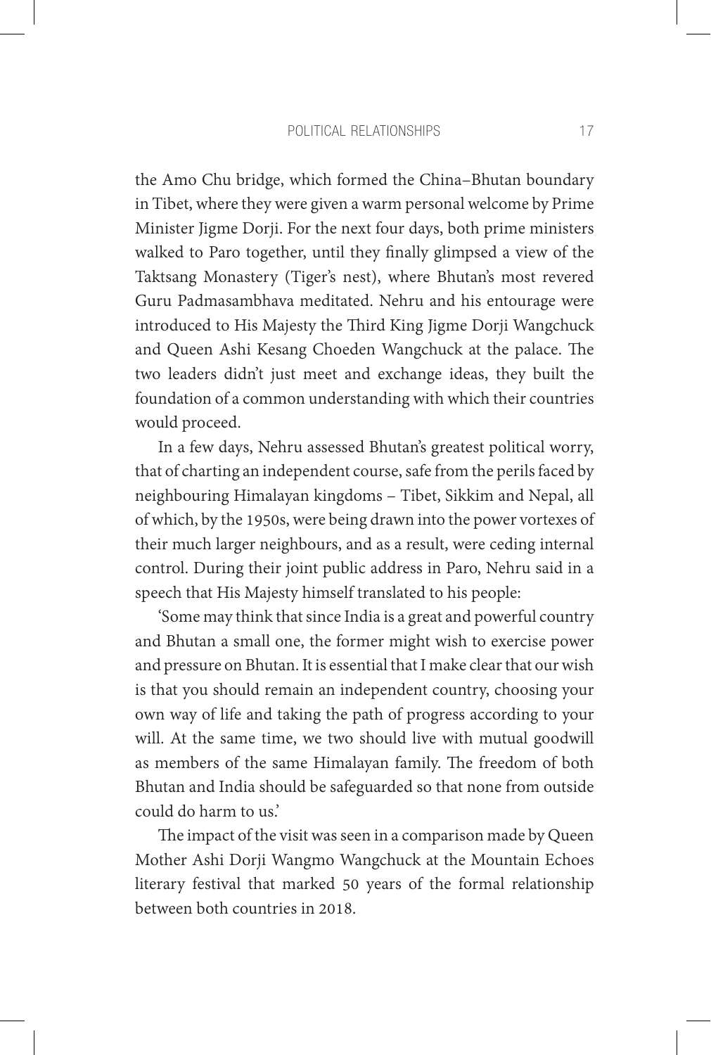the Amo Chu bridge, which formed the China–Bhutan boundary in Tibet, where they were given a warm personal welcome by Prime Minister Jigme Dorji. For the next four days, both prime ministers walked to Paro together, until they finally glimpsed a view of the Taktsang Monastery (Tiger's nest), where Bhutan's most revered Guru Padmasambhava meditated. Nehru and his entourage were introduced to His Majesty the Third King Jigme Dorji Wangchuck and Queen Ashi Kesang Choeden Wangchuck at the palace. The two leaders didn't just meet and exchange ideas, they built the foundation of a common understanding with which their countries would proceed.

In a few days, Nehru assessed Bhutan's greatest political worry, that of charting an independent course, safe from the perils faced by neighbouring Himalayan kingdoms – Tibet, Sikkim and Nepal, all of which, by the 1950s, were being drawn into the power vortexes of their much larger neighbours, and as a result, were ceding internal control. During their joint public address in Paro, Nehru said in a speech that His Majesty himself translated to his people:

'Some may think that since India is a great and powerful country and Bhutan a small one, the former might wish to exercise power and pressure on Bhutan. It is essential that I make clear that our wish is that you should remain an independent country, choosing your own way of life and taking the path of progress according to your will. At the same time, we two should live with mutual goodwill as members of the same Himalayan family. The freedom of both Bhutan and India should be safeguarded so that none from outside could do harm to us.'

The impact of the visit was seen in a comparison made by Queen Mother Ashi Dorji Wangmo Wangchuck at the Mountain Echoes literary festival that marked 50 years of the formal relationship between both countries in 2018.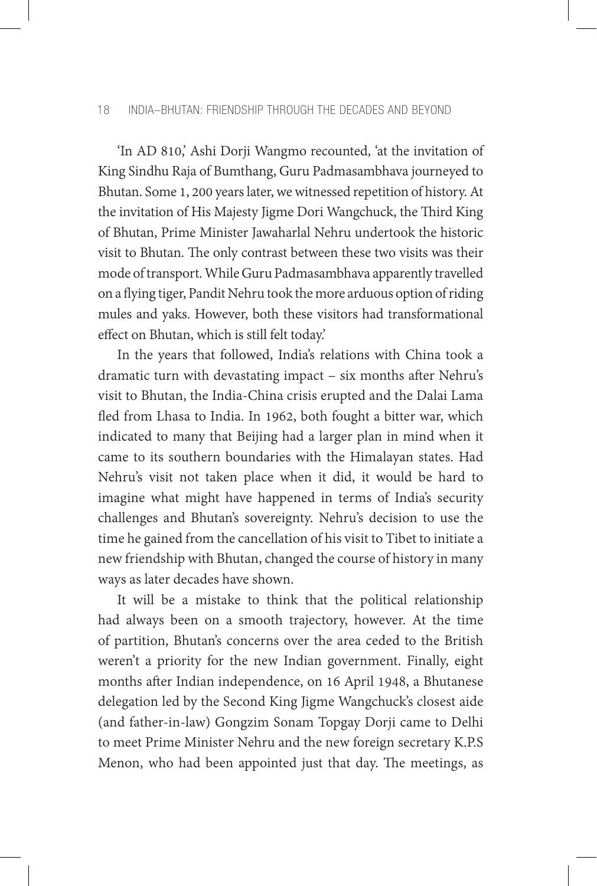'In AD 810,' Ashi Dorji Wangmo recounted, 'at the invitation of King Sindhu Raja of Bumthang, Guru Padmasambhava journeyed to Bhutan. Some 1, 200 years later, we witnessed repetition of history. At the invitation of His Majesty Jigme Dori Wangchuck, the Third King of Bhutan, Prime Minister Jawaharlal Nehru undertook the historic visit to Bhutan. The only contrast between these two visits was their mode of transport. While Guru Padmasambhava apparently travelled on a flying tiger, Pandit Nehru took the more arduous option of riding mules and yaks. However, both these visitors had transformational effect on Bhutan, which is still felt today.'

In the years that followed, India's relations with China took a dramatic turn with devastating impact – six months after Nehru's visit to Bhutan, the India-China crisis erupted and the Dalai Lama fled from Lhasa to India. In 1962, both fought a bitter war, which indicated to many that Beijing had a larger plan in mind when it came to its southern boundaries with the Himalayan states. Had Nehru's visit not taken place when it did, it would be hard to imagine what might have happened in terms of India's security challenges and Bhutan's sovereignty. Nehru's decision to use the time he gained from the cancellation of his visit to Tibet to initiate a new friendship with Bhutan, changed the course of history in many ways as later decades have shown.

It will be a mistake to think that the political relationship had always been on a smooth trajectory, however. At the time of partition, Bhutan's concerns over the area ceded to the British weren't a priority for the new Indian government. Finally, eight months after Indian independence, on 16 April 1948, a Bhutanese delegation led by the Second King Jigme Wangchuck's closest aide (and father-in-law) Gongzim Sonam Topgay Dorji came to Delhi to meet Prime Minister Nehru and the new foreign secretary K.P.S Menon, who had been appointed just that day. The meetings, as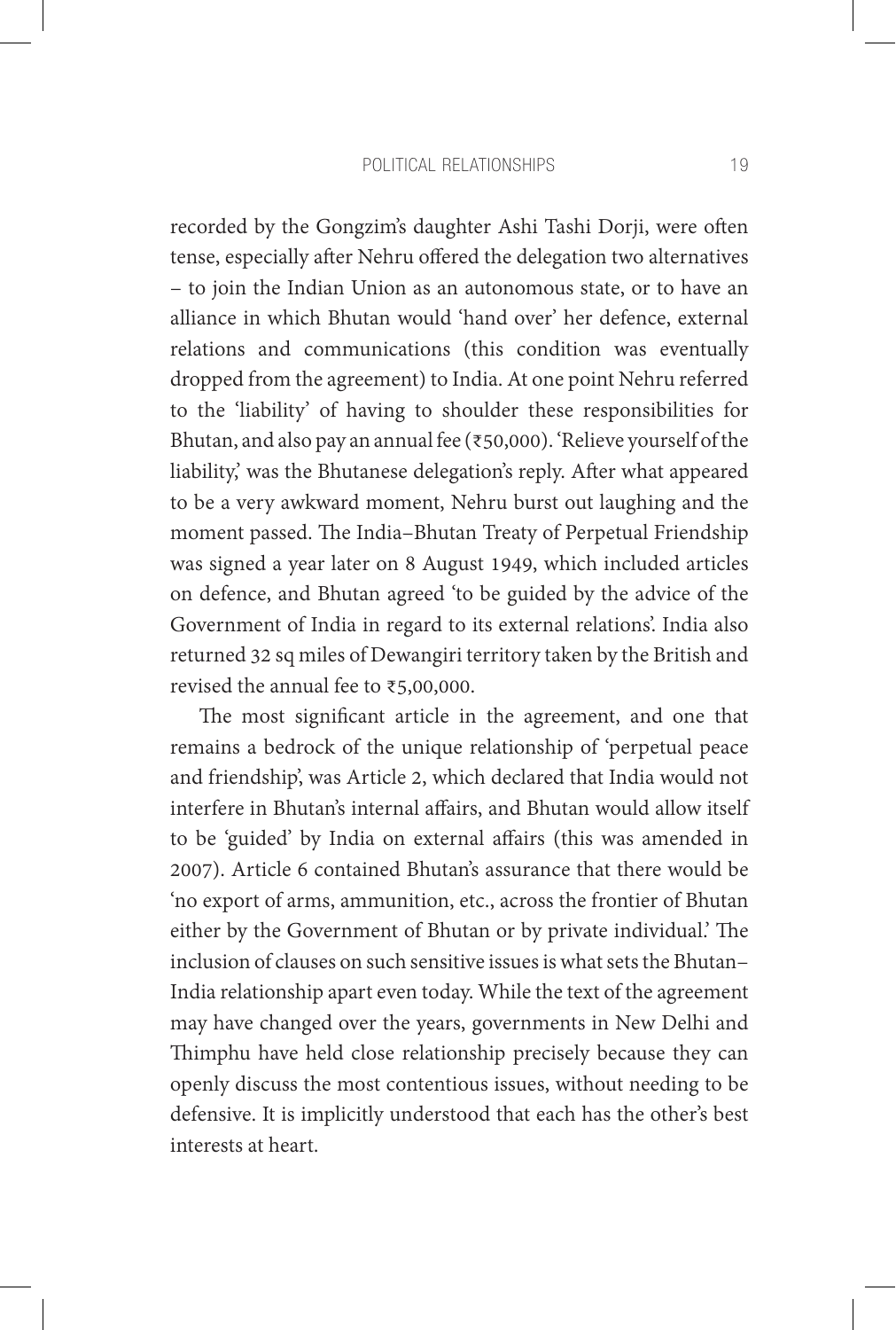recorded by the Gongzim's daughter Ashi Tashi Dorji, were often tense, especially after Nehru offered the delegation two alternatives – to join the Indian Union as an autonomous state, or to have an alliance in which Bhutan would 'hand over' her defence, external relations and communications (this condition was eventually dropped from the agreement) to India. At one point Nehru referred to the 'liability' of having to shoulder these responsibilities for Bhutan, and also pay an annual fee (₹50,000). 'Relieve yourself of the liability,' was the Bhutanese delegation's reply. After what appeared to be a very awkward moment, Nehru burst out laughing and the moment passed. The India–Bhutan Treaty of Perpetual Friendship was signed a year later on 8 August 1949, which included articles on defence, and Bhutan agreed 'to be guided by the advice of the Government of India in regard to its external relations'. India also returned 32 sq miles of Dewangiri territory taken by the British and revised the annual fee to ₹5,00,000.

The most significant article in the agreement, and one that remains a bedrock of the unique relationship of 'perpetual peace and friendship', was Article 2, which declared that India would not interfere in Bhutan's internal affairs, and Bhutan would allow itself to be 'guided' by India on external affairs (this was amended in 2007). Article 6 contained Bhutan's assurance that there would be 'no export of arms, ammunition, etc., across the frontier of Bhutan either by the Government of Bhutan or by private individual.' The inclusion of clauses on such sensitive issues is what sets the Bhutan–India relationship apart even today. While the text of the agreement may have changed over the years, governments in New Delhi and Thimphu have held close relationship precisely because they can openly discuss the most contentious issues, without needing to be defensive. It is implicitly understood that each has the other's best interests at heart.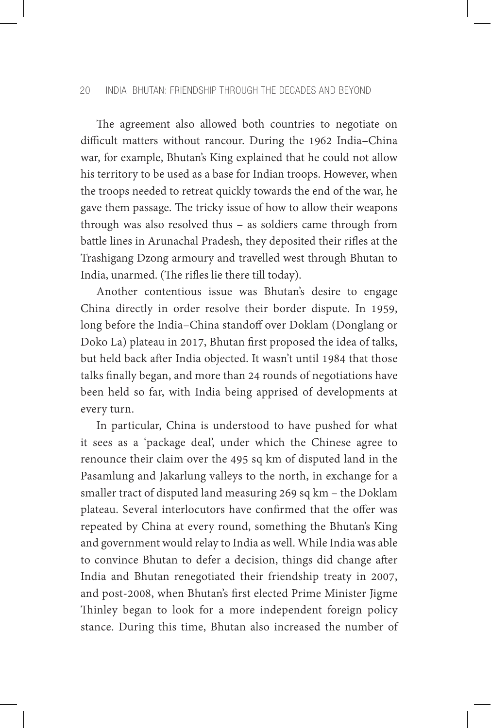The agreement also allowed both countries to negotiate on difficult matters without rancour. During the 1962 India–China war, for example, Bhutan's King explained that he could not allow his territory to be used as a base for Indian troops. However, when the troops needed to retreat quickly towards the end of the war, he gave them passage. The tricky issue of how to allow their weapons through was also resolved thus – as soldiers came through from battle lines in Arunachal Pradesh, they deposited their rifles at the Trashigang Dzong armoury and travelled west through Bhutan to India, unarmed. (The rifles lie there till today).

Another contentious issue was Bhutan's desire to engage China directly in order resolve their border dispute. In 1959, long before the India–China standoff over Doklam (Donglang or Doko La) plateau in 2017, Bhutan first proposed the idea of talks, but held back after India objected. It wasn't until 1984 that those talks finally began, and more than 24 rounds of negotiations have been held so far, with India being apprised of developments at every turn.

In particular, China is understood to have pushed for what it sees as a 'package deal', under which the Chinese agree to renounce their claim over the 495 sq km of disputed land in the Pasamlung and Jakarlung valleys to the north, in exchange for a smaller tract of disputed land measuring 269 sq km – the Doklam plateau. Several interlocutors have confirmed that the offer was repeated by China at every round, something the Bhutan's King and government would relay to India as well. While India was able to convince Bhutan to defer a decision, things did change after India and Bhutan renegotiated their friendship treaty in 2007, and post-2008, when Bhutan's first elected Prime Minister Jigme Thinley began to look for a more independent foreign policy stance. During this time, Bhutan also increased the number of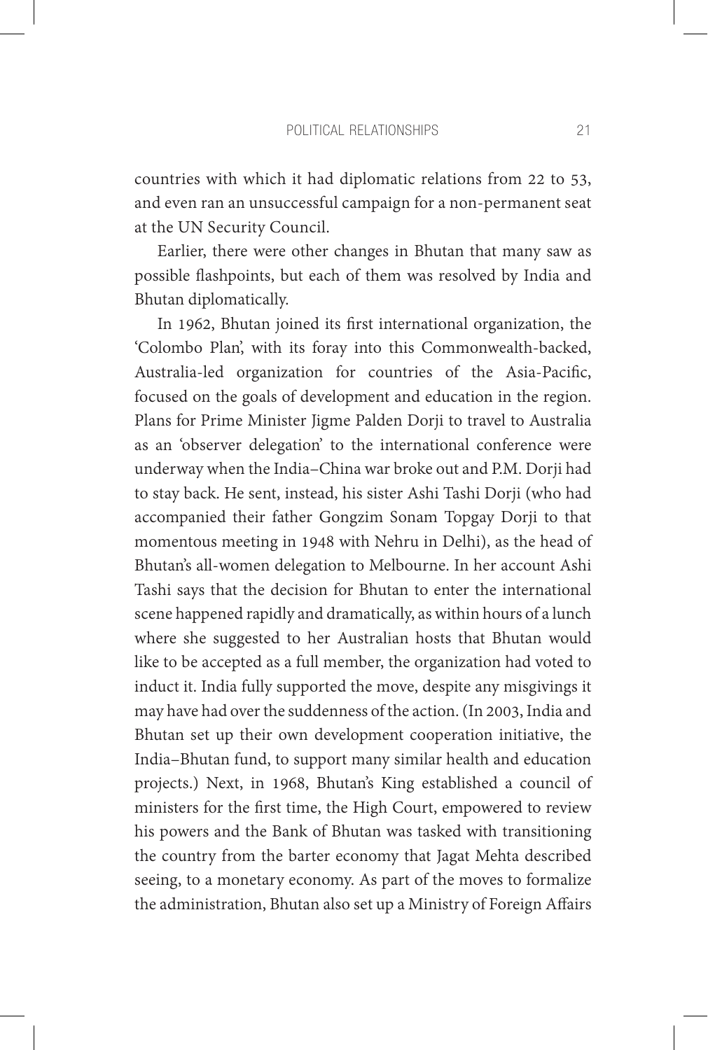countries with which it had diplomatic relations from 22 to 53, and even ran an unsuccessful campaign for a non-permanent seat at the UN Security Council.

Earlier, there were other changes in Bhutan that many saw as possible flashpoints, but each of them was resolved by India and Bhutan diplomatically.

In 1962, Bhutan joined its first international organization, the 'Colombo Plan', with its foray into this Commonwealth-backed, Australia-led organization for countries of the Asia-Pacific, focused on the goals of development and education in the region. Plans for Prime Minister Jigme Palden Dorji to travel to Australia as an 'observer delegation' to the international conference were underway when the India–China war broke out and P.M. Dorji had to stay back. He sent, instead, his sister Ashi Tashi Dorji (who had accompanied their father Gongzim Sonam Topgay Dorji to that momentous meeting in 1948 with Nehru in Delhi), as the head of Bhutan's all-women delegation to Melbourne. In her account Ashi Tashi says that the decision for Bhutan to enter the international scene happened rapidly and dramatically, as within hours of a lunch where she suggested to her Australian hosts that Bhutan would like to be accepted as a full member, the organization had voted to induct it. India fully supported the move, despite any misgivings it may have had over the suddenness of the action. (In 2003, India and Bhutan set up their own development cooperation initiative, the India–Bhutan fund, to support many similar health and education projects.) Next, in 1968, Bhutan's King established a council of ministers for the first time, the High Court, empowered to review his powers and the Bank of Bhutan was tasked with transitioning the country from the barter economy that Jagat Mehta described seeing, to a monetary economy. As part of the moves to formalize the administration, Bhutan also set up a Ministry of Foreign Affairs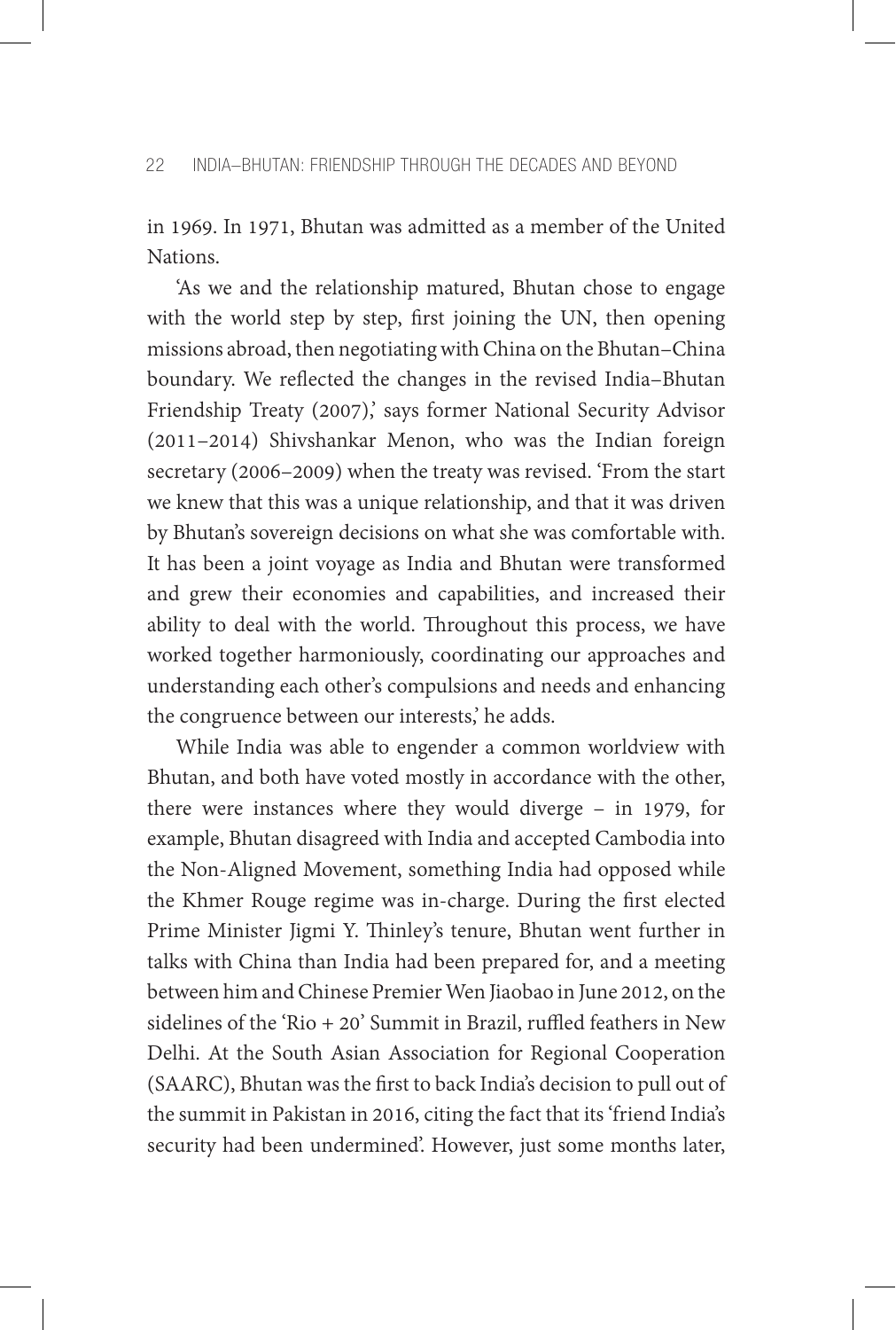in 1969. In 1971, Bhutan was admitted as a member of the United Nations.

'As we and the relationship matured, Bhutan chose to engage with the world step by step, first joining the UN, then opening missions abroad, then negotiating with China on the Bhutan–China boundary. We reflected the changes in the revised India–Bhutan Friendship Treaty (2007),' says former National Security Advisor (2011–2014) Shivshankar Menon, who was the Indian foreign secretary (2006–2009) when the treaty was revised. 'From the start we knew that this was a unique relationship, and that it was driven by Bhutan's sovereign decisions on what she was comfortable with. It has been a joint voyage as India and Bhutan were transformed and grew their economies and capabilities, and increased their ability to deal with the world. Throughout this process, we have worked together harmoniously, coordinating our approaches and understanding each other's compulsions and needs and enhancing the congruence between our interests,' he adds.

While India was able to engender a common worldview with Bhutan, and both have voted mostly in accordance with the other, there were instances where they would diverge – in 1979, for example, Bhutan disagreed with India and accepted Cambodia into the Non-Aligned Movement, something India had opposed while the Khmer Rouge regime was in-charge. During the first elected Prime Minister Jigmi Y. Thinley's tenure, Bhutan went further in talks with China than India had been prepared for, and a meeting between him and Chinese Premier Wen Jiaobao in June 2012, on the sidelines of the 'Rio + 20' Summit in Brazil, ruffled feathers in New Delhi. At the South Asian Association for Regional Cooperation (SAARC), Bhutan was the first to back India's decision to pull out of the summit in Pakistan in 2016, citing the fact that its 'friend India's security had been undermined'. However, just some months later,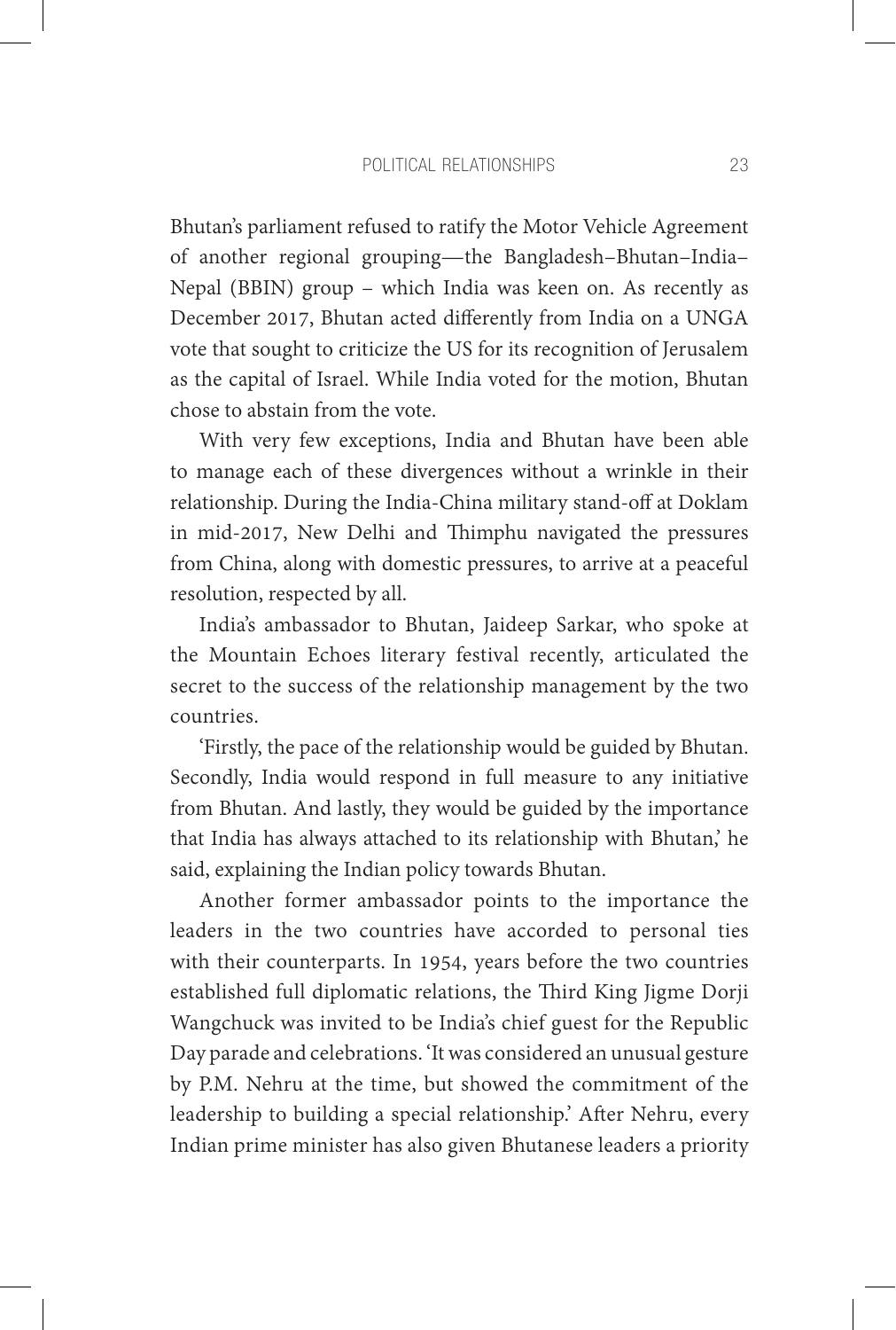Bhutan's parliament refused to ratify the Motor Vehicle Agreement of another regional grouping—the Bangladesh–Bhutan–India–Nepal (BBIN) group – which India was keen on. As recently as December 2017, Bhutan acted differently from India on a UNGA vote that sought to criticize the US for its recognition of Jerusalem as the capital of Israel. While India voted for the motion, Bhutan chose to abstain from the vote.

With very few exceptions, India and Bhutan have been able to manage each of these divergences without a wrinkle in their relationship. During the India-China military stand-off at Doklam in mid-2017, New Delhi and Thimphu navigated the pressures from China, along with domestic pressures, to arrive at a peaceful resolution, respected by all.

India's ambassador to Bhutan, Jaideep Sarkar, who spoke at the Mountain Echoes literary festival recently, articulated the secret to the success of the relationship management by the two countries.

'Firstly, the pace of the relationship would be guided by Bhutan. Secondly, India would respond in full measure to any initiative from Bhutan. And lastly, they would be guided by the importance that India has always attached to its relationship with Bhutan,' he said, explaining the Indian policy towards Bhutan.

Another former ambassador points to the importance the leaders in the two countries have accorded to personal ties with their counterparts. In 1954, years before the two countries established full diplomatic relations, the Third King Jigme Dorji Wangchuck was invited to be India's chief guest for the Republic Day parade and celebrations. 'It was considered an unusual gesture by P.M. Nehru at the time, but showed the commitment of the leadership to building a special relationship.' After Nehru, every Indian prime minister has also given Bhutanese leaders a priority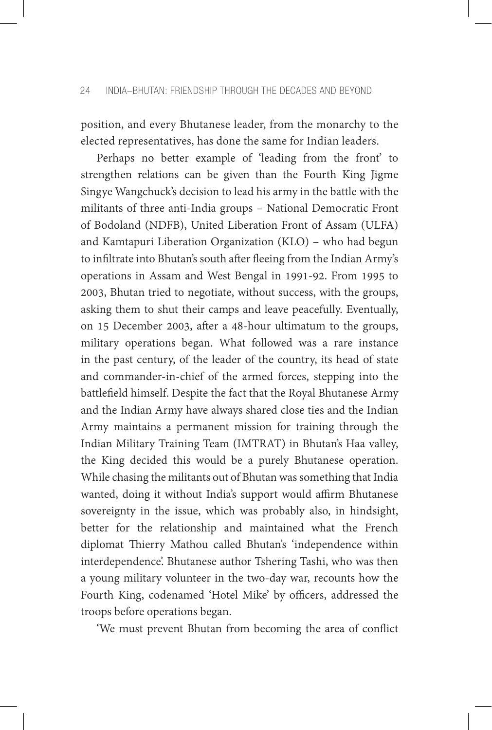position, and every Bhutanese leader, from the monarchy to the elected representatives, has done the same for Indian leaders.

Perhaps no better example of 'leading from the front' to strengthen relations can be given than the Fourth King Jigme Singye Wangchuck's decision to lead his army in the battle with the militants of three anti-India groups – National Democratic Front of Bodoland (NDFB), United Liberation Front of Assam (ULFA) and Kamtapuri Liberation Organization (KLO) – who had begun to infiltrate into Bhutan's south after fleeing from the Indian Army's operations in Assam and West Bengal in 1991-92. From 1995 to 2003, Bhutan tried to negotiate, without success, with the groups, asking them to shut their camps and leave peacefully. Eventually, on 15 December 2003, after a 48-hour ultimatum to the groups, military operations began. What followed was a rare instance in the past century, of the leader of the country, its head of state and commander-in-chief of the armed forces, stepping into the battlefield himself. Despite the fact that the Royal Bhutanese Army and the Indian Army have always shared close ties and the Indian Army maintains a permanent mission for training through the Indian Military Training Team (IMTRAT) in Bhutan's Haa valley, the King decided this would be a purely Bhutanese operation. While chasing the militants out of Bhutan was something that India wanted, doing it without India's support would affirm Bhutanese sovereignty in the issue, which was probably also, in hindsight, better for the relationship and maintained what the French diplomat Thierry Mathou called Bhutan's 'independence within interdependence'. Bhutanese author Tshering Tashi, who was then a young military volunteer in the two-day war, recounts how the Fourth King, codenamed 'Hotel Mike' by officers, addressed the troops before operations began.

'We must prevent Bhutan from becoming the area of conflict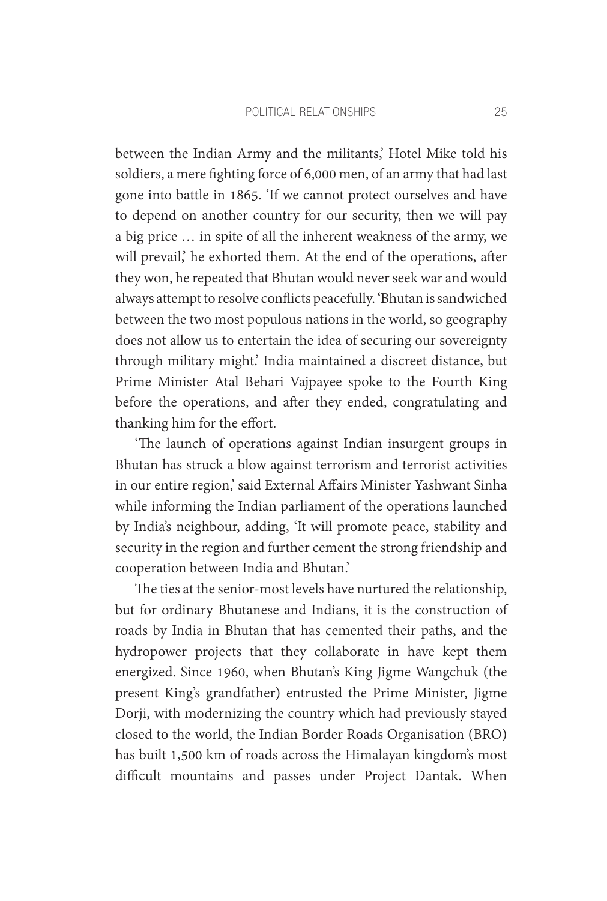between the Indian Army and the militants,' Hotel Mike told his soldiers, a mere fighting force of 6,000 men, of an army that had last gone into battle in 1865. 'If we cannot protect ourselves and have to depend on another country for our security, then we will pay a big price … in spite of all the inherent weakness of the army, we will prevail,' he exhorted them. At the end of the operations, after they won, he repeated that Bhutan would never seek war and would always attempt to resolve conflicts peacefully. 'Bhutan is sandwiched between the two most populous nations in the world, so geography does not allow us to entertain the idea of securing our sovereignty through military might.' India maintained a discreet distance, but Prime Minister Atal Behari Vajpayee spoke to the Fourth King before the operations, and after they ended, congratulating and thanking him for the effort.

'The launch of operations against Indian insurgent groups in Bhutan has struck a blow against terrorism and terrorist activities in our entire region,' said External Affairs Minister Yashwant Sinha while informing the Indian parliament of the operations launched by India's neighbour, adding, 'It will promote peace, stability and security in the region and further cement the strong friendship and cooperation between India and Bhutan.'

The ties at the senior-most levels have nurtured the relationship, but for ordinary Bhutanese and Indians, it is the construction of roads by India in Bhutan that has cemented their paths, and the hydropower projects that they collaborate in have kept them energized. Since 1960, when Bhutan's King Jigme Wangchuk (the present King's grandfather) entrusted the Prime Minister, Jigme Dorji, with modernizing the country which had previously stayed closed to the world, the Indian Border Roads Organisation (BRO) has built 1,500 km of roads across the Himalayan kingdom's most difficult mountains and passes under Project Dantak. When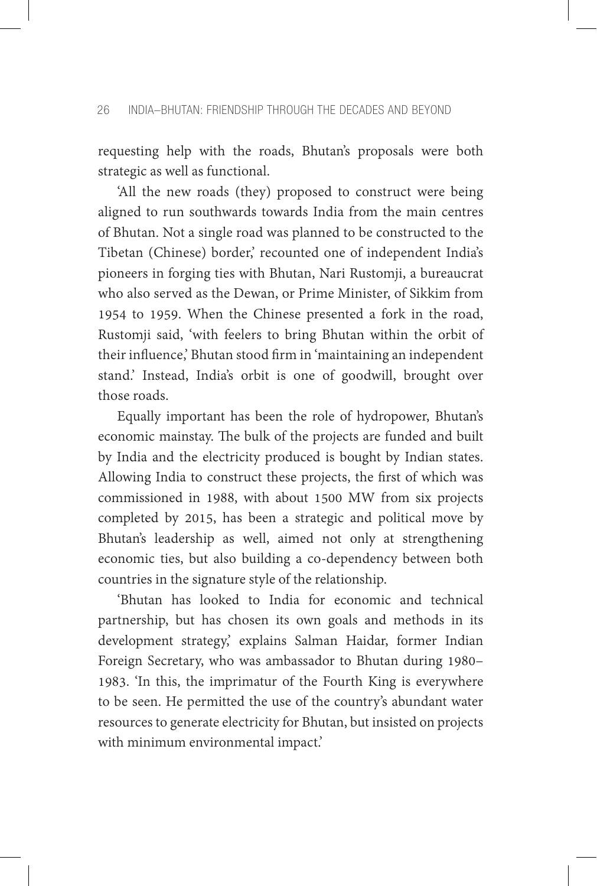requesting help with the roads, Bhutan's proposals were both strategic as well as functional.

'All the new roads (they) proposed to construct were being aligned to run southwards towards India from the main centres of Bhutan. Not a single road was planned to be constructed to the Tibetan (Chinese) border,' recounted one of independent India's pioneers in forging ties with Bhutan, Nari Rustomji, a bureaucrat who also served as the Dewan, or Prime Minister, of Sikkim from 1954 to 1959. When the Chinese presented a fork in the road, Rustomji said, 'with feelers to bring Bhutan within the orbit of their influence,' Bhutan stood firm in 'maintaining an independent stand.' Instead, India's orbit is one of goodwill, brought over those roads.

Equally important has been the role of hydropower, Bhutan's economic mainstay. The bulk of the projects are funded and built by India and the electricity produced is bought by Indian states. Allowing India to construct these projects, the first of which was commissioned in 1988, with about 1500 MW from six projects completed by 2015, has been a strategic and political move by Bhutan's leadership as well, aimed not only at strengthening economic ties, but also building a co-dependency between both countries in the signature style of the relationship.

'Bhutan has looked to India for economic and technical partnership, but has chosen its own goals and methods in its development strategy,' explains Salman Haidar, former Indian Foreign Secretary, who was ambassador to Bhutan during 1980–1983. 'In this, the imprimatur of the Fourth King is everywhere to be seen. He permitted the use of the country's abundant water resources to generate electricity for Bhutan, but insisted on projects with minimum environmental impact.'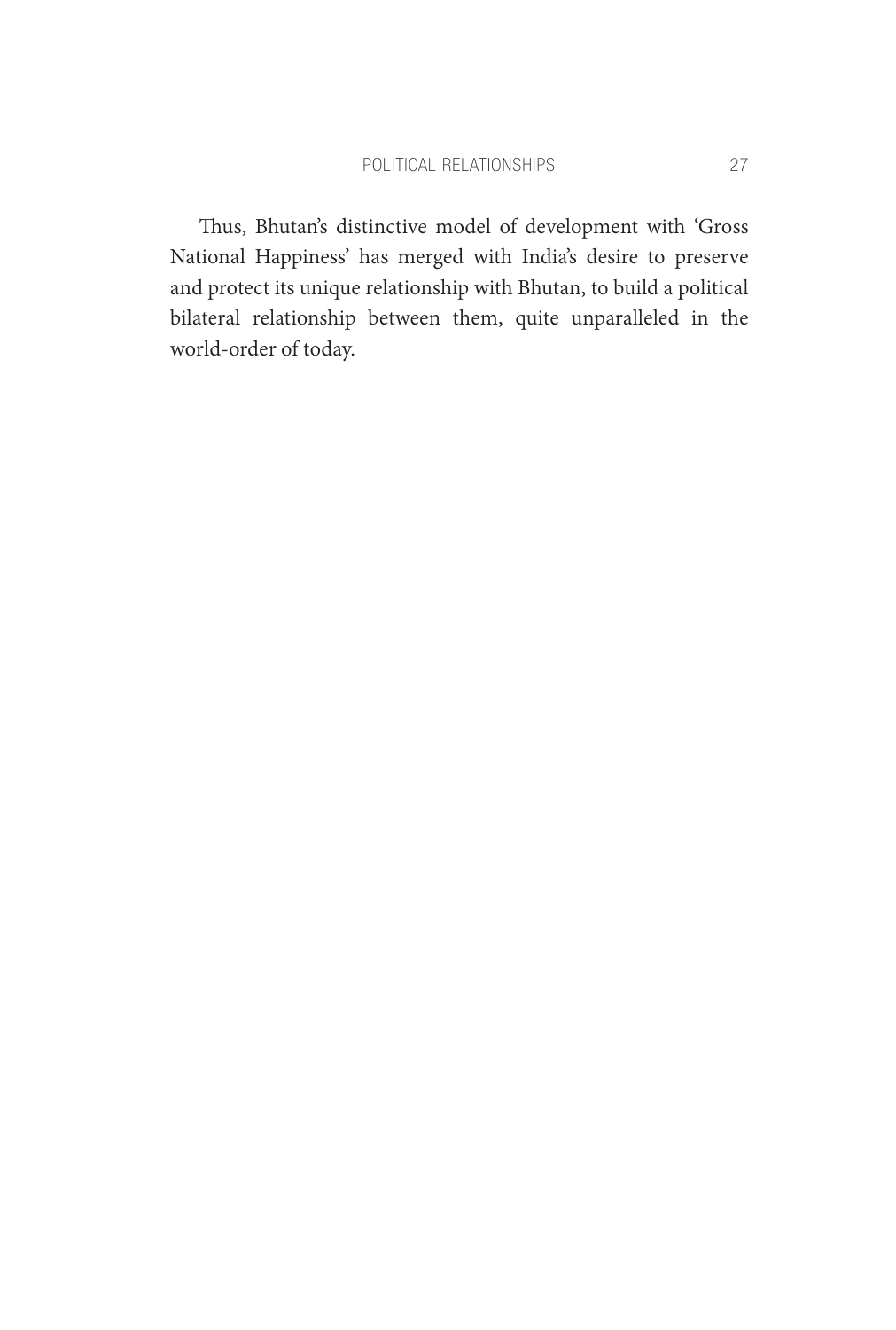Thus, Bhutan's distinctive model of development with 'Gross National Happiness' has merged with India's desire to preserve and protect its unique relationship with Bhutan, to build a political bilateral relationship between them, quite unparalleled in the world-order of today.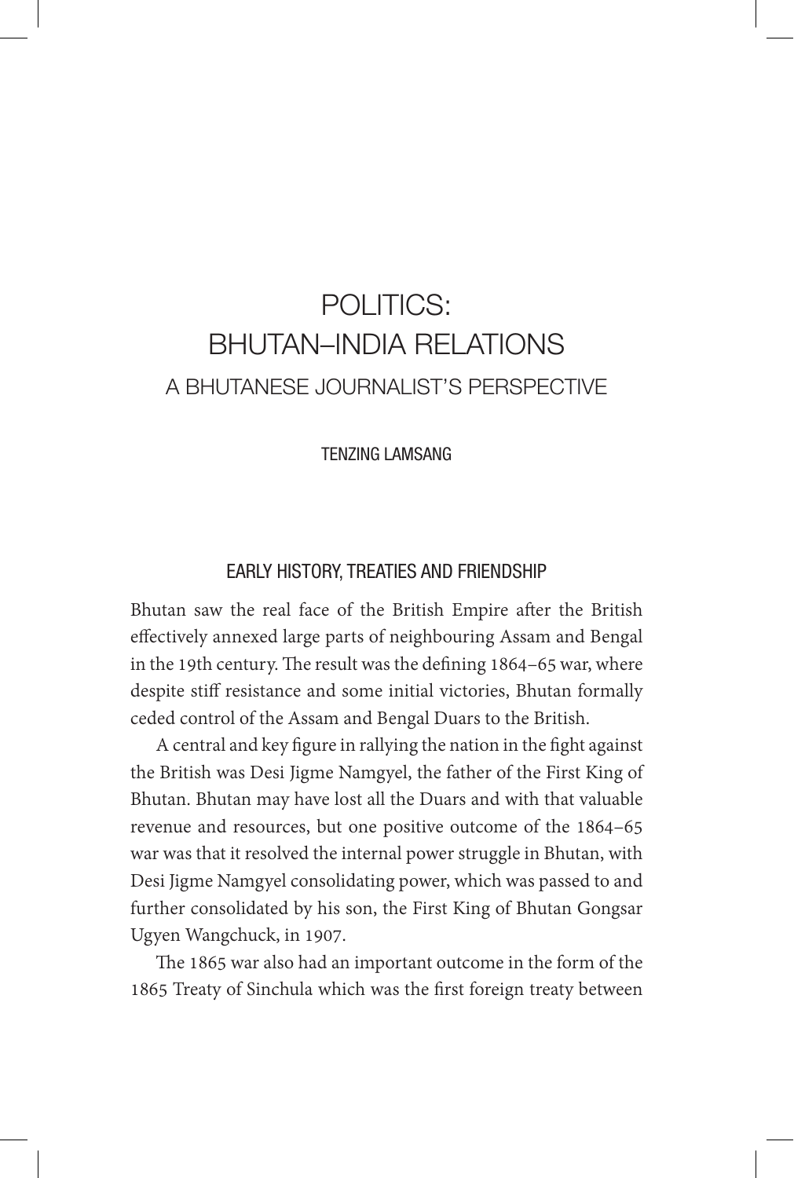# POLITICS: BHUTAN–INDIA RELATIONS

## A BHUTANESE JOURNALIST'S PERSPECTIVE

TENZING LAMSANG

### EARLY HISTORY, TREATIES AND FRIENDSHIP

Bhutan saw the real face of the British Empire after the British effectively annexed large parts of neighbouring Assam and Bengal in the 19th century. The result was the defining 1864–65 war, where despite stiff resistance and some initial victories, Bhutan formally ceded control of the Assam and Bengal Duars to the British.

A central and key figure in rallying the nation in the fight against the British was Desi Jigme Namgyel, the father of the First King of Bhutan. Bhutan may have lost all the Duars and with that valuable revenue and resources, but one positive outcome of the 1864–65 war was that it resolved the internal power struggle in Bhutan, with Desi Jigme Namgyel consolidating power, which was passed to and further consolidated by his son, the First King of Bhutan Gongsar Ugyen Wangchuck, in 1907.

The 1865 war also had an important outcome in the form of the 1865 Treaty of Sinchula which was the first foreign treaty between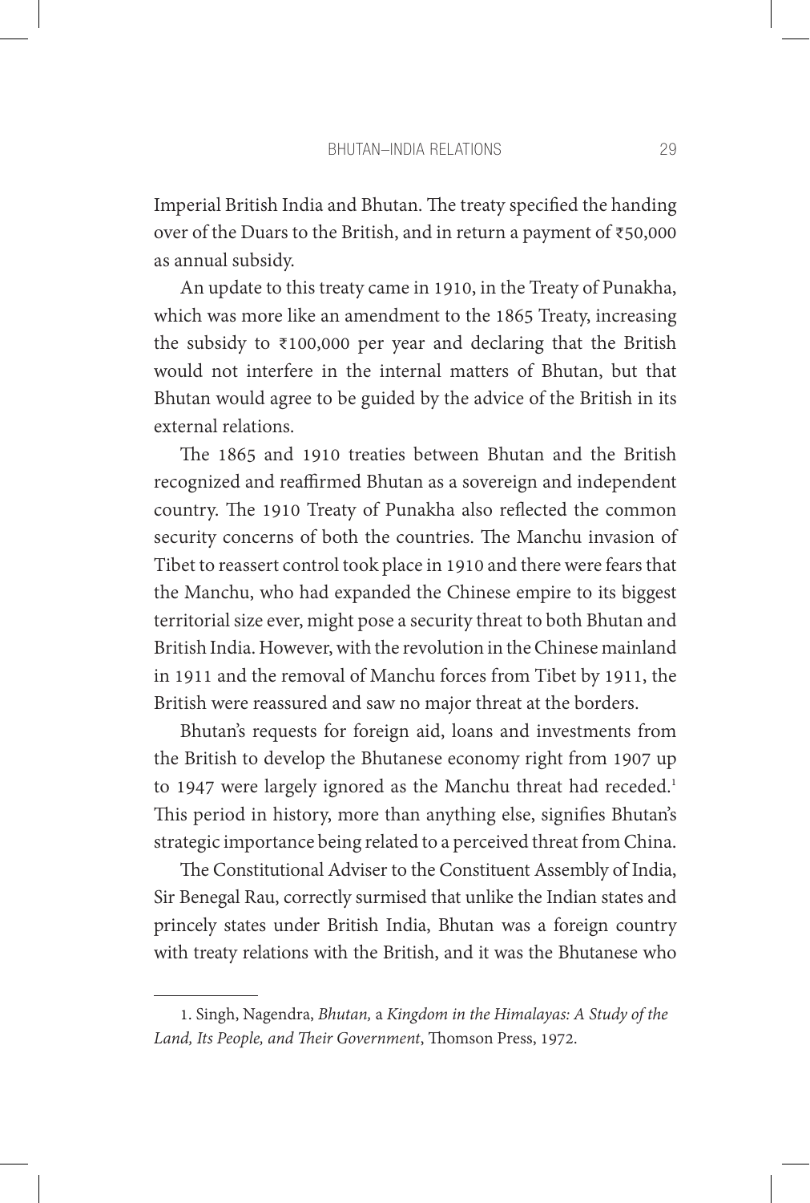Imperial British India and Bhutan. The treaty specified the handing over of the Duars to the British, and in return a payment of ₹50,000 as annual subsidy.

An update to this treaty came in 1910, in the Treaty of Punakha, which was more like an amendment to the 1865 Treaty, increasing the subsidy to ₹100,000 per year and declaring that the British would not interfere in the internal matters of Bhutan, but that Bhutan would agree to be guided by the advice of the British in its external relations.

The 1865 and 1910 treaties between Bhutan and the British recognized and reaffirmed Bhutan as a sovereign and independent country. The 1910 Treaty of Punakha also reflected the common security concerns of both the countries. The Manchu invasion of Tibet to reassert control took place in 1910 and there were fears that the Manchu, who had expanded the Chinese empire to its biggest territorial size ever, might pose a security threat to both Bhutan and British India. However, with the revolution in the Chinese mainland in 1911 and the removal of Manchu forces from Tibet by 1911, the British were reassured and saw no major threat at the borders.

Bhutan's requests for foreign aid, loans and investments from the British to develop the Bhutanese economy right from 1907 up to 1947 were largely ignored as the Manchu threat had receded.[1] This period in history, more than anything else, signifies Bhutan's strategic importance being related to a perceived threat from China.

The Constitutional Adviser to the Constituent Assembly of India, Sir Benegal Rau, correctly surmised that unlike the Indian states and princely states under British India, Bhutan was a foreign country with treaty relations with the British, and it was the Bhutanese who

---

1. Singh, Nagendra, *Bhutan,* a *Kingdom in the Himalayas: A Study of the Land, Its People, and Their Government*, Thomson Press, 1972.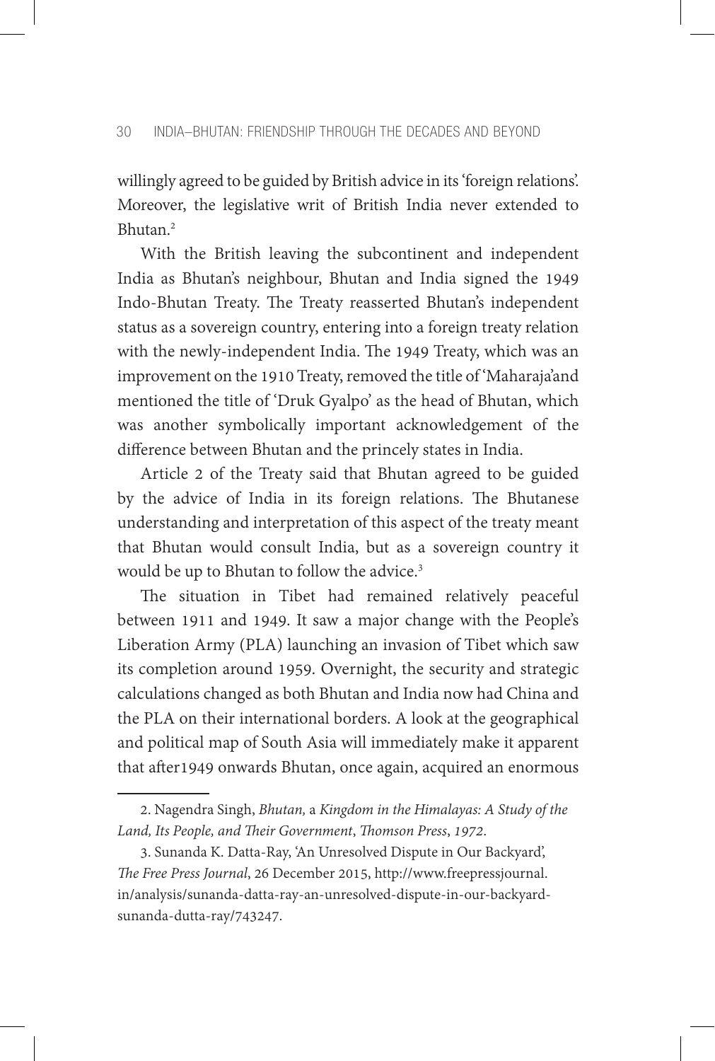willingly agreed to be guided by British advice in its 'foreign relations'. Moreover, the legislative writ of British India never extended to Bhutan.[2]

With the British leaving the subcontinent and independent India as Bhutan's neighbour, Bhutan and India signed the 1949 Indo-Bhutan Treaty. The Treaty reasserted Bhutan's independent status as a sovereign country, entering into a foreign treaty relation with the newly-independent India. The 1949 Treaty, which was an improvement on the 1910 Treaty, removed the title of 'Maharaja'and mentioned the title of 'Druk Gyalpo' as the head of Bhutan, which was another symbolically important acknowledgement of the difference between Bhutan and the princely states in India.

Article 2 of the Treaty said that Bhutan agreed to be guided by the advice of India in its foreign relations. The Bhutanese understanding and interpretation of this aspect of the treaty meant that Bhutan would consult India, but as a sovereign country it would be up to Bhutan to follow the advice.[3]

The situation in Tibet had remained relatively peaceful between 1911 and 1949. It saw a major change with the People's Liberation Army (PLA) launching an invasion of Tibet which saw its completion around 1959. Overnight, the security and strategic calculations changed as both Bhutan and India now had China and the PLA on their international borders. A look at the geographical and political map of South Asia will immediately make it apparent that after1949 onwards Bhutan, once again, acquired an enormous

---

2. Nagendra Singh, *Bhutan,* a *Kingdom in the Himalayas: A Study of the Land, Its People, and Their Government*, *Thomson Press*, *1972*.

3. Sunanda K. Datta-Ray, 'An Unresolved Dispute in Our Backyard', *The Free Press Journal*, 26 December 2015, http://www.freepressjournal.in/analysis/sunanda-datta-ray-an-unresolved-dispute-in-our-backyard-sunanda-dutta-ray/743247.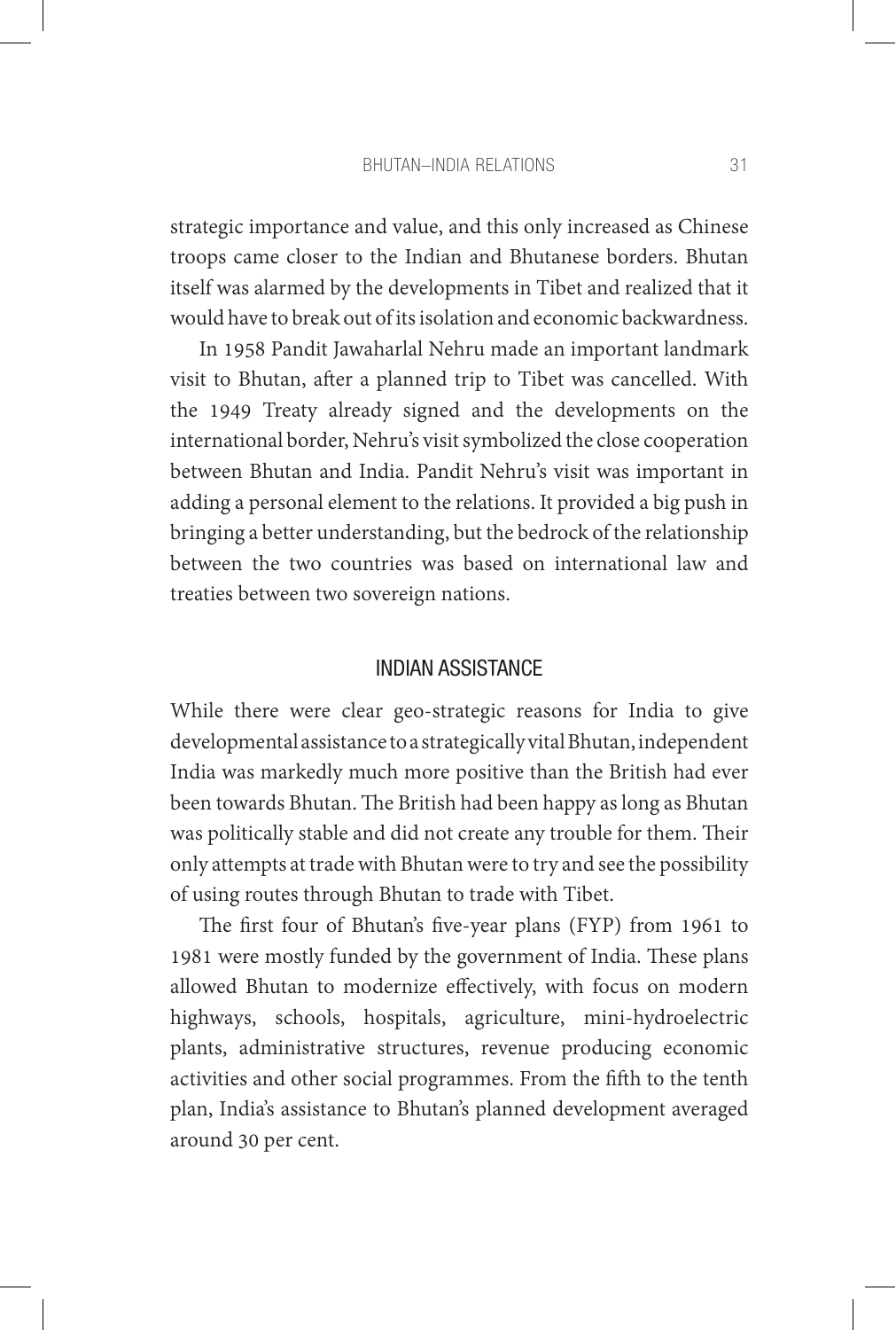strategic importance and value, and this only increased as Chinese troops came closer to the Indian and Bhutanese borders. Bhutan itself was alarmed by the developments in Tibet and realized that it would have to break out of its isolation and economic backwardness.

In 1958 Pandit Jawaharlal Nehru made an important landmark visit to Bhutan, after a planned trip to Tibet was cancelled. With the 1949 Treaty already signed and the developments on the international border, Nehru's visit symbolized the close cooperation between Bhutan and India. Pandit Nehru's visit was important in adding a personal element to the relations. It provided a big push in bringing a better understanding, but the bedrock of the relationship between the two countries was based on international law and treaties between two sovereign nations.

## INDIAN ASSISTANCE

While there were clear geo-strategic reasons for India to give developmental assistance to a strategically vital Bhutan, independent India was markedly much more positive than the British had ever been towards Bhutan. The British had been happy as long as Bhutan was politically stable and did not create any trouble for them. Their only attempts at trade with Bhutan were to try and see the possibility of using routes through Bhutan to trade with Tibet.

The first four of Bhutan's five-year plans (FYP) from 1961 to 1981 were mostly funded by the government of India. These plans allowed Bhutan to modernize effectively, with focus on modern highways, schools, hospitals, agriculture, mini-hydroelectric plants, administrative structures, revenue producing economic activities and other social programmes. From the fifth to the tenth plan, India's assistance to Bhutan's planned development averaged around 30 per cent.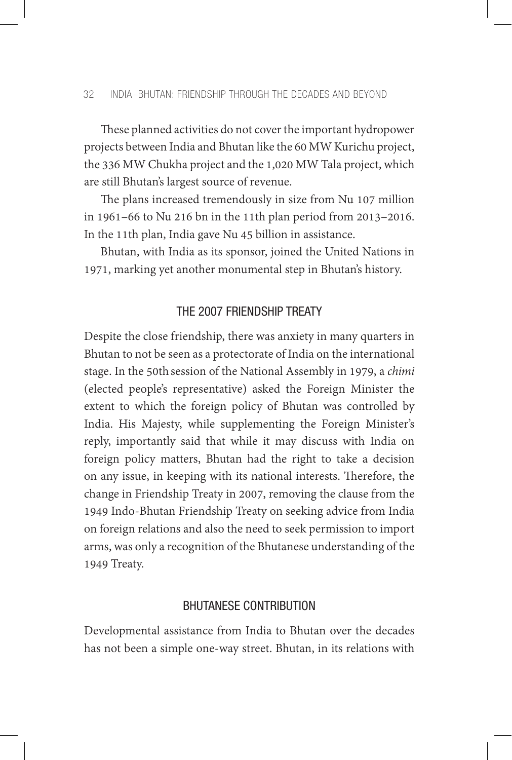These planned activities do not cover the important hydropower projects between India and Bhutan like the 60 MW Kurichu project, the 336 MW Chukha project and the 1,020 MW Tala project, which are still Bhutan's largest source of revenue.

The plans increased tremendously in size from Nu 107 million in 1961–66 to Nu 216 bn in the 11th plan period from 2013–2016. In the 11th plan, India gave Nu 45 billion in assistance.

Bhutan, with India as its sponsor, joined the United Nations in 1971, marking yet another monumental step in Bhutan's history.

## THE 2007 FRIENDSHIP TREATY

Despite the close friendship, there was anxiety in many quarters in Bhutan to not be seen as a protectorate of India on the international stage. In the 50th session of the National Assembly in 1979, a *chimi* (elected people's representative) asked the Foreign Minister the extent to which the foreign policy of Bhutan was controlled by India. His Majesty, while supplementing the Foreign Minister's reply, importantly said that while it may discuss with India on foreign policy matters, Bhutan had the right to take a decision on any issue, in keeping with its national interests. Therefore, the change in Friendship Treaty in 2007, removing the clause from the 1949 Indo-Bhutan Friendship Treaty on seeking advice from India on foreign relations and also the need to seek permission to import arms, was only a recognition of the Bhutanese understanding of the 1949 Treaty.

## BHUTANESE CONTRIBUTION

Developmental assistance from India to Bhutan over the decades has not been a simple one-way street. Bhutan, in its relations with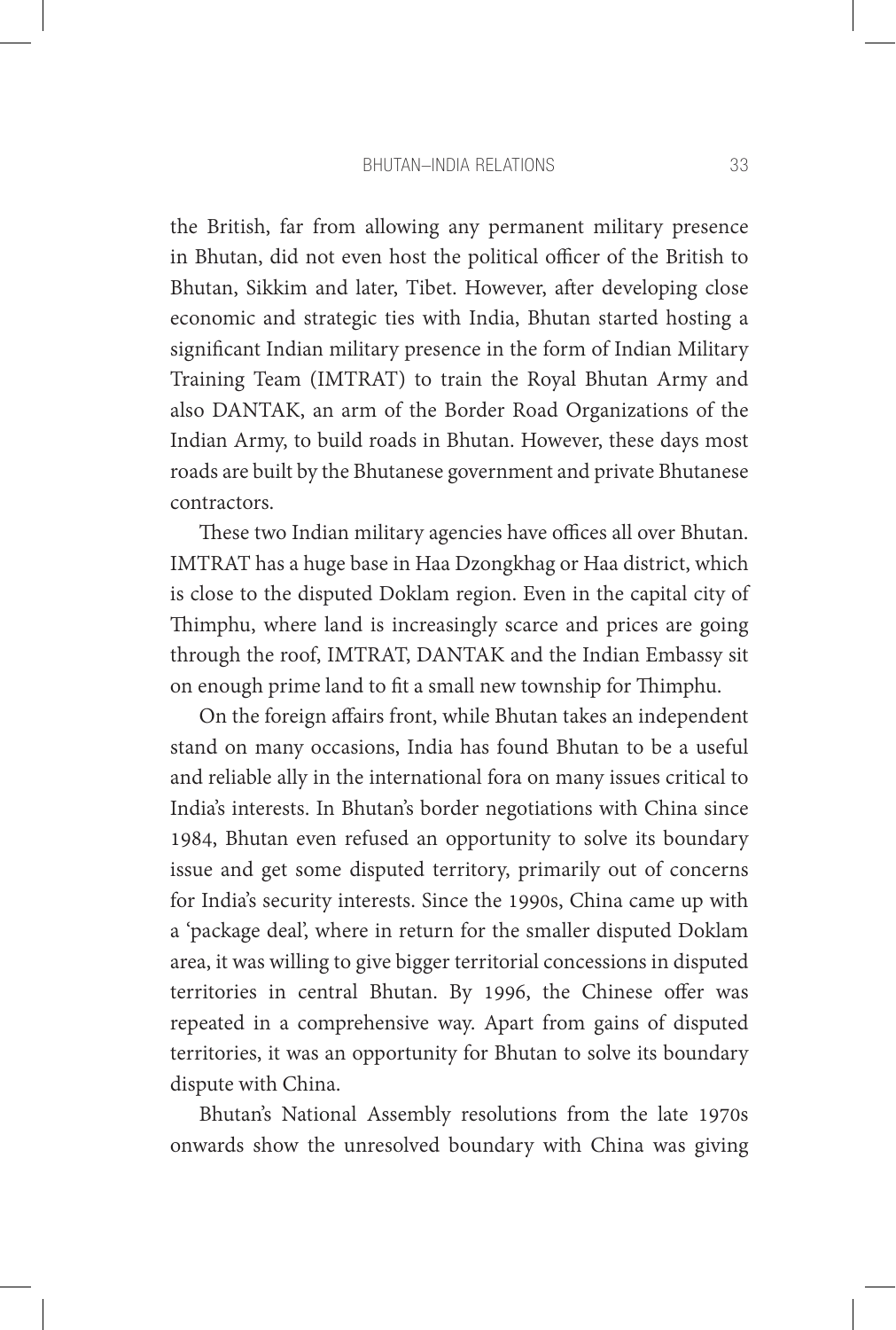the British, far from allowing any permanent military presence in Bhutan, did not even host the political officer of the British to Bhutan, Sikkim and later, Tibet. However, after developing close economic and strategic ties with India, Bhutan started hosting a significant Indian military presence in the form of Indian Military Training Team (IMTRAT) to train the Royal Bhutan Army and also DANTAK, an arm of the Border Road Organizations of the Indian Army, to build roads in Bhutan. However, these days most roads are built by the Bhutanese government and private Bhutanese contractors.

These two Indian military agencies have offices all over Bhutan. IMTRAT has a huge base in Haa Dzongkhag or Haa district, which is close to the disputed Doklam region. Even in the capital city of Thimphu, where land is increasingly scarce and prices are going through the roof, IMTRAT, DANTAK and the Indian Embassy sit on enough prime land to fit a small new township for Thimphu.

On the foreign affairs front, while Bhutan takes an independent stand on many occasions, India has found Bhutan to be a useful and reliable ally in the international fora on many issues critical to India's interests. In Bhutan's border negotiations with China since 1984, Bhutan even refused an opportunity to solve its boundary issue and get some disputed territory, primarily out of concerns for India's security interests. Since the 1990s, China came up with a 'package deal', where in return for the smaller disputed Doklam area, it was willing to give bigger territorial concessions in disputed territories in central Bhutan. By 1996, the Chinese offer was repeated in a comprehensive way. Apart from gains of disputed territories, it was an opportunity for Bhutan to solve its boundary dispute with China.

Bhutan's National Assembly resolutions from the late 1970s onwards show the unresolved boundary with China was giving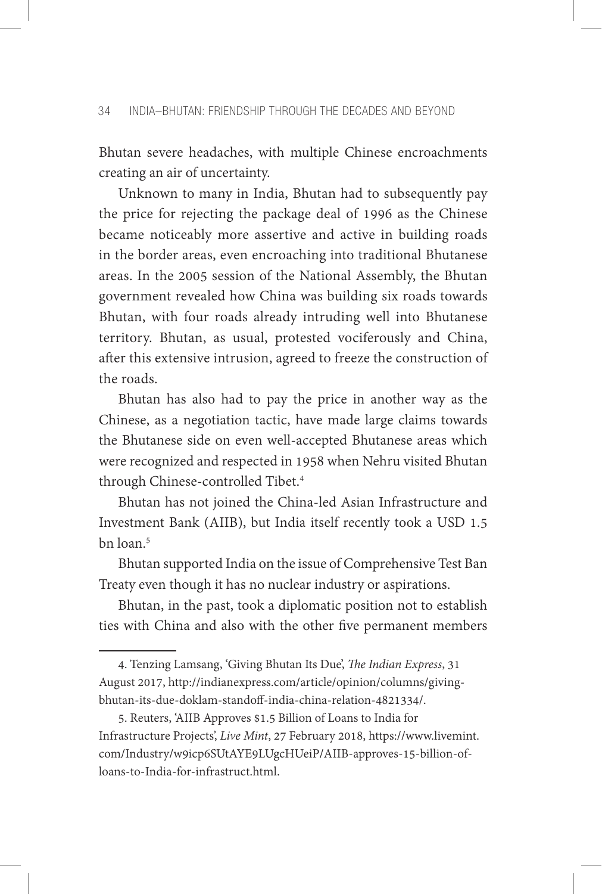Bhutan severe headaches, with multiple Chinese encroachments creating an air of uncertainty.

Unknown to many in India, Bhutan had to subsequently pay the price for rejecting the package deal of 1996 as the Chinese became noticeably more assertive and active in building roads in the border areas, even encroaching into traditional Bhutanese areas. In the 2005 session of the National Assembly, the Bhutan government revealed how China was building six roads towards Bhutan, with four roads already intruding well into Bhutanese territory. Bhutan, as usual, protested vociferously and China, after this extensive intrusion, agreed to freeze the construction of the roads.

Bhutan has also had to pay the price in another way as the Chinese, as a negotiation tactic, have made large claims towards the Bhutanese side on even well-accepted Bhutanese areas which were recognized and respected in 1958 when Nehru visited Bhutan through Chinese-controlled Tibet.[4]

Bhutan has not joined the China-led Asian Infrastructure and Investment Bank (AIIB), but India itself recently took a USD 1.5 bn loan.[5]

Bhutan supported India on the issue of Comprehensive Test Ban Treaty even though it has no nuclear industry or aspirations.

Bhutan, in the past, took a diplomatic position not to establish ties with China and also with the other five permanent members

---

4. Tenzing Lamsang, 'Giving Bhutan Its Due', *The Indian Express*, 31 August 2017, http://indianexpress.com/article/opinion/columns/giving-bhutan-its-due-doklam-standoff-india-china-relation-4821334/.

5. Reuters, 'AIIB Approves $1.5 Billion of Loans to India for Infrastructure Projects', *Live Mint*, 27 February 2018, https://www.livemint.com/Industry/w9icp6SUtAYE9LUgcHUeiP/AIIB-approves-15-billion-of-loans-to-India-for-infrastruct.html.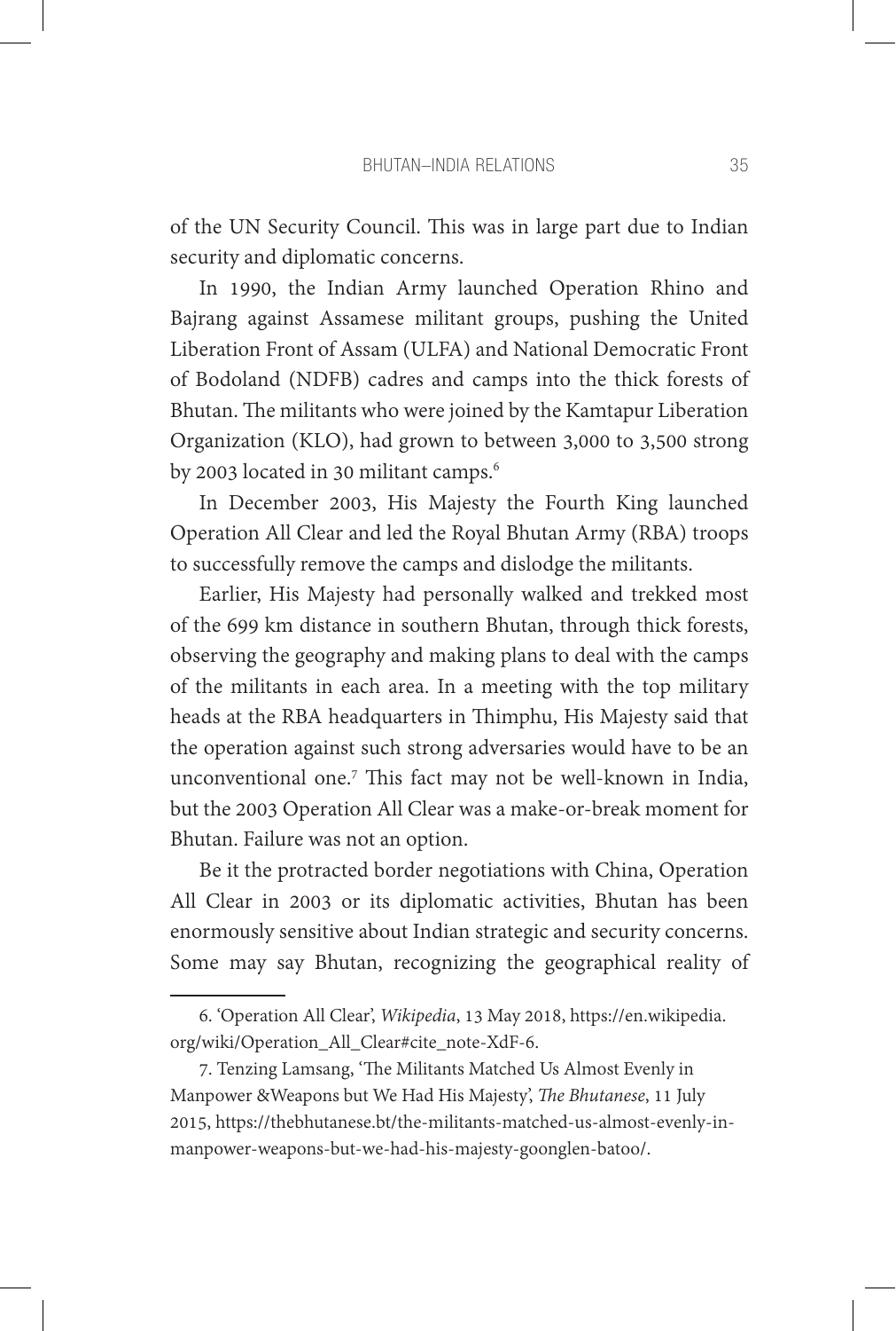of the UN Security Council. This was in large part due to Indian security and diplomatic concerns.

In 1990, the Indian Army launched Operation Rhino and Bajrang against Assamese militant groups, pushing the United Liberation Front of Assam (ULFA) and National Democratic Front of Bodoland (NDFB) cadres and camps into the thick forests of Bhutan. The militants who were joined by the Kamtapur Liberation Organization (KLO), had grown to between 3,000 to 3,500 strong by 2003 located in 30 militant camps.[6]

In December 2003, His Majesty the Fourth King launched Operation All Clear and led the Royal Bhutan Army (RBA) troops to successfully remove the camps and dislodge the militants.

Earlier, His Majesty had personally walked and trekked most of the 699 km distance in southern Bhutan, through thick forests, observing the geography and making plans to deal with the camps of the militants in each area. In a meeting with the top military heads at the RBA headquarters in Thimphu, His Majesty said that the operation against such strong adversaries would have to be an unconventional one.[7] This fact may not be well-known in India, but the 2003 Operation All Clear was a make-or-break moment for Bhutan. Failure was not an option.

Be it the protracted border negotiations with China, Operation All Clear in 2003 or its diplomatic activities, Bhutan has been enormously sensitive about Indian strategic and security concerns. Some may say Bhutan, recognizing the geographical reality of

---

6. 'Operation All Clear', *Wikipedia*, 13 May 2018, https://en.wikipedia.org/wiki/Operation_All_Clear#cite_note-XdF-6.

7. Tenzing Lamsang, 'The Militants Matched Us Almost Evenly in Manpower &Weapons but We Had His Majesty', *The Bhutanese*, 11 July 2015, https://thebhutanese.bt/the-militants-matched-us-almost-evenly-in-manpower-weapons-but-we-had-his-majesty-googlen-batoo/.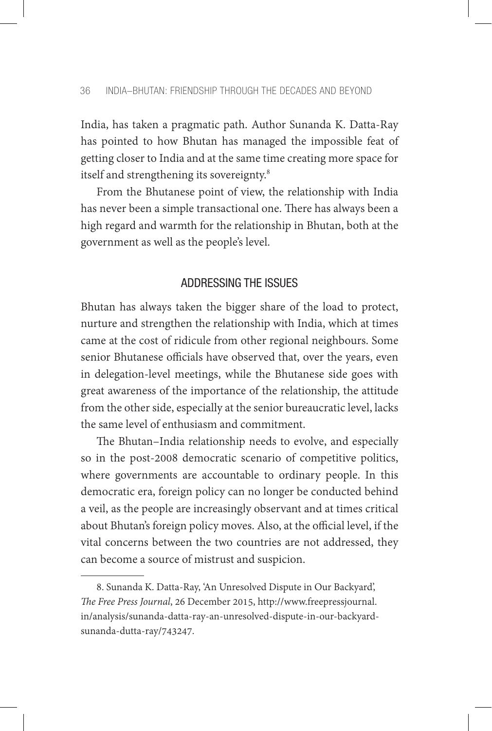India, has taken a pragmatic path. Author Sunanda K. Datta-Ray has pointed to how Bhutan has managed the impossible feat of getting closer to India and at the same time creating more space for itself and strengthening its sovereignty.[8]

From the Bhutanese point of view, the relationship with India has never been a simple transactional one. There has always been a high regard and warmth for the relationship in Bhutan, both at the government as well as the people's level.

## ADDRESSING THE ISSUES

Bhutan has always taken the bigger share of the load to protect, nurture and strengthen the relationship with India, which at times came at the cost of ridicule from other regional neighbours. Some senior Bhutanese officials have observed that, over the years, even in delegation-level meetings, while the Bhutanese side goes with great awareness of the importance of the relationship, the attitude from the other side, especially at the senior bureaucratic level, lacks the same level of enthusiasm and commitment.

The Bhutan–India relationship needs to evolve, and especially so in the post-2008 democratic scenario of competitive politics, where governments are accountable to ordinary people. In this democratic era, foreign policy can no longer be conducted behind a veil, as the people are increasingly observant and at times critical about Bhutan's foreign policy moves. Also, at the official level, if the vital concerns between the two countries are not addressed, they can become a source of mistrust and suspicion.

---

8. Sunanda K. Datta-Ray, 'An Unresolved Dispute in Our Backyard', *The Free Press Journal*, 26 December 2015, http://www.freepressjournal.in/analysis/sunanda-datta-ray-an-unresolved-dispute-in-our-backyard-sunanda-dutta-ray/743247.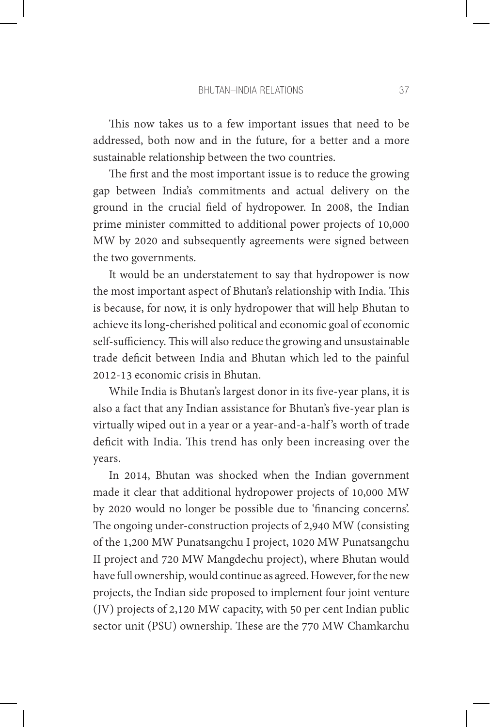This now takes us to a few important issues that need to be addressed, both now and in the future, for a better and a more sustainable relationship between the two countries.

The first and the most important issue is to reduce the growing gap between India's commitments and actual delivery on the ground in the crucial field of hydropower. In 2008, the Indian prime minister committed to additional power projects of 10,000 MW by 2020 and subsequently agreements were signed between the two governments.

It would be an understatement to say that hydropower is now the most important aspect of Bhutan's relationship with India. This is because, for now, it is only hydropower that will help Bhutan to achieve its long-cherished political and economic goal of economic self-sufficiency. This will also reduce the growing and unsustainable trade deficit between India and Bhutan which led to the painful 2012-13 economic crisis in Bhutan.

While India is Bhutan's largest donor in its five-year plans, it is also a fact that any Indian assistance for Bhutan's five-year plan is virtually wiped out in a year or a year-and-a-half's worth of trade deficit with India. This trend has only been increasing over the years.

In 2014, Bhutan was shocked when the Indian government made it clear that additional hydropower projects of 10,000 MW by 2020 would no longer be possible due to 'financing concerns'. The ongoing under-construction projects of 2,940 MW (consisting of the 1,200 MW Punatsangchu I project, 1020 MW Punatsangchu II project and 720 MW Mangdechu project), where Bhutan would have full ownership, would continue as agreed. However, for the new projects, the Indian side proposed to implement four joint venture (JV) projects of 2,120 MW capacity, with 50 per cent Indian public sector unit (PSU) ownership. These are the 770 MW Chamkarchu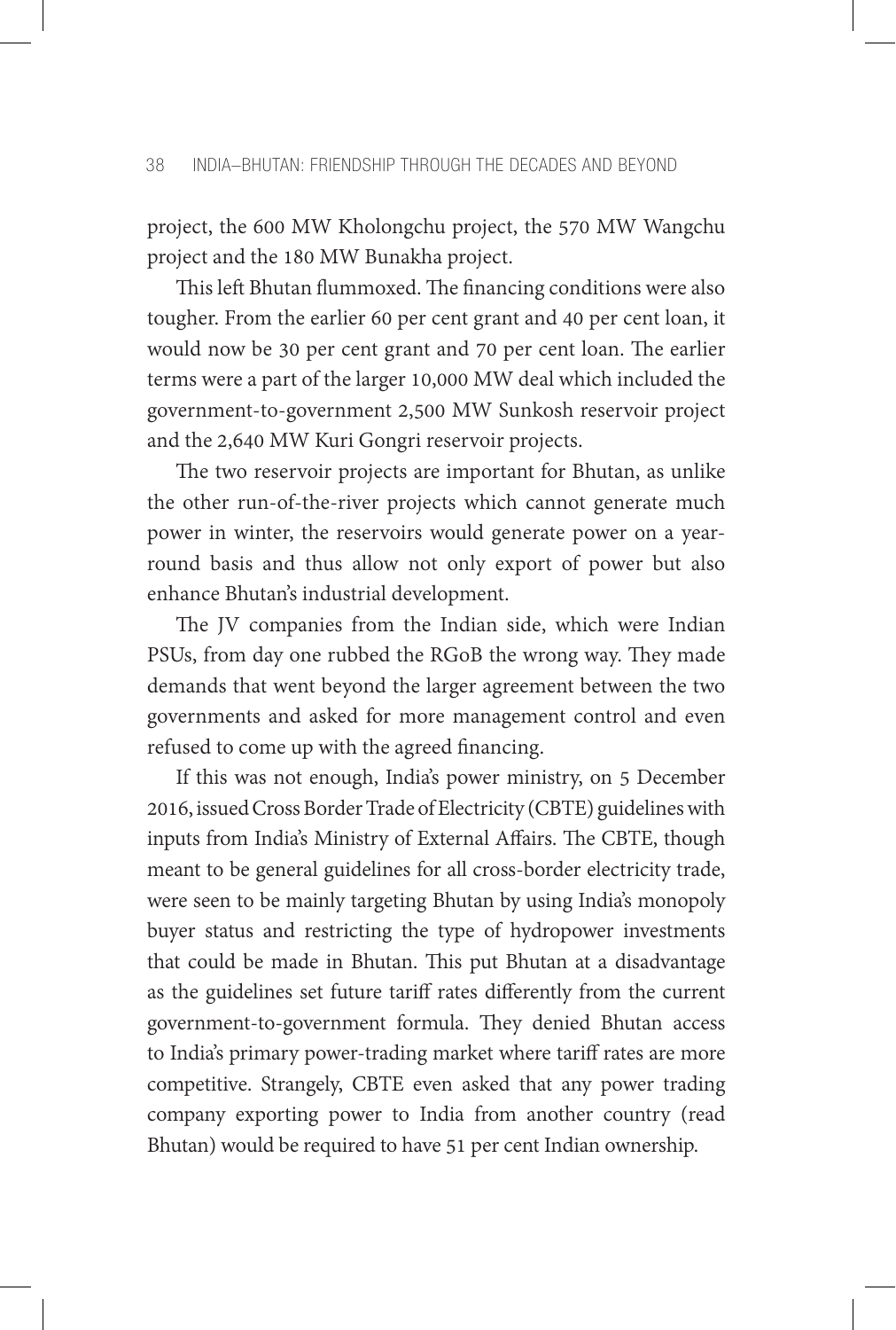project, the 600 MW Kholongchu project, the 570 MW Wangchu project and the 180 MW Bunakha project.

This left Bhutan flummoxed. The financing conditions were also tougher. From the earlier 60 per cent grant and 40 per cent loan, it would now be 30 per cent grant and 70 per cent loan. The earlier terms were a part of the larger 10,000 MW deal which included the government-to-government 2,500 MW Sunkosh reservoir project and the 2,640 MW Kuri Gongri reservoir projects.

The two reservoir projects are important for Bhutan, as unlike the other run-of-the-river projects which cannot generate much power in winter, the reservoirs would generate power on a year-round basis and thus allow not only export of power but also enhance Bhutan's industrial development.

The JV companies from the Indian side, which were Indian PSUs, from day one rubbed the RGoB the wrong way. They made demands that went beyond the larger agreement between the two governments and asked for more management control and even refused to come up with the agreed financing.

If this was not enough, India's power ministry, on 5 December 2016, issued Cross Border Trade of Electricity (CBTE) guidelines with inputs from India's Ministry of External Affairs. The CBTE, though meant to be general guidelines for all cross-border electricity trade, were seen to be mainly targeting Bhutan by using India's monopoly buyer status and restricting the type of hydropower investments that could be made in Bhutan. This put Bhutan at a disadvantage as the guidelines set future tariff rates differently from the current government-to-government formula. They denied Bhutan access to India's primary power-trading market where tariff rates are more competitive. Strangely, CBTE even asked that any power trading company exporting power to India from another country (read Bhutan) would be required to have 51 per cent Indian ownership.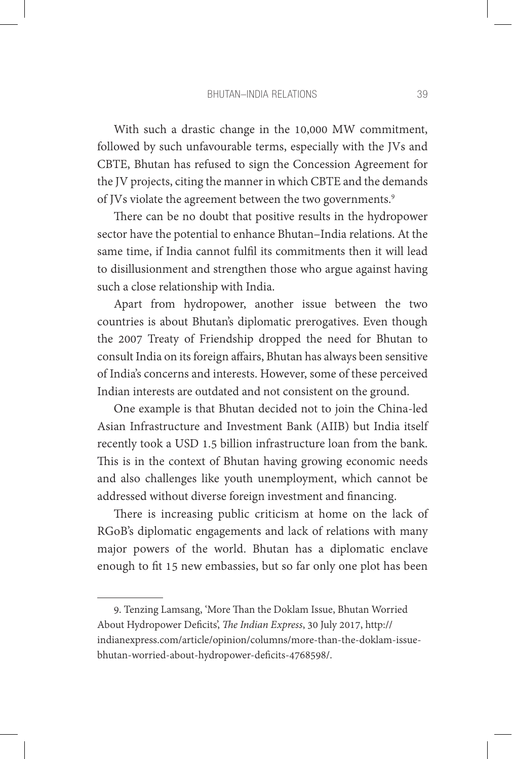With such a drastic change in the 10,000 MW commitment, followed by such unfavourable terms, especially with the JVs and CBTE, Bhutan has refused to sign the Concession Agreement for the JV projects, citing the manner in which CBTE and the demands of JVs violate the agreement between the two governments.[9]

There can be no doubt that positive results in the hydropower sector have the potential to enhance Bhutan–India relations. At the same time, if India cannot fulfil its commitments then it will lead to disillusionment and strengthen those who argue against having such a close relationship with India.

Apart from hydropower, another issue between the two countries is about Bhutan's diplomatic prerogatives. Even though the 2007 Treaty of Friendship dropped the need for Bhutan to consult India on its foreign affairs, Bhutan has always been sensitive of India's concerns and interests. However, some of these perceived Indian interests are outdated and not consistent on the ground.

One example is that Bhutan decided not to join the China-led Asian Infrastructure and Investment Bank (AIIB) but India itself recently took a USD 1.5 billion infrastructure loan from the bank. This is in the context of Bhutan having growing economic needs and also challenges like youth unemployment, which cannot be addressed without diverse foreign investment and financing.

There is increasing public criticism at home on the lack of RGoB's diplomatic engagements and lack of relations with many major powers of the world. Bhutan has a diplomatic enclave enough to fit 15 new embassies, but so far only one plot has been

---

9. Tenzing Lamsang, 'More Than the Doklam Issue, Bhutan Worried About Hydropower Deficits', *The Indian Express*, 30 July 2017, http://indianexpress.com/article/opinion/columns/more-than-the-doklam-issue-bhutan-worried-about-hydropower-deficits-4768598/.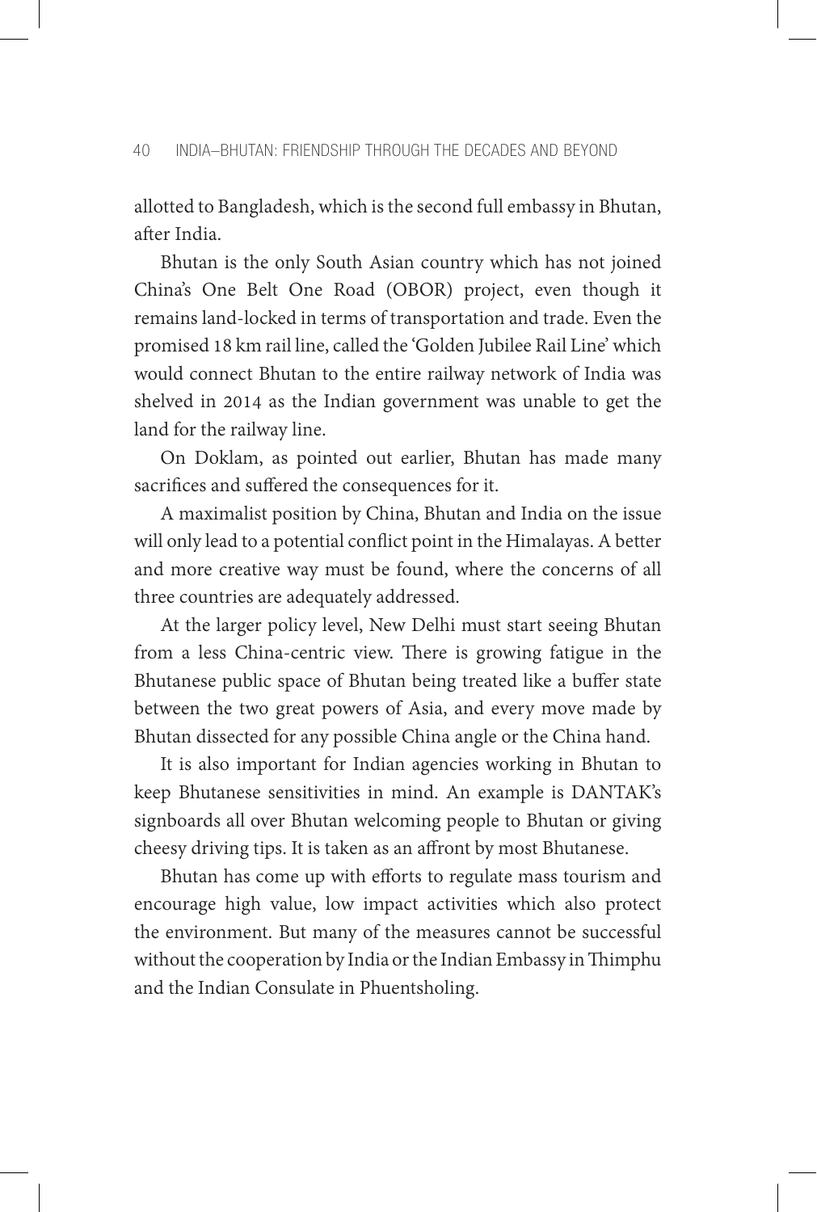allotted to Bangladesh, which is the second full embassy in Bhutan, after India.

Bhutan is the only South Asian country which has not joined China's One Belt One Road (OBOR) project, even though it remains land-locked in terms of transportation and trade. Even the promised 18 km rail line, called the 'Golden Jubilee Rail Line' which would connect Bhutan to the entire railway network of India was shelved in 2014 as the Indian government was unable to get the land for the railway line.

On Doklam, as pointed out earlier, Bhutan has made many sacrifices and suffered the consequences for it.

A maximalist position by China, Bhutan and India on the issue will only lead to a potential conflict point in the Himalayas. A better and more creative way must be found, where the concerns of all three countries are adequately addressed.

At the larger policy level, New Delhi must start seeing Bhutan from a less China-centric view. There is growing fatigue in the Bhutanese public space of Bhutan being treated like a buffer state between the two great powers of Asia, and every move made by Bhutan dissected for any possible China angle or the China hand.

It is also important for Indian agencies working in Bhutan to keep Bhutanese sensitivities in mind. An example is DANTAK's signboards all over Bhutan welcoming people to Bhutan or giving cheesy driving tips. It is taken as an affront by most Bhutanese.

Bhutan has come up with efforts to regulate mass tourism and encourage high value, low impact activities which also protect the environment. But many of the measures cannot be successful without the cooperation by India or the Indian Embassy in Thimphu and the Indian Consulate in Phuentsholing.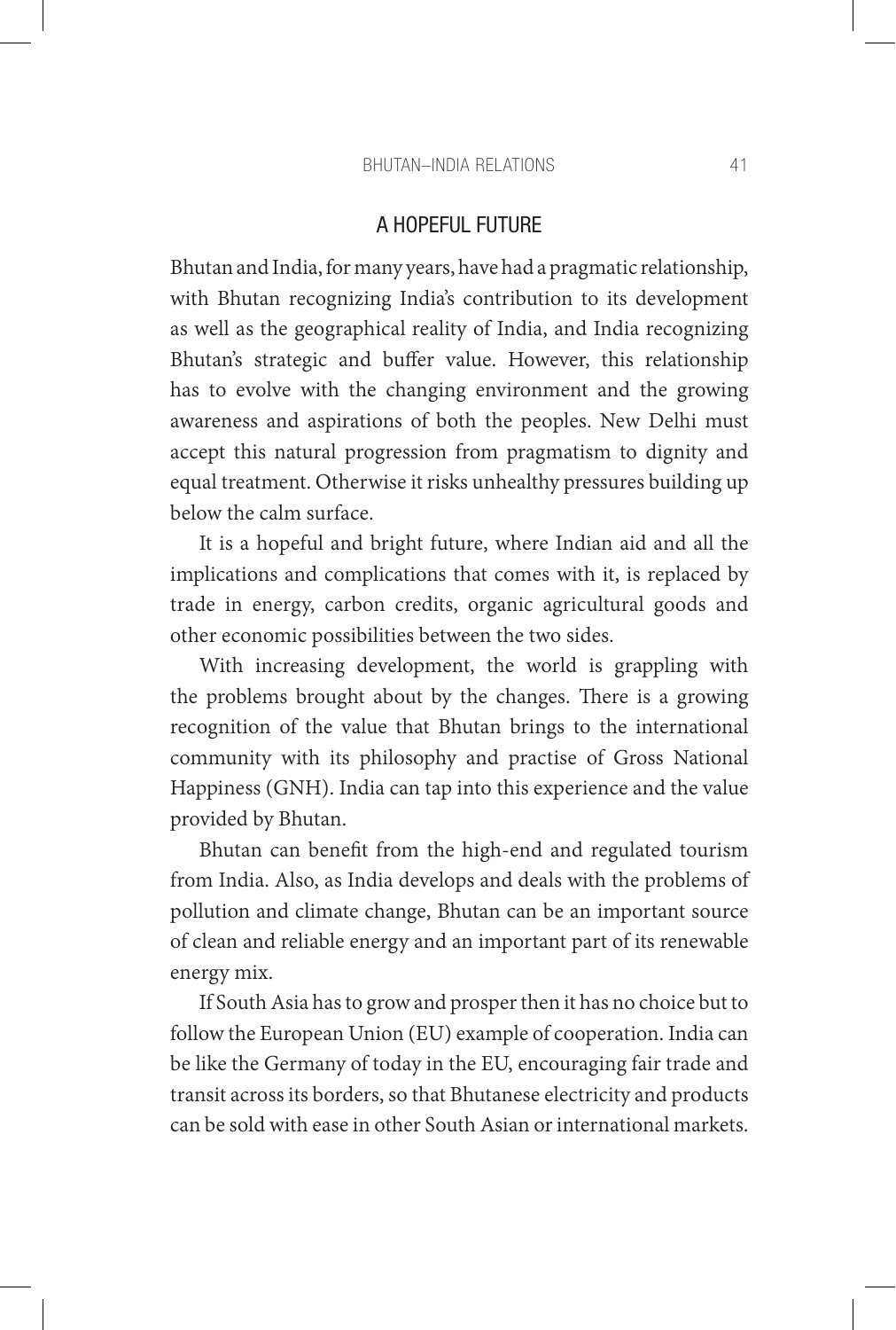## A HOPEFUL FUTURE

Bhutan and India, for many years, have had a pragmatic relationship, with Bhutan recognizing India's contribution to its development as well as the geographical reality of India, and India recognizing Bhutan's strategic and buffer value. However, this relationship has to evolve with the changing environment and the growing awareness and aspirations of both the peoples. New Delhi must accept this natural progression from pragmatism to dignity and equal treatment. Otherwise it risks unhealthy pressures building up below the calm surface.

It is a hopeful and bright future, where Indian aid and all the implications and complications that comes with it, is replaced by trade in energy, carbon credits, organic agricultural goods and other economic possibilities between the two sides.

With increasing development, the world is grappling with the problems brought about by the changes. There is a growing recognition of the value that Bhutan brings to the international community with its philosophy and practise of Gross National Happiness (GNH). India can tap into this experience and the value provided by Bhutan.

Bhutan can benefit from the high-end and regulated tourism from India. Also, as India develops and deals with the problems of pollution and climate change, Bhutan can be an important source of clean and reliable energy and an important part of its renewable energy mix.

If South Asia has to grow and prosper then it has no choice but to follow the European Union (EU) example of cooperation. India can be like the Germany of today in the EU, encouraging fair trade and transit across its borders, so that Bhutanese electricity and products can be sold with ease in other South Asian or international markets.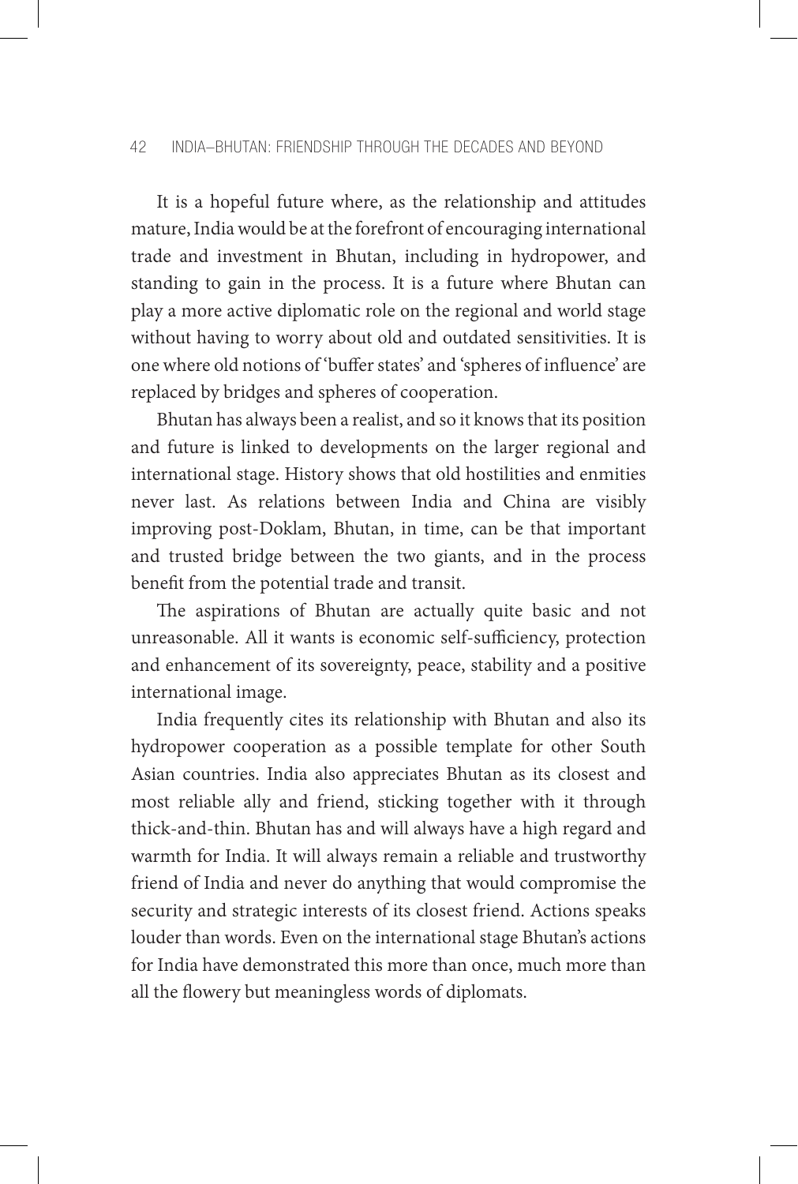It is a hopeful future where, as the relationship and attitudes mature, India would be at the forefront of encouraging international trade and investment in Bhutan, including in hydropower, and standing to gain in the process. It is a future where Bhutan can play a more active diplomatic role on the regional and world stage without having to worry about old and outdated sensitivities. It is one where old notions of 'buffer states' and 'spheres of influence' are replaced by bridges and spheres of cooperation.

Bhutan has always been a realist, and so it knows that its position and future is linked to developments on the larger regional and international stage. History shows that old hostilities and enmities never last. As relations between India and China are visibly improving post-Doklam, Bhutan, in time, can be that important and trusted bridge between the two giants, and in the process benefit from the potential trade and transit.

The aspirations of Bhutan are actually quite basic and not unreasonable. All it wants is economic self-sufficiency, protection and enhancement of its sovereignty, peace, stability and a positive international image.

India frequently cites its relationship with Bhutan and also its hydropower cooperation as a possible template for other South Asian countries. India also appreciates Bhutan as its closest and most reliable ally and friend, sticking together with it through thick-and-thin. Bhutan has and will always have a high regard and warmth for India. It will always remain a reliable and trustworthy friend of India and never do anything that would compromise the security and strategic interests of its closest friend. Actions speaks louder than words. Even on the international stage Bhutan's actions for India have demonstrated this more than once, much more than all the flowery but meaningless words of diplomats.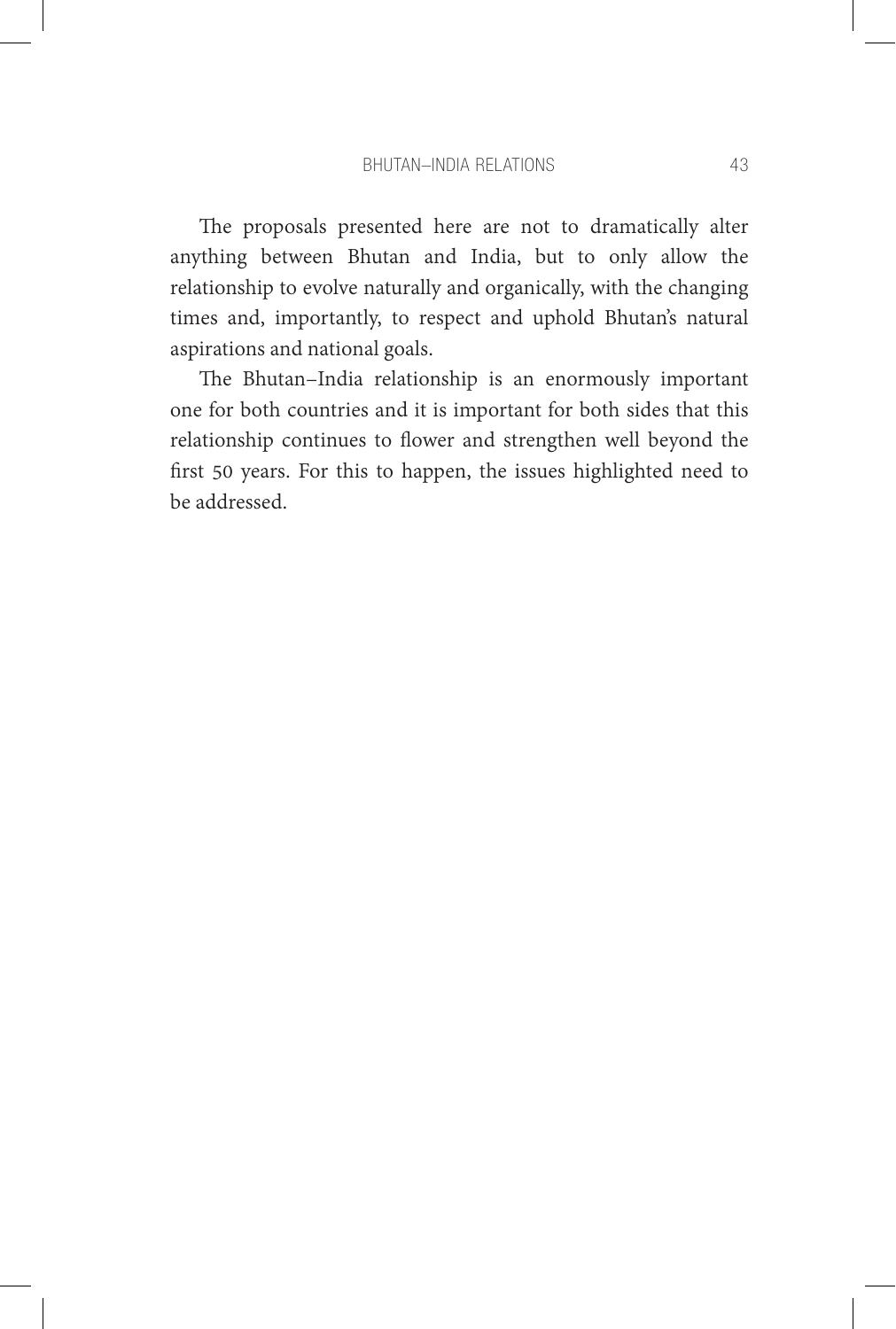The proposals presented here are not to dramatically alter anything between Bhutan and India, but to only allow the relationship to evolve naturally and organically, with the changing times and, importantly, to respect and uphold Bhutan's natural aspirations and national goals.

The Bhutan–India relationship is an enormously important one for both countries and it is important for both sides that this relationship continues to flower and strengthen well beyond the first 50 years. For this to happen, the issues highlighted need to be addressed.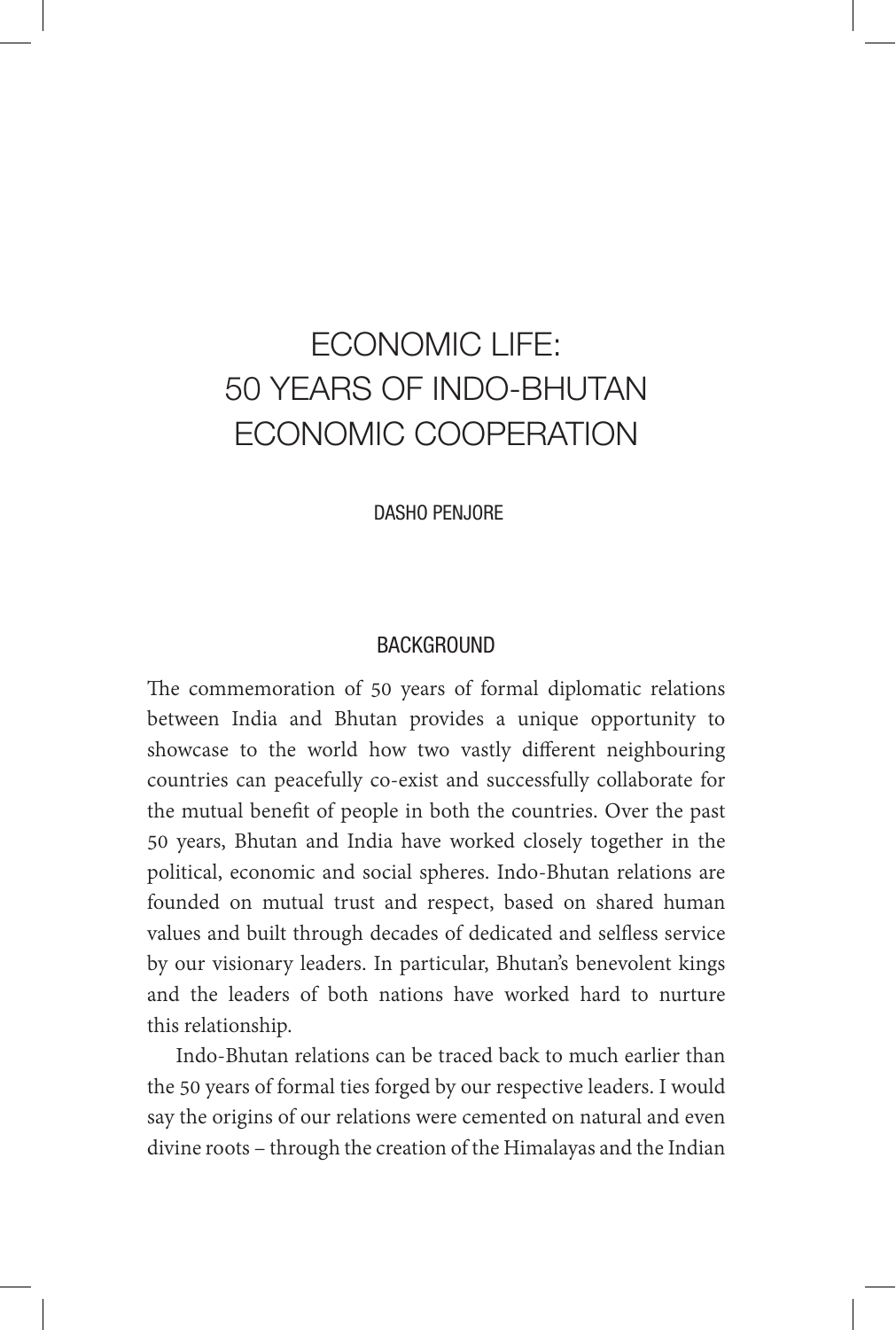# ECONOMIC LIFE: 50 YEARS OF INDO-BHUTAN ECONOMIC COOPERATION

DASHO PENJORE

## BACKGROUND

The commemoration of 50 years of formal diplomatic relations between India and Bhutan provides a unique opportunity to showcase to the world how two vastly different neighbouring countries can peacefully co-exist and successfully collaborate for the mutual benefit of people in both the countries. Over the past 50 years, Bhutan and India have worked closely together in the political, economic and social spheres. Indo-Bhutan relations are founded on mutual trust and respect, based on shared human values and built through decades of dedicated and selfless service by our visionary leaders. In particular, Bhutan's benevolent kings and the leaders of both nations have worked hard to nurture this relationship.

Indo-Bhutan relations can be traced back to much earlier than the 50 years of formal ties forged by our respective leaders. I would say the origins of our relations were cemented on natural and even divine roots – through the creation of the Himalayas and the Indian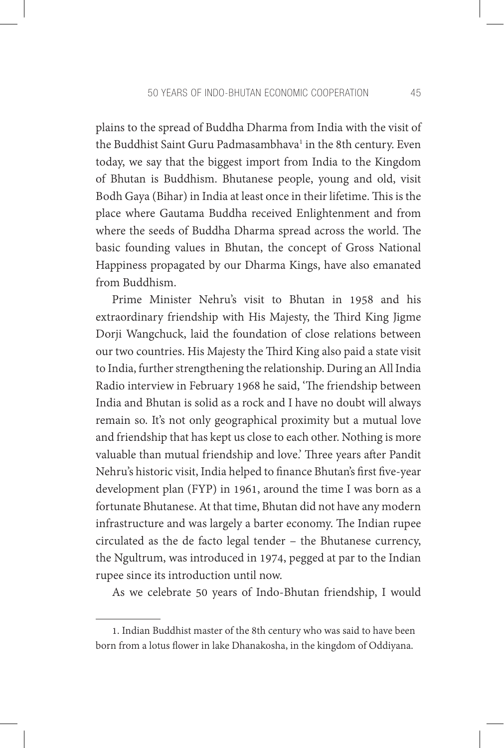plains to the spread of Buddha Dharma from India with the visit of the Buddhist Saint Guru Padmasambhava[1] in the 8th century. Even today, we say that the biggest import from India to the Kingdom of Bhutan is Buddhism. Bhutanese people, young and old, visit Bodh Gaya (Bihar) in India at least once in their lifetime. This is the place where Gautama Buddha received Enlightenment and from where the seeds of Buddha Dharma spread across the world. The basic founding values in Bhutan, the concept of Gross National Happiness propagated by our Dharma Kings, have also emanated from Buddhism.

Prime Minister Nehru's visit to Bhutan in 1958 and his extraordinary friendship with His Majesty, the Third King Jigme Dorji Wangchuck, laid the foundation of close relations between our two countries. His Majesty the Third King also paid a state visit to India, further strengthening the relationship. During an All India Radio interview in February 1968 he said, 'The friendship between India and Bhutan is solid as a rock and I have no doubt will always remain so. It's not only geographical proximity but a mutual love and friendship that has kept us close to each other. Nothing is more valuable than mutual friendship and love.' Three years after Pandit Nehru's historic visit, India helped to finance Bhutan's first five-year development plan (FYP) in 1961, around the time I was born as a fortunate Bhutanese. At that time, Bhutan did not have any modern infrastructure and was largely a barter economy. The Indian rupee circulated as the de facto legal tender – the Bhutanese currency, the Ngultrum, was introduced in 1974, pegged at par to the Indian rupee since its introduction until now.

As we celebrate 50 years of Indo-Bhutan friendship, I would

---

1. Indian Buddhist master of the 8th century who was said to have been born from a lotus flower in lake Dhanakosha, in the kingdom of Oddiyana.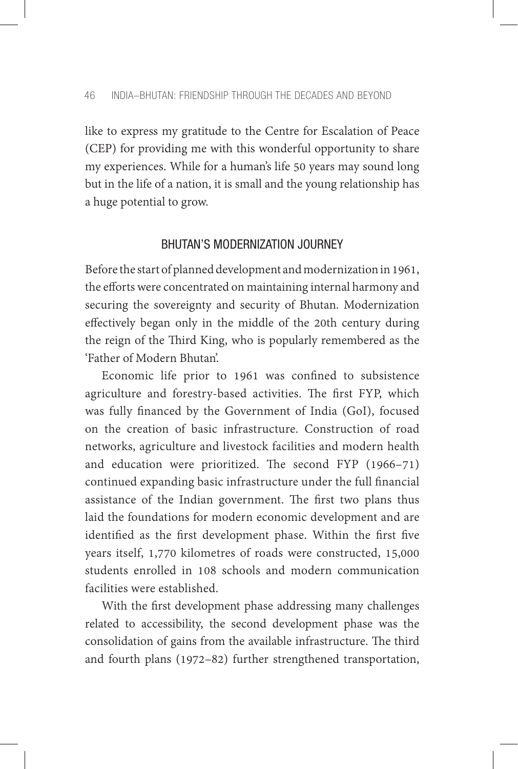like to express my gratitude to the Centre for Escalation of Peace (CEP) for providing me with this wonderful opportunity to share my experiences. While for a human's life 50 years may sound long but in the life of a nation, it is small and the young relationship has a huge potential to grow.

## BHUTAN'S MODERNIZATION JOURNEY

Before the start of planned development and modernization in 1961, the efforts were concentrated on maintaining internal harmony and securing the sovereignty and security of Bhutan. Modernization effectively began only in the middle of the 20th century during the reign of the Third King, who is popularly remembered as the 'Father of Modern Bhutan'.

Economic life prior to 1961 was confined to subsistence agriculture and forestry-based activities. The first FYP, which was fully financed by the Government of India (GoI), focused on the creation of basic infrastructure. Construction of road networks, agriculture and livestock facilities and modern health and education were prioritized. The second FYP (1966–71) continued expanding basic infrastructure under the full financial assistance of the Indian government. The first two plans thus laid the foundations for modern economic development and are identified as the first development phase. Within the first five years itself, 1,770 kilometres of roads were constructed, 15,000 students enrolled in 108 schools and modern communication facilities were established.

With the first development phase addressing many challenges related to accessibility, the second development phase was the consolidation of gains from the available infrastructure. The third and fourth plans (1972–82) further strengthened transportation,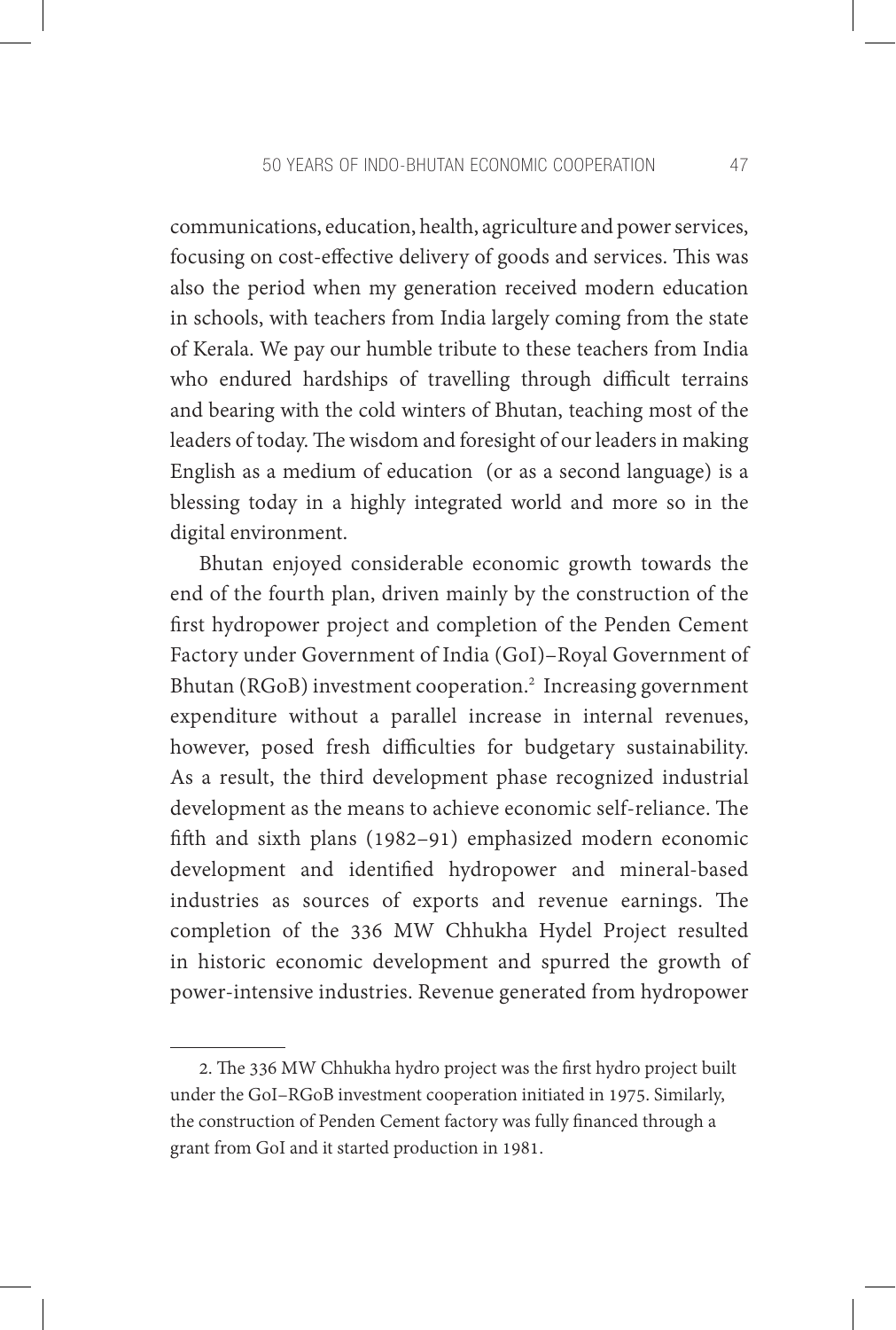communications, education, health, agriculture and power services, focusing on cost-effective delivery of goods and services. This was also the period when my generation received modern education in schools, with teachers from India largely coming from the state of Kerala. We pay our humble tribute to these teachers from India who endured hardships of travelling through difficult terrains and bearing with the cold winters of Bhutan, teaching most of the leaders of today. The wisdom and foresight of our leaders in making English as a medium of education (or as a second language) is a blessing today in a highly integrated world and more so in the digital environment.

Bhutan enjoyed considerable economic growth towards the end of the fourth plan, driven mainly by the construction of the first hydropower project and completion of the Penden Cement Factory under Government of India (GoI)–Royal Government of Bhutan (RGoB) investment cooperation.[2] Increasing government expenditure without a parallel increase in internal revenues, however, posed fresh difficulties for budgetary sustainability. As a result, the third development phase recognized industrial development as the means to achieve economic self-reliance. The fifth and sixth plans (1982–91) emphasized modern economic development and identified hydropower and mineral-based industries as sources of exports and revenue earnings. The completion of the 336 MW Chhukha Hydel Project resulted in historic economic development and spurred the growth of power-intensive industries. Revenue generated from hydropower

---

2. The 336 MW Chhukha hydro project was the first hydro project built under the GoI–RGoB investment cooperation initiated in 1975. Similarly, the construction of Penden Cement factory was fully financed through a grant from GoI and it started production in 1981.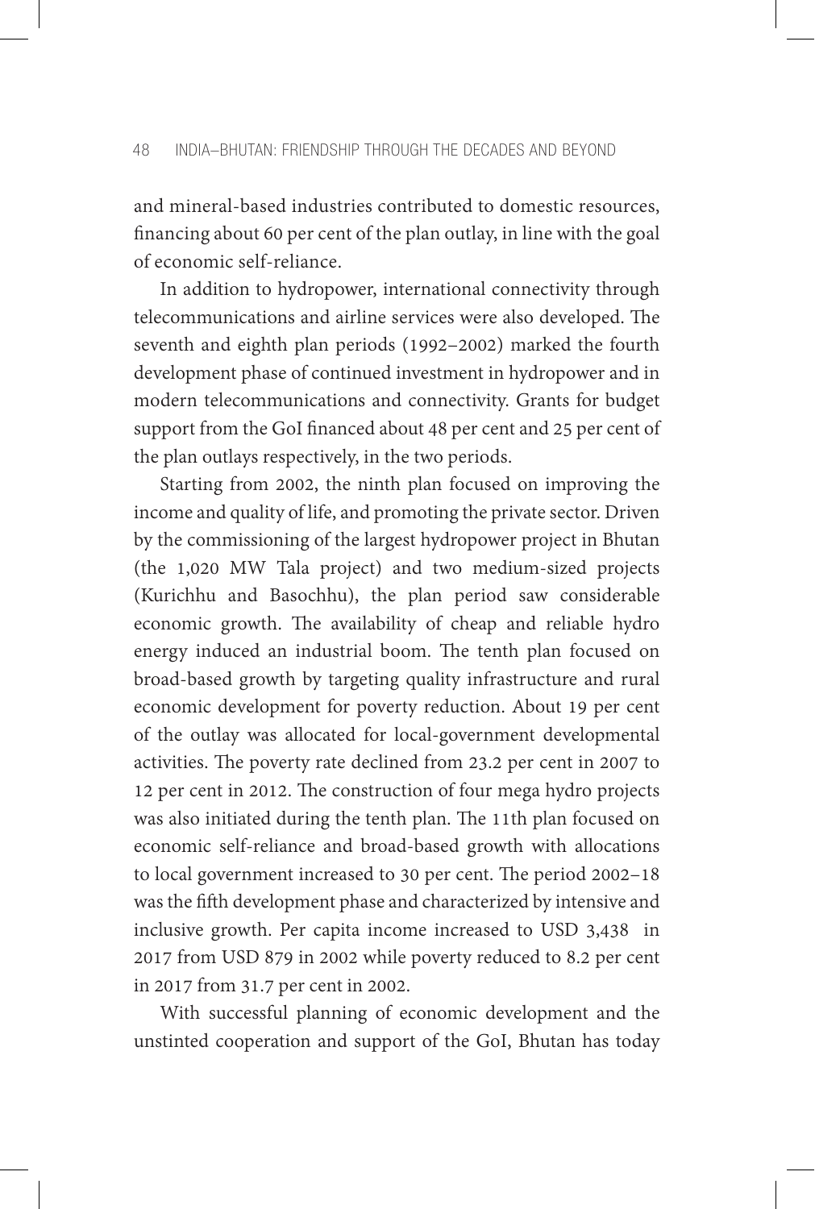and mineral-based industries contributed to domestic resources, financing about 60 per cent of the plan outlay, in line with the goal of economic self-reliance.

In addition to hydropower, international connectivity through telecommunications and airline services were also developed. The seventh and eighth plan periods (1992–2002) marked the fourth development phase of continued investment in hydropower and in modern telecommunications and connectivity. Grants for budget support from the GoI financed about 48 per cent and 25 per cent of the plan outlays respectively, in the two periods.

Starting from 2002, the ninth plan focused on improving the income and quality of life, and promoting the private sector. Driven by the commissioning of the largest hydropower project in Bhutan (the 1,020 MW Tala project) and two medium-sized projects (Kurichhu and Basochhu), the plan period saw considerable economic growth. The availability of cheap and reliable hydro energy induced an industrial boom. The tenth plan focused on broad-based growth by targeting quality infrastructure and rural economic development for poverty reduction. About 19 per cent of the outlay was allocated for local-government developmental activities. The poverty rate declined from 23.2 per cent in 2007 to 12 per cent in 2012. The construction of four mega hydro projects was also initiated during the tenth plan. The 11th plan focused on economic self-reliance and broad-based growth with allocations to local government increased to 30 per cent. The period 2002–18 was the fifth development phase and characterized by intensive and inclusive growth. Per capita income increased to USD 3,438 in 2017 from USD 879 in 2002 while poverty reduced to 8.2 per cent in 2017 from 31.7 per cent in 2002.

With successful planning of economic development and the unstinted cooperation and support of the GoI, Bhutan has today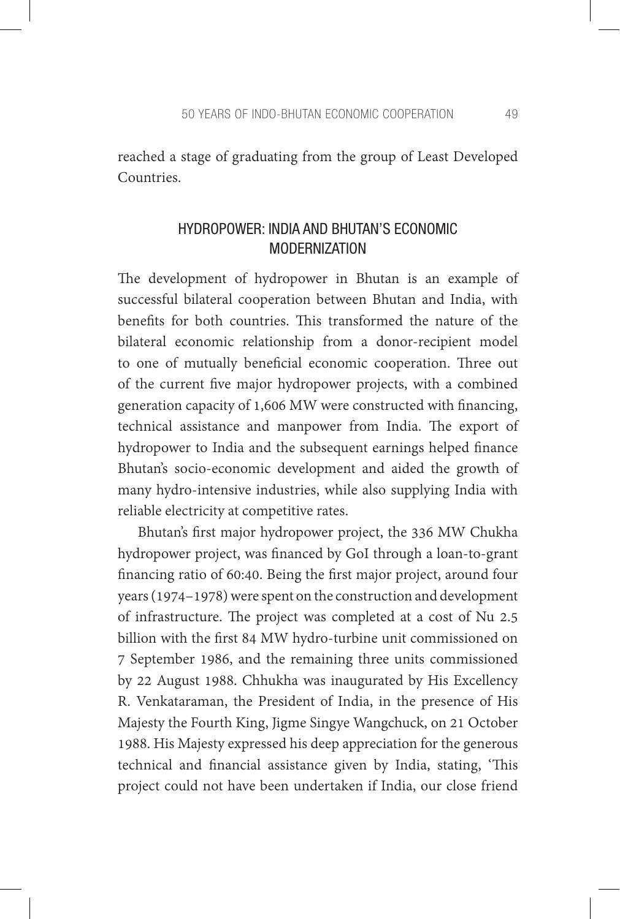reached a stage of graduating from the group of Least Developed Countries.

## HYDROPOWER: INDIA AND BHUTAN'S ECONOMIC MODERNIZATION

The development of hydropower in Bhutan is an example of successful bilateral cooperation between Bhutan and India, with benefits for both countries. This transformed the nature of the bilateral economic relationship from a donor-recipient model to one of mutually beneficial economic cooperation. Three out of the current five major hydropower projects, with a combined generation capacity of 1,606 MW were constructed with financing, technical assistance and manpower from India. The export of hydropower to India and the subsequent earnings helped finance Bhutan's socio-economic development and aided the growth of many hydro-intensive industries, while also supplying India with reliable electricity at competitive rates.

Bhutan's first major hydropower project, the 336 MW Chukha hydropower project, was financed by GoI through a loan-to-grant financing ratio of 60:40. Being the first major project, around four years (1974–1978) were spent on the construction and development of infrastructure. The project was completed at a cost of Nu 2.5 billion with the first 84 MW hydro-turbine unit commissioned on 7 September 1986, and the remaining three units commissioned by 22 August 1988. Chhukha was inaugurated by His Excellency R. Venkataraman, the President of India, in the presence of His Majesty the Fourth King, Jigme Singye Wangchuck, on 21 October 1988. His Majesty expressed his deep appreciation for the generous technical and financial assistance given by India, stating, 'This project could not have been undertaken if India, our close friend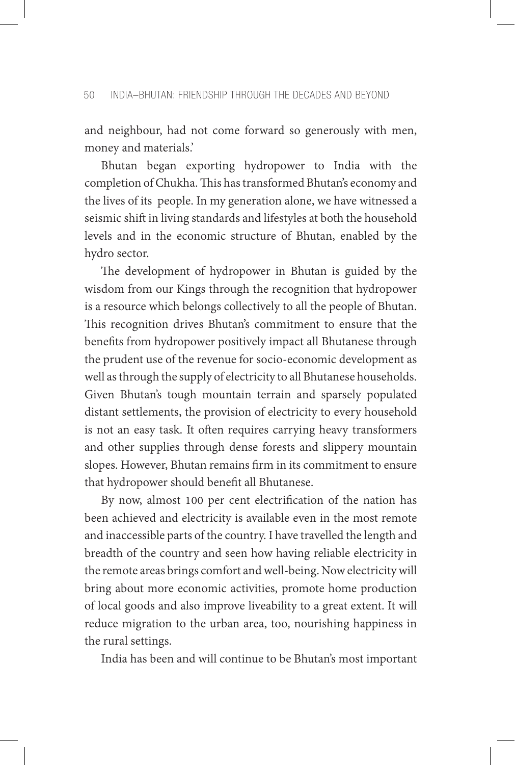and neighbour, had not come forward so generously with men, money and materials.'

Bhutan began exporting hydropower to India with the completion of Chukha. This has transformed Bhutan's economy and the lives of its people. In my generation alone, we have witnessed a seismic shift in living standards and lifestyles at both the household levels and in the economic structure of Bhutan, enabled by the hydro sector.

The development of hydropower in Bhutan is guided by the wisdom from our Kings through the recognition that hydropower is a resource which belongs collectively to all the people of Bhutan. This recognition drives Bhutan's commitment to ensure that the benefits from hydropower positively impact all Bhutanese through the prudent use of the revenue for socio-economic development as well as through the supply of electricity to all Bhutanese households. Given Bhutan's tough mountain terrain and sparsely populated distant settlements, the provision of electricity to every household is not an easy task. It often requires carrying heavy transformers and other supplies through dense forests and slippery mountain slopes. However, Bhutan remains firm in its commitment to ensure that hydropower should benefit all Bhutanese.

By now, almost 100 per cent electrification of the nation has been achieved and electricity is available even in the most remote and inaccessible parts of the country. I have travelled the length and breadth of the country and seen how having reliable electricity in the remote areas brings comfort and well-being. Now electricity will bring about more economic activities, promote home production of local goods and also improve liveability to a great extent. It will reduce migration to the urban area, too, nourishing happiness in the rural settings.

India has been and will continue to be Bhutan's most important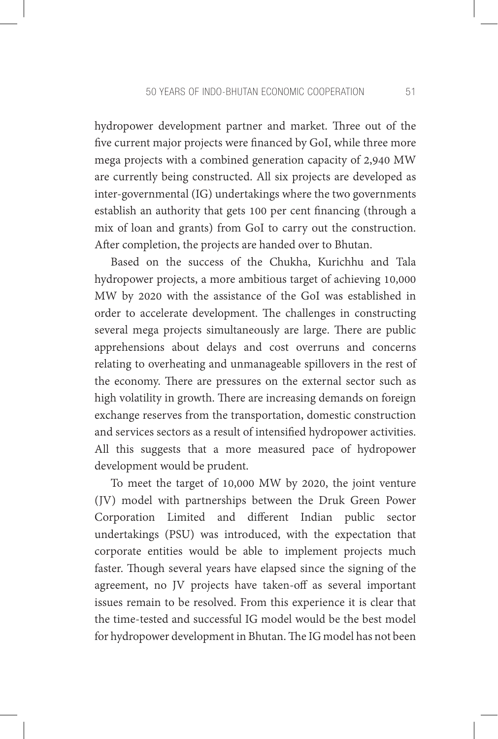hydropower development partner and market. Three out of the five current major projects were financed by GoI, while three more mega projects with a combined generation capacity of 2,940 MW are currently being constructed. All six projects are developed as inter-governmental (IG) undertakings where the two governments establish an authority that gets 100 per cent financing (through a mix of loan and grants) from GoI to carry out the construction. After completion, the projects are handed over to Bhutan.

Based on the success of the Chukha, Kurichhu and Tala hydropower projects, a more ambitious target of achieving 10,000 MW by 2020 with the assistance of the GoI was established in order to accelerate development. The challenges in constructing several mega projects simultaneously are large. There are public apprehensions about delays and cost overruns and concerns relating to overheating and unmanageable spillovers in the rest of the economy. There are pressures on the external sector such as high volatility in growth. There are increasing demands on foreign exchange reserves from the transportation, domestic construction and services sectors as a result of intensified hydropower activities. All this suggests that a more measured pace of hydropower development would be prudent.

To meet the target of 10,000 MW by 2020, the joint venture (JV) model with partnerships between the Druk Green Power Corporation Limited and different Indian public sector undertakings (PSU) was introduced, with the expectation that corporate entities would be able to implement projects much faster. Though several years have elapsed since the signing of the agreement, no JV projects have taken-off as several important issues remain to be resolved. From this experience it is clear that the time-tested and successful IG model would be the best model for hydropower development in Bhutan. The IG model has not been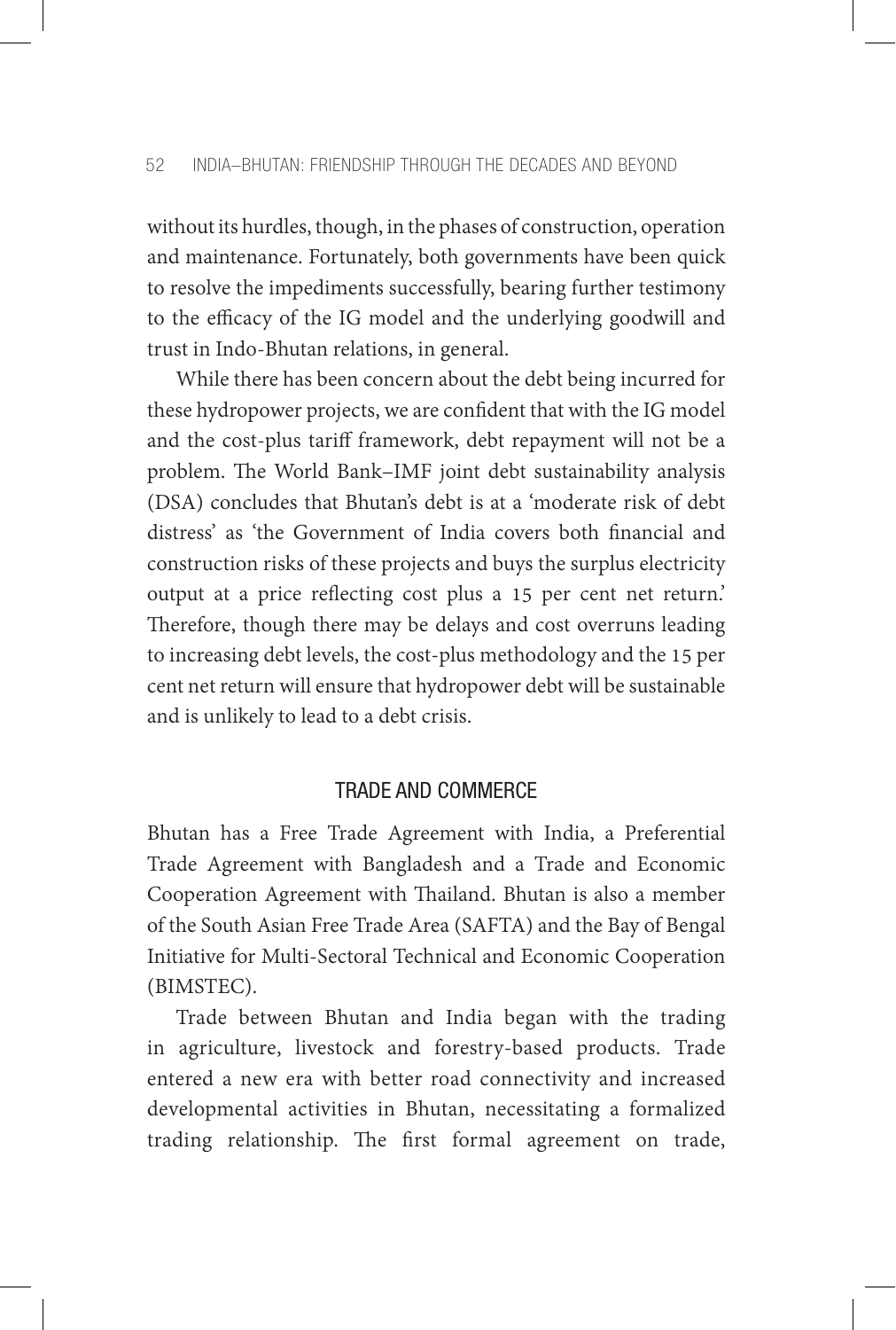without its hurdles, though, in the phases of construction, operation and maintenance. Fortunately, both governments have been quick to resolve the impediments successfully, bearing further testimony to the efficacy of the IG model and the underlying goodwill and trust in Indo-Bhutan relations, in general.

While there has been concern about the debt being incurred for these hydropower projects, we are confident that with the IG model and the cost-plus tariff framework, debt repayment will not be a problem. The World Bank–IMF joint debt sustainability analysis (DSA) concludes that Bhutan's debt is at a 'moderate risk of debt distress' as 'the Government of India covers both financial and construction risks of these projects and buys the surplus electricity output at a price reflecting cost plus a 15 per cent net return.' Therefore, though there may be delays and cost overruns leading to increasing debt levels, the cost-plus methodology and the 15 per cent net return will ensure that hydropower debt will be sustainable and is unlikely to lead to a debt crisis.

## TRADE AND COMMERCE

Bhutan has a Free Trade Agreement with India, a Preferential Trade Agreement with Bangladesh and a Trade and Economic Cooperation Agreement with Thailand. Bhutan is also a member of the South Asian Free Trade Area (SAFTA) and the Bay of Bengal Initiative for Multi-Sectoral Technical and Economic Cooperation (BIMSTEC).

Trade between Bhutan and India began with the trading in agriculture, livestock and forestry-based products. Trade entered a new era with better road connectivity and increased developmental activities in Bhutan, necessitating a formalized trading relationship. The first formal agreement on trade,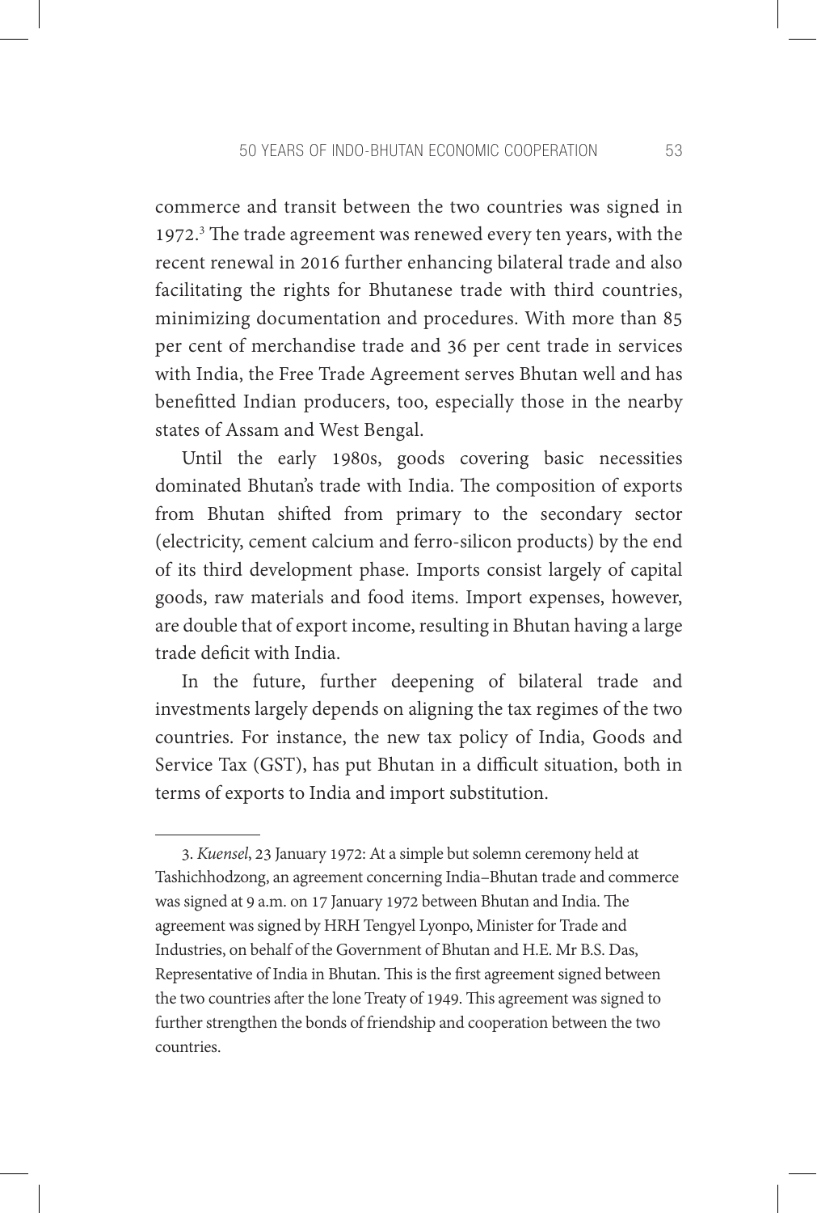commerce and transit between the two countries was signed in 1972.[3] The trade agreement was renewed every ten years, with the recent renewal in 2016 further enhancing bilateral trade and also facilitating the rights for Bhutanese trade with third countries, minimizing documentation and procedures. With more than 85 per cent of merchandise trade and 36 per cent trade in services with India, the Free Trade Agreement serves Bhutan well and has benefitted Indian producers, too, especially those in the nearby states of Assam and West Bengal.

Until the early 1980s, goods covering basic necessities dominated Bhutan's trade with India. The composition of exports from Bhutan shifted from primary to the secondary sector (electricity, cement calcium and ferro-silicon products) by the end of its third development phase. Imports consist largely of capital goods, raw materials and food items. Import expenses, however, are double that of export income, resulting in Bhutan having a large trade deficit with India.

In the future, further deepening of bilateral trade and investments largely depends on aligning the tax regimes of the two countries. For instance, the new tax policy of India, Goods and Service Tax (GST), has put Bhutan in a difficult situation, both in terms of exports to India and import substitution.

---

3. *Kuensel*, 23 January 1972: At a simple but solemn ceremony held at Tashichhodzong, an agreement concerning India–Bhutan trade and commerce was signed at 9 a.m. on 17 January 1972 between Bhutan and India. The agreement was signed by HRH Tengyel Lyonpo, Minister for Trade and Industries, on behalf of the Government of Bhutan and H.E. Mr B.S. Das, Representative of India in Bhutan. This is the first agreement signed between the two countries after the lone Treaty of 1949. This agreement was signed to further strengthen the bonds of friendship and cooperation between the two countries.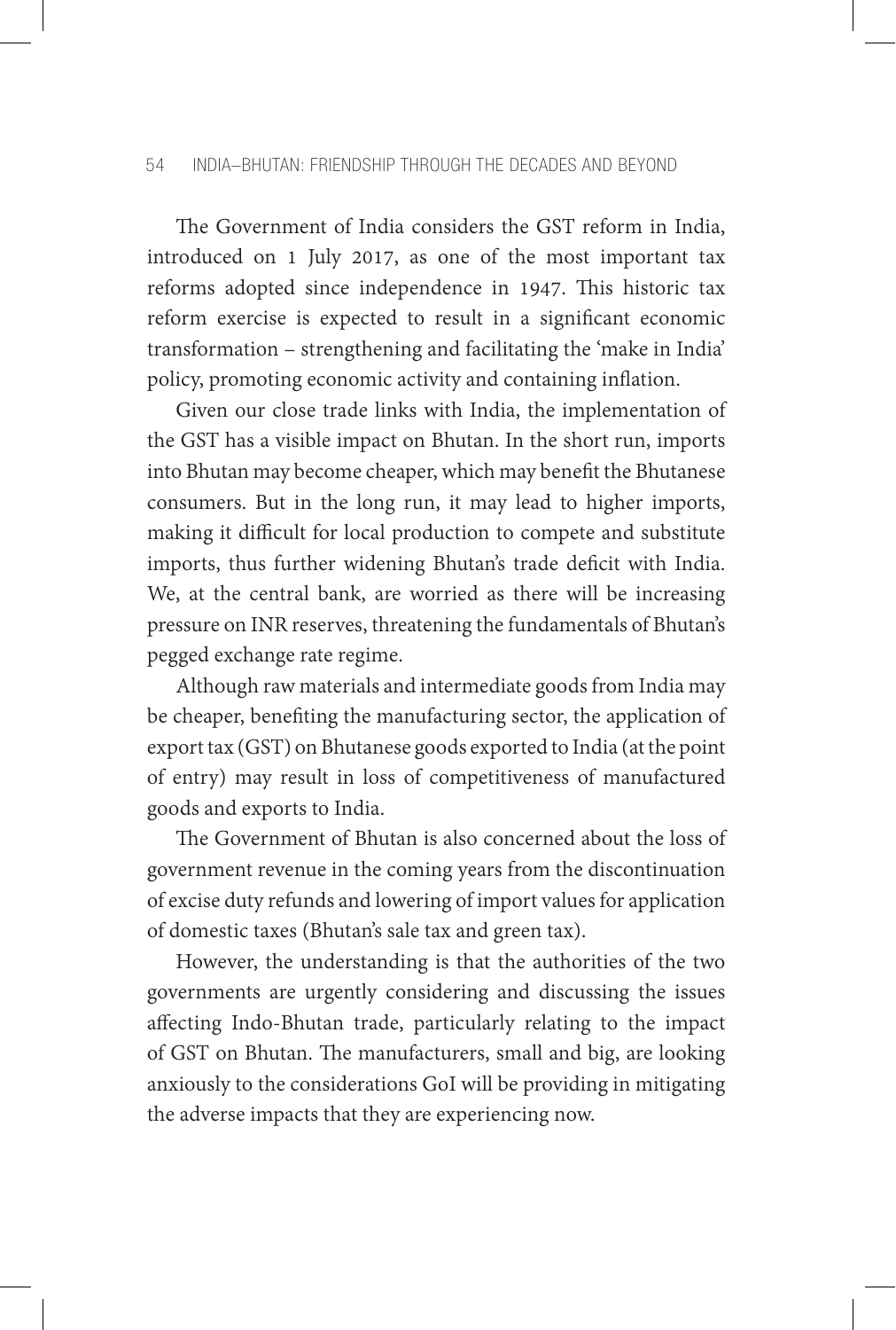The Government of India considers the GST reform in India, introduced on 1 July 2017, as one of the most important tax reforms adopted since independence in 1947. This historic tax reform exercise is expected to result in a significant economic transformation – strengthening and facilitating the 'make in India' policy, promoting economic activity and containing inflation.

Given our close trade links with India, the implementation of the GST has a visible impact on Bhutan. In the short run, imports into Bhutan may become cheaper, which may benefit the Bhutanese consumers. But in the long run, it may lead to higher imports, making it difficult for local production to compete and substitute imports, thus further widening Bhutan's trade deficit with India. We, at the central bank, are worried as there will be increasing pressure on INR reserves, threatening the fundamentals of Bhutan's pegged exchange rate regime.

Although raw materials and intermediate goods from India may be cheaper, benefiting the manufacturing sector, the application of export tax (GST) on Bhutanese goods exported to India (at the point of entry) may result in loss of competitiveness of manufactured goods and exports to India.

The Government of Bhutan is also concerned about the loss of government revenue in the coming years from the discontinuation of excise duty refunds and lowering of import values for application of domestic taxes (Bhutan's sale tax and green tax).

However, the understanding is that the authorities of the two governments are urgently considering and discussing the issues affecting Indo-Bhutan trade, particularly relating to the impact of GST on Bhutan. The manufacturers, small and big, are looking anxiously to the considerations GoI will be providing in mitigating the adverse impacts that they are experiencing now.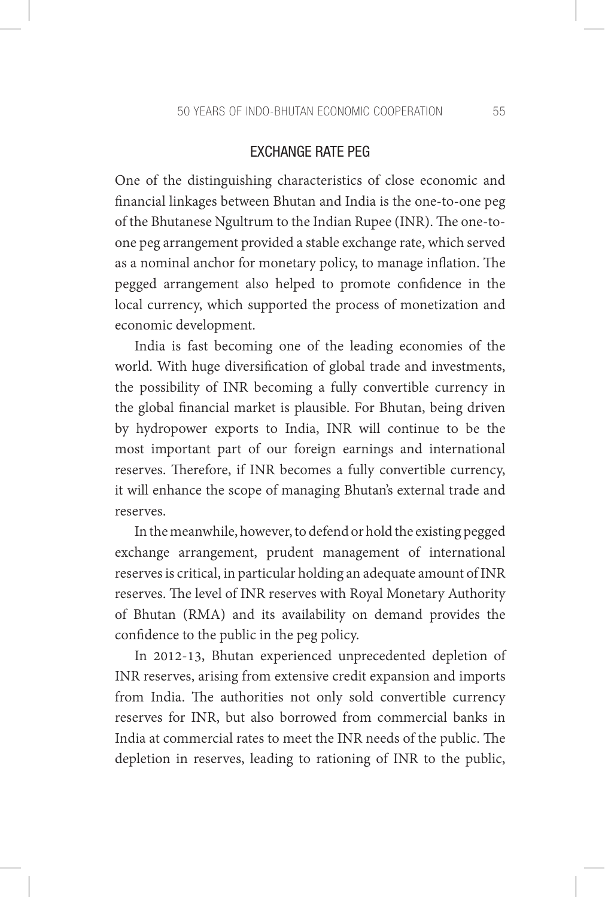## EXCHANGE RATE PEG

One of the distinguishing characteristics of close economic and financial linkages between Bhutan and India is the one-to-one peg of the Bhutanese Ngultrum to the Indian Rupee (INR). The one-to-one peg arrangement provided a stable exchange rate, which served as a nominal anchor for monetary policy, to manage inflation. The pegged arrangement also helped to promote confidence in the local currency, which supported the process of monetization and economic development.

India is fast becoming one of the leading economies of the world. With huge diversification of global trade and investments, the possibility of INR becoming a fully convertible currency in the global financial market is plausible. For Bhutan, being driven by hydropower exports to India, INR will continue to be the most important part of our foreign earnings and international reserves. Therefore, if INR becomes a fully convertible currency, it will enhance the scope of managing Bhutan's external trade and reserves.

In the meanwhile, however, to defend or hold the existing pegged exchange arrangement, prudent management of international reserves is critical, in particular holding an adequate amount of INR reserves. The level of INR reserves with Royal Monetary Authority of Bhutan (RMA) and its availability on demand provides the confidence to the public in the peg policy.

In 2012-13, Bhutan experienced unprecedented depletion of INR reserves, arising from extensive credit expansion and imports from India. The authorities not only sold convertible currency reserves for INR, but also borrowed from commercial banks in India at commercial rates to meet the INR needs of the public. The depletion in reserves, leading to rationing of INR to the public,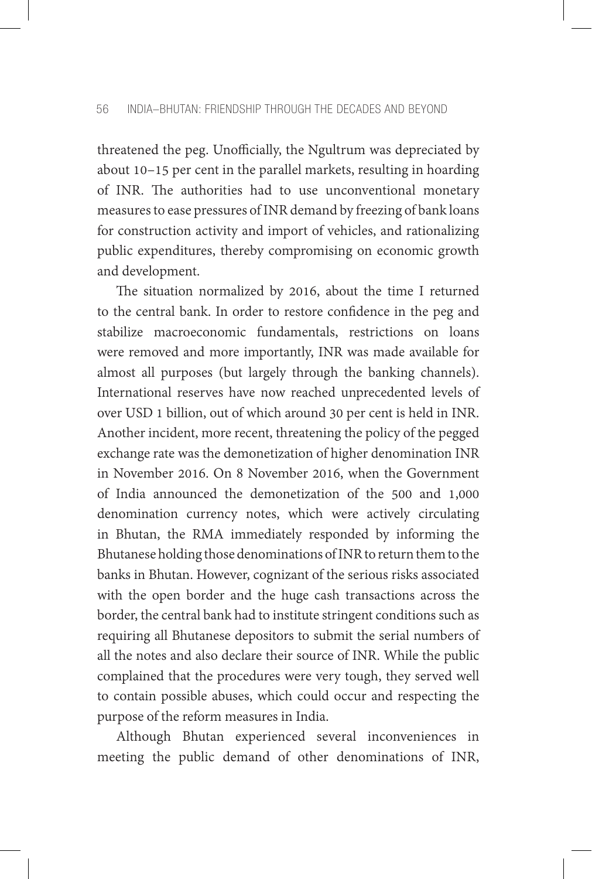threatened the peg. Unofficially, the Ngultrum was depreciated by about 10–15 per cent in the parallel markets, resulting in hoarding of INR. The authorities had to use unconventional monetary measures to ease pressures of INR demand by freezing of bank loans for construction activity and import of vehicles, and rationalizing public expenditures, thereby compromising on economic growth and development.

The situation normalized by 2016, about the time I returned to the central bank. In order to restore confidence in the peg and stabilize macroeconomic fundamentals, restrictions on loans were removed and more importantly, INR was made available for almost all purposes (but largely through the banking channels). International reserves have now reached unprecedented levels of over USD 1 billion, out of which around 30 per cent is held in INR. Another incident, more recent, threatening the policy of the pegged exchange rate was the demonetization of higher denomination INR in November 2016. On 8 November 2016, when the Government of India announced the demonetization of the 500 and 1,000 denomination currency notes, which were actively circulating in Bhutan, the RMA immediately responded by informing the Bhutanese holding those denominations of INR to return them to the banks in Bhutan. However, cognizant of the serious risks associated with the open border and the huge cash transactions across the border, the central bank had to institute stringent conditions such as requiring all Bhutanese depositors to submit the serial numbers of all the notes and also declare their source of INR. While the public complained that the procedures were very tough, they served well to contain possible abuses, which could occur and respecting the purpose of the reform measures in India.

Although Bhutan experienced several inconveniences in meeting the public demand of other denominations of INR,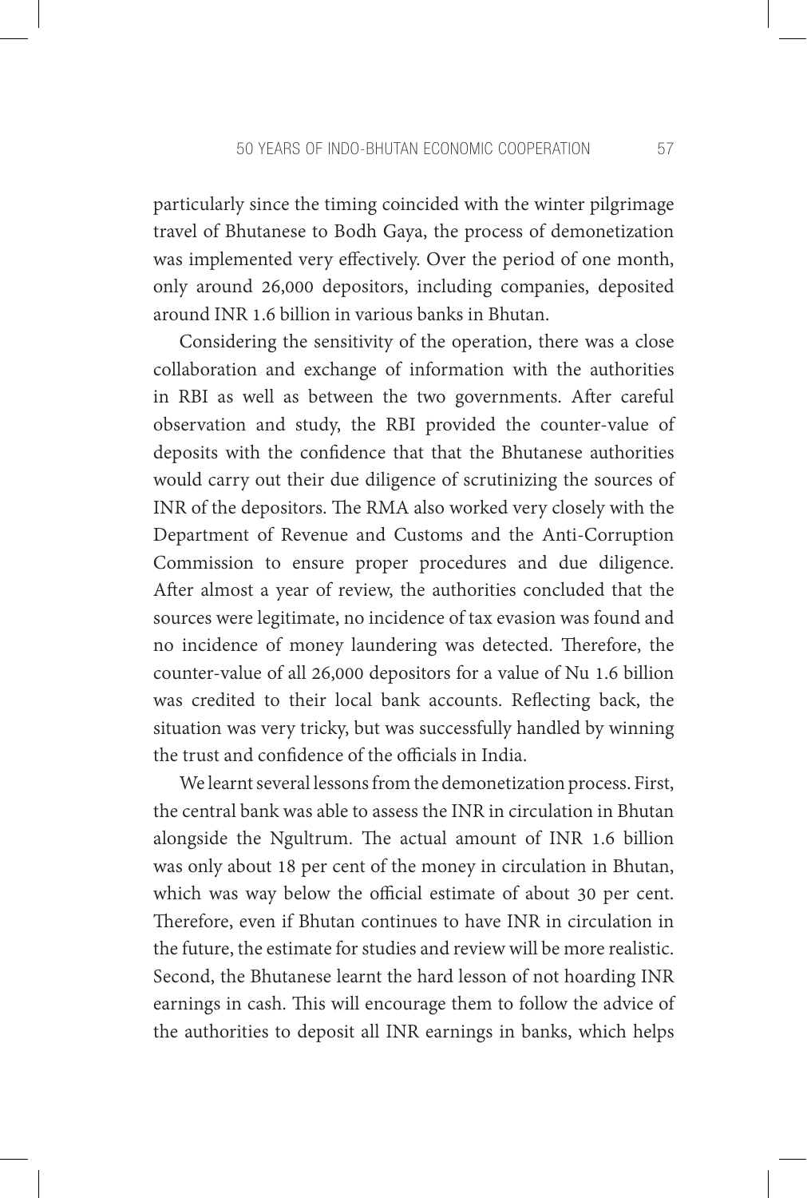particularly since the timing coincided with the winter pilgrimage travel of Bhutanese to Bodh Gaya, the process of demonetization was implemented very effectively. Over the period of one month, only around 26,000 depositors, including companies, deposited around INR 1.6 billion in various banks in Bhutan.

Considering the sensitivity of the operation, there was a close collaboration and exchange of information with the authorities in RBI as well as between the two governments. After careful observation and study, the RBI provided the counter-value of deposits with the confidence that that the Bhutanese authorities would carry out their due diligence of scrutinizing the sources of INR of the depositors. The RMA also worked very closely with the Department of Revenue and Customs and the Anti-Corruption Commission to ensure proper procedures and due diligence. After almost a year of review, the authorities concluded that the sources were legitimate, no incidence of tax evasion was found and no incidence of money laundering was detected. Therefore, the counter-value of all 26,000 depositors for a value of Nu 1.6 billion was credited to their local bank accounts. Reflecting back, the situation was very tricky, but was successfully handled by winning the trust and confidence of the officials in India.

We learnt several lessons from the demonetization process. First, the central bank was able to assess the INR in circulation in Bhutan alongside the Ngultrum. The actual amount of INR 1.6 billion was only about 18 per cent of the money in circulation in Bhutan, which was way below the official estimate of about 30 per cent. Therefore, even if Bhutan continues to have INR in circulation in the future, the estimate for studies and review will be more realistic. Second, the Bhutanese learnt the hard lesson of not hoarding INR earnings in cash. This will encourage them to follow the advice of the authorities to deposit all INR earnings in banks, which helps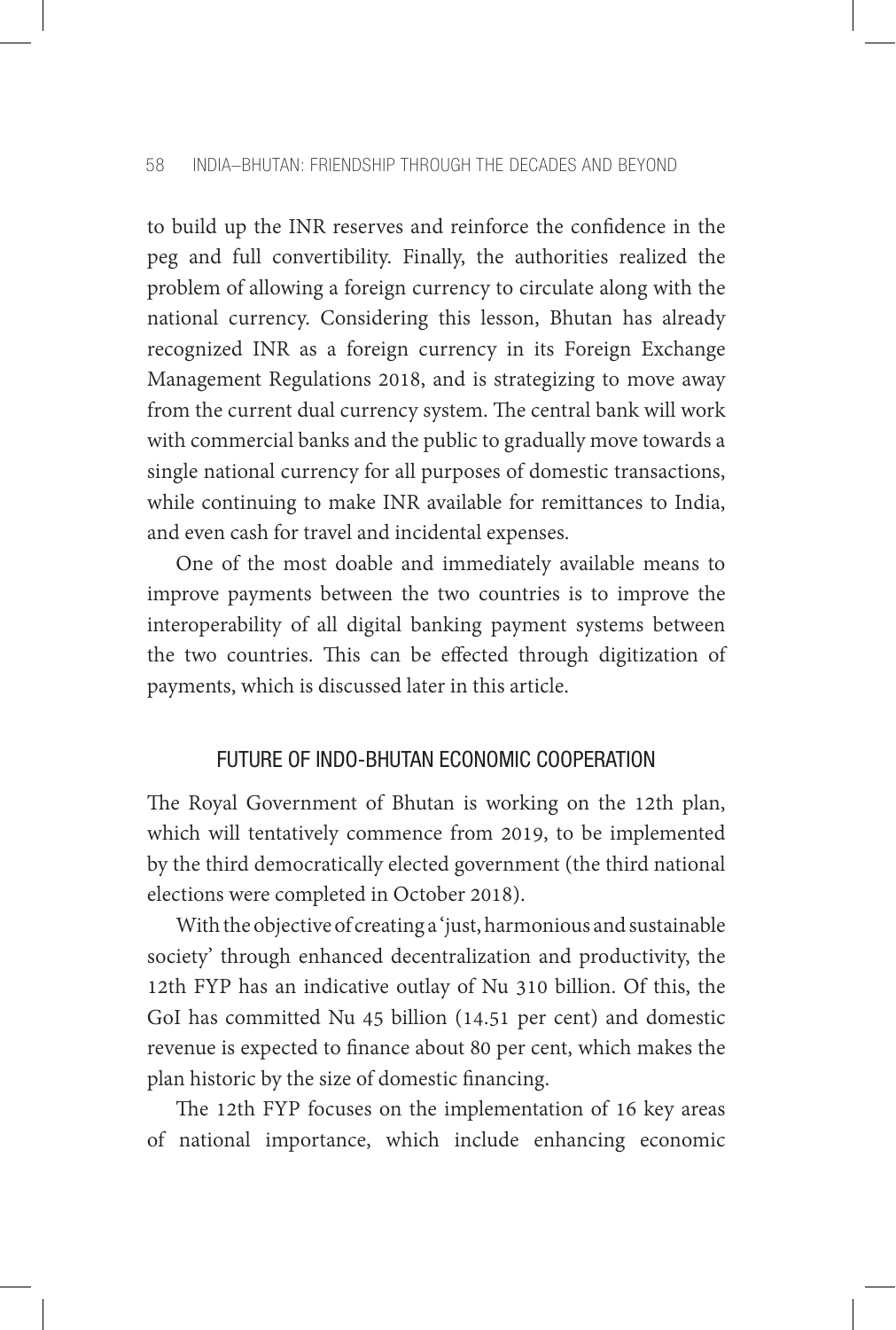to build up the INR reserves and reinforce the confidence in the peg and full convertibility. Finally, the authorities realized the problem of allowing a foreign currency to circulate along with the national currency. Considering this lesson, Bhutan has already recognized INR as a foreign currency in its Foreign Exchange Management Regulations 2018, and is strategizing to move away from the current dual currency system. The central bank will work with commercial banks and the public to gradually move towards a single national currency for all purposes of domestic transactions, while continuing to make INR available for remittances to India, and even cash for travel and incidental expenses.

One of the most doable and immediately available means to improve payments between the two countries is to improve the interoperability of all digital banking payment systems between the two countries. This can be effected through digitization of payments, which is discussed later in this article.

## FUTURE OF INDO-BHUTAN ECONOMIC COOPERATION

The Royal Government of Bhutan is working on the 12th plan, which will tentatively commence from 2019, to be implemented by the third democratically elected government (the third national elections were completed in October 2018).

With the objective of creating a 'just, harmonious and sustainable society' through enhanced decentralization and productivity, the 12th FYP has an indicative outlay of Nu 310 billion. Of this, the GoI has committed Nu 45 billion (14.51 per cent) and domestic revenue is expected to finance about 80 per cent, which makes the plan historic by the size of domestic financing.

The 12th FYP focuses on the implementation of 16 key areas of national importance, which include enhancing economic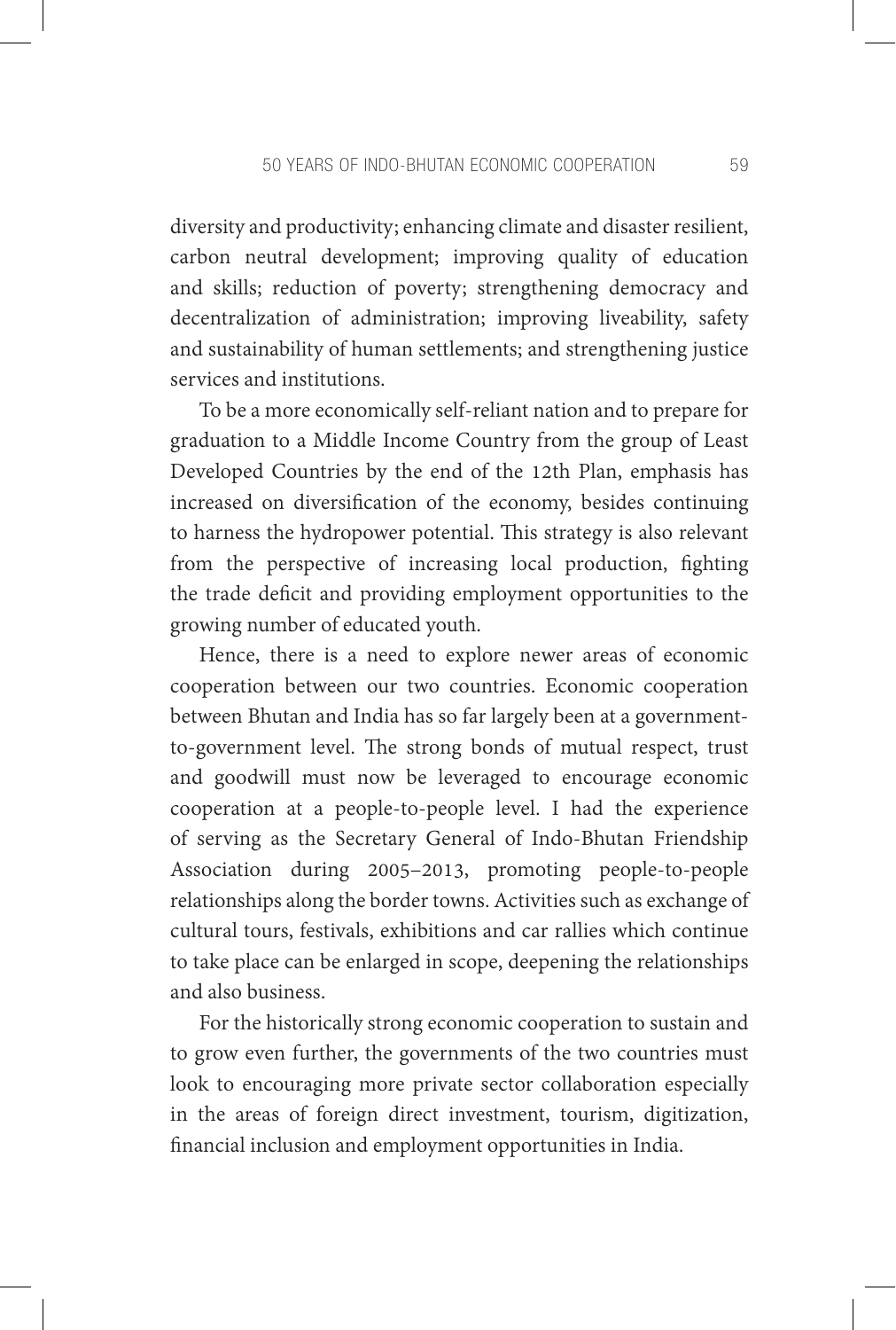diversity and productivity; enhancing climate and disaster resilient, carbon neutral development; improving quality of education and skills; reduction of poverty; strengthening democracy and decentralization of administration; improving liveability, safety and sustainability of human settlements; and strengthening justice services and institutions.

To be a more economically self-reliant nation and to prepare for graduation to a Middle Income Country from the group of Least Developed Countries by the end of the 12th Plan, emphasis has increased on diversification of the economy, besides continuing to harness the hydropower potential. This strategy is also relevant from the perspective of increasing local production, fighting the trade deficit and providing employment opportunities to the growing number of educated youth.

Hence, there is a need to explore newer areas of economic cooperation between our two countries. Economic cooperation between Bhutan and India has so far largely been at a government-to-government level. The strong bonds of mutual respect, trust and goodwill must now be leveraged to encourage economic cooperation at a people-to-people level. I had the experience of serving as the Secretary General of Indo-Bhutan Friendship Association during 2005–2013, promoting people-to-people relationships along the border towns. Activities such as exchange of cultural tours, festivals, exhibitions and car rallies which continue to take place can be enlarged in scope, deepening the relationships and also business.

For the historically strong economic cooperation to sustain and to grow even further, the governments of the two countries must look to encouraging more private sector collaboration especially in the areas of foreign direct investment, tourism, digitization, financial inclusion and employment opportunities in India.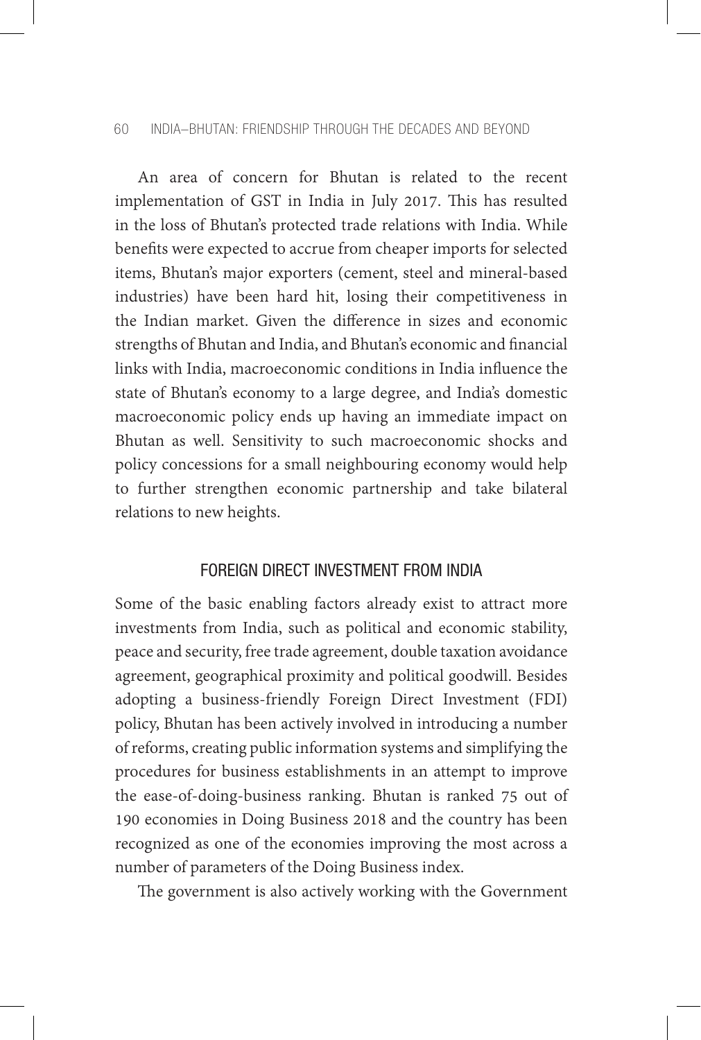An area of concern for Bhutan is related to the recent implementation of GST in India in July 2017. This has resulted in the loss of Bhutan's protected trade relations with India. While benefits were expected to accrue from cheaper imports for selected items, Bhutan's major exporters (cement, steel and mineral-based industries) have been hard hit, losing their competitiveness in the Indian market. Given the difference in sizes and economic strengths of Bhutan and India, and Bhutan's economic and financial links with India, macroeconomic conditions in India influence the state of Bhutan's economy to a large degree, and India's domestic macroeconomic policy ends up having an immediate impact on Bhutan as well. Sensitivity to such macroeconomic shocks and policy concessions for a small neighbouring economy would help to further strengthen economic partnership and take bilateral relations to new heights.

## FOREIGN DIRECT INVESTMENT FROM INDIA

Some of the basic enabling factors already exist to attract more investments from India, such as political and economic stability, peace and security, free trade agreement, double taxation avoidance agreement, geographical proximity and political goodwill. Besides adopting a business-friendly Foreign Direct Investment (FDI) policy, Bhutan has been actively involved in introducing a number of reforms, creating public information systems and simplifying the procedures for business establishments in an attempt to improve the ease-of-doing-business ranking. Bhutan is ranked 75 out of 190 economies in Doing Business 2018 and the country has been recognized as one of the economies improving the most across a number of parameters of the Doing Business index.

The government is also actively working with the Government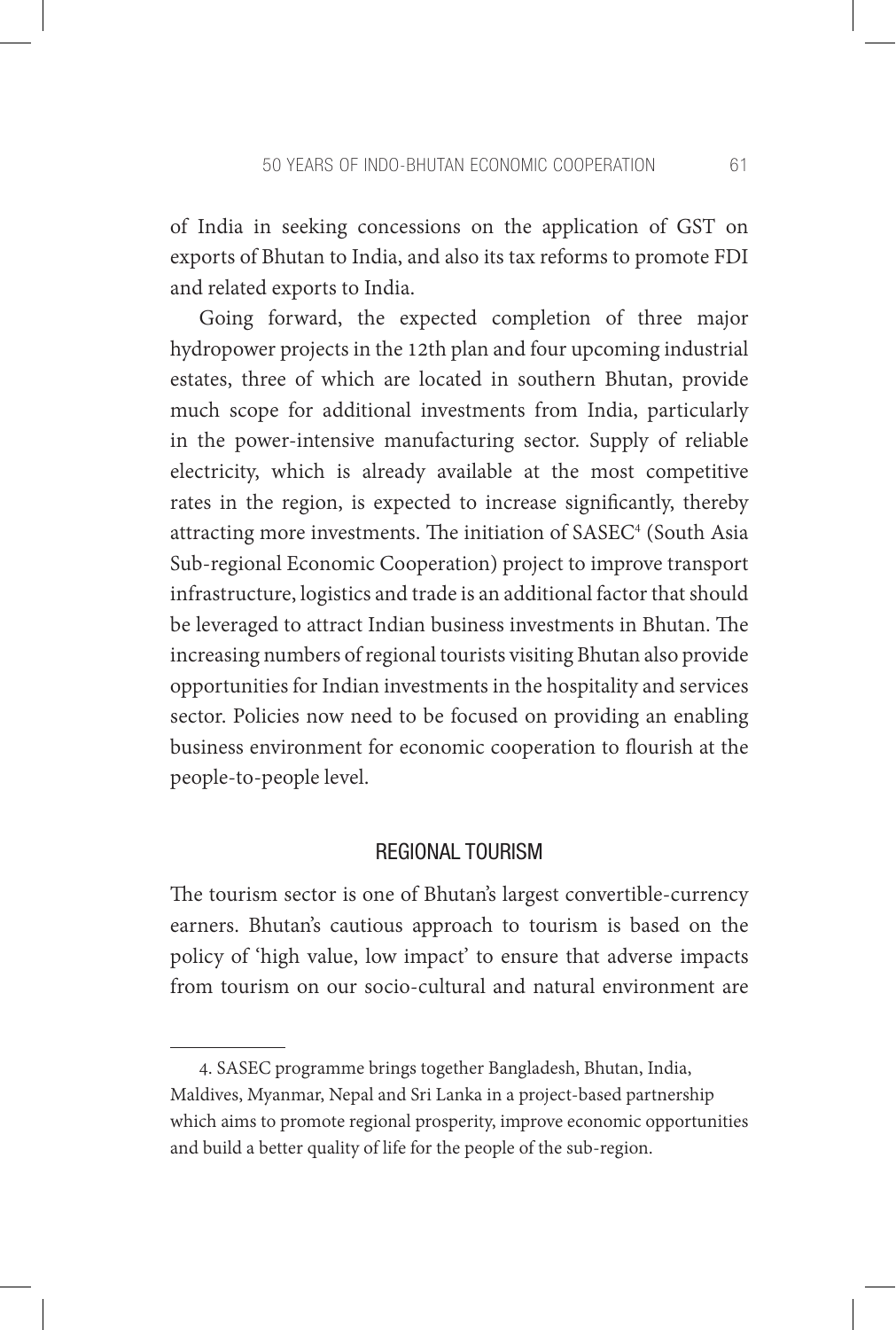of India in seeking concessions on the application of GST on exports of Bhutan to India, and also its tax reforms to promote FDI and related exports to India.

Going forward, the expected completion of three major hydropower projects in the 12th plan and four upcoming industrial estates, three of which are located in southern Bhutan, provide much scope for additional investments from India, particularly in the power-intensive manufacturing sector. Supply of reliable electricity, which is already available at the most competitive rates in the region, is expected to increase significantly, thereby attracting more investments. The initiation of SASEC[4] (South Asia Sub-regional Economic Cooperation) project to improve transport infrastructure, logistics and trade is an additional factor that should be leveraged to attract Indian business investments in Bhutan. The increasing numbers of regional tourists visiting Bhutan also provide opportunities for Indian investments in the hospitality and services sector. Policies now need to be focused on providing an enabling business environment for economic cooperation to flourish at the people-to-people level.

## REGIONAL TOURISM

The tourism sector is one of Bhutan's largest convertible-currency earners. Bhutan's cautious approach to tourism is based on the policy of 'high value, low impact' to ensure that adverse impacts from tourism on our socio-cultural and natural environment are

4. SASEC programme brings together Bangladesh, Bhutan, India, Maldives, Myanmar, Nepal and Sri Lanka in a project-based partnership which aims to promote regional prosperity, improve economic opportunities and build a better quality of life for the people of the sub-region.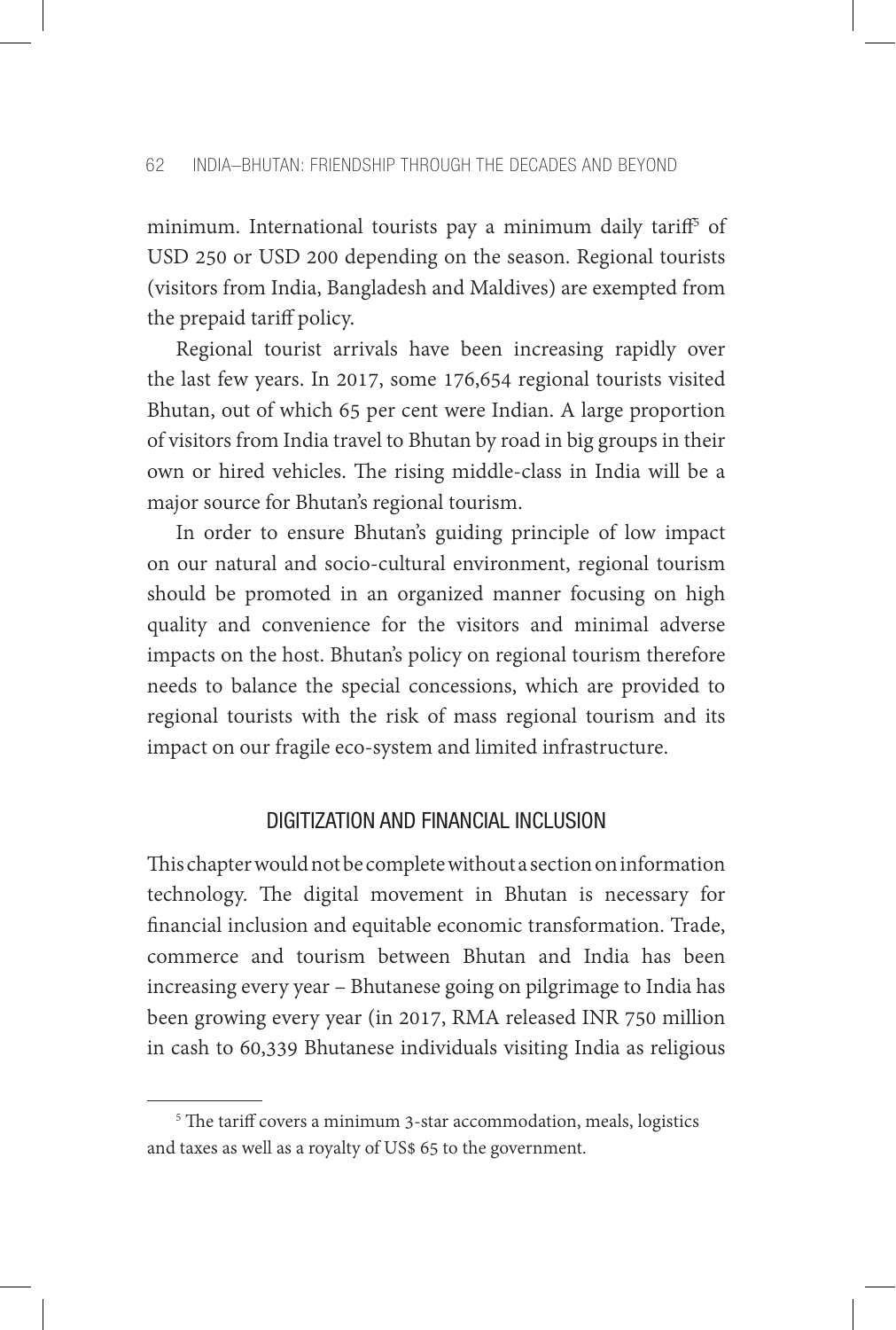minimum. International tourists pay a minimum daily tariff[5] of USD 250 or USD 200 depending on the season. Regional tourists (visitors from India, Bangladesh and Maldives) are exempted from the prepaid tariff policy.

Regional tourist arrivals have been increasing rapidly over the last few years. In 2017, some 176,654 regional tourists visited Bhutan, out of which 65 per cent were Indian. A large proportion of visitors from India travel to Bhutan by road in big groups in their own or hired vehicles. The rising middle-class in India will be a major source for Bhutan's regional tourism.

In order to ensure Bhutan's guiding principle of low impact on our natural and socio-cultural environment, regional tourism should be promoted in an organized manner focusing on high quality and convenience for the visitors and minimal adverse impacts on the host. Bhutan's policy on regional tourism therefore needs to balance the special concessions, which are provided to regional tourists with the risk of mass regional tourism and its impact on our fragile eco-system and limited infrastructure.

## DIGITIZATION AND FINANCIAL INCLUSION

This chapter would not be complete without a section on information technology. The digital movement in Bhutan is necessary for financial inclusion and equitable economic transformation. Trade, commerce and tourism between Bhutan and India has been increasing every year – Bhutanese going on pilgrimage to India has been growing every year (in 2017, RMA released INR 750 million in cash to 60,339 Bhutanese individuals visiting India as religious

---

[5] The tariff covers a minimum 3-star accommodation, meals, logistics and taxes as well as a royalty of US$ 65 to the government.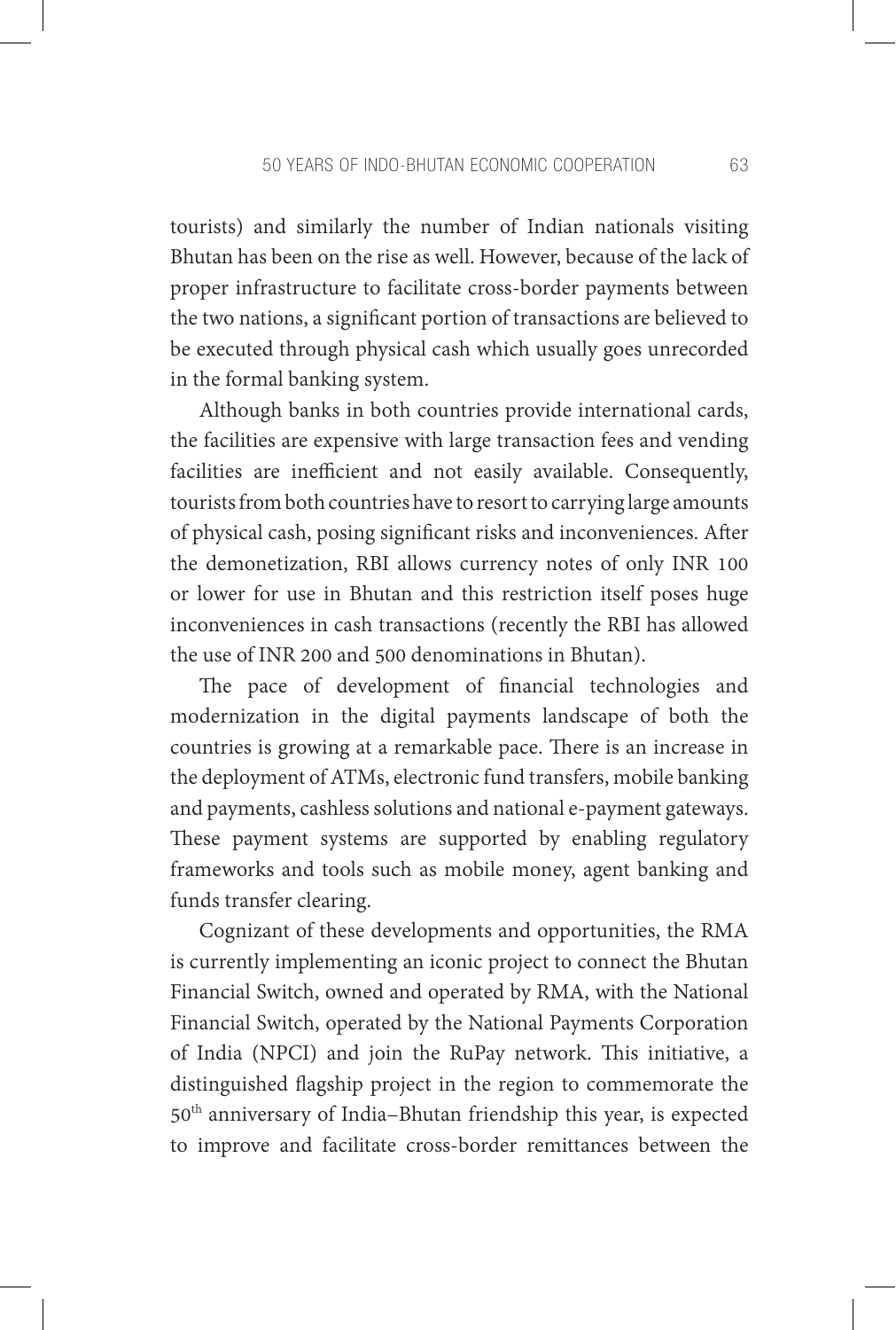tourists) and similarly the number of Indian nationals visiting Bhutan has been on the rise as well. However, because of the lack of proper infrastructure to facilitate cross-border payments between the two nations, a significant portion of transactions are believed to be executed through physical cash which usually goes unrecorded in the formal banking system.

Although banks in both countries provide international cards, the facilities are expensive with large transaction fees and vending facilities are inefficient and not easily available. Consequently, tourists from both countries have to resort to carrying large amounts of physical cash, posing significant risks and inconveniences. After the demonetization, RBI allows currency notes of only INR 100 or lower for use in Bhutan and this restriction itself poses huge inconveniences in cash transactions (recently the RBI has allowed the use of INR 200 and 500 denominations in Bhutan).

The pace of development of financial technologies and modernization in the digital payments landscape of both the countries is growing at a remarkable pace. There is an increase in the deployment of ATMs, electronic fund transfers, mobile banking and payments, cashless solutions and national e-payment gateways. These payment systems are supported by enabling regulatory frameworks and tools such as mobile money, agent banking and funds transfer clearing.

Cognizant of these developments and opportunities, the RMA is currently implementing an iconic project to connect the Bhutan Financial Switch, owned and operated by RMA, with the National Financial Switch, operated by the National Payments Corporation of India (NPCI) and join the RuPay network. This initiative, a distinguished flagship project in the region to commemorate the 50th anniversary of India–Bhutan friendship this year, is expected to improve and facilitate cross-border remittances between the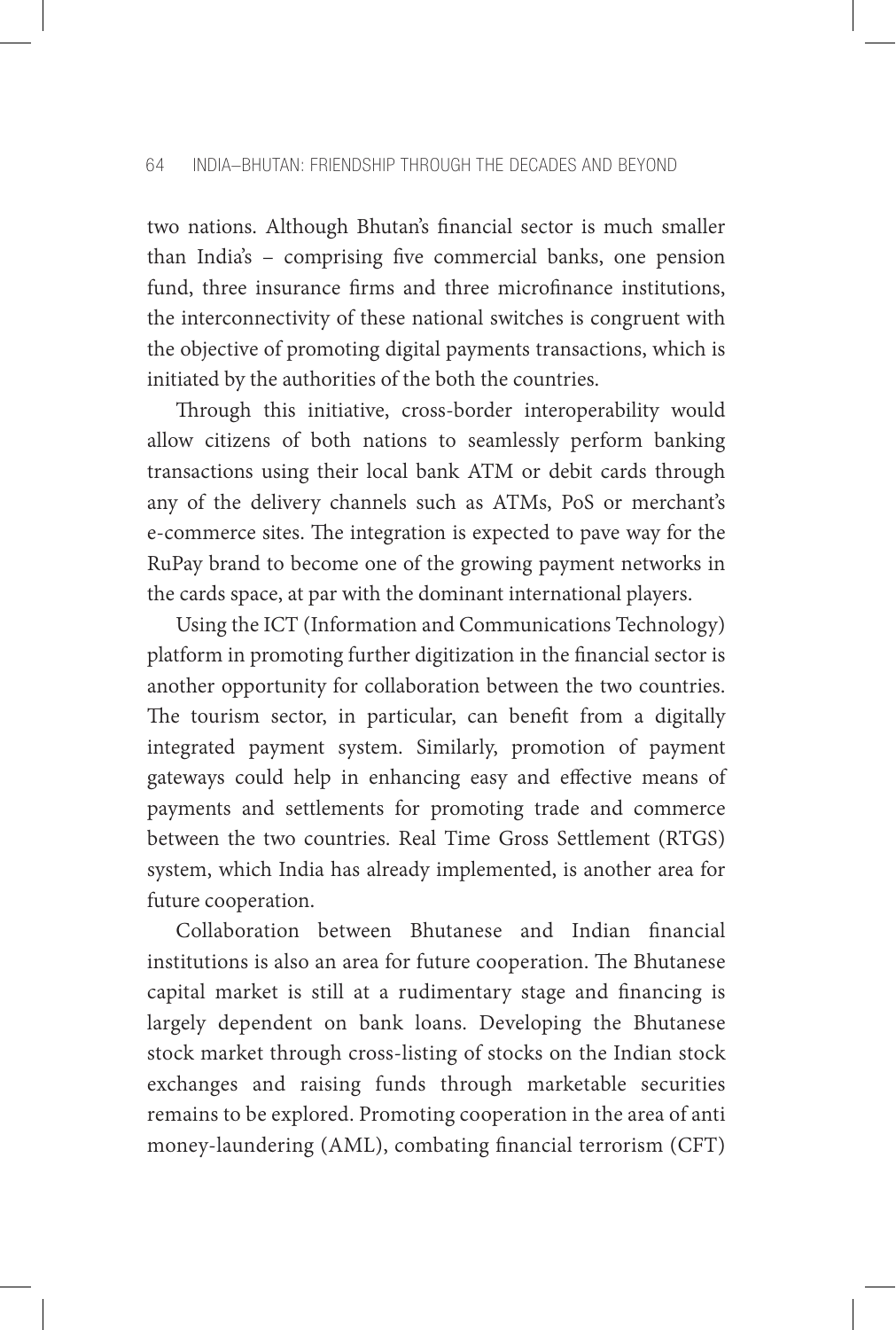two nations. Although Bhutan's financial sector is much smaller than India's – comprising five commercial banks, one pension fund, three insurance firms and three microfinance institutions, the interconnectivity of these national switches is congruent with the objective of promoting digital payments transactions, which is initiated by the authorities of the both the countries.

Through this initiative, cross-border interoperability would allow citizens of both nations to seamlessly perform banking transactions using their local bank ATM or debit cards through any of the delivery channels such as ATMs, PoS or merchant's e-commerce sites. The integration is expected to pave way for the RuPay brand to become one of the growing payment networks in the cards space, at par with the dominant international players.

Using the ICT (Information and Communications Technology) platform in promoting further digitization in the financial sector is another opportunity for collaboration between the two countries. The tourism sector, in particular, can benefit from a digitally integrated payment system. Similarly, promotion of payment gateways could help in enhancing easy and effective means of payments and settlements for promoting trade and commerce between the two countries. Real Time Gross Settlement (RTGS) system, which India has already implemented, is another area for future cooperation.

Collaboration between Bhutanese and Indian financial institutions is also an area for future cooperation. The Bhutanese capital market is still at a rudimentary stage and financing is largely dependent on bank loans. Developing the Bhutanese stock market through cross-listing of stocks on the Indian stock exchanges and raising funds through marketable securities remains to be explored. Promoting cooperation in the area of anti money-laundering (AML), combating financial terrorism (CFT)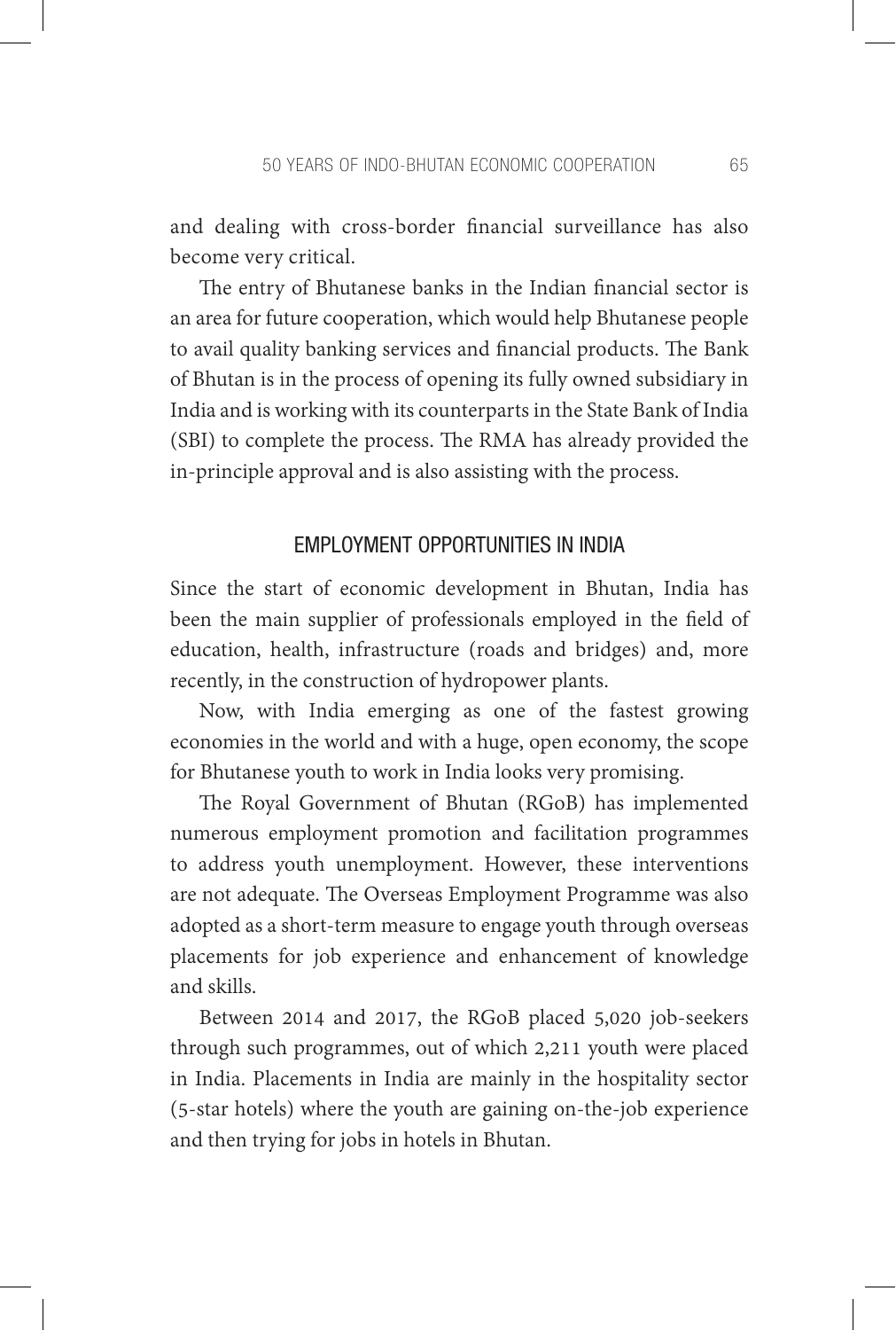and dealing with cross-border financial surveillance has also become very critical.

The entry of Bhutanese banks in the Indian financial sector is an area for future cooperation, which would help Bhutanese people to avail quality banking services and financial products. The Bank of Bhutan is in the process of opening its fully owned subsidiary in India and is working with its counterparts in the State Bank of India (SBI) to complete the process. The RMA has already provided the in-principle approval and is also assisting with the process.

## EMPLOYMENT OPPORTUNITIES IN INDIA

Since the start of economic development in Bhutan, India has been the main supplier of professionals employed in the field of education, health, infrastructure (roads and bridges) and, more recently, in the construction of hydropower plants.

Now, with India emerging as one of the fastest growing economies in the world and with a huge, open economy, the scope for Bhutanese youth to work in India looks very promising.

The Royal Government of Bhutan (RGoB) has implemented numerous employment promotion and facilitation programmes to address youth unemployment. However, these interventions are not adequate. The Overseas Employment Programme was also adopted as a short-term measure to engage youth through overseas placements for job experience and enhancement of knowledge and skills.

Between 2014 and 2017, the RGoB placed 5,020 job-seekers through such programmes, out of which 2,211 youth were placed in India. Placements in India are mainly in the hospitality sector (5-star hotels) where the youth are gaining on-the-job experience and then trying for jobs in hotels in Bhutan.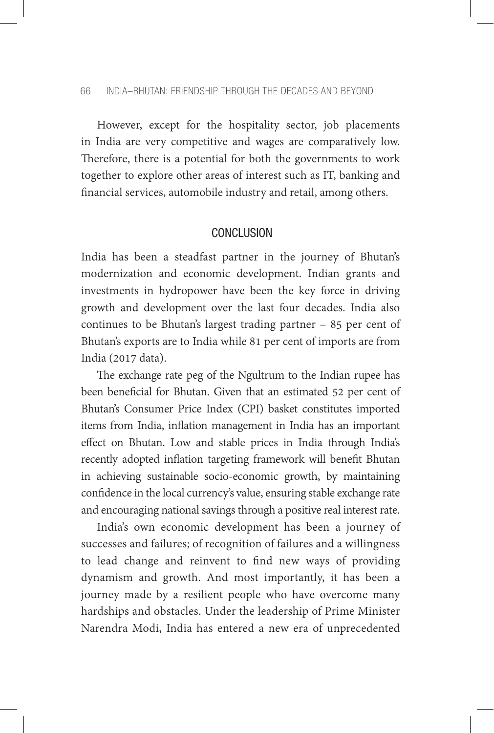However, except for the hospitality sector, job placements in India are very competitive and wages are comparatively low. Therefore, there is a potential for both the governments to work together to explore other areas of interest such as IT, banking and financial services, automobile industry and retail, among others.

## CONCLUSION

India has been a steadfast partner in the journey of Bhutan's modernization and economic development. Indian grants and investments in hydropower have been the key force in driving growth and development over the last four decades. India also continues to be Bhutan's largest trading partner – 85 per cent of Bhutan's exports are to India while 81 per cent of imports are from India (2017 data).

The exchange rate peg of the Ngultrum to the Indian rupee has been beneficial for Bhutan. Given that an estimated 52 per cent of Bhutan's Consumer Price Index (CPI) basket constitutes imported items from India, inflation management in India has an important effect on Bhutan. Low and stable prices in India through India's recently adopted inflation targeting framework will benefit Bhutan in achieving sustainable socio-economic growth, by maintaining confidence in the local currency's value, ensuring stable exchange rate and encouraging national savings through a positive real interest rate.

India's own economic development has been a journey of successes and failures; of recognition of failures and a willingness to lead change and reinvent to find new ways of providing dynamism and growth. And most importantly, it has been a journey made by a resilient people who have overcome many hardships and obstacles. Under the leadership of Prime Minister Narendra Modi, India has entered a new era of unprecedented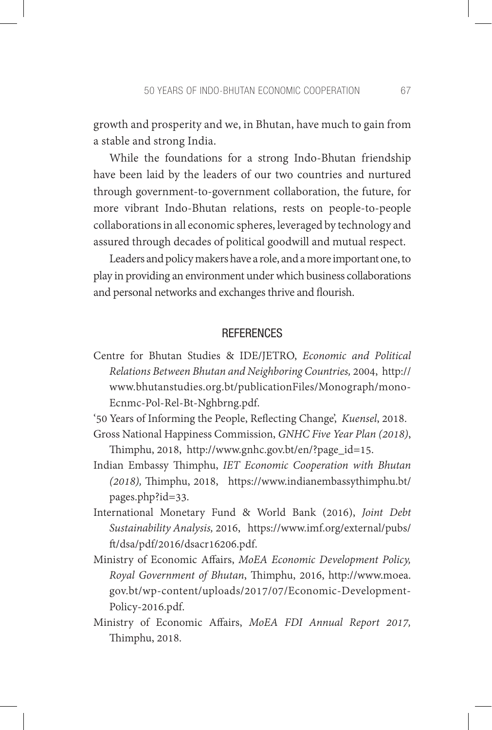growth and prosperity and we, in Bhutan, have much to gain from a stable and strong India.

While the foundations for a strong Indo-Bhutan friendship have been laid by the leaders of our two countries and nurtured through government-to-government collaboration, the future, for more vibrant Indo-Bhutan relations, rests on people-to-people collaborations in all economic spheres, leveraged by technology and assured through decades of political goodwill and mutual respect.

Leaders and policy makers have a role, and a more important one, to play in providing an environment under which business collaborations and personal networks and exchanges thrive and flourish.

## REFERENCES

Centre for Bhutan Studies & IDE/JETRO, *Economic and Political Relations Between Bhutan and Neighboring Countries,* 2004, http://www.bhutanstudies.org.bt/publicationFiles/Monograph/mono-Ecnmc-Pol-Rel-Bt-Nghbrng.pdf.

'50 Years of Informing the People, Reflecting Change', *Kuensel*, 2018.

Gross National Happiness Commission, *GNHC Five Year Plan (2018)*, Thimphu, 2018, http://www.gnhc.gov.bt/en/?page_id=15.

Indian Embassy Thimphu, *IET Economic Cooperation with Bhutan (2018),* Thimphu, 2018, https://www.indianembassythimphu.bt/pages.php?id=33.

International Monetary Fund & World Bank (2016), *Joint Debt Sustainability Analysis,* 2016, https://www.imf.org/external/pubs/ft/dsa/pdf/2016/dsacr16206.pdf.

Ministry of Economic Affairs, *MoEA Economic Development Policy, Royal Government of Bhutan*, Thimphu, 2016, http://www.moea.gov.bt/wp-content/uploads/2017/07/Economic-Development-Policy-2016.pdf.

Ministry of Economic Affairs, *MoEA FDI Annual Report 2017,* Thimphu, 2018.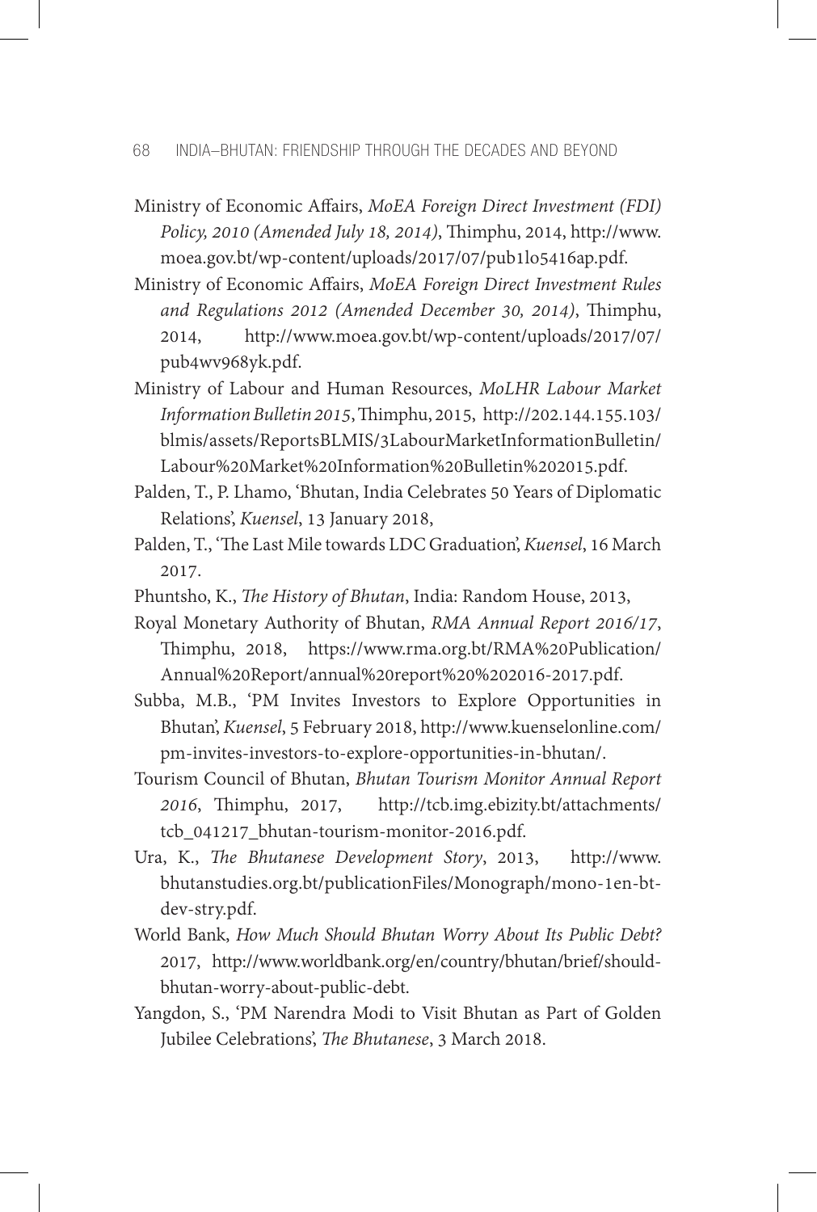Ministry of Economic Affairs, *MoEA Foreign Direct Investment (FDI) Policy, 2010 (Amended July 18, 2014)*, Thimphu, 2014, http://www.moea.gov.bt/wp-content/uploads/2017/07/pub1lo5416ap.pdf.

Ministry of Economic Affairs, *MoEA Foreign Direct Investment Rules and Regulations 2012 (Amended December 30, 2014)*, Thimphu, 2014, http://www.moea.gov.bt/wp-content/uploads/2017/07/pub4wv968yk.pdf.

Ministry of Labour and Human Resources, *MoLHR Labour Market Information Bulletin 2015*, Thimphu, 2015, http://202.144.155.103/blmis/assets/ReportsBLMIS/3LabourMarketInformationBulletin/Labour%20Market%20Information%20Bulletin%202015.pdf.

Palden, T., P. Lhamo, 'Bhutan, India Celebrates 50 Years of Diplomatic Relations', *Kuensel*, 13 January 2018,

Palden, T., 'The Last Mile towards LDC Graduation', *Kuensel*, 16 March 2017.

Phuntsho, K., *The History of Bhutan*, India: Random House, 2013,

Royal Monetary Authority of Bhutan, *RMA Annual Report 2016/17*, Thimphu, 2018, https://www.rma.org.bt/RMA%20Publication/Annual%20Report/annual%20report%20%202016-2017.pdf.

Subba, M.B., 'PM Invites Investors to Explore Opportunities in Bhutan', *Kuensel*, 5 February 2018, http://www.kuenselonline.com/pm-invites-investors-to-explore-opportunities-in-bhutan/.

Tourism Council of Bhutan, *Bhutan Tourism Monitor Annual Report 2016*, Thimphu, 2017, http://tcb.img.ebizity.bt/attachments/tcb_041217_bhutan-tourism-monitor-2016.pdf.

Ura, K., *The Bhutanese Development Story*, 2013, http://www.bhutanstudies.org.bt/publicationFiles/Monograph/mono-1en-bt-dev-stry.pdf.

World Bank, *How Much Should Bhutan Worry About Its Public Debt?* 2017, http://www.worldbank.org/en/country/bhutan/brief/should-bhutan-worry-about-public-debt.

Yangdon, S., 'PM Narendra Modi to Visit Bhutan as Part of Golden Jubilee Celebrations', *The Bhutanese*, 3 March 2018.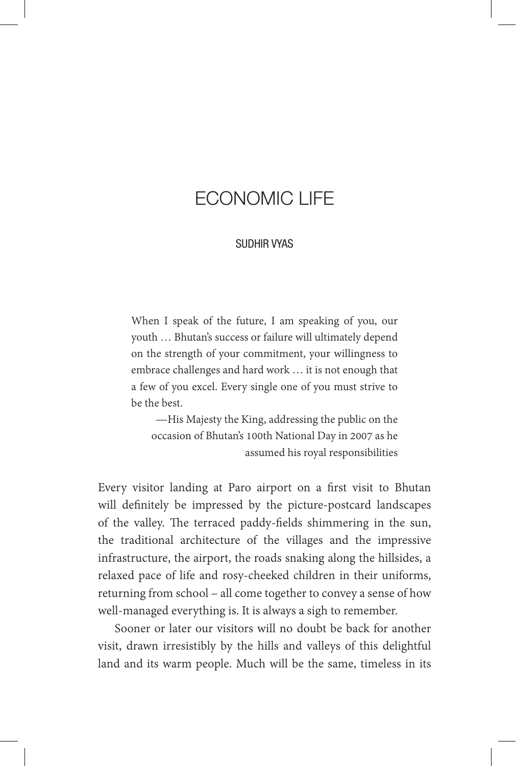# ECONOMIC LIFE

SUDHIR VYAS

> When I speak of the future, I am speaking of you, our youth … Bhutan's success or failure will ultimately depend on the strength of your commitment, your willingness to embrace challenges and hard work … it is not enough that a few of you excel. Every single one of you must strive to be the best.
>
> —His Majesty the King, addressing the public on the occasion of Bhutan's 100th National Day in 2007 as he assumed his royal responsibilities

Every visitor landing at Paro airport on a first visit to Bhutan will definitely be impressed by the picture-postcard landscapes of the valley. The terraced paddy-fields shimmering in the sun, the traditional architecture of the villages and the impressive infrastructure, the airport, the roads snaking along the hillsides, a relaxed pace of life and rosy-cheeked children in their uniforms, returning from school – all come together to convey a sense of how well-managed everything is. It is always a sigh to remember.

Sooner or later our visitors will no doubt be back for another visit, drawn irresistibly by the hills and valleys of this delightful land and its warm people. Much will be the same, timeless in its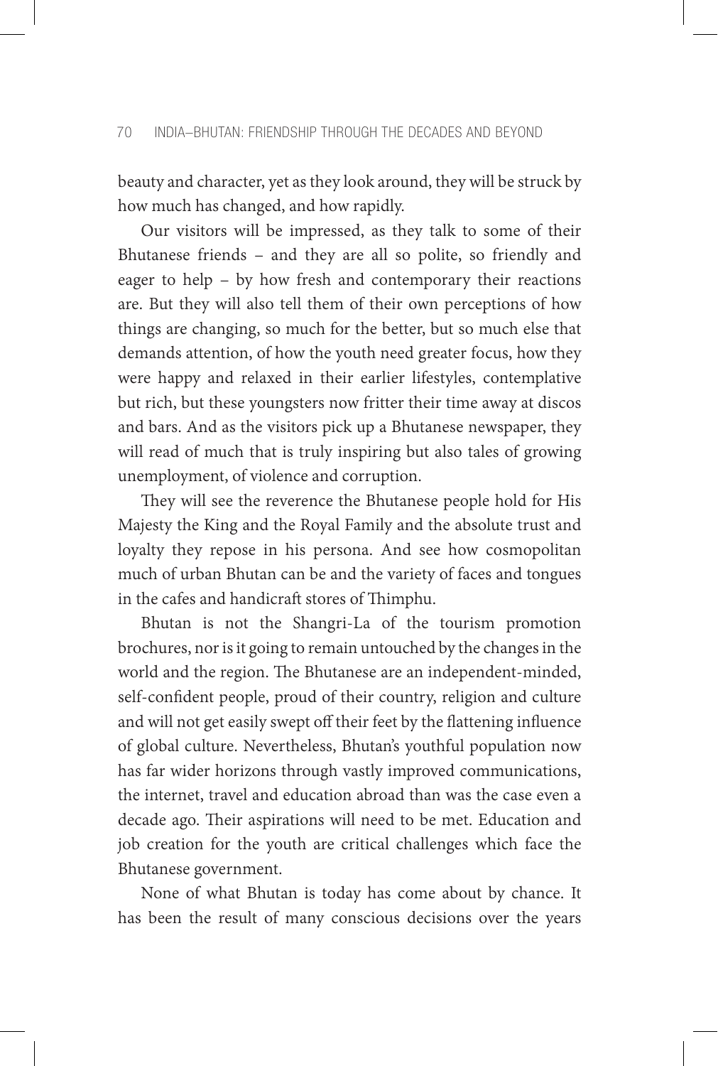beauty and character, yet as they look around, they will be struck by how much has changed, and how rapidly.

Our visitors will be impressed, as they talk to some of their Bhutanese friends – and they are all so polite, so friendly and eager to help – by how fresh and contemporary their reactions are. But they will also tell them of their own perceptions of how things are changing, so much for the better, but so much else that demands attention, of how the youth need greater focus, how they were happy and relaxed in their earlier lifestyles, contemplative but rich, but these youngsters now fritter their time away at discos and bars. And as the visitors pick up a Bhutanese newspaper, they will read of much that is truly inspiring but also tales of growing unemployment, of violence and corruption.

They will see the reverence the Bhutanese people hold for His Majesty the King and the Royal Family and the absolute trust and loyalty they repose in his persona. And see how cosmopolitan much of urban Bhutan can be and the variety of faces and tongues in the cafes and handicraft stores of Thimphu.

Bhutan is not the Shangri-La of the tourism promotion brochures, nor is it going to remain untouched by the changes in the world and the region. The Bhutanese are an independent-minded, self-confident people, proud of their country, religion and culture and will not get easily swept off their feet by the flattening influence of global culture. Nevertheless, Bhutan's youthful population now has far wider horizons through vastly improved communications, the internet, travel and education abroad than was the case even a decade ago. Their aspirations will need to be met. Education and job creation for the youth are critical challenges which face the Bhutanese government.

None of what Bhutan is today has come about by chance. It has been the result of many conscious decisions over the years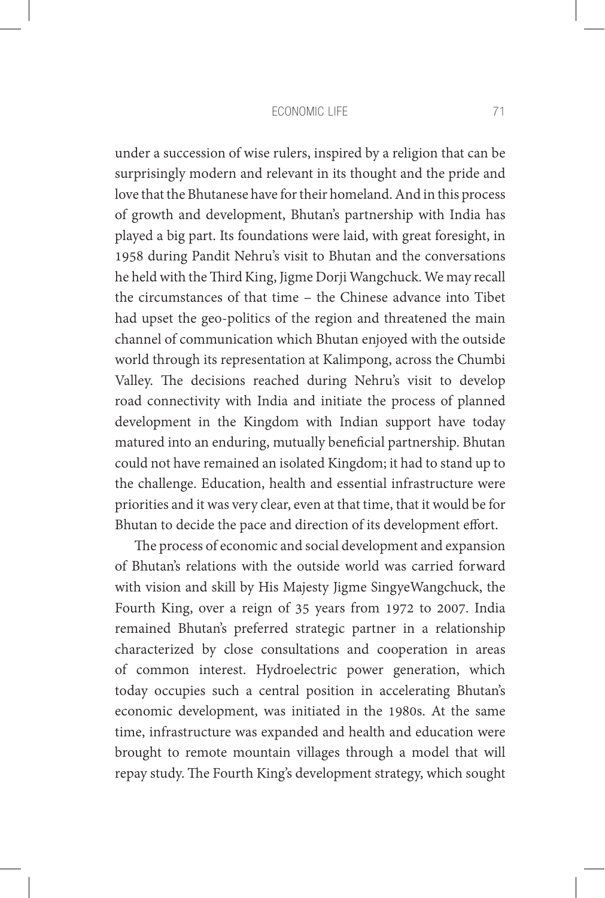under a succession of wise rulers, inspired by a religion that can be surprisingly modern and relevant in its thought and the pride and love that the Bhutanese have for their homeland. And in this process of growth and development, Bhutan's partnership with India has played a big part. Its foundations were laid, with great foresight, in 1958 during Pandit Nehru's visit to Bhutan and the conversations he held with the Third King, Jigme Dorji Wangchuck. We may recall the circumstances of that time – the Chinese advance into Tibet had upset the geo-politics of the region and threatened the main channel of communication which Bhutan enjoyed with the outside world through its representation at Kalimpong, across the Chumbi Valley. The decisions reached during Nehru's visit to develop road connectivity with India and initiate the process of planned development in the Kingdom with Indian support have today matured into an enduring, mutually beneficial partnership. Bhutan could not have remained an isolated Kingdom; it had to stand up to the challenge. Education, health and essential infrastructure were priorities and it was very clear, even at that time, that it would be for Bhutan to decide the pace and direction of its development effort.

The process of economic and social development and expansion of Bhutan's relations with the outside world was carried forward with vision and skill by His Majesty Jigme SingyeWangchuck, the Fourth King, over a reign of 35 years from 1972 to 2007. India remained Bhutan's preferred strategic partner in a relationship characterized by close consultations and cooperation in areas of common interest. Hydroelectric power generation, which today occupies such a central position in accelerating Bhutan's economic development, was initiated in the 1980s. At the same time, infrastructure was expanded and health and education were brought to remote mountain villages through a model that will repay study. The Fourth King's development strategy, which sought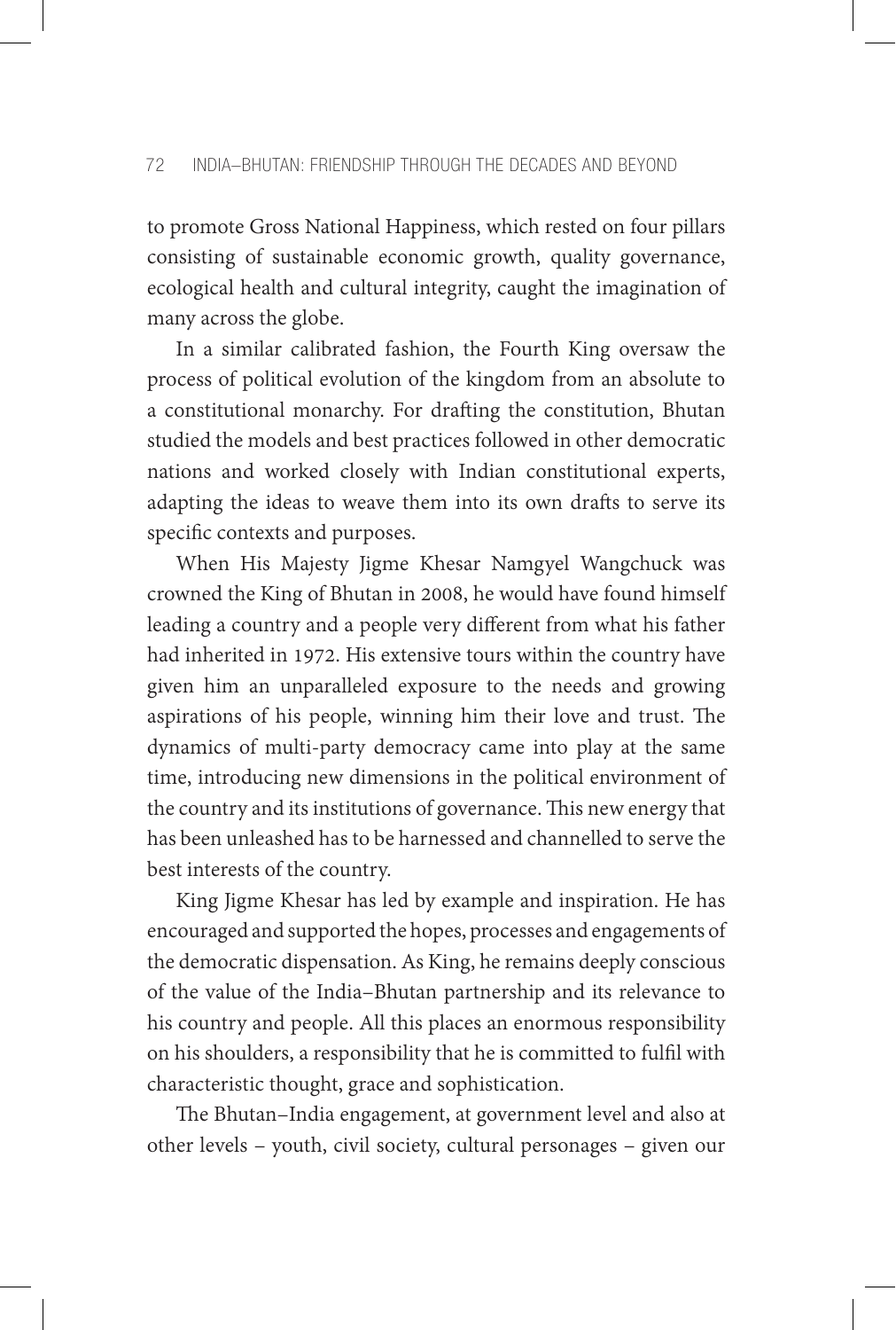to promote Gross National Happiness, which rested on four pillars consisting of sustainable economic growth, quality governance, ecological health and cultural integrity, caught the imagination of many across the globe.

In a similar calibrated fashion, the Fourth King oversaw the process of political evolution of the kingdom from an absolute to a constitutional monarchy. For drafting the constitution, Bhutan studied the models and best practices followed in other democratic nations and worked closely with Indian constitutional experts, adapting the ideas to weave them into its own drafts to serve its specific contexts and purposes.

When His Majesty Jigme Khesar Namgyel Wangchuck was crowned the King of Bhutan in 2008, he would have found himself leading a country and a people very different from what his father had inherited in 1972. His extensive tours within the country have given him an unparalleled exposure to the needs and growing aspirations of his people, winning him their love and trust. The dynamics of multi-party democracy came into play at the same time, introducing new dimensions in the political environment of the country and its institutions of governance. This new energy that has been unleashed has to be harnessed and channelled to serve the best interests of the country.

King Jigme Khesar has led by example and inspiration. He has encouraged and supported the hopes, processes and engagements of the democratic dispensation. As King, he remains deeply conscious of the value of the India–Bhutan partnership and its relevance to his country and people. All this places an enormous responsibility on his shoulders, a responsibility that he is committed to fulfil with characteristic thought, grace and sophistication.

The Bhutan–India engagement, at government level and also at other levels – youth, civil society, cultural personages – given our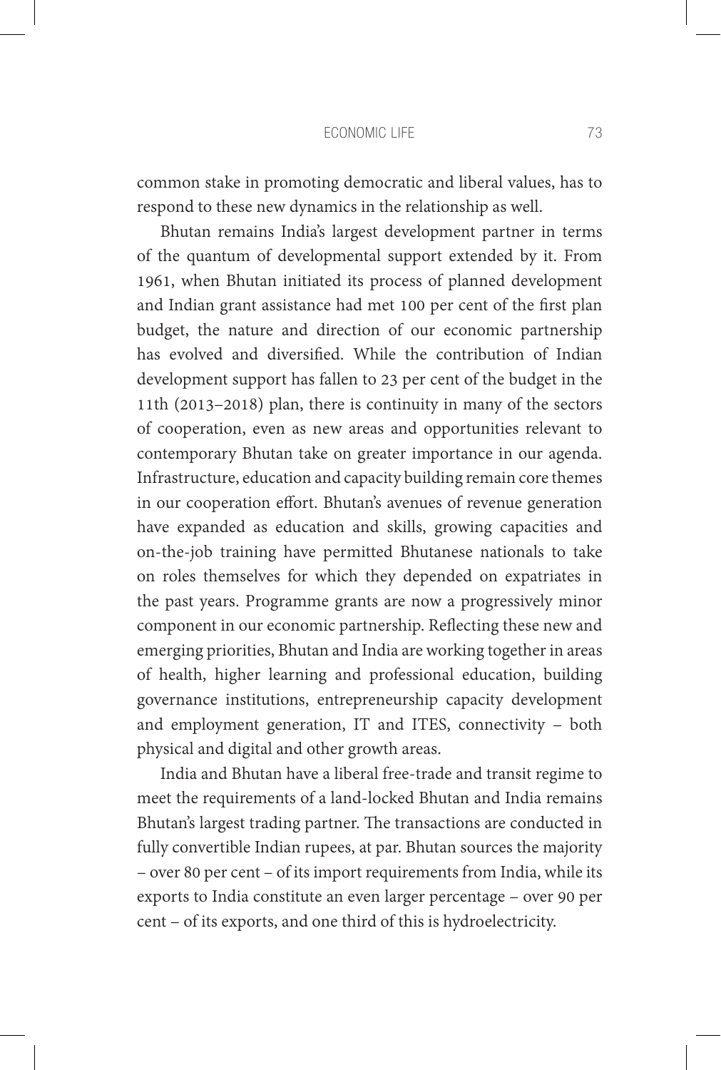common stake in promoting democratic and liberal values, has to respond to these new dynamics in the relationship as well.

Bhutan remains India's largest development partner in terms of the quantum of developmental support extended by it. From 1961, when Bhutan initiated its process of planned development and Indian grant assistance had met 100 per cent of the first plan budget, the nature and direction of our economic partnership has evolved and diversified. While the contribution of Indian development support has fallen to 23 per cent of the budget in the 11th (2013–2018) plan, there is continuity in many of the sectors of cooperation, even as new areas and opportunities relevant to contemporary Bhutan take on greater importance in our agenda. Infrastructure, education and capacity building remain core themes in our cooperation effort. Bhutan's avenues of revenue generation have expanded as education and skills, growing capacities and on-the-job training have permitted Bhutanese nationals to take on roles themselves for which they depended on expatriates in the past years. Programme grants are now a progressively minor component in our economic partnership. Reflecting these new and emerging priorities, Bhutan and India are working together in areas of health, higher learning and professional education, building governance institutions, entrepreneurship capacity development and employment generation, IT and ITES, connectivity – both physical and digital and other growth areas.

India and Bhutan have a liberal free-trade and transit regime to meet the requirements of a land-locked Bhutan and India remains Bhutan's largest trading partner. The transactions are conducted in fully convertible Indian rupees, at par. Bhutan sources the majority – over 80 per cent – of its import requirements from India, while its exports to India constitute an even larger percentage – over 90 per cent – of its exports, and one third of this is hydroelectricity.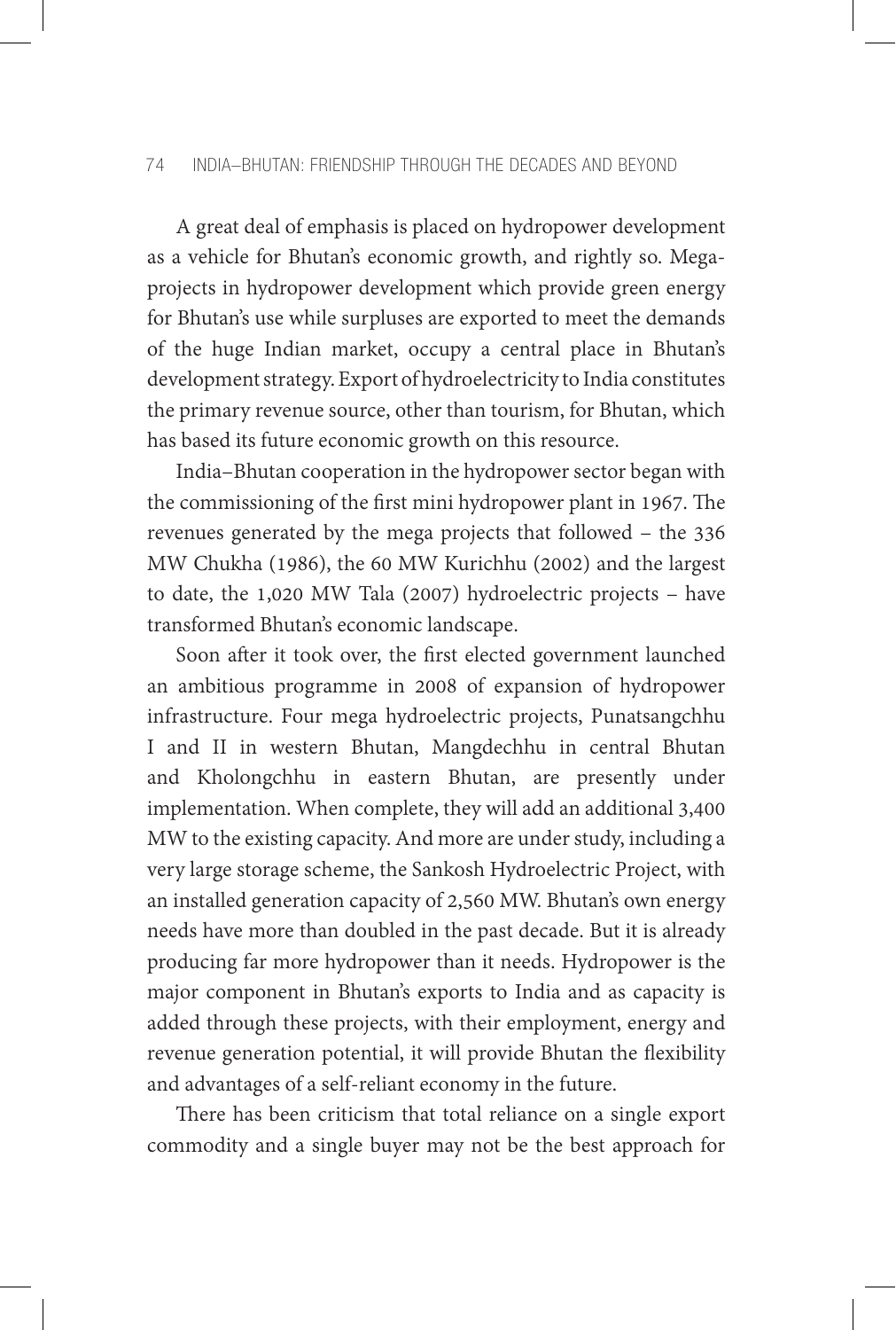A great deal of emphasis is placed on hydropower development as a vehicle for Bhutan's economic growth, and rightly so. Mega-projects in hydropower development which provide green energy for Bhutan's use while surpluses are exported to meet the demands of the huge Indian market, occupy a central place in Bhutan's development strategy. Export of hydroelectricity to India constitutes the primary revenue source, other than tourism, for Bhutan, which has based its future economic growth on this resource.

India–Bhutan cooperation in the hydropower sector began with the commissioning of the first mini hydropower plant in 1967. The revenues generated by the mega projects that followed – the 336 MW Chukha (1986), the 60 MW Kurichhu (2002) and the largest to date, the 1,020 MW Tala (2007) hydroelectric projects – have transformed Bhutan's economic landscape.

Soon after it took over, the first elected government launched an ambitious programme in 2008 of expansion of hydropower infrastructure. Four mega hydroelectric projects, Punatsangchhu I and II in western Bhutan, Mangdechhu in central Bhutan and Kholongchhu in eastern Bhutan, are presently under implementation. When complete, they will add an additional 3,400 MW to the existing capacity. And more are under study, including a very large storage scheme, the Sankosh Hydroelectric Project, with an installed generation capacity of 2,560 MW. Bhutan's own energy needs have more than doubled in the past decade. But it is already producing far more hydropower than it needs. Hydropower is the major component in Bhutan's exports to India and as capacity is added through these projects, with their employment, energy and revenue generation potential, it will provide Bhutan the flexibility and advantages of a self-reliant economy in the future.

There has been criticism that total reliance on a single export commodity and a single buyer may not be the best approach for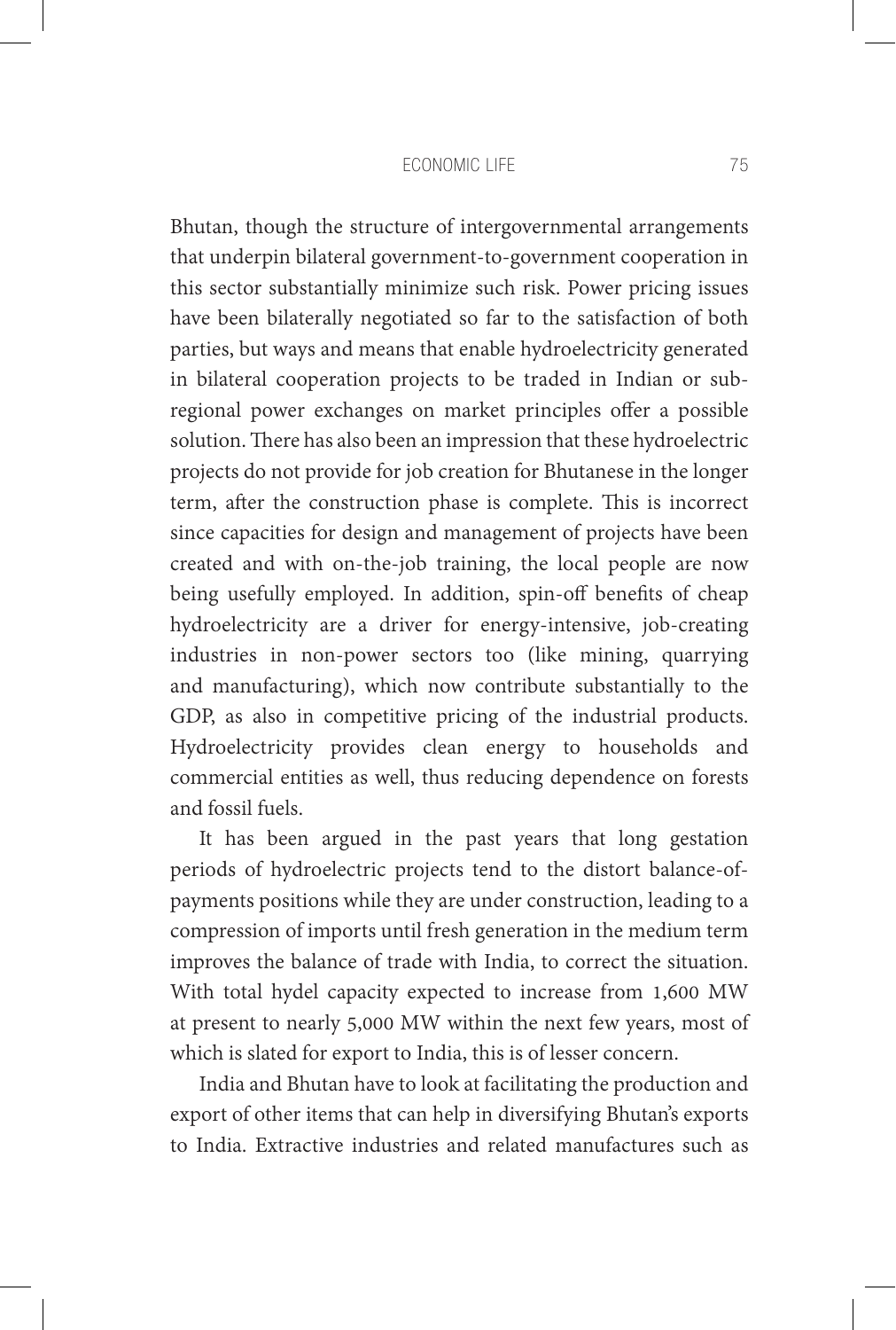Bhutan, though the structure of intergovernmental arrangements that underpin bilateral government-to-government cooperation in this sector substantially minimize such risk. Power pricing issues have been bilaterally negotiated so far to the satisfaction of both parties, but ways and means that enable hydroelectricity generated in bilateral cooperation projects to be traded in Indian or sub-regional power exchanges on market principles offer a possible solution. There has also been an impression that these hydroelectric projects do not provide for job creation for Bhutanese in the longer term, after the construction phase is complete. This is incorrect since capacities for design and management of projects have been created and with on-the-job training, the local people are now being usefully employed. In addition, spin-off benefits of cheap hydroelectricity are a driver for energy-intensive, job-creating industries in non-power sectors too (like mining, quarrying and manufacturing), which now contribute substantially to the GDP, as also in competitive pricing of the industrial products. Hydroelectricity provides clean energy to households and commercial entities as well, thus reducing dependence on forests and fossil fuels.

It has been argued in the past years that long gestation periods of hydroelectric projects tend to the distort balance-of-payments positions while they are under construction, leading to a compression of imports until fresh generation in the medium term improves the balance of trade with India, to correct the situation. With total hydel capacity expected to increase from 1,600 MW at present to nearly 5,000 MW within the next few years, most of which is slated for export to India, this is of lesser concern.

India and Bhutan have to look at facilitating the production and export of other items that can help in diversifying Bhutan's exports to India. Extractive industries and related manufactures such as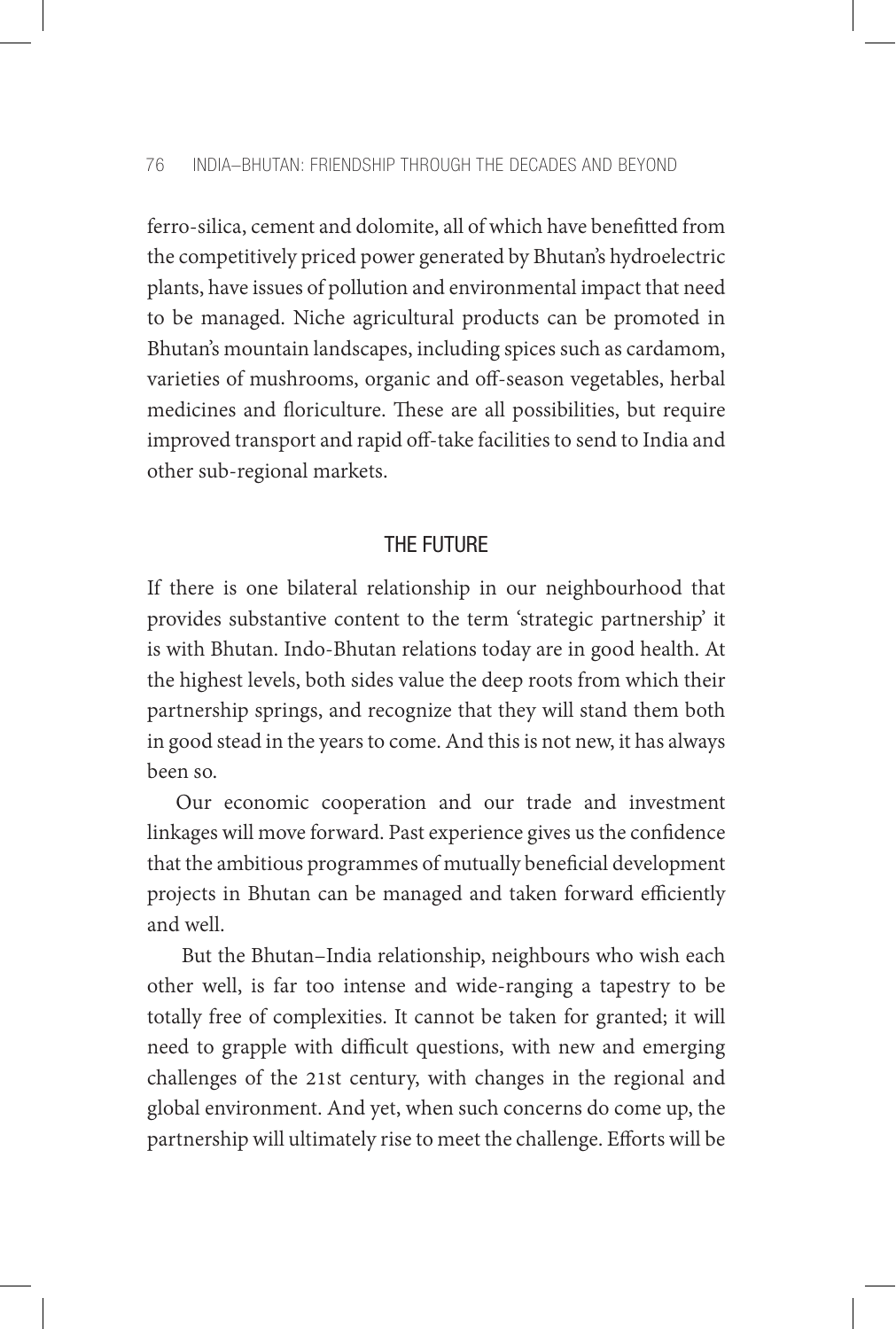ferro-silica, cement and dolomite, all of which have benefitted from the competitively priced power generated by Bhutan's hydroelectric plants, have issues of pollution and environmental impact that need to be managed. Niche agricultural products can be promoted in Bhutan's mountain landscapes, including spices such as cardamom, varieties of mushrooms, organic and off-season vegetables, herbal medicines and floriculture. These are all possibilities, but require improved transport and rapid off-take facilities to send to India and other sub-regional markets.

## THE FUTURE

If there is one bilateral relationship in our neighbourhood that provides substantive content to the term 'strategic partnership' it is with Bhutan. Indo-Bhutan relations today are in good health. At the highest levels, both sides value the deep roots from which their partnership springs, and recognize that they will stand them both in good stead in the years to come. And this is not new, it has always been so.

Our economic cooperation and our trade and investment linkages will move forward. Past experience gives us the confidence that the ambitious programmes of mutually beneficial development projects in Bhutan can be managed and taken forward efficiently and well.

But the Bhutan–India relationship, neighbours who wish each other well, is far too intense and wide-ranging a tapestry to be totally free of complexities. It cannot be taken for granted; it will need to grapple with difficult questions, with new and emerging challenges of the 21st century, with changes in the regional and global environment. And yet, when such concerns do come up, the partnership will ultimately rise to meet the challenge. Efforts will be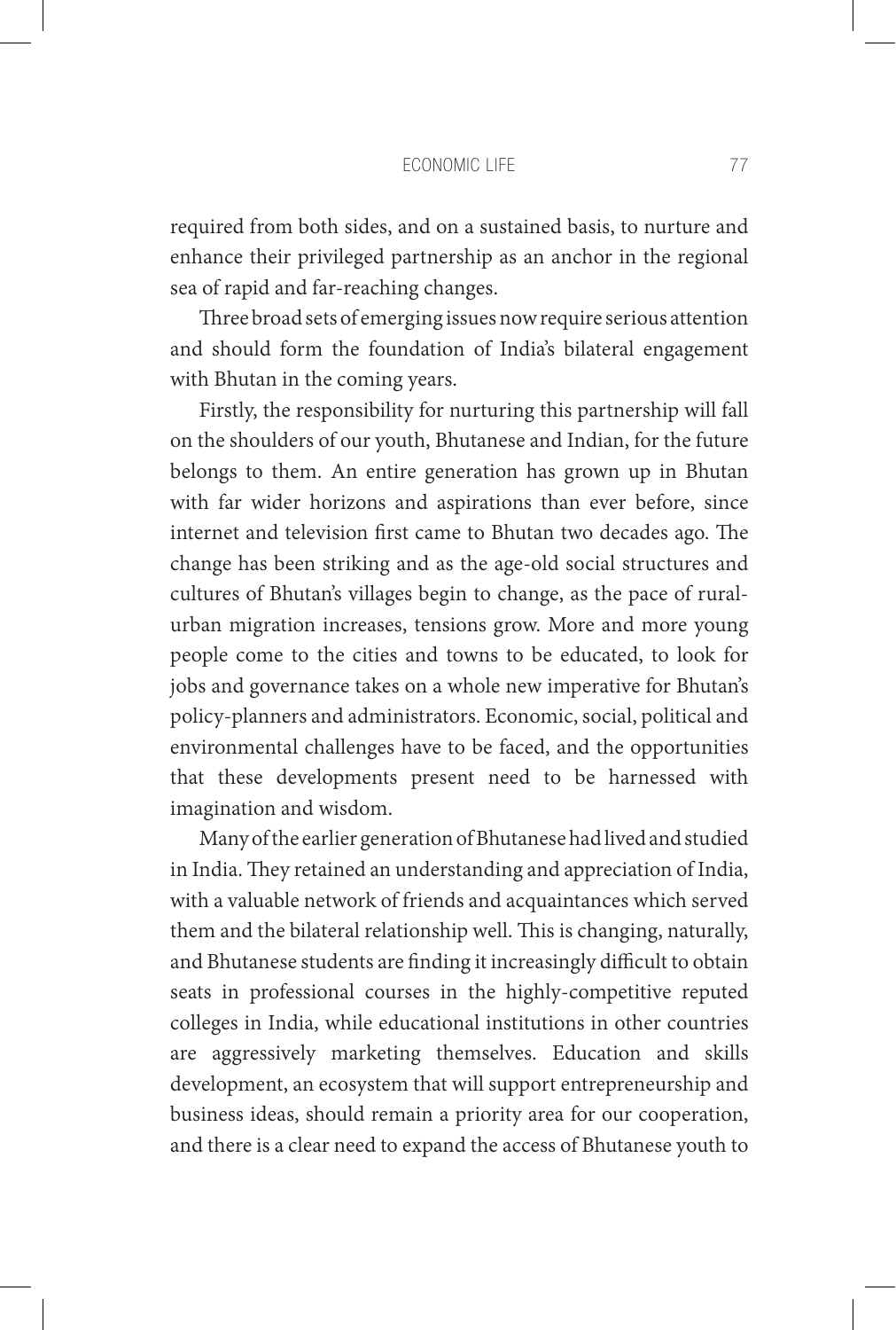required from both sides, and on a sustained basis, to nurture and enhance their privileged partnership as an anchor in the regional sea of rapid and far-reaching changes.

Three broad sets of emerging issues now require serious attention and should form the foundation of India's bilateral engagement with Bhutan in the coming years.

Firstly, the responsibility for nurturing this partnership will fall on the shoulders of our youth, Bhutanese and Indian, for the future belongs to them. An entire generation has grown up in Bhutan with far wider horizons and aspirations than ever before, since internet and television first came to Bhutan two decades ago. The change has been striking and as the age-old social structures and cultures of Bhutan's villages begin to change, as the pace of rural-urban migration increases, tensions grow. More and more young people come to the cities and towns to be educated, to look for jobs and governance takes on a whole new imperative for Bhutan's policy-planners and administrators. Economic, social, political and environmental challenges have to be faced, and the opportunities that these developments present need to be harnessed with imagination and wisdom.

Many of the earlier generation of Bhutanese had lived and studied in India. They retained an understanding and appreciation of India, with a valuable network of friends and acquaintances which served them and the bilateral relationship well. This is changing, naturally, and Bhutanese students are finding it increasingly difficult to obtain seats in professional courses in the highly-competitive reputed colleges in India, while educational institutions in other countries are aggressively marketing themselves. Education and skills development, an ecosystem that will support entrepreneurship and business ideas, should remain a priority area for our cooperation, and there is a clear need to expand the access of Bhutanese youth to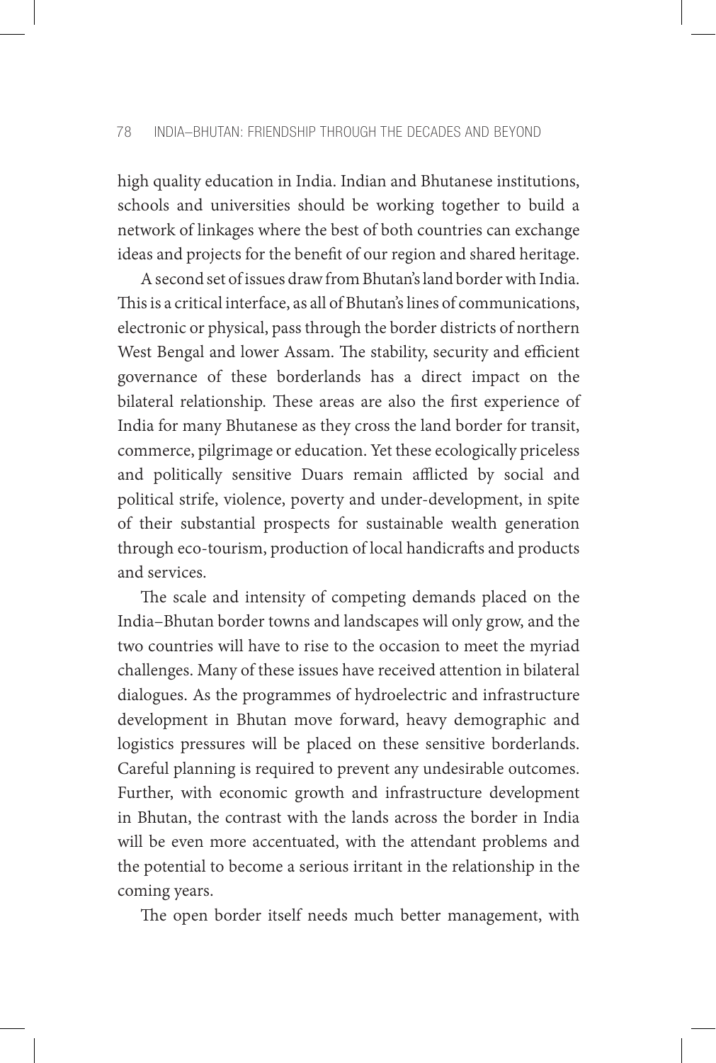high quality education in India. Indian and Bhutanese institutions, schools and universities should be working together to build a network of linkages where the best of both countries can exchange ideas and projects for the benefit of our region and shared heritage.

A second set of issues draw from Bhutan's land border with India. This is a critical interface, as all of Bhutan's lines of communications, electronic or physical, pass through the border districts of northern West Bengal and lower Assam. The stability, security and efficient governance of these borderlands has a direct impact on the bilateral relationship. These areas are also the first experience of India for many Bhutanese as they cross the land border for transit, commerce, pilgrimage or education. Yet these ecologically priceless and politically sensitive Duars remain afflicted by social and political strife, violence, poverty and under-development, in spite of their substantial prospects for sustainable wealth generation through eco-tourism, production of local handicrafts and products and services.

The scale and intensity of competing demands placed on the India–Bhutan border towns and landscapes will only grow, and the two countries will have to rise to the occasion to meet the myriad challenges. Many of these issues have received attention in bilateral dialogues. As the programmes of hydroelectric and infrastructure development in Bhutan move forward, heavy demographic and logistics pressures will be placed on these sensitive borderlands. Careful planning is required to prevent any undesirable outcomes. Further, with economic growth and infrastructure development in Bhutan, the contrast with the lands across the border in India will be even more accentuated, with the attendant problems and the potential to become a serious irritant in the relationship in the coming years.

The open border itself needs much better management, with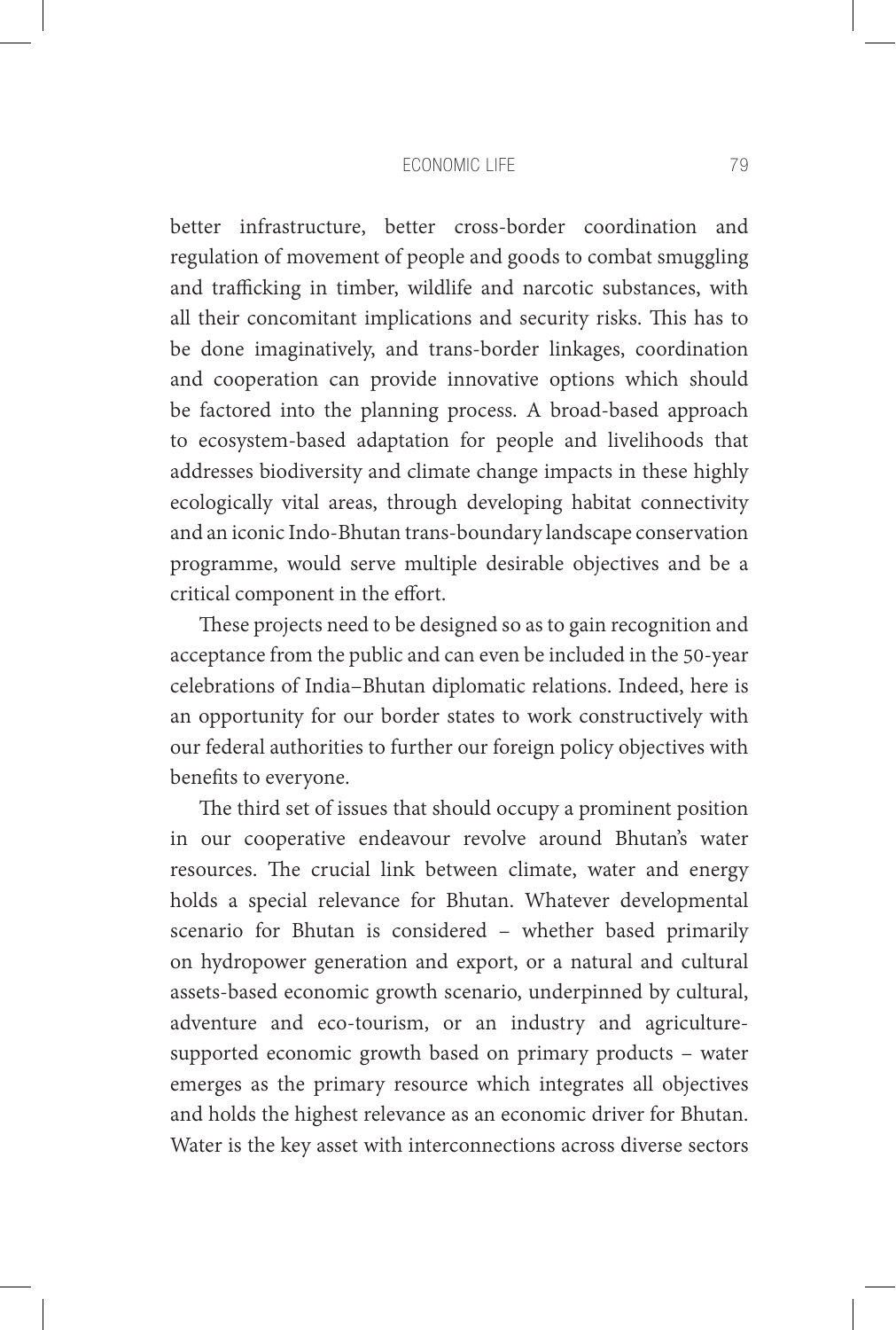better infrastructure, better cross-border coordination and regulation of movement of people and goods to combat smuggling and trafficking in timber, wildlife and narcotic substances, with all their concomitant implications and security risks. This has to be done imaginatively, and trans-border linkages, coordination and cooperation can provide innovative options which should be factored into the planning process. A broad-based approach to ecosystem-based adaptation for people and livelihoods that addresses biodiversity and climate change impacts in these highly ecologically vital areas, through developing habitat connectivity and an iconic Indo-Bhutan trans-boundary landscape conservation programme, would serve multiple desirable objectives and be a critical component in the effort.

These projects need to be designed so as to gain recognition and acceptance from the public and can even be included in the 50-year celebrations of India–Bhutan diplomatic relations. Indeed, here is an opportunity for our border states to work constructively with our federal authorities to further our foreign policy objectives with benefits to everyone.

The third set of issues that should occupy a prominent position in our cooperative endeavour revolve around Bhutan's water resources. The crucial link between climate, water and energy holds a special relevance for Bhutan. Whatever developmental scenario for Bhutan is considered – whether based primarily on hydropower generation and export, or a natural and cultural assets-based economic growth scenario, underpinned by cultural, adventure and eco-tourism, or an industry and agriculture-supported economic growth based on primary products – water emerges as the primary resource which integrates all objectives and holds the highest relevance as an economic driver for Bhutan. Water is the key asset with interconnections across diverse sectors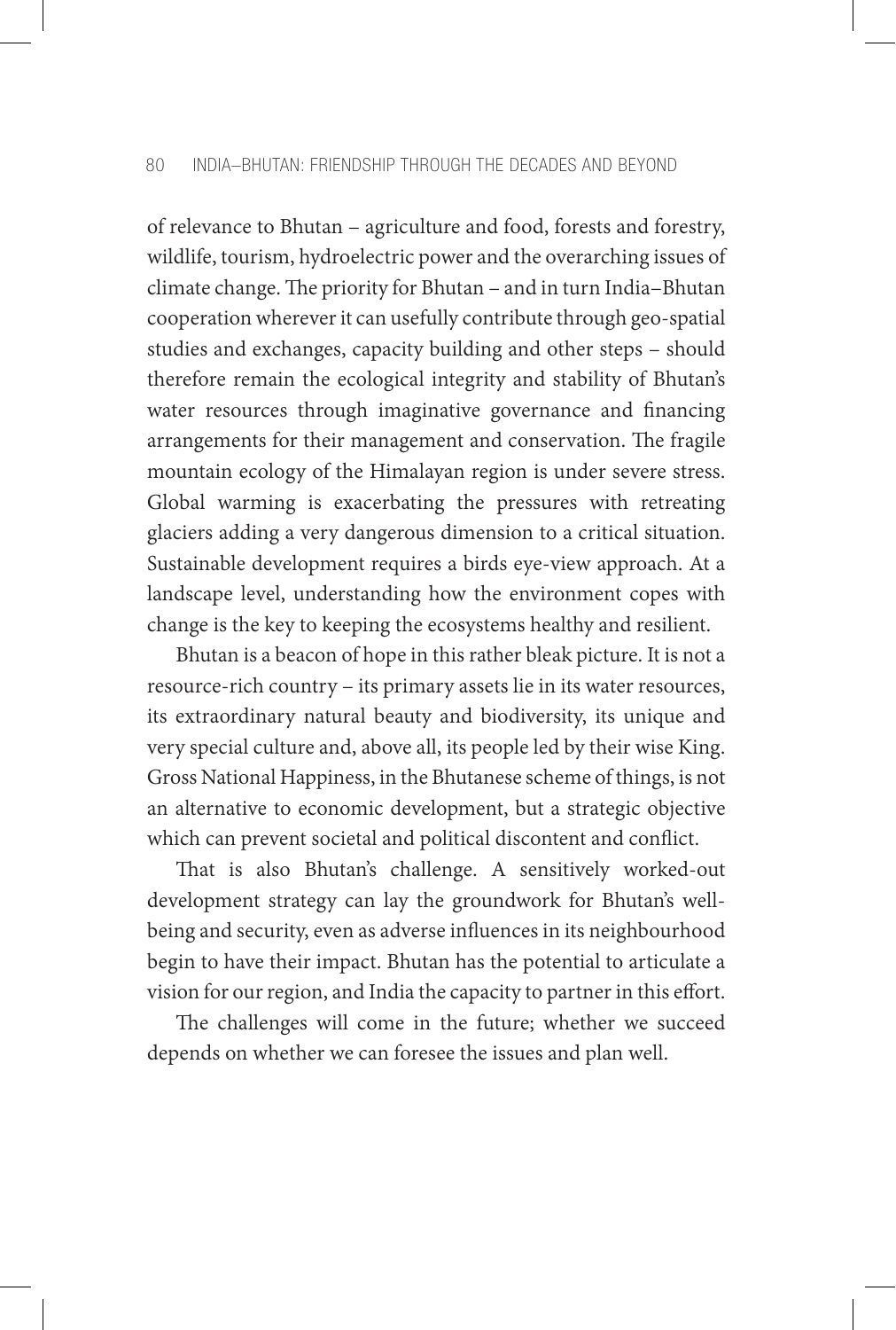of relevance to Bhutan – agriculture and food, forests and forestry, wildlife, tourism, hydroelectric power and the overarching issues of climate change. The priority for Bhutan – and in turn India–Bhutan cooperation wherever it can usefully contribute through geo-spatial studies and exchanges, capacity building and other steps – should therefore remain the ecological integrity and stability of Bhutan's water resources through imaginative governance and financing arrangements for their management and conservation. The fragile mountain ecology of the Himalayan region is under severe stress. Global warming is exacerbating the pressures with retreating glaciers adding a very dangerous dimension to a critical situation. Sustainable development requires a birds eye-view approach. At a landscape level, understanding how the environment copes with change is the key to keeping the ecosystems healthy and resilient.

Bhutan is a beacon of hope in this rather bleak picture. It is not a resource-rich country – its primary assets lie in its water resources, its extraordinary natural beauty and biodiversity, its unique and very special culture and, above all, its people led by their wise King. Gross National Happiness, in the Bhutanese scheme of things, is not an alternative to economic development, but a strategic objective which can prevent societal and political discontent and conflict.

That is also Bhutan's challenge. A sensitively worked-out development strategy can lay the groundwork for Bhutan's well-being and security, even as adverse influences in its neighbourhood begin to have their impact. Bhutan has the potential to articulate a vision for our region, and India the capacity to partner in this effort.

The challenges will come in the future; whether we succeed depends on whether we can foresee the issues and plan well.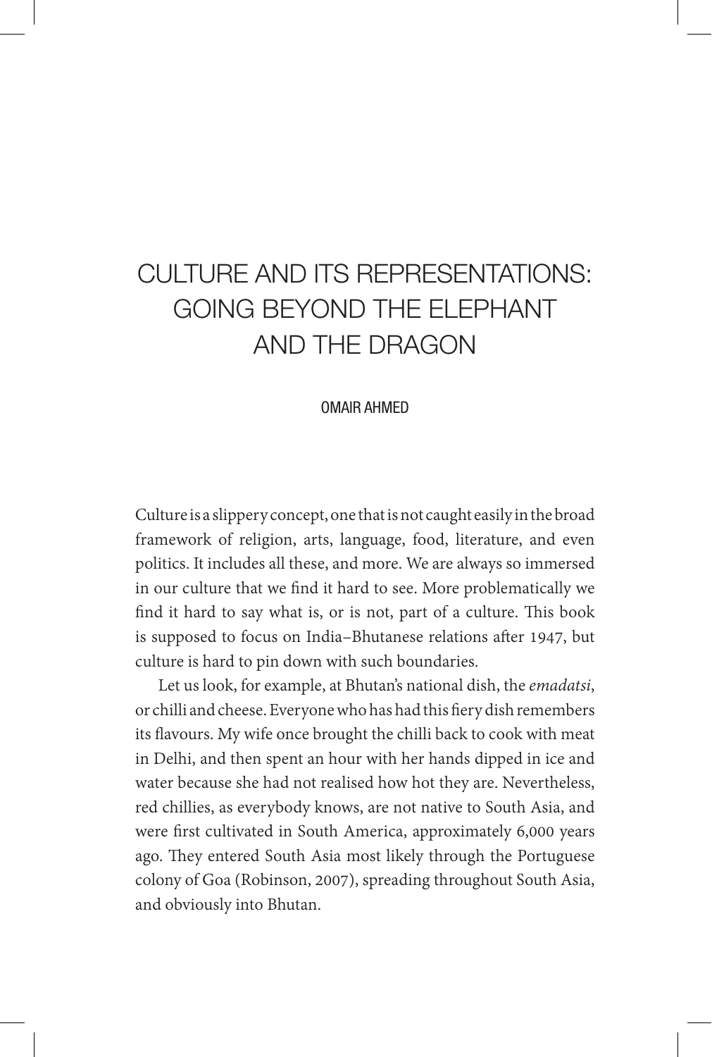# CULTURE AND ITS REPRESENTATIONS: GOING BEYOND THE ELEPHANT AND THE DRAGON

OMAIR AHMED

Culture is a slippery concept, one that is not caught easily in the broad framework of religion, arts, language, food, literature, and even politics. It includes all these, and more. We are always so immersed in our culture that we find it hard to see. More problematically we find it hard to say what is, or is not, part of a culture. This book is supposed to focus on India–Bhutanese relations after 1947, but culture is hard to pin down with such boundaries.

Let us look, for example, at Bhutan's national dish, the *emadatsi*, or chilli and cheese. Everyone who has had this fiery dish remembers its flavours. My wife once brought the chilli back to cook with meat in Delhi, and then spent an hour with her hands dipped in ice and water because she had not realised how hot they are. Nevertheless, red chillies, as everybody knows, are not native to South Asia, and were first cultivated in South America, approximately 6,000 years ago. They entered South Asia most likely through the Portuguese colony of Goa (Robinson, 2007), spreading throughout South Asia, and obviously into Bhutan.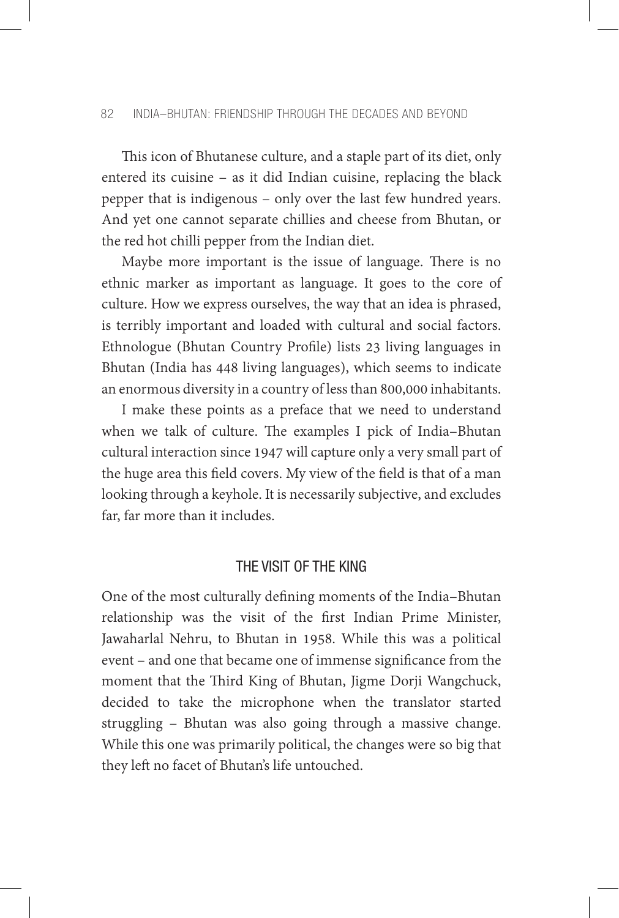This icon of Bhutanese culture, and a staple part of its diet, only entered its cuisine – as it did Indian cuisine, replacing the black pepper that is indigenous – only over the last few hundred years. And yet one cannot separate chillies and cheese from Bhutan, or the red hot chilli pepper from the Indian diet.

Maybe more important is the issue of language. There is no ethnic marker as important as language. It goes to the core of culture. How we express ourselves, the way that an idea is phrased, is terribly important and loaded with cultural and social factors. Ethnologue (Bhutan Country Profile) lists 23 living languages in Bhutan (India has 448 living languages), which seems to indicate an enormous diversity in a country of less than 800,000 inhabitants.

I make these points as a preface that we need to understand when we talk of culture. The examples I pick of India–Bhutan cultural interaction since 1947 will capture only a very small part of the huge area this field covers. My view of the field is that of a man looking through a keyhole. It is necessarily subjective, and excludes far, far more than it includes.

## THE VISIT OF THE KING

One of the most culturally defining moments of the India–Bhutan relationship was the visit of the first Indian Prime Minister, Jawaharlal Nehru, to Bhutan in 1958. While this was a political event – and one that became one of immense significance from the moment that the Third King of Bhutan, Jigme Dorji Wangchuck, decided to take the microphone when the translator started struggling – Bhutan was also going through a massive change. While this one was primarily political, the changes were so big that they left no facet of Bhutan's life untouched.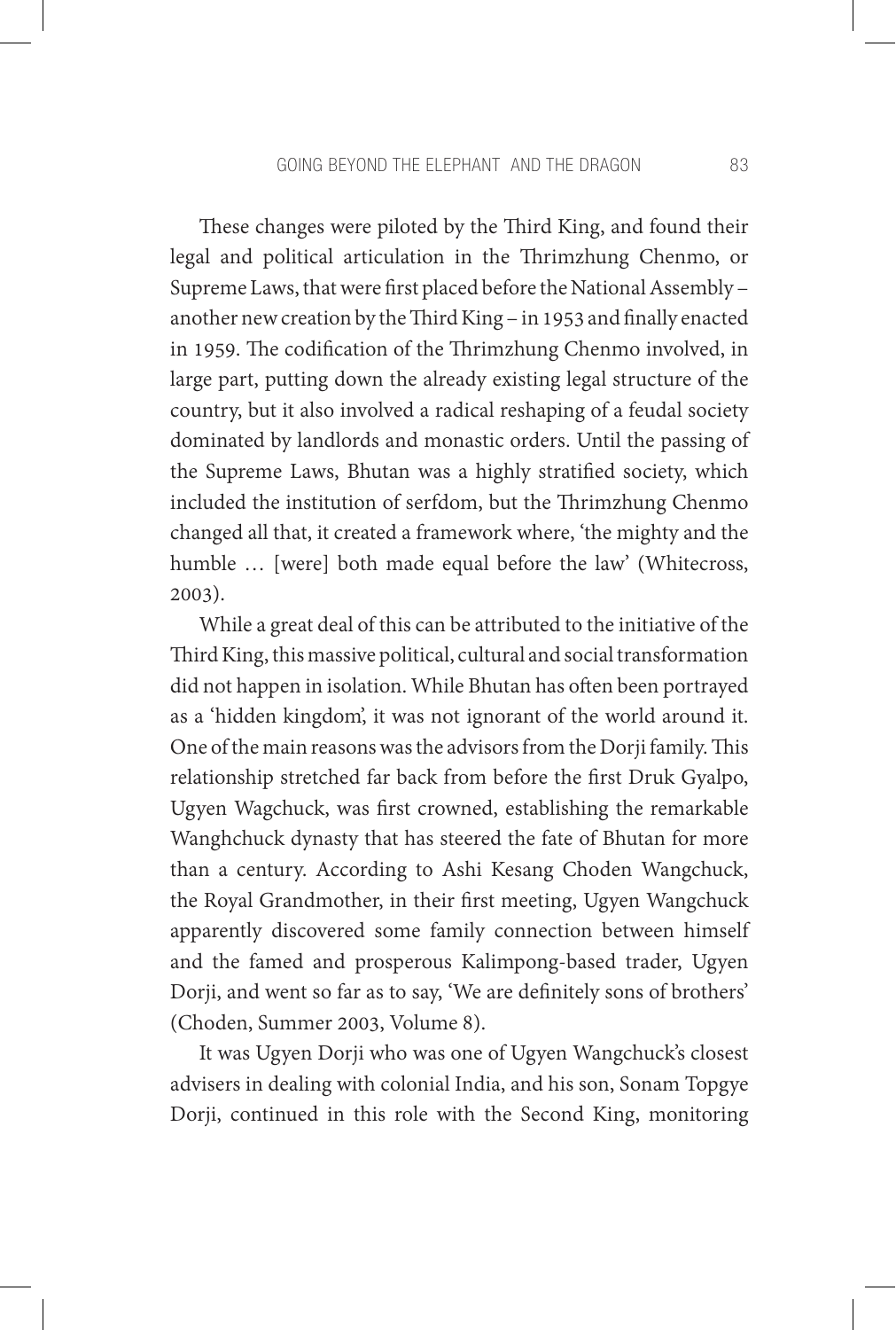These changes were piloted by the Third King, and found their legal and political articulation in the Thrimzhung Chenmo, or Supreme Laws, that were first placed before the National Assembly – another new creation by the Third King – in 1953 and finally enacted in 1959. The codification of the Thrimzhung Chenmo involved, in large part, putting down the already existing legal structure of the country, but it also involved a radical reshaping of a feudal society dominated by landlords and monastic orders. Until the passing of the Supreme Laws, Bhutan was a highly stratified society, which included the institution of serfdom, but the Thrimzhung Chenmo changed all that, it created a framework where, 'the mighty and the humble … [were] both made equal before the law' (Whitecross, 2003).

While a great deal of this can be attributed to the initiative of the Third King, this massive political, cultural and social transformation did not happen in isolation. While Bhutan has often been portrayed as a 'hidden kingdom', it was not ignorant of the world around it. One of the main reasons was the advisors from the Dorji family. This relationship stretched far back from before the first Druk Gyalpo, Ugyen Wagchuck, was first crowned, establishing the remarkable Wanghchuck dynasty that has steered the fate of Bhutan for more than a century. According to Ashi Kesang Choden Wangchuck, the Royal Grandmother, in their first meeting, Ugyen Wangchuck apparently discovered some family connection between himself and the famed and prosperous Kalimpong-based trader, Ugyen Dorji, and went so far as to say, 'We are definitely sons of brothers' (Choden, Summer 2003, Volume 8).

It was Ugyen Dorji who was one of Ugyen Wangchuck's closest advisers in dealing with colonial India, and his son, Sonam Topgye Dorji, continued in this role with the Second King, monitoring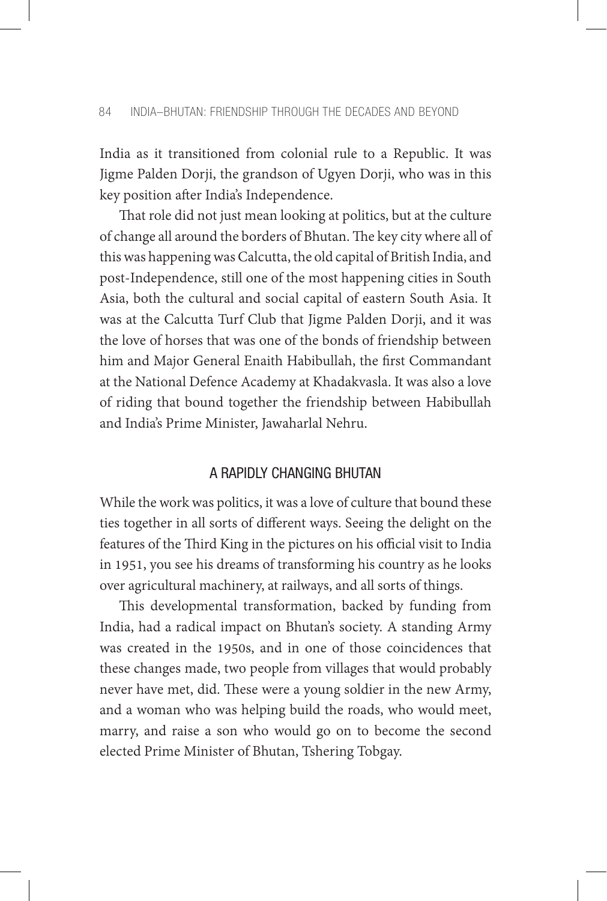India as it transitioned from colonial rule to a Republic. It was Jigme Palden Dorji, the grandson of Ugyen Dorji, who was in this key position after India's Independence.

That role did not just mean looking at politics, but at the culture of change all around the borders of Bhutan. The key city where all of this was happening was Calcutta, the old capital of British India, and post-Independence, still one of the most happening cities in South Asia, both the cultural and social capital of eastern South Asia. It was at the Calcutta Turf Club that Jigme Palden Dorji, and it was the love of horses that was one of the bonds of friendship between him and Major General Enaith Habibullah, the first Commandant at the National Defence Academy at Khadakvasla. It was also a love of riding that bound together the friendship between Habibullah and India's Prime Minister, Jawaharlal Nehru.

## A RAPIDLY CHANGING BHUTAN

While the work was politics, it was a love of culture that bound these ties together in all sorts of different ways. Seeing the delight on the features of the Third King in the pictures on his official visit to India in 1951, you see his dreams of transforming his country as he looks over agricultural machinery, at railways, and all sorts of things.

This developmental transformation, backed by funding from India, had a radical impact on Bhutan's society. A standing Army was created in the 1950s, and in one of those coincidences that these changes made, two people from villages that would probably never have met, did. These were a young soldier in the new Army, and a woman who was helping build the roads, who would meet, marry, and raise a son who would go on to become the second elected Prime Minister of Bhutan, Tshering Tobgay.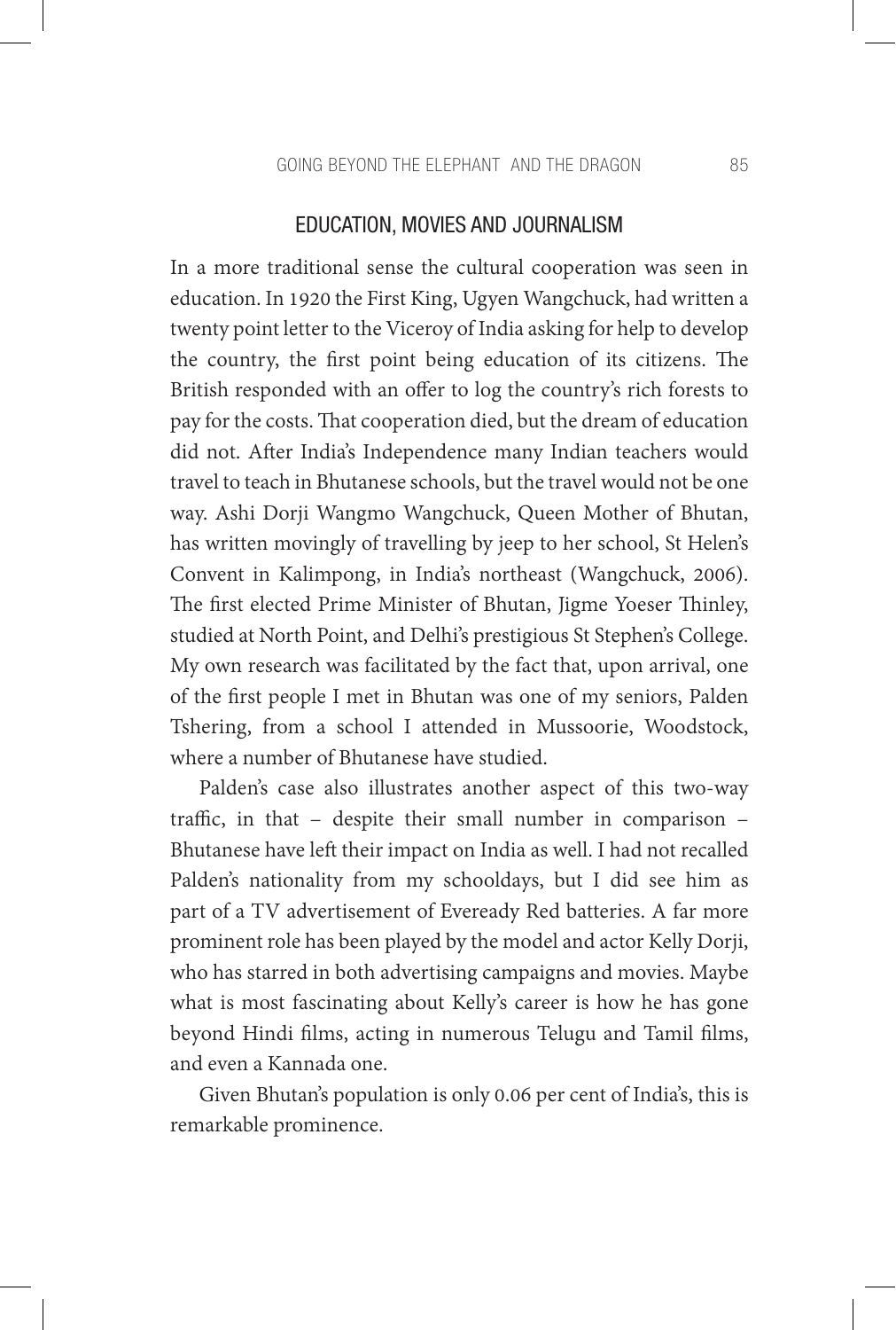## EDUCATION, MOVIES AND JOURNALISM

In a more traditional sense the cultural cooperation was seen in education. In 1920 the First King, Ugyen Wangchuck, had written a twenty point letter to the Viceroy of India asking for help to develop the country, the first point being education of its citizens. The British responded with an offer to log the country's rich forests to pay for the costs. That cooperation died, but the dream of education did not. After India's Independence many Indian teachers would travel to teach in Bhutanese schools, but the travel would not be one way. Ashi Dorji Wangmo Wangchuck, Queen Mother of Bhutan, has written movingly of travelling by jeep to her school, St Helen's Convent in Kalimpong, in India's northeast (Wangchuck, 2006). The first elected Prime Minister of Bhutan, Jigme Yoeser Thinley, studied at North Point, and Delhi's prestigious St Stephen's College. My own research was facilitated by the fact that, upon arrival, one of the first people I met in Bhutan was one of my seniors, Palden Tshering, from a school I attended in Mussoorie, Woodstock, where a number of Bhutanese have studied.

Palden's case also illustrates another aspect of this two-way traffic, in that – despite their small number in comparison – Bhutanese have left their impact on India as well. I had not recalled Palden's nationality from my schooldays, but I did see him as part of a TV advertisement of Eveready Red batteries. A far more prominent role has been played by the model and actor Kelly Dorji, who has starred in both advertising campaigns and movies. Maybe what is most fascinating about Kelly's career is how he has gone beyond Hindi films, acting in numerous Telugu and Tamil films, and even a Kannada one.

Given Bhutan's population is only 0.06 per cent of India's, this is remarkable prominence.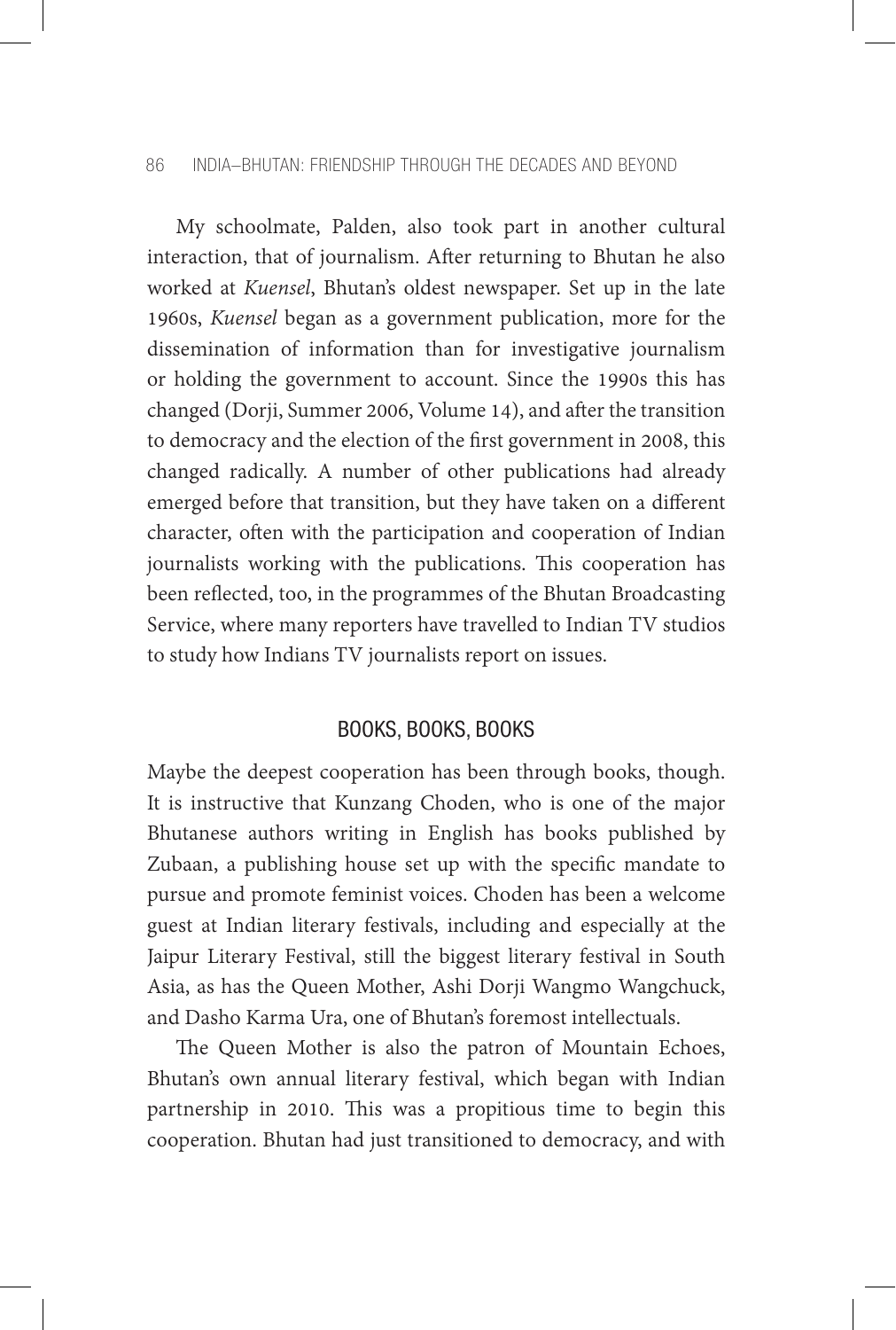My schoolmate, Palden, also took part in another cultural interaction, that of journalism. After returning to Bhutan he also worked at *Kuensel*, Bhutan's oldest newspaper. Set up in the late 1960s, *Kuensel* began as a government publication, more for the dissemination of information than for investigative journalism or holding the government to account. Since the 1990s this has changed (Dorji, Summer 2006, Volume 14), and after the transition to democracy and the election of the first government in 2008, this changed radically. A number of other publications had already emerged before that transition, but they have taken on a different character, often with the participation and cooperation of Indian journalists working with the publications. This cooperation has been reflected, too, in the programmes of the Bhutan Broadcasting Service, where many reporters have travelled to Indian TV studios to study how Indians TV journalists report on issues.

## BOOKS, BOOKS, BOOKS

Maybe the deepest cooperation has been through books, though. It is instructive that Kunzang Choden, who is one of the major Bhutanese authors writing in English has books published by Zubaan, a publishing house set up with the specific mandate to pursue and promote feminist voices. Choden has been a welcome guest at Indian literary festivals, including and especially at the Jaipur Literary Festival, still the biggest literary festival in South Asia, as has the Queen Mother, Ashi Dorji Wangmo Wangchuck, and Dasho Karma Ura, one of Bhutan's foremost intellectuals.

The Queen Mother is also the patron of Mountain Echoes, Bhutan's own annual literary festival, which began with Indian partnership in 2010. This was a propitious time to begin this cooperation. Bhutan had just transitioned to democracy, and with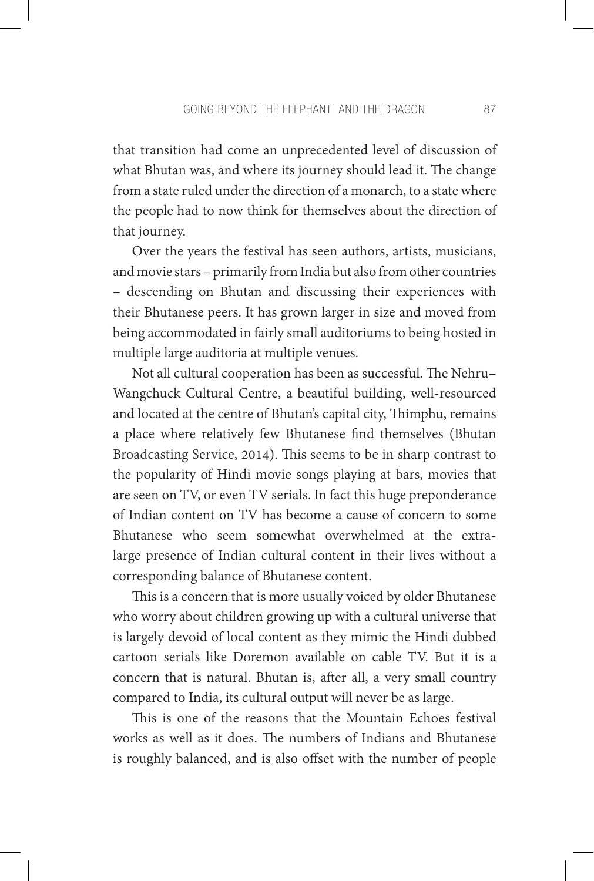that transition had come an unprecedented level of discussion of what Bhutan was, and where its journey should lead it. The change from a state ruled under the direction of a monarch, to a state where the people had to now think for themselves about the direction of that journey.

Over the years the festival has seen authors, artists, musicians, and movie stars – primarily from India but also from other countries – descending on Bhutan and discussing their experiences with their Bhutanese peers. It has grown larger in size and moved from being accommodated in fairly small auditoriums to being hosted in multiple large auditoria at multiple venues.

Not all cultural cooperation has been as successful. The Nehru–Wangchuck Cultural Centre, a beautiful building, well-resourced and located at the centre of Bhutan's capital city, Thimphu, remains a place where relatively few Bhutanese find themselves (Bhutan Broadcasting Service, 2014). This seems to be in sharp contrast to the popularity of Hindi movie songs playing at bars, movies that are seen on TV, or even TV serials. In fact this huge preponderance of Indian content on TV has become a cause of concern to some Bhutanese who seem somewhat overwhelmed at the extra-large presence of Indian cultural content in their lives without a corresponding balance of Bhutanese content.

This is a concern that is more usually voiced by older Bhutanese who worry about children growing up with a cultural universe that is largely devoid of local content as they mimic the Hindi dubbed cartoon serials like Doremon available on cable TV. But it is a concern that is natural. Bhutan is, after all, a very small country compared to India, its cultural output will never be as large.

This is one of the reasons that the Mountain Echoes festival works as well as it does. The numbers of Indians and Bhutanese is roughly balanced, and is also offset with the number of people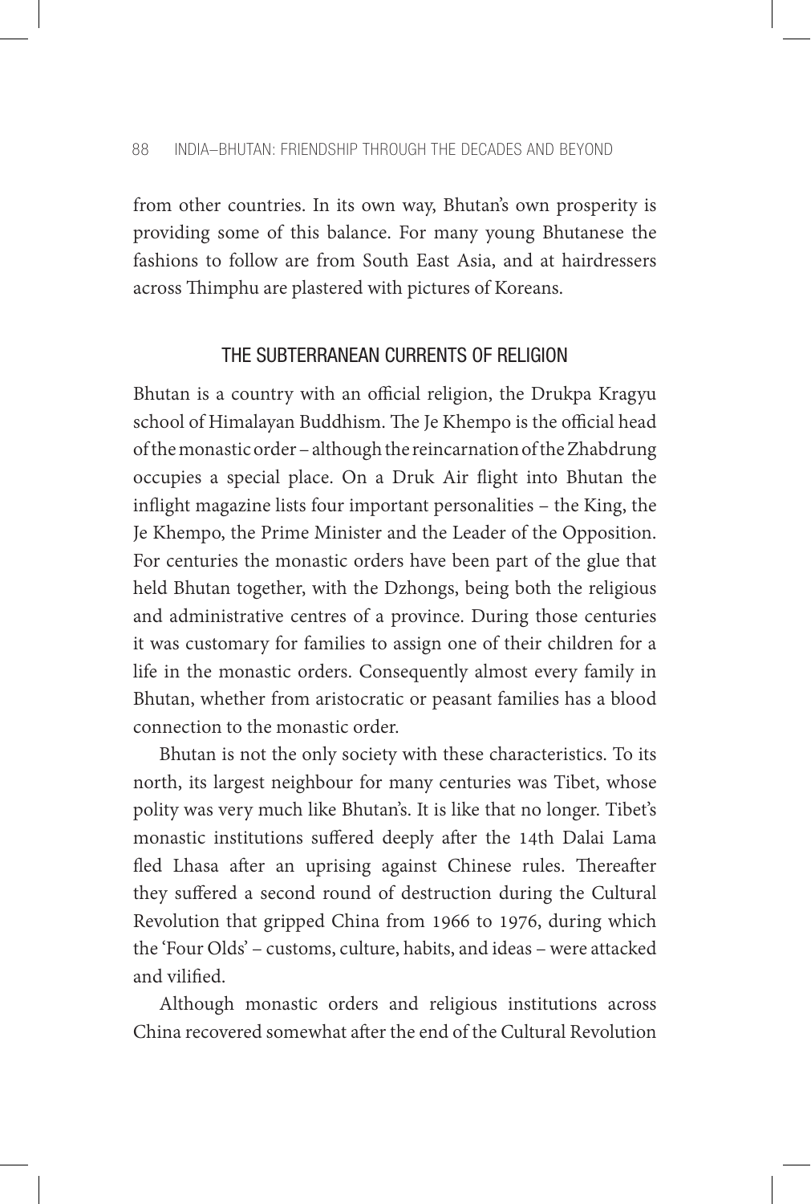from other countries. In its own way, Bhutan's own prosperity is providing some of this balance. For many young Bhutanese the fashions to follow are from South East Asia, and at hairdressers across Thimphu are plastered with pictures of Koreans.

## THE SUBTERRANEAN CURRENTS OF RELIGION

Bhutan is a country with an official religion, the Drukpa Kragyu school of Himalayan Buddhism. The Je Khempo is the official head of the monastic order – although the reincarnation of the Zhabdrung occupies a special place. On a Druk Air flight into Bhutan the inflight magazine lists four important personalities – the King, the Je Khempo, the Prime Minister and the Leader of the Opposition. For centuries the monastic orders have been part of the glue that held Bhutan together, with the Dzhongs, being both the religious and administrative centres of a province. During those centuries it was customary for families to assign one of their children for a life in the monastic orders. Consequently almost every family in Bhutan, whether from aristocratic or peasant families has a blood connection to the monastic order.

Bhutan is not the only society with these characteristics. To its north, its largest neighbour for many centuries was Tibet, whose polity was very much like Bhutan's. It is like that no longer. Tibet's monastic institutions suffered deeply after the 14th Dalai Lama fled Lhasa after an uprising against Chinese rules. Thereafter they suffered a second round of destruction during the Cultural Revolution that gripped China from 1966 to 1976, during which the 'Four Olds' – customs, culture, habits, and ideas – were attacked and vilified.

Although monastic orders and religious institutions across China recovered somewhat after the end of the Cultural Revolution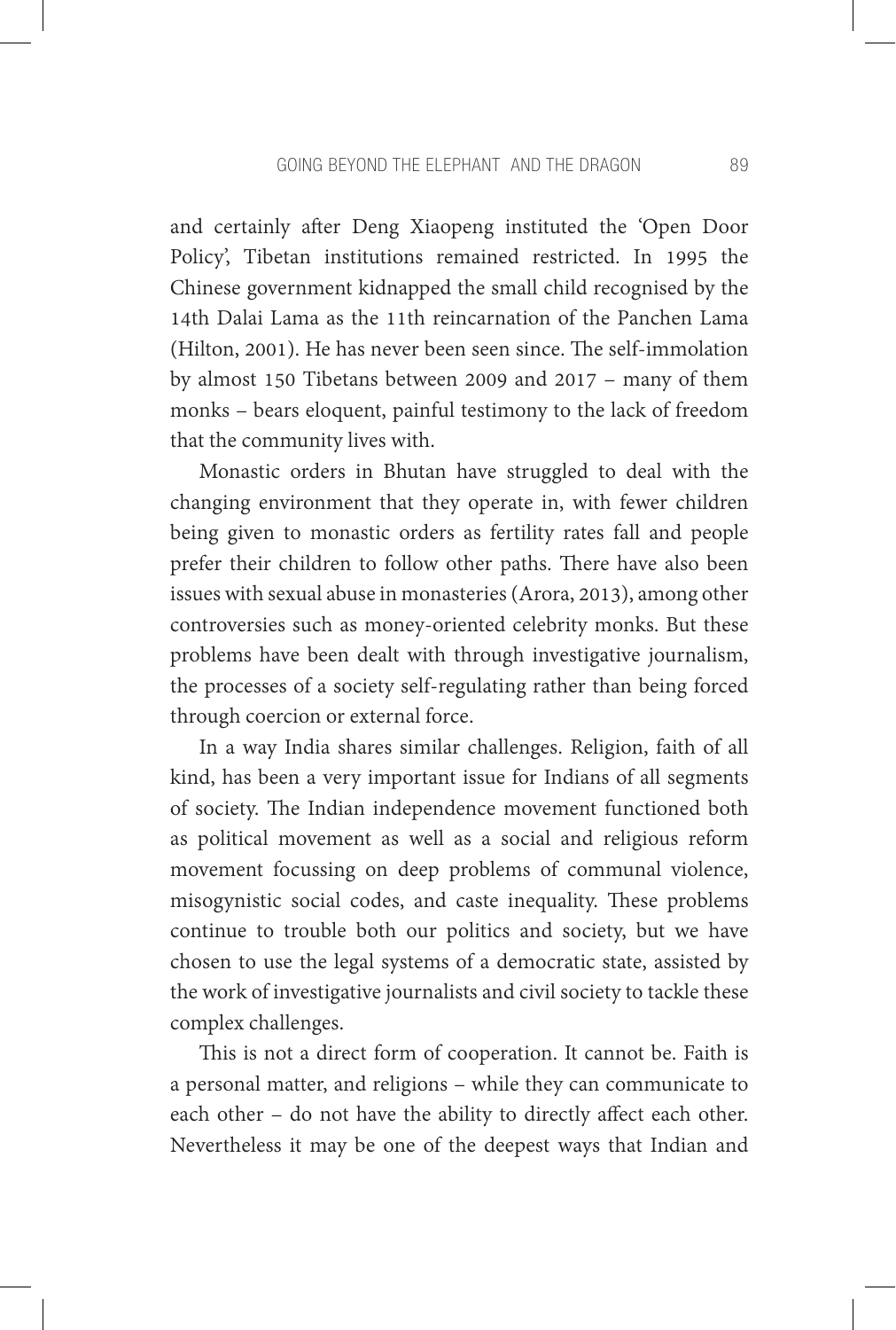and certainly after Deng Xiaopeng instituted the 'Open Door Policy', Tibetan institutions remained restricted. In 1995 the Chinese government kidnapped the small child recognised by the 14th Dalai Lama as the 11th reincarnation of the Panchen Lama (Hilton, 2001). He has never been seen since. The self-immolation by almost 150 Tibetans between 2009 and 2017 – many of them monks – bears eloquent, painful testimony to the lack of freedom that the community lives with.

Monastic orders in Bhutan have struggled to deal with the changing environment that they operate in, with fewer children being given to monastic orders as fertility rates fall and people prefer their children to follow other paths. There have also been issues with sexual abuse in monasteries (Arora, 2013), among other controversies such as money-oriented celebrity monks. But these problems have been dealt with through investigative journalism, the processes of a society self-regulating rather than being forced through coercion or external force.

In a way India shares similar challenges. Religion, faith of all kind, has been a very important issue for Indians of all segments of society. The Indian independence movement functioned both as political movement as well as a social and religious reform movement focussing on deep problems of communal violence, misogynistic social codes, and caste inequality. These problems continue to trouble both our politics and society, but we have chosen to use the legal systems of a democratic state, assisted by the work of investigative journalists and civil society to tackle these complex challenges.

This is not a direct form of cooperation. It cannot be. Faith is a personal matter, and religions – while they can communicate to each other – do not have the ability to directly affect each other. Nevertheless it may be one of the deepest ways that Indian and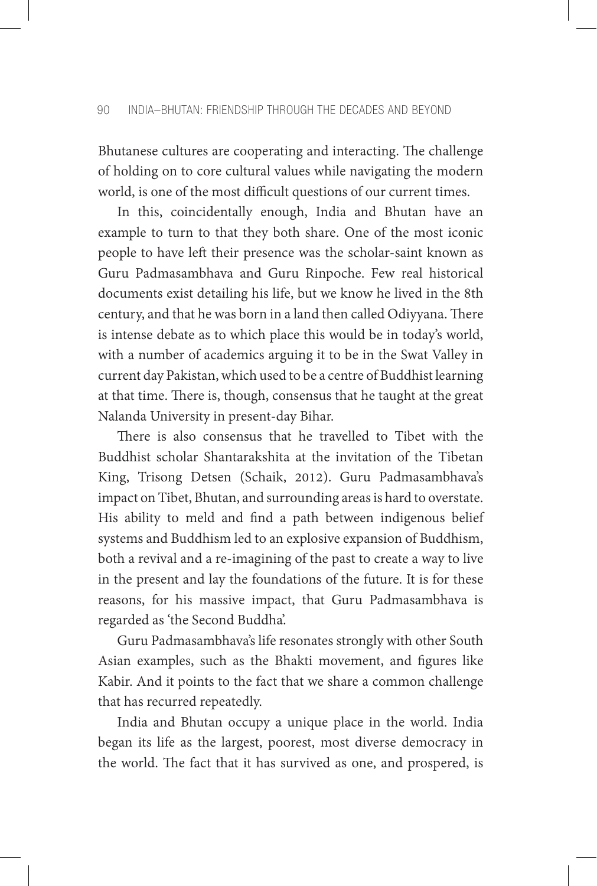Bhutanese cultures are cooperating and interacting. The challenge of holding on to core cultural values while navigating the modern world, is one of the most difficult questions of our current times.

In this, coincidentally enough, India and Bhutan have an example to turn to that they both share. One of the most iconic people to have left their presence was the scholar-saint known as Guru Padmasambhava and Guru Rinpoche. Few real historical documents exist detailing his life, but we know he lived in the 8th century, and that he was born in a land then called Odiyyana. There is intense debate as to which place this would be in today's world, with a number of academics arguing it to be in the Swat Valley in current day Pakistan, which used to be a centre of Buddhist learning at that time. There is, though, consensus that he taught at the great Nalanda University in present-day Bihar.

There is also consensus that he travelled to Tibet with the Buddhist scholar Shantarakshita at the invitation of the Tibetan King, Trisong Detsen (Schaik, 2012). Guru Padmasambhava's impact on Tibet, Bhutan, and surrounding areas is hard to overstate. His ability to meld and find a path between indigenous belief systems and Buddhism led to an explosive expansion of Buddhism, both a revival and a re-imagining of the past to create a way to live in the present and lay the foundations of the future. It is for these reasons, for his massive impact, that Guru Padmasambhava is regarded as 'the Second Buddha'.

Guru Padmasambhava's life resonates strongly with other South Asian examples, such as the Bhakti movement, and figures like Kabir. And it points to the fact that we share a common challenge that has recurred repeatedly.

India and Bhutan occupy a unique place in the world. India began its life as the largest, poorest, most diverse democracy in the world. The fact that it has survived as one, and prospered, is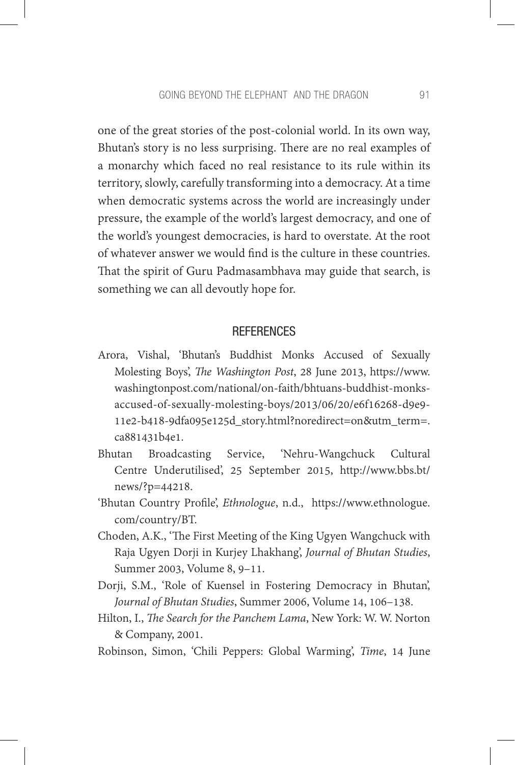one of the great stories of the post-colonial world. In its own way, Bhutan's story is no less surprising. There are no real examples of a monarchy which faced no real resistance to its rule within its territory, slowly, carefully transforming into a democracy. At a time when democratic systems across the world are increasingly under pressure, the example of the world's largest democracy, and one of the world's youngest democracies, is hard to overstate. At the root of whatever answer we would find is the culture in these countries. That the spirit of Guru Padmasambhava may guide that search, is something we can all devoutly hope for.

## REFERENCES

Arora, Vishal, 'Bhutan's Buddhist Monks Accused of Sexually Molesting Boys', *The Washington Post*, 28 June 2013, https://www.washingtonpost.com/national/on-faith/bhtuans-buddhist-monks-accused-of-sexually-molesting-boys/2013/06/20/e6f16268-d9e9-11e2-b418-9dfa095e125d_story.html?noredirect=on&utm_term=.ca881431b4e1.

Bhutan Broadcasting Service, 'Nehru-Wangchuck Cultural Centre Underutilised', 25 September 2015, http://www.bbs.bt/news/?p=44218.

'Bhutan Country Profile', *Ethnologue*, n.d., https://www.ethnologue.com/country/BT.

Choden, A.K., 'The First Meeting of the King Ugyen Wangchuck with Raja Ugyen Dorji in Kurjey Lhakhang', *Journal of Bhutan Studies*, Summer 2003, Volume 8, 9–11.

Dorji, S.M., 'Role of Kuensel in Fostering Democracy in Bhutan', *Journal of Bhutan Studies*, Summer 2006, Volume 14, 106–138.

Hilton, I., *The Search for the Panchem Lama*, New York: W. W. Norton & Company, 2001.

Robinson, Simon, 'Chili Peppers: Global Warming', *Time*, 14 June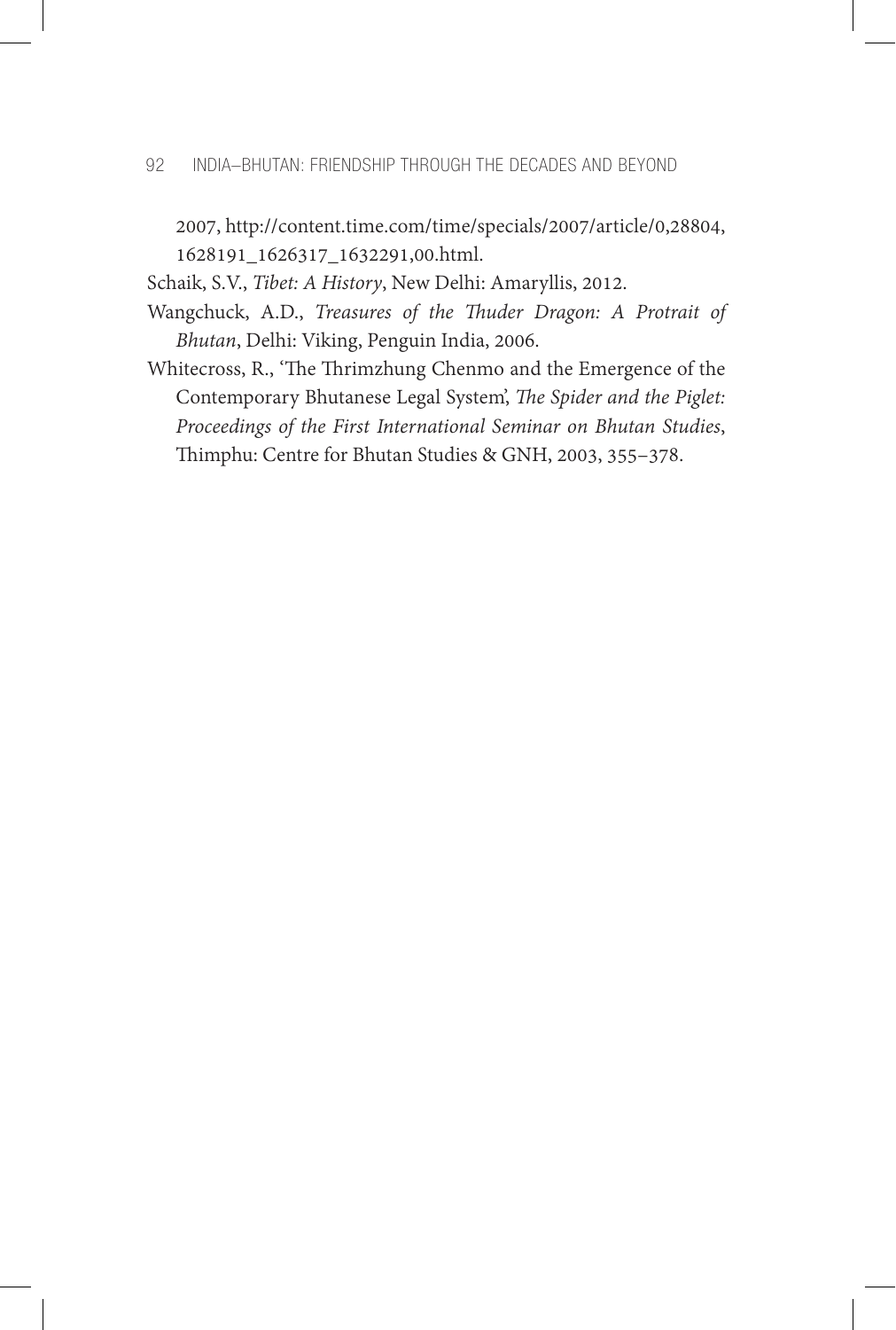2007, http://content.time.com/time/specials/2007/article/0,28804,1628191_1626317_1632291,00.html.

Schaik, S.V., *Tibet: A History*, New Delhi: Amaryllis, 2012.

Wangchuck, A.D., *Treasures of the Thuder Dragon: A Protrait of Bhutan*, Delhi: Viking, Penguin India, 2006.

Whitecross, R., 'The Thrimzhung Chenmo and the Emergence of the Contemporary Bhutanese Legal System', *The Spider and the Piglet: Proceedings of the First International Seminar on Bhutan Studies*, Thimphu: Centre for Bhutan Studies & GNH, 2003, 355–378.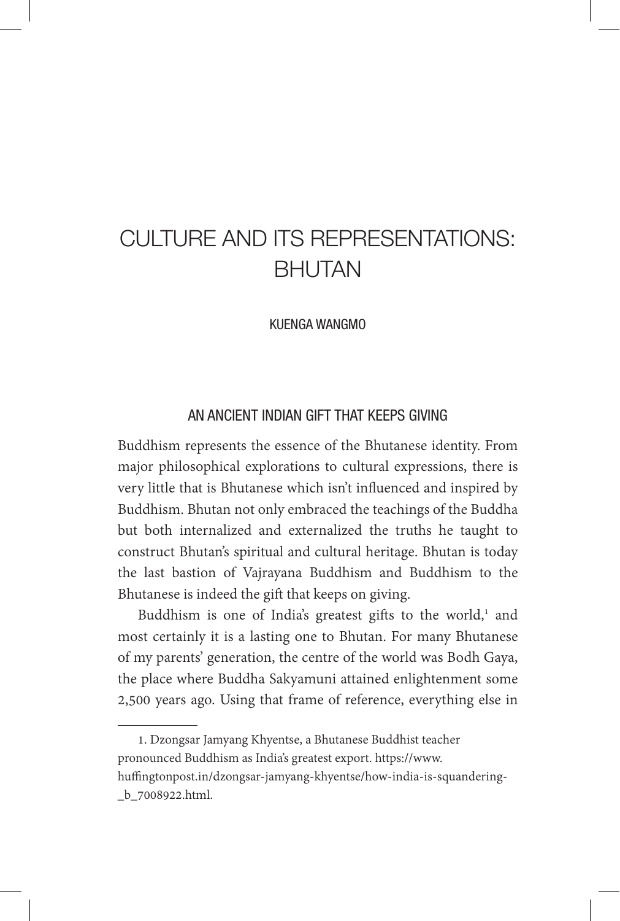# CULTURE AND ITS REPRESENTATIONS: BHUTAN

KUENGA WANGMO

## AN ANCIENT INDIAN GIFT THAT KEEPS GIVING

Buddhism represents the essence of the Bhutanese identity. From major philosophical explorations to cultural expressions, there is very little that is Bhutanese which isn't influenced and inspired by Buddhism. Bhutan not only embraced the teachings of the Buddha but both internalized and externalized the truths he taught to construct Bhutan's spiritual and cultural heritage. Bhutan is today the last bastion of Vajrayana Buddhism and Buddhism to the Bhutanese is indeed the gift that keeps on giving.

Buddhism is one of India's greatest gifts to the world,[1] and most certainly it is a lasting one to Bhutan. For many Bhutanese of my parents' generation, the centre of the world was Bodh Gaya, the place where Buddha Sakyamuni attained enlightenment some 2,500 years ago. Using that frame of reference, everything else in

---

1. Dzongsar Jamyang Khyentse, a Bhutanese Buddhist teacher pronounced Buddhism as India's greatest export. https://www.huffingtonpost.in/dzongsar-jamyang-khyentse/how-india-is-squandering-_b_7008922.html.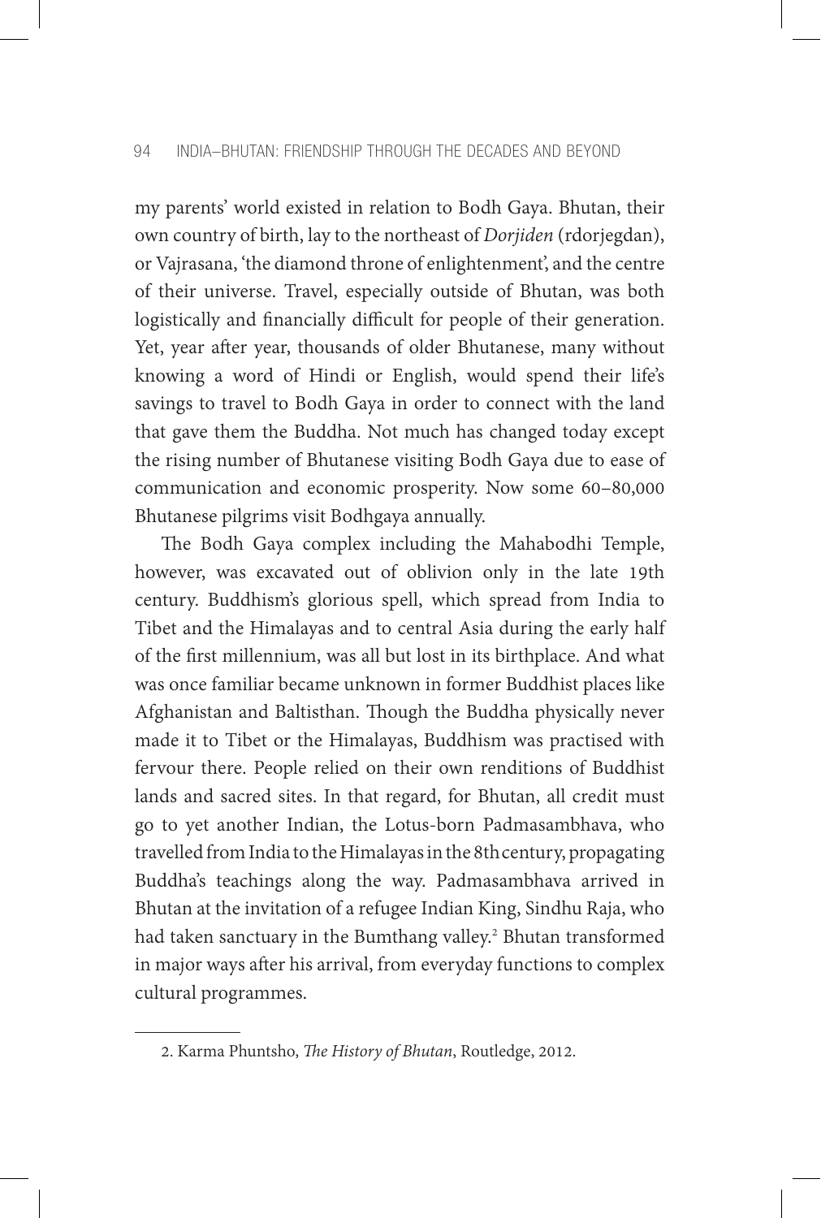my parents' world existed in relation to Bodh Gaya. Bhutan, their own country of birth, lay to the northeast of *Dorjiden* (rdorjegdan), or Vajrasana, 'the diamond throne of enlightenment', and the centre of their universe. Travel, especially outside of Bhutan, was both logistically and financially difficult for people of their generation. Yet, year after year, thousands of older Bhutanese, many without knowing a word of Hindi or English, would spend their life's savings to travel to Bodh Gaya in order to connect with the land that gave them the Buddha. Not much has changed today except the rising number of Bhutanese visiting Bodh Gaya due to ease of communication and economic prosperity. Now some 60–80,000 Bhutanese pilgrims visit Bodhgaya annually.

The Bodh Gaya complex including the Mahabodhi Temple, however, was excavated out of oblivion only in the late 19th century. Buddhism's glorious spell, which spread from India to Tibet and the Himalayas and to central Asia during the early half of the first millennium, was all but lost in its birthplace. And what was once familiar became unknown in former Buddhist places like Afghanistan and Baltisthan. Though the Buddha physically never made it to Tibet or the Himalayas, Buddhism was practised with fervour there. People relied on their own renditions of Buddhist lands and sacred sites. In that regard, for Bhutan, all credit must go to yet another Indian, the Lotus-born Padmasambhava, who travelled from India to the Himalayas in the 8th century, propagating Buddha's teachings along the way. Padmasambhava arrived in Bhutan at the invitation of a refugee Indian King, Sindhu Raja, who had taken sanctuary in the Bumthang valley.[2] Bhutan transformed in major ways after his arrival, from everyday functions to complex cultural programmes.

---

2. Karma Phuntsho, *The History of Bhutan*, Routledge, 2012.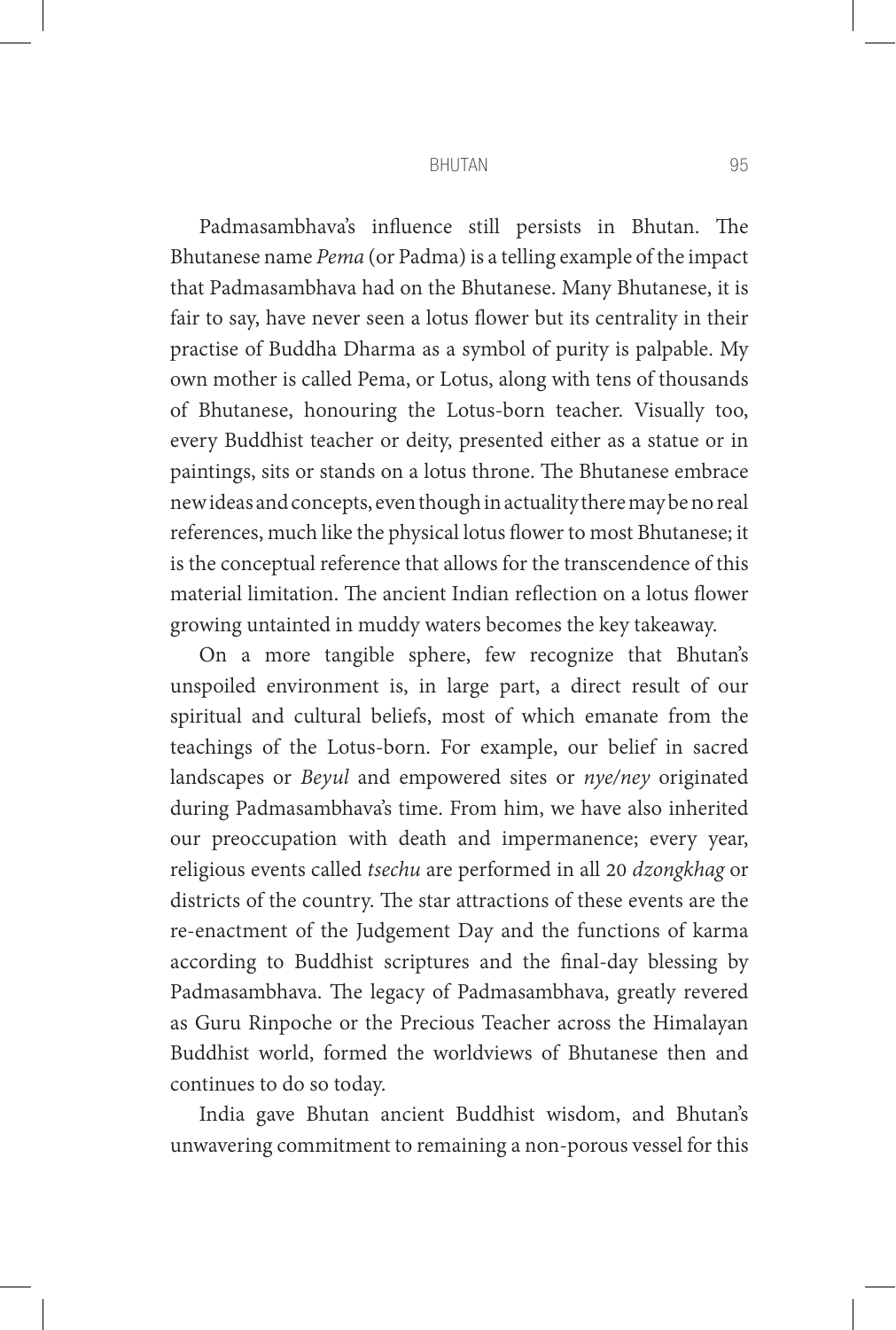Padmasambhava's influence still persists in Bhutan. The Bhutanese name *Pema* (or Padma) is a telling example of the impact that Padmasambhava had on the Bhutanese. Many Bhutanese, it is fair to say, have never seen a lotus flower but its centrality in their practise of Buddha Dharma as a symbol of purity is palpable. My own mother is called Pema, or Lotus, along with tens of thousands of Bhutanese, honouring the Lotus-born teacher. Visually too, every Buddhist teacher or deity, presented either as a statue or in paintings, sits or stands on a lotus throne. The Bhutanese embrace new ideas and concepts, even though in actuality there may be no real references, much like the physical lotus flower to most Bhutanese; it is the conceptual reference that allows for the transcendence of this material limitation. The ancient Indian reflection on a lotus flower growing untainted in muddy waters becomes the key takeaway.

On a more tangible sphere, few recognize that Bhutan's unspoiled environment is, in large part, a direct result of our spiritual and cultural beliefs, most of which emanate from the teachings of the Lotus-born. For example, our belief in sacred landscapes or *Beyul* and empowered sites or *nye/ney* originated during Padmasambhava's time. From him, we have also inherited our preoccupation with death and impermanence; every year, religious events called *tsechu* are performed in all 20 *dzongkhag* or districts of the country. The star attractions of these events are the re-enactment of the Judgement Day and the functions of karma according to Buddhist scriptures and the final-day blessing by Padmasambhava. The legacy of Padmasambhava, greatly revered as Guru Rinpoche or the Precious Teacher across the Himalayan Buddhist world, formed the worldviews of Bhutanese then and continues to do so today.

India gave Bhutan ancient Buddhist wisdom, and Bhutan's unwavering commitment to remaining a non-porous vessel for this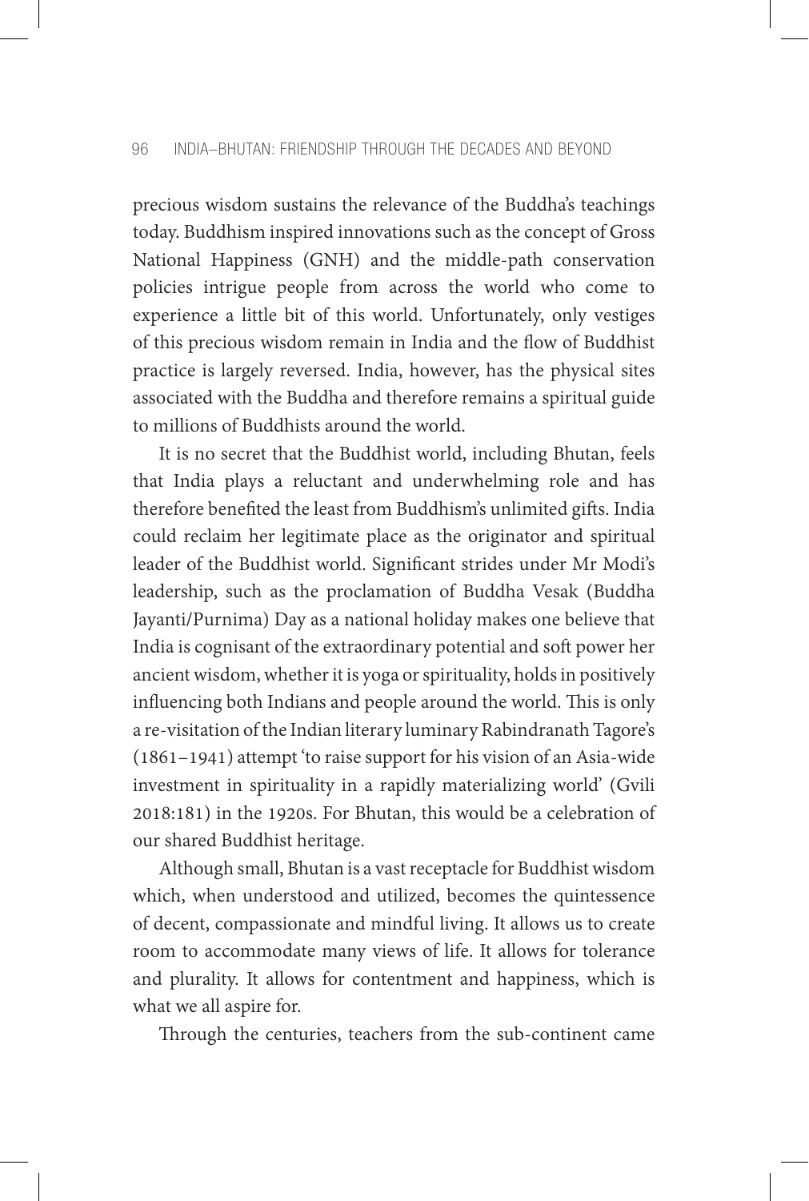precious wisdom sustains the relevance of the Buddha's teachings today. Buddhism inspired innovations such as the concept of Gross National Happiness (GNH) and the middle-path conservation policies intrigue people from across the world who come to experience a little bit of this world. Unfortunately, only vestiges of this precious wisdom remain in India and the flow of Buddhist practice is largely reversed. India, however, has the physical sites associated with the Buddha and therefore remains a spiritual guide to millions of Buddhists around the world.

It is no secret that the Buddhist world, including Bhutan, feels that India plays a reluctant and underwhelming role and has therefore benefited the least from Buddhism's unlimited gifts. India could reclaim her legitimate place as the originator and spiritual leader of the Buddhist world. Significant strides under Mr Modi's leadership, such as the proclamation of Buddha Vesak (Buddha Jayanti/Purnima) Day as a national holiday makes one believe that India is cognisant of the extraordinary potential and soft power her ancient wisdom, whether it is yoga or spirituality, holds in positively influencing both Indians and people around the world. This is only a re-visitation of the Indian literary luminary Rabindranath Tagore's (1861–1941) attempt 'to raise support for his vision of an Asia-wide investment in spirituality in a rapidly materializing world' (Gvili 2018:181) in the 1920s. For Bhutan, this would be a celebration of our shared Buddhist heritage.

Although small, Bhutan is a vast receptacle for Buddhist wisdom which, when understood and utilized, becomes the quintessence of decent, compassionate and mindful living. It allows us to create room to accommodate many views of life. It allows for tolerance and plurality. It allows for contentment and happiness, which is what we all aspire for.

Through the centuries, teachers from the sub-continent came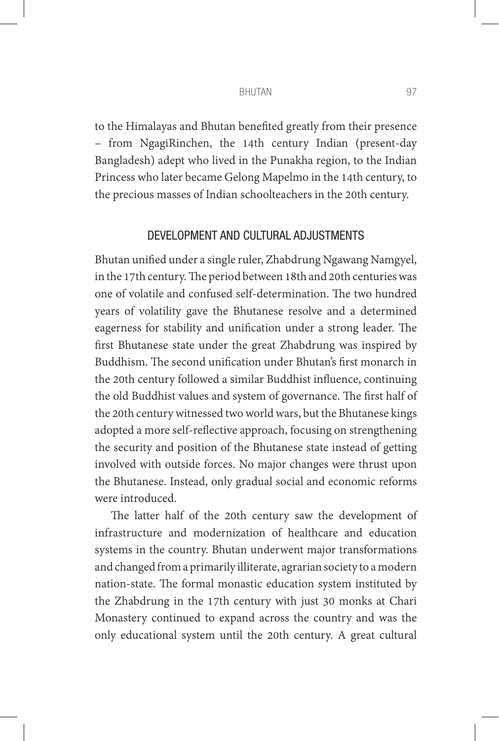to the Himalayas and Bhutan benefited greatly from their presence – from NgagiRinchen, the 14th century Indian (present-day Bangladesh) adept who lived in the Punakha region, to the Indian Princess who later became Gelong Mapelmo in the 14th century, to the precious masses of Indian schoolteachers in the 20th century.

## DEVELOPMENT AND CULTURAL ADJUSTMENTS

Bhutan unified under a single ruler, Zhabdrung Ngawang Namgyel, in the 17th century. The period between 18th and 20th centuries was one of volatile and confused self-determination. The two hundred years of volatility gave the Bhutanese resolve and a determined eagerness for stability and unification under a strong leader. The first Bhutanese state under the great Zhabdrung was inspired by Buddhism. The second unification under Bhutan's first monarch in the 20th century followed a similar Buddhist influence, continuing the old Buddhist values and system of governance. The first half of the 20th century witnessed two world wars, but the Bhutanese kings adopted a more self-reflective approach, focusing on strengthening the security and position of the Bhutanese state instead of getting involved with outside forces. No major changes were thrust upon the Bhutanese. Instead, only gradual social and economic reforms were introduced.

The latter half of the 20th century saw the development of infrastructure and modernization of healthcare and education systems in the country. Bhutan underwent major transformations and changed from a primarily illiterate, agrarian society to a modern nation-state. The formal monastic education system instituted by the Zhabdrung in the 17th century with just 30 monks at Chari Monastery continued to expand across the country and was the only educational system until the 20th century. A great cultural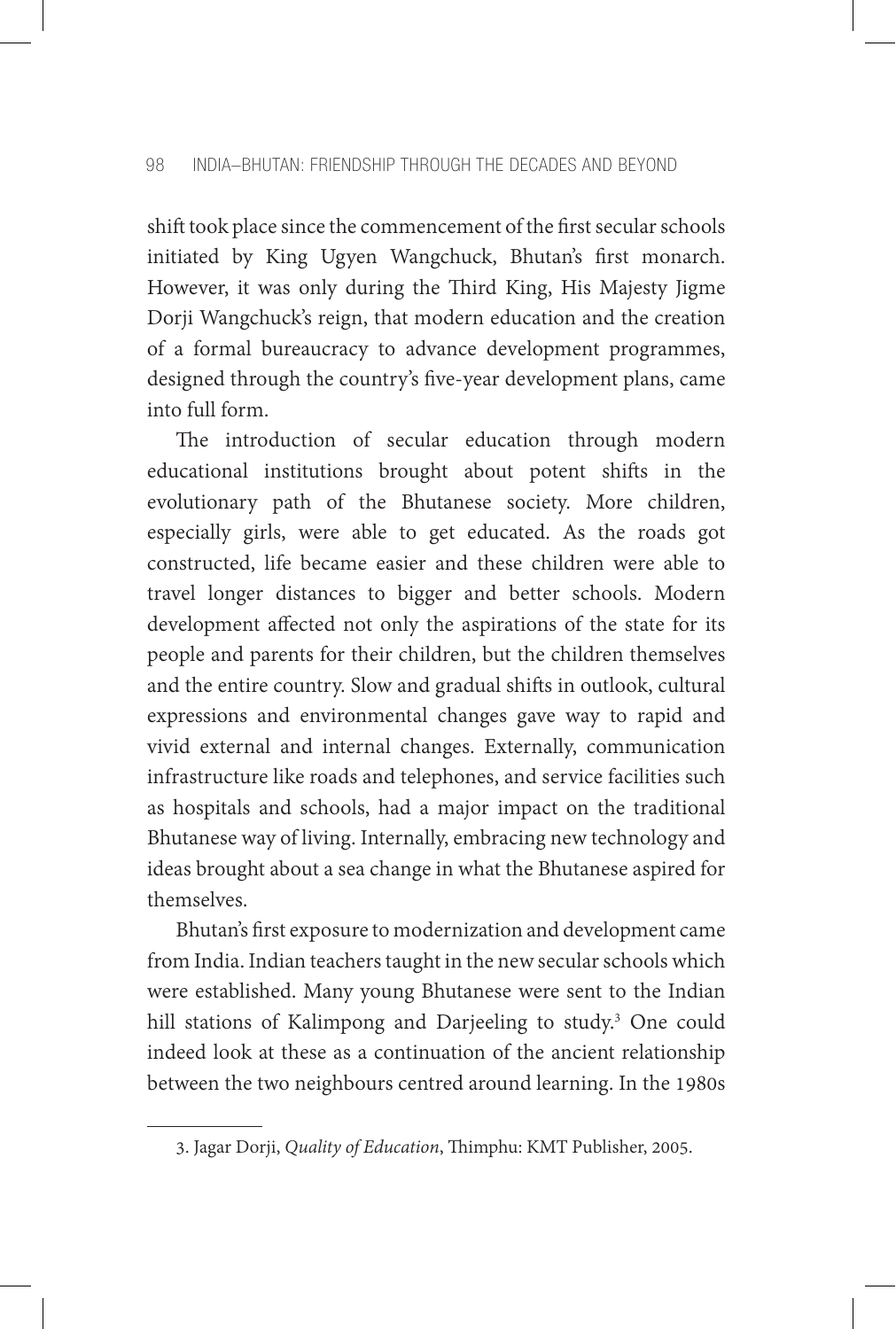shift took place since the commencement of the first secular schools initiated by King Ugyen Wangchuck, Bhutan's first monarch. However, it was only during the Third King, His Majesty Jigme Dorji Wangchuck's reign, that modern education and the creation of a formal bureaucracy to advance development programmes, designed through the country's five-year development plans, came into full form.

The introduction of secular education through modern educational institutions brought about potent shifts in the evolutionary path of the Bhutanese society. More children, especially girls, were able to get educated. As the roads got constructed, life became easier and these children were able to travel longer distances to bigger and better schools. Modern development affected not only the aspirations of the state for its people and parents for their children, but the children themselves and the entire country. Slow and gradual shifts in outlook, cultural expressions and environmental changes gave way to rapid and vivid external and internal changes. Externally, communication infrastructure like roads and telephones, and service facilities such as hospitals and schools, had a major impact on the traditional Bhutanese way of living. Internally, embracing new technology and ideas brought about a sea change in what the Bhutanese aspired for themselves.

Bhutan's first exposure to modernization and development came from India. Indian teachers taught in the new secular schools which were established. Many young Bhutanese were sent to the Indian hill stations of Kalimpong and Darjeeling to study.[3] One could indeed look at these as a continuation of the ancient relationship between the two neighbours centred around learning. In the 1980s

---

3. Jagar Dorji, *Quality of Education*, Thimphu: KMT Publisher, 2005.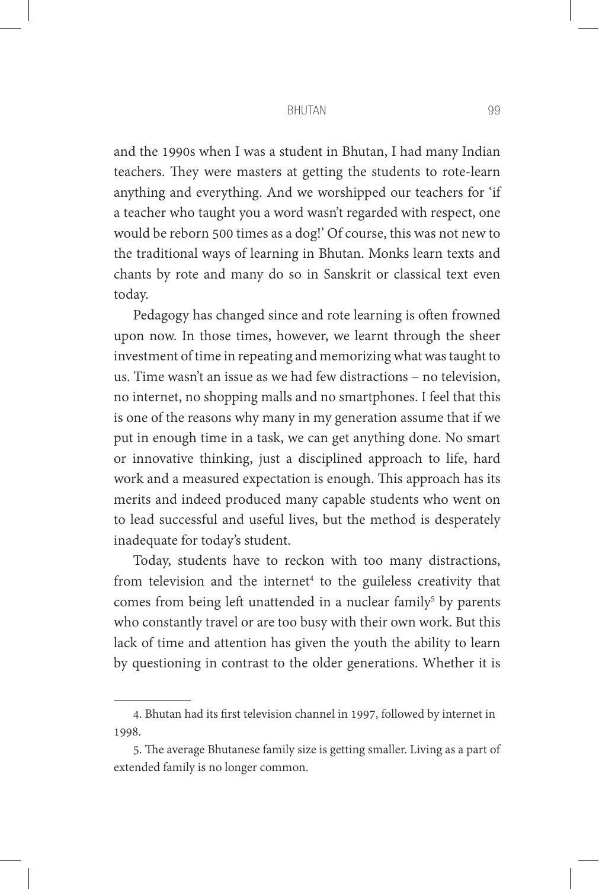and the 1990s when I was a student in Bhutan, I had many Indian teachers. They were masters at getting the students to rote-learn anything and everything. And we worshipped our teachers for 'if a teacher who taught you a word wasn't regarded with respect, one would be reborn 500 times as a dog!' Of course, this was not new to the traditional ways of learning in Bhutan. Monks learn texts and chants by rote and many do so in Sanskrit or classical text even today.

Pedagogy has changed since and rote learning is often frowned upon now. In those times, however, we learnt through the sheer investment of time in repeating and memorizing what was taught to us. Time wasn't an issue as we had few distractions – no television, no internet, no shopping malls and no smartphones. I feel that this is one of the reasons why many in my generation assume that if we put in enough time in a task, we can get anything done. No smart or innovative thinking, just a disciplined approach to life, hard work and a measured expectation is enough. This approach has its merits and indeed produced many capable students who went on to lead successful and useful lives, but the method is desperately inadequate for today's student.

Today, students have to reckon with too many distractions, from television and the internet[4] to the guileless creativity that comes from being left unattended in a nuclear family[5] by parents who constantly travel or are too busy with their own work. But this lack of time and attention has given the youth the ability to learn by questioning in contrast to the older generations. Whether it is

---

4. Bhutan had its first television channel in 1997, followed by internet in 1998.

5. The average Bhutanese family size is getting smaller. Living as a part of extended family is no longer common.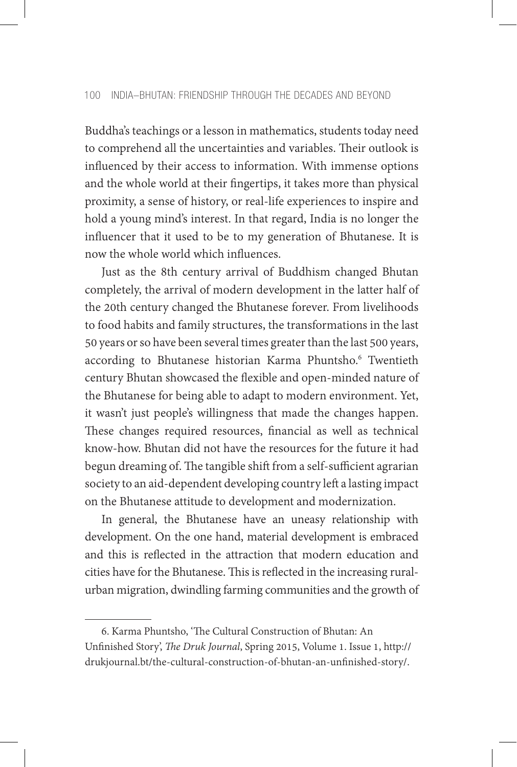Buddha's teachings or a lesson in mathematics, students today need to comprehend all the uncertainties and variables. Their outlook is influenced by their access to information. With immense options and the whole world at their fingertips, it takes more than physical proximity, a sense of history, or real-life experiences to inspire and hold a young mind's interest. In that regard, India is no longer the influencer that it used to be to my generation of Bhutanese. It is now the whole world which influences.

Just as the 8th century arrival of Buddhism changed Bhutan completely, the arrival of modern development in the latter half of the 20th century changed the Bhutanese forever. From livelihoods to food habits and family structures, the transformations in the last 50 years or so have been several times greater than the last 500 years, according to Bhutanese historian Karma Phuntsho.[6] Twentieth century Bhutan showcased the flexible and open-minded nature of the Bhutanese for being able to adapt to modern environment. Yet, it wasn't just people's willingness that made the changes happen. These changes required resources, financial as well as technical know-how. Bhutan did not have the resources for the future it had begun dreaming of. The tangible shift from a self-sufficient agrarian society to an aid-dependent developing country left a lasting impact on the Bhutanese attitude to development and modernization.

In general, the Bhutanese have an uneasy relationship with development. On the one hand, material development is embraced and this is reflected in the attraction that modern education and cities have for the Bhutanese. This is reflected in the increasing rural-urban migration, dwindling farming communities and the growth of

---

6. Karma Phuntsho, 'The Cultural Construction of Bhutan: An Unfinished Story', *The Druk Journal*, Spring 2015, Volume 1. Issue 1, http://drukjournal.bt/the-cultural-construction-of-bhutan-an-unfinished-story/.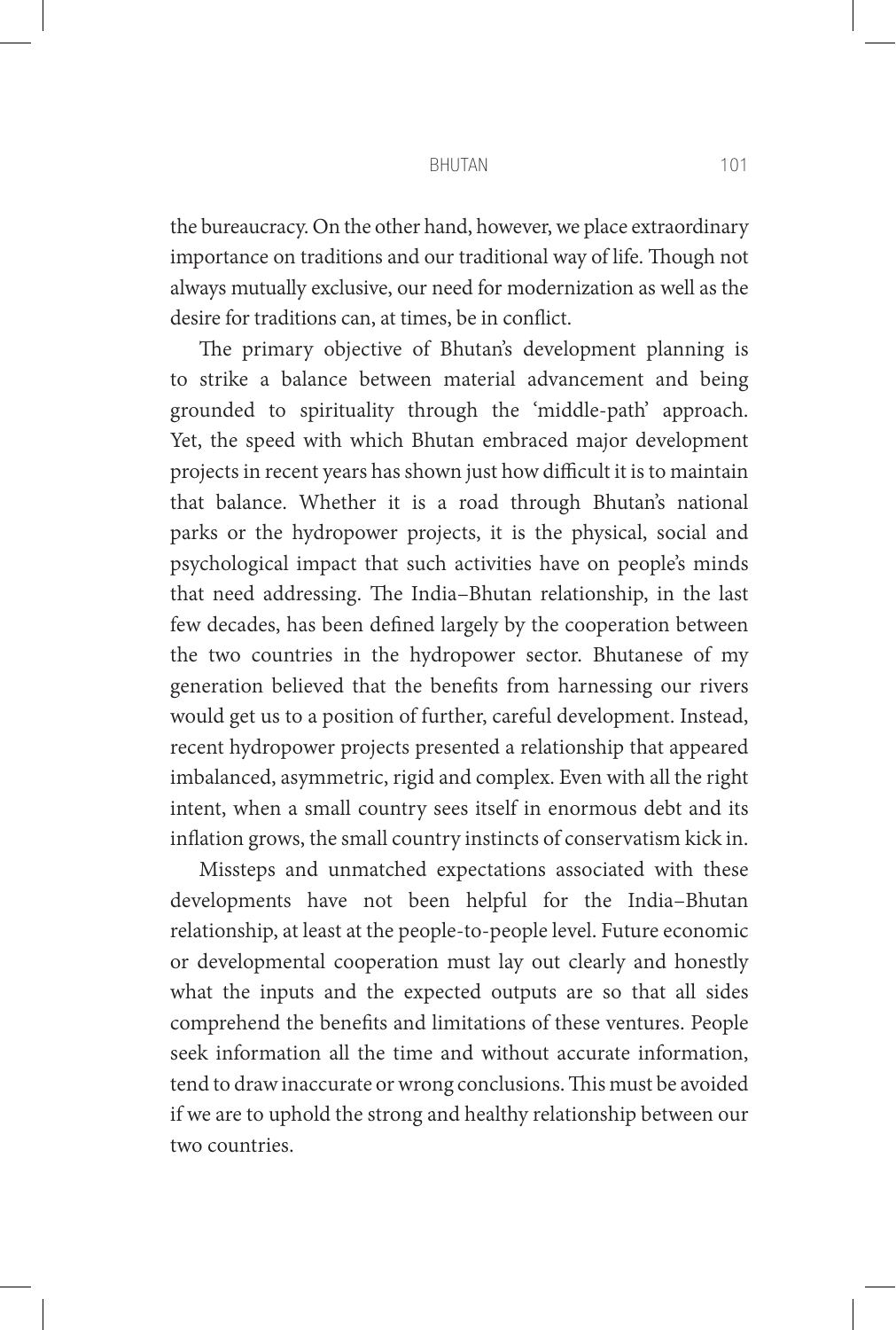the bureaucracy. On the other hand, however, we place extraordinary importance on traditions and our traditional way of life. Though not always mutually exclusive, our need for modernization as well as the desire for traditions can, at times, be in conflict.

The primary objective of Bhutan's development planning is to strike a balance between material advancement and being grounded to spirituality through the 'middle-path' approach. Yet, the speed with which Bhutan embraced major development projects in recent years has shown just how difficult it is to maintain that balance. Whether it is a road through Bhutan's national parks or the hydropower projects, it is the physical, social and psychological impact that such activities have on people's minds that need addressing. The India–Bhutan relationship, in the last few decades, has been defined largely by the cooperation between the two countries in the hydropower sector. Bhutanese of my generation believed that the benefits from harnessing our rivers would get us to a position of further, careful development. Instead, recent hydropower projects presented a relationship that appeared imbalanced, asymmetric, rigid and complex. Even with all the right intent, when a small country sees itself in enormous debt and its inflation grows, the small country instincts of conservatism kick in.

Missteps and unmatched expectations associated with these developments have not been helpful for the India–Bhutan relationship, at least at the people-to-people level. Future economic or developmental cooperation must lay out clearly and honestly what the inputs and the expected outputs are so that all sides comprehend the benefits and limitations of these ventures. People seek information all the time and without accurate information, tend to draw inaccurate or wrong conclusions. This must be avoided if we are to uphold the strong and healthy relationship between our two countries.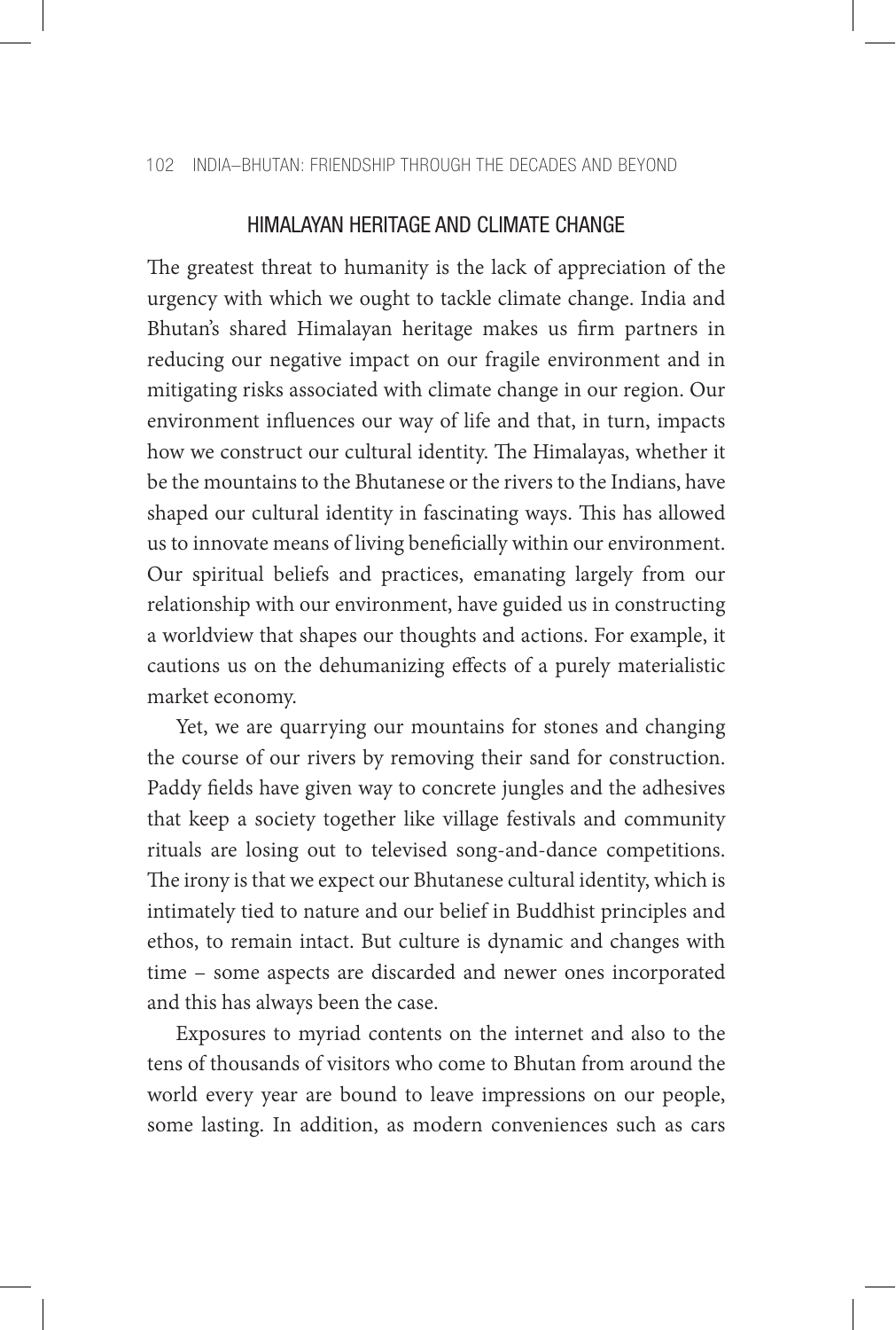## HIMALAYAN HERITAGE AND CLIMATE CHANGE

The greatest threat to humanity is the lack of appreciation of the urgency with which we ought to tackle climate change. India and Bhutan's shared Himalayan heritage makes us firm partners in reducing our negative impact on our fragile environment and in mitigating risks associated with climate change in our region. Our environment influences our way of life and that, in turn, impacts how we construct our cultural identity. The Himalayas, whether it be the mountains to the Bhutanese or the rivers to the Indians, have shaped our cultural identity in fascinating ways. This has allowed us to innovate means of living beneficially within our environment. Our spiritual beliefs and practices, emanating largely from our relationship with our environment, have guided us in constructing a worldview that shapes our thoughts and actions. For example, it cautions us on the dehumanizing effects of a purely materialistic market economy.

Yet, we are quarrying our mountains for stones and changing the course of our rivers by removing their sand for construction. Paddy fields have given way to concrete jungles and the adhesives that keep a society together like village festivals and community rituals are losing out to televised song-and-dance competitions. The irony is that we expect our Bhutanese cultural identity, which is intimately tied to nature and our belief in Buddhist principles and ethos, to remain intact. But culture is dynamic and changes with time – some aspects are discarded and newer ones incorporated and this has always been the case.

Exposures to myriad contents on the internet and also to the tens of thousands of visitors who come to Bhutan from around the world every year are bound to leave impressions on our people, some lasting. In addition, as modern conveniences such as cars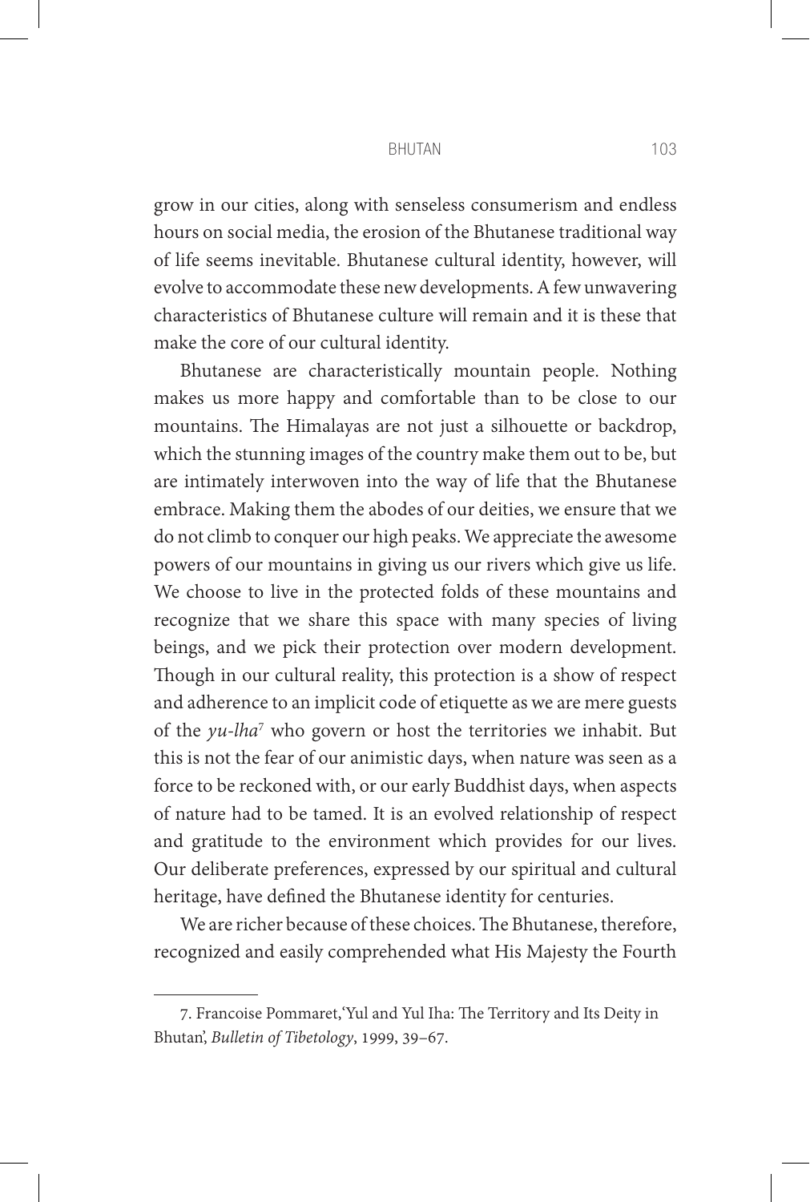grow in our cities, along with senseless consumerism and endless hours on social media, the erosion of the Bhutanese traditional way of life seems inevitable. Bhutanese cultural identity, however, will evolve to accommodate these new developments. A few unwavering characteristics of Bhutanese culture will remain and it is these that make the core of our cultural identity.

Bhutanese are characteristically mountain people. Nothing makes us more happy and comfortable than to be close to our mountains. The Himalayas are not just a silhouette or backdrop, which the stunning images of the country make them out to be, but are intimately interwoven into the way of life that the Bhutanese embrace. Making them the abodes of our deities, we ensure that we do not climb to conquer our high peaks. We appreciate the awesome powers of our mountains in giving us our rivers which give us life. We choose to live in the protected folds of these mountains and recognize that we share this space with many species of living beings, and we pick their protection over modern development. Though in our cultural reality, this protection is a show of respect and adherence to an implicit code of etiquette as we are mere guests of the *yu-lha*[7] who govern or host the territories we inhabit. But this is not the fear of our animistic days, when nature was seen as a force to be reckoned with, or our early Buddhist days, when aspects of nature had to be tamed. It is an evolved relationship of respect and gratitude to the environment which provides for our lives. Our deliberate preferences, expressed by our spiritual and cultural heritage, have defined the Bhutanese identity for centuries.

We are richer because of these choices. The Bhutanese, therefore, recognized and easily comprehended what His Majesty the Fourth

---

7. Francoise Pommaret, 'Yul and Yul Iha: The Territory and Its Deity in Bhutan', *Bulletin of Tibetology*, 1999, 39–67.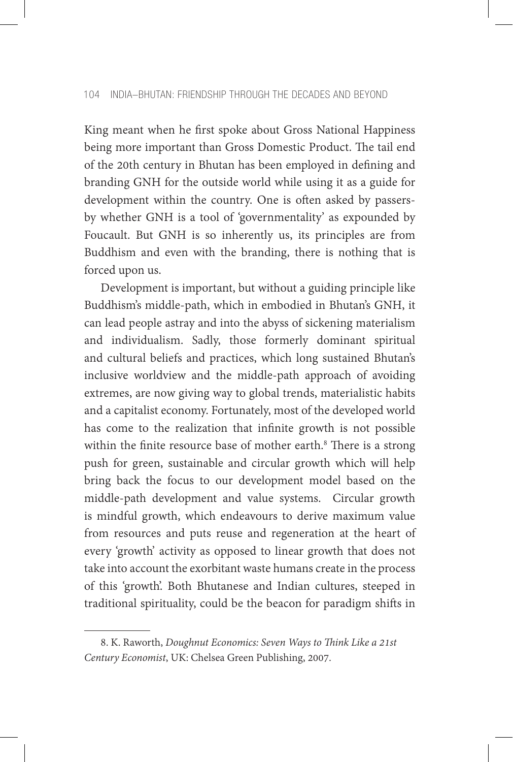King meant when he first spoke about Gross National Happiness being more important than Gross Domestic Product. The tail end of the 20th century in Bhutan has been employed in defining and branding GNH for the outside world while using it as a guide for development within the country. One is often asked by passers-by whether GNH is a tool of 'governmentality' as expounded by Foucault. But GNH is so inherently us, its principles are from Buddhism and even with the branding, there is nothing that is forced upon us.

Development is important, but without a guiding principle like Buddhism's middle-path, which in embodied in Bhutan's GNH, it can lead people astray and into the abyss of sickening materialism and individualism. Sadly, those formerly dominant spiritual and cultural beliefs and practices, which long sustained Bhutan's inclusive worldview and the middle-path approach of avoiding extremes, are now giving way to global trends, materialistic habits and a capitalist economy. Fortunately, most of the developed world has come to the realization that infinite growth is not possible within the finite resource base of mother earth.[8] There is a strong push for green, sustainable and circular growth which will help bring back the focus to our development model based on the middle-path development and value systems. Circular growth is mindful growth, which endeavours to derive maximum value from resources and puts reuse and regeneration at the heart of every 'growth' activity as opposed to linear growth that does not take into account the exorbitant waste humans create in the process of this 'growth'. Both Bhutanese and Indian cultures, steeped in traditional spirituality, could be the beacon for paradigm shifts in

---

8. K. Raworth, *Doughnut Economics: Seven Ways to Think Like a 21st Century Economist*, UK: Chelsea Green Publishing, 2007.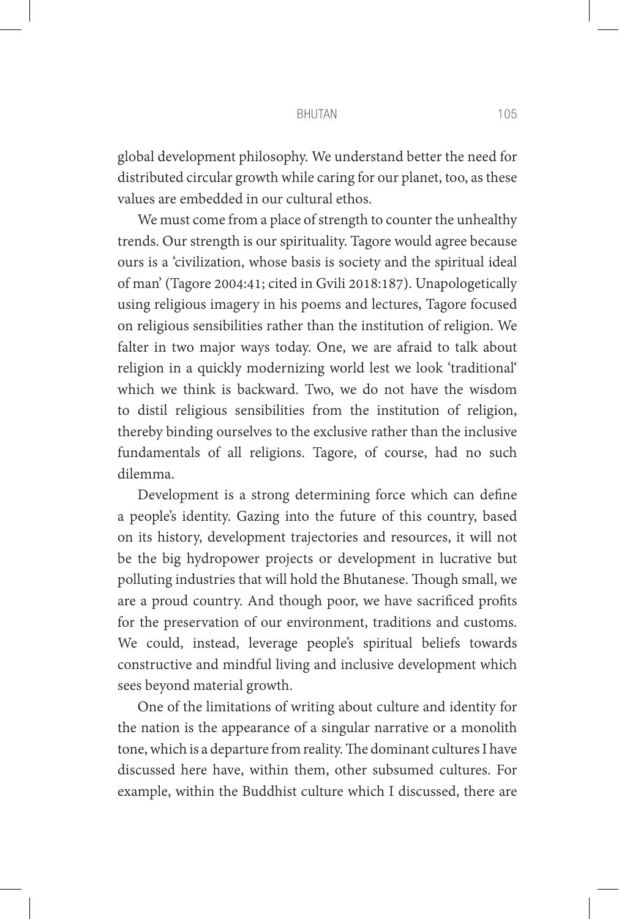global development philosophy. We understand better the need for distributed circular growth while caring for our planet, too, as these values are embedded in our cultural ethos.

We must come from a place of strength to counter the unhealthy trends. Our strength is our spirituality. Tagore would agree because ours is a 'civilization, whose basis is society and the spiritual ideal of man' (Tagore 2004:41; cited in Gvili 2018:187). Unapologetically using religious imagery in his poems and lectures, Tagore focused on religious sensibilities rather than the institution of religion. We falter in two major ways today. One, we are afraid to talk about religion in a quickly modernizing world lest we look 'traditional' which we think is backward. Two, we do not have the wisdom to distil religious sensibilities from the institution of religion, thereby binding ourselves to the exclusive rather than the inclusive fundamentals of all religions. Tagore, of course, had no such dilemma.

Development is a strong determining force which can define a people's identity. Gazing into the future of this country, based on its history, development trajectories and resources, it will not be the big hydropower projects or development in lucrative but polluting industries that will hold the Bhutanese. Though small, we are a proud country. And though poor, we have sacrificed profits for the preservation of our environment, traditions and customs. We could, instead, leverage people's spiritual beliefs towards constructive and mindful living and inclusive development which sees beyond material growth.

One of the limitations of writing about culture and identity for the nation is the appearance of a singular narrative or a monolith tone, which is a departure from reality. The dominant cultures I have discussed here have, within them, other subsumed cultures. For example, within the Buddhist culture which I discussed, there are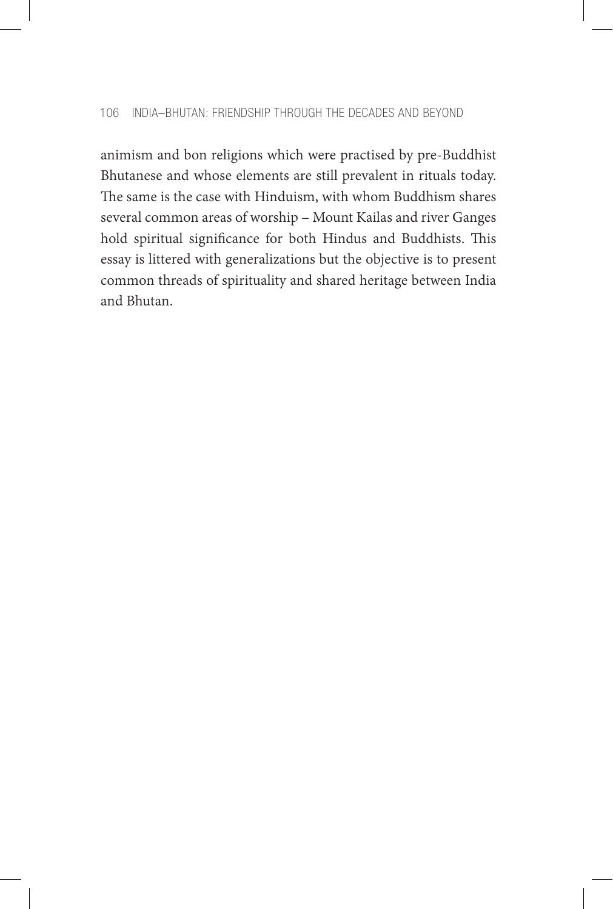animism and bon religions which were practised by pre-Buddhist Bhutanese and whose elements are still prevalent in rituals today. The same is the case with Hinduism, with whom Buddhism shares several common areas of worship – Mount Kailas and river Ganges hold spiritual significance for both Hindus and Buddhists. This essay is littered with generalizations but the objective is to present common threads of spirituality and shared heritage between India and Bhutan.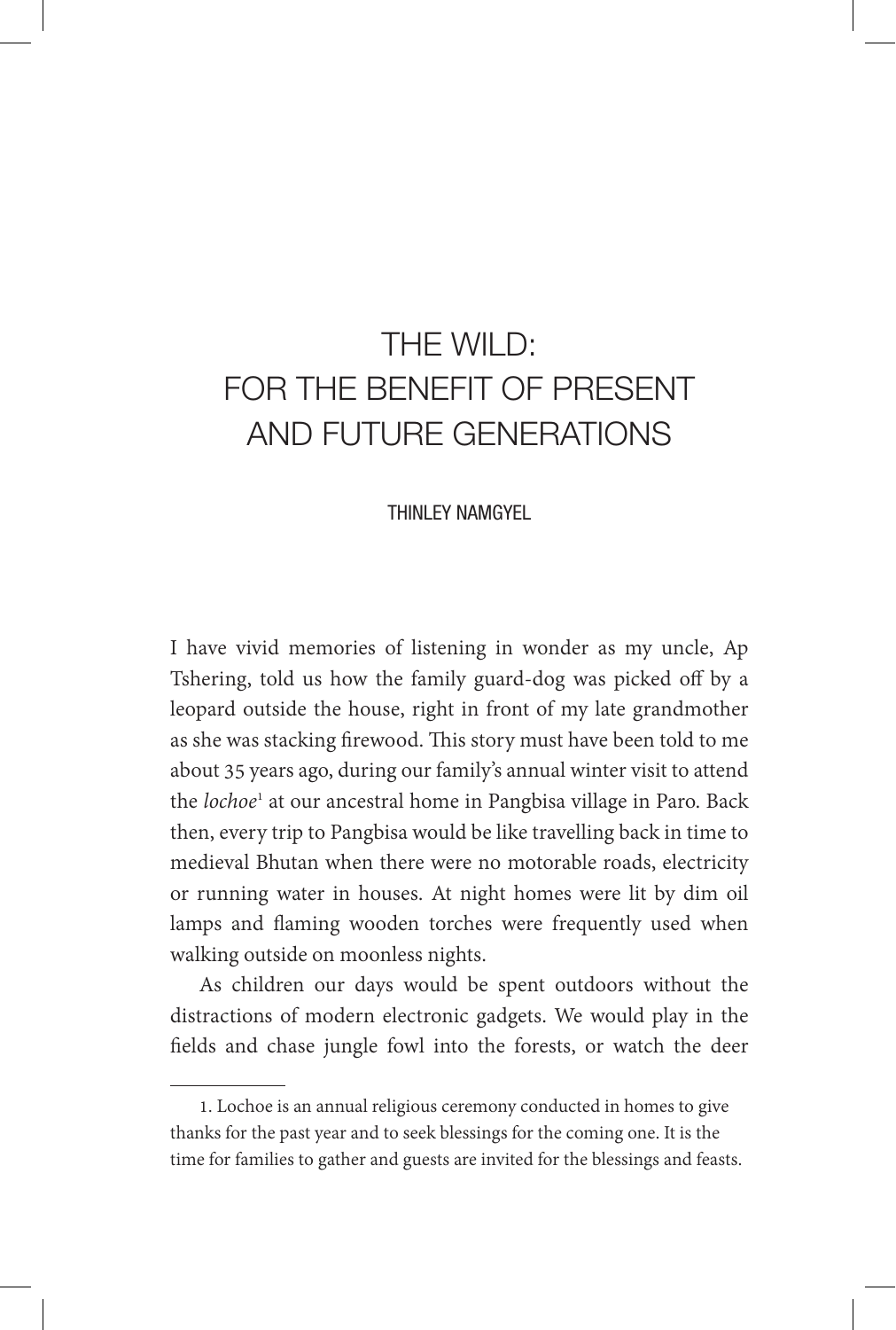# THE WILD: FOR THE BENEFIT OF PRESENT AND FUTURE GENERATIONS

THINLEY NAMGYEL

I have vivid memories of listening in wonder as my uncle, Ap Tshering, told us how the family guard-dog was picked off by a leopard outside the house, right in front of my late grandmother as she was stacking firewood. This story must have been told to me about 35 years ago, during our family's annual winter visit to attend the *lochoe*[1] at our ancestral home in Pangbisa village in Paro. Back then, every trip to Pangbisa would be like travelling back in time to medieval Bhutan when there were no motorable roads, electricity or running water in houses. At night homes were lit by dim oil lamps and flaming wooden torches were frequently used when walking outside on moonless nights.

As children our days would be spent outdoors without the distractions of modern electronic gadgets. We would play in the fields and chase jungle fowl into the forests, or watch the deer

---

1. Lochoe is an annual religious ceremony conducted in homes to give thanks for the past year and to seek blessings for the coming one. It is the time for families to gather and guests are invited for the blessings and feasts.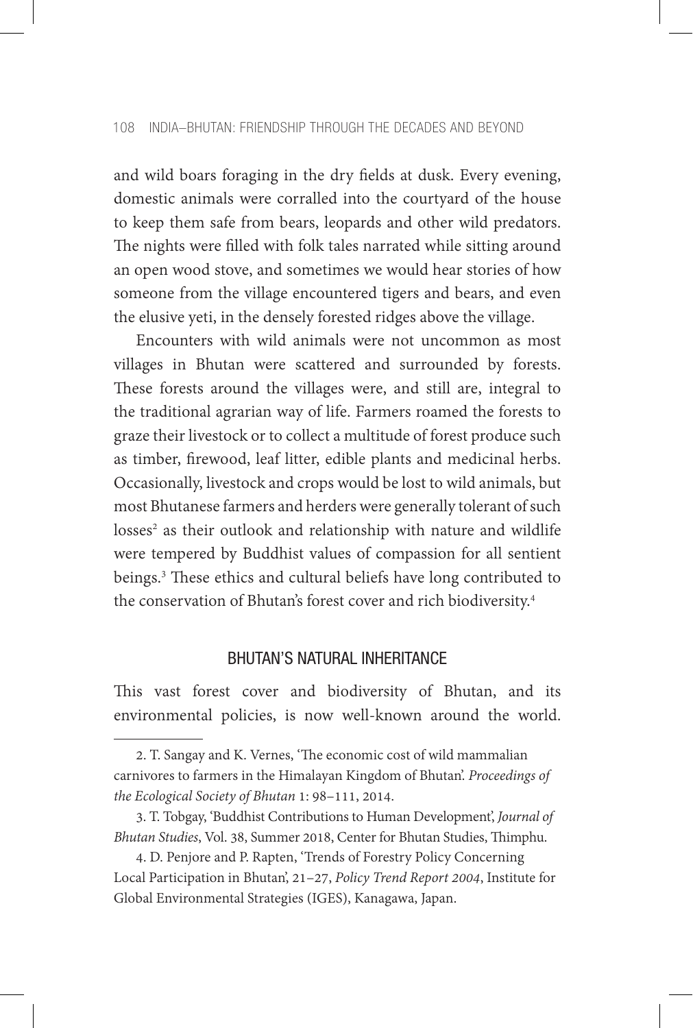and wild boars foraging in the dry fields at dusk. Every evening, domestic animals were corralled into the courtyard of the house to keep them safe from bears, leopards and other wild predators. The nights were filled with folk tales narrated while sitting around an open wood stove, and sometimes we would hear stories of how someone from the village encountered tigers and bears, and even the elusive yeti, in the densely forested ridges above the village.

Encounters with wild animals were not uncommon as most villages in Bhutan were scattered and surrounded by forests. These forests around the villages were, and still are, integral to the traditional agrarian way of life. Farmers roamed the forests to graze their livestock or to collect a multitude of forest produce such as timber, firewood, leaf litter, edible plants and medicinal herbs. Occasionally, livestock and crops would be lost to wild animals, but most Bhutanese farmers and herders were generally tolerant of such losses[2] as their outlook and relationship with nature and wildlife were tempered by Buddhist values of compassion for all sentient beings.[3] These ethics and cultural beliefs have long contributed to the conservation of Bhutan's forest cover and rich biodiversity.[4]

## BHUTAN'S NATURAL INHERITANCE

This vast forest cover and biodiversity of Bhutan, and its environmental policies, is now well-known around the world.

---

2. T. Sangay and K. Vernes, 'The economic cost of wild mammalian carnivores to farmers in the Himalayan Kingdom of Bhutan'. *Proceedings of the Ecological Society of Bhutan* 1: 98–111, 2014.

3. T. Tobgay, 'Buddhist Contributions to Human Development', *Journal of Bhutan Studies*, Vol. 38, Summer 2018, Center for Bhutan Studies, Thimphu.

4. D. Penjore and P. Rapten, 'Trends of Forestry Policy Concerning Local Participation in Bhutan', 21–27, *Policy Trend Report 2004*, Institute for Global Environmental Strategies (IGES), Kanagawa, Japan.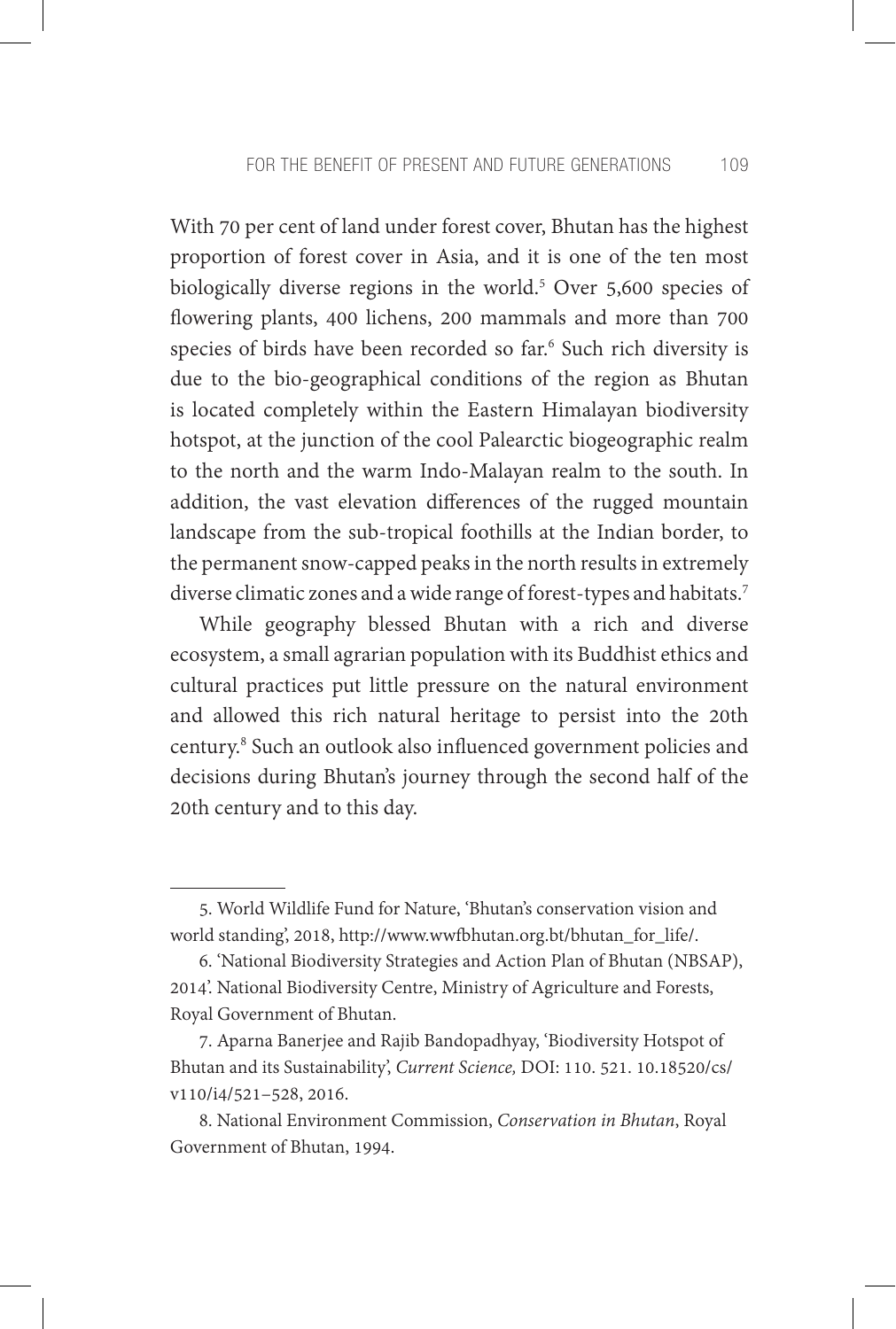With 70 per cent of land under forest cover, Bhutan has the highest proportion of forest cover in Asia, and it is one of the ten most biologically diverse regions in the world.[5] Over 5,600 species of flowering plants, 400 lichens, 200 mammals and more than 700 species of birds have been recorded so far.[6] Such rich diversity is due to the bio-geographical conditions of the region as Bhutan is located completely within the Eastern Himalayan biodiversity hotspot, at the junction of the cool Palearctic biogeographic realm to the north and the warm Indo-Malayan realm to the south. In addition, the vast elevation differences of the rugged mountain landscape from the sub-tropical foothills at the Indian border, to the permanent snow-capped peaks in the north results in extremely diverse climatic zones and a wide range of forest-types and habitats.[7]

While geography blessed Bhutan with a rich and diverse ecosystem, a small agrarian population with its Buddhist ethics and cultural practices put little pressure on the natural environment and allowed this rich natural heritage to persist into the 20th century.[8] Such an outlook also influenced government policies and decisions during Bhutan's journey through the second half of the 20th century and to this day.

---

5. World Wildlife Fund for Nature, 'Bhutan's conservation vision and world standing', 2018, http://www.wwfbhutan.org.bt/bhutan_for_life/.

6. 'National Biodiversity Strategies and Action Plan of Bhutan (NBSAP), 2014'. National Biodiversity Centre, Ministry of Agriculture and Forests, Royal Government of Bhutan.

7. Aparna Banerjee and Rajib Bandopadhyay, 'Biodiversity Hotspot of Bhutan and its Sustainability', *Current Science,* DOI: 110. 521. 10.18520/cs/v110/i4/521–528, 2016.

8. National Environment Commission, *Conservation in Bhutan*, Royal Government of Bhutan, 1994.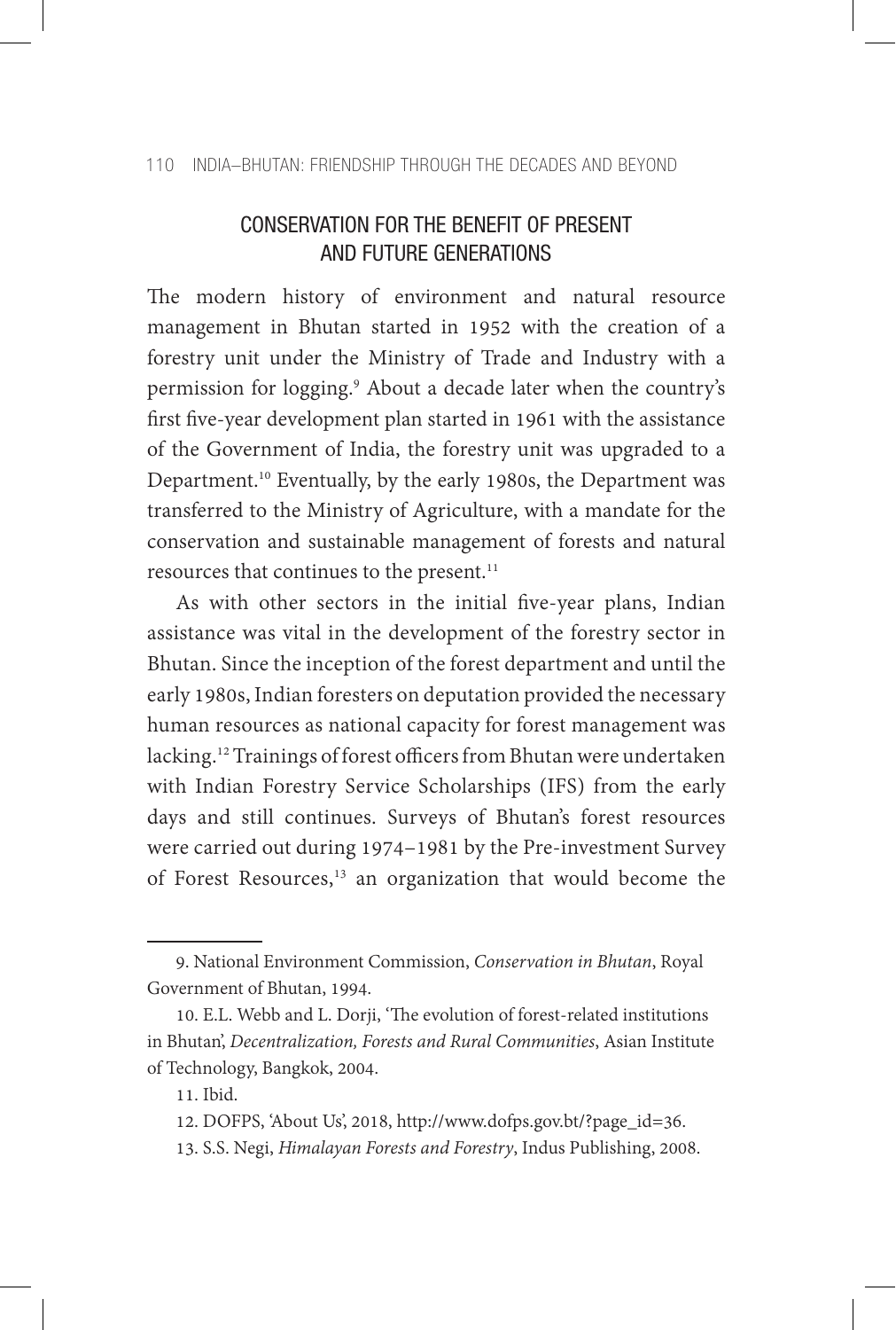## CONSERVATION FOR THE BENEFIT OF PRESENT AND FUTURE GENERATIONS

The modern history of environment and natural resource management in Bhutan started in 1952 with the creation of a forestry unit under the Ministry of Trade and Industry with a permission for logging.[9] About a decade later when the country's first five-year development plan started in 1961 with the assistance of the Government of India, the forestry unit was upgraded to a Department.[10] Eventually, by the early 1980s, the Department was transferred to the Ministry of Agriculture, with a mandate for the conservation and sustainable management of forests and natural resources that continues to the present.[11]

As with other sectors in the initial five-year plans, Indian assistance was vital in the development of the forestry sector in Bhutan. Since the inception of the forest department and until the early 1980s, Indian foresters on deputation provided the necessary human resources as national capacity for forest management was lacking.[12] Trainings of forest officers from Bhutan were undertaken with Indian Forestry Service Scholarships (IFS) from the early days and still continues. Surveys of Bhutan's forest resources were carried out during 1974–1981 by the Pre-investment Survey of Forest Resources,[13] an organization that would become the

---

9. National Environment Commission, *Conservation in Bhutan*, Royal Government of Bhutan, 1994.

10. E.L. Webb and L. Dorji, 'The evolution of forest-related institutions in Bhutan', *Decentralization, Forests and Rural Communities*, Asian Institute of Technology, Bangkok, 2004.

11. Ibid.

12. DOFPS, 'About Us', 2018, http://www.dofps.gov.bt/?page_id=36.

13. S.S. Negi, *Himalayan Forests and Forestry*, Indus Publishing, 2008.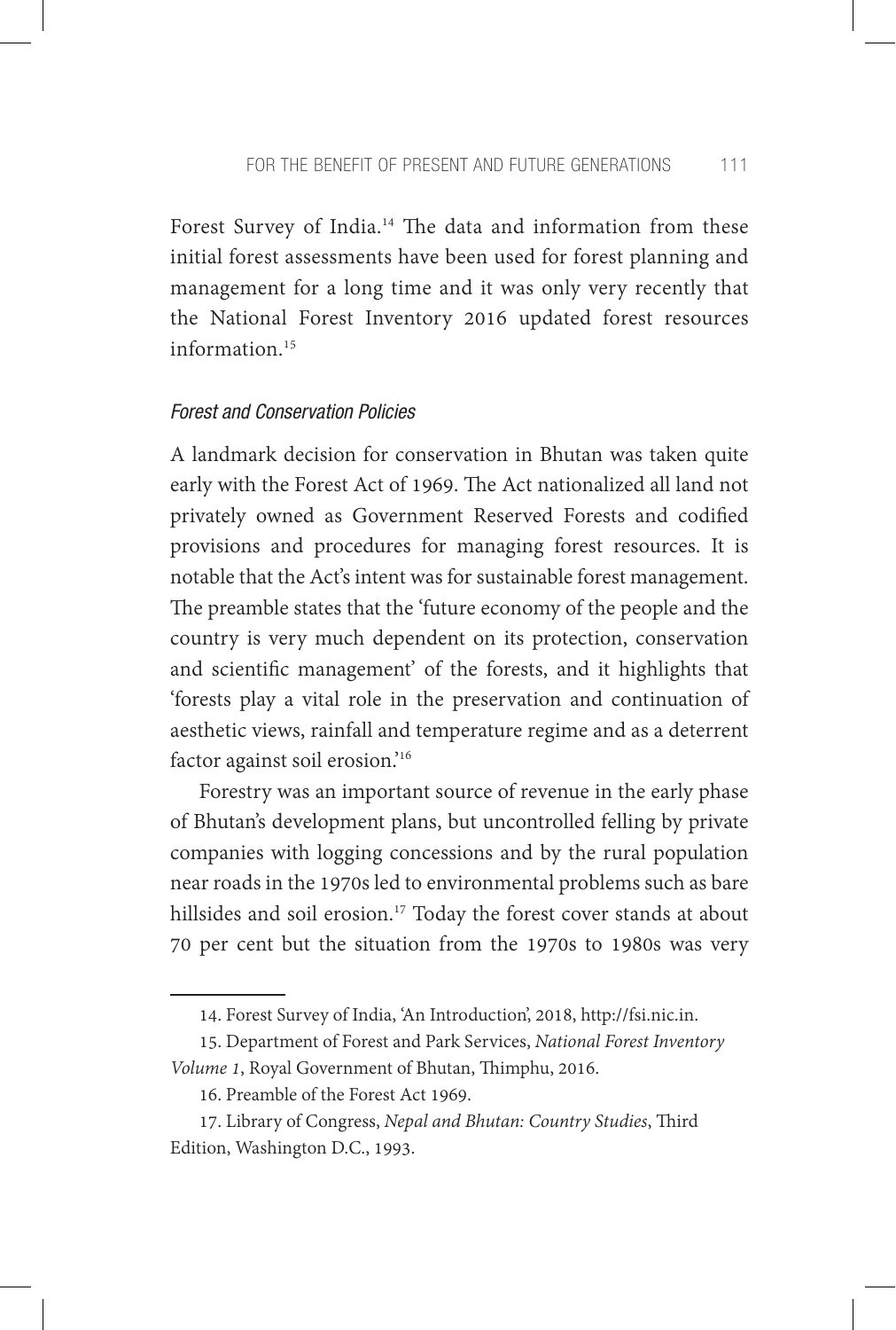Forest Survey of India.[14] The data and information from these initial forest assessments have been used for forest planning and management for a long time and it was only very recently that the National Forest Inventory 2016 updated forest resources information.[15]

### *Forest and Conservation Policies*

A landmark decision for conservation in Bhutan was taken quite early with the Forest Act of 1969. The Act nationalized all land not privately owned as Government Reserved Forests and codified provisions and procedures for managing forest resources. It is notable that the Act's intent was for sustainable forest management. The preamble states that the 'future economy of the people and the country is very much dependent on its protection, conservation and scientific management' of the forests, and it highlights that 'forests play a vital role in the preservation and continuation of aesthetic views, rainfall and temperature regime and as a deterrent factor against soil erosion.'[16]

Forestry was an important source of revenue in the early phase of Bhutan's development plans, but uncontrolled felling by private companies with logging concessions and by the rural population near roads in the 1970s led to environmental problems such as bare hillsides and soil erosion.[17] Today the forest cover stands at about 70 per cent but the situation from the 1970s to 1980s was very

---

14. Forest Survey of India, 'An Introduction', 2018, http://fsi.nic.in.

15. Department of Forest and Park Services, *National Forest Inventory Volume 1*, Royal Government of Bhutan, Thimphu, 2016.

16. Preamble of the Forest Act 1969.

17. Library of Congress, *Nepal and Bhutan: Country Studies*, Third Edition, Washington D.C., 1993.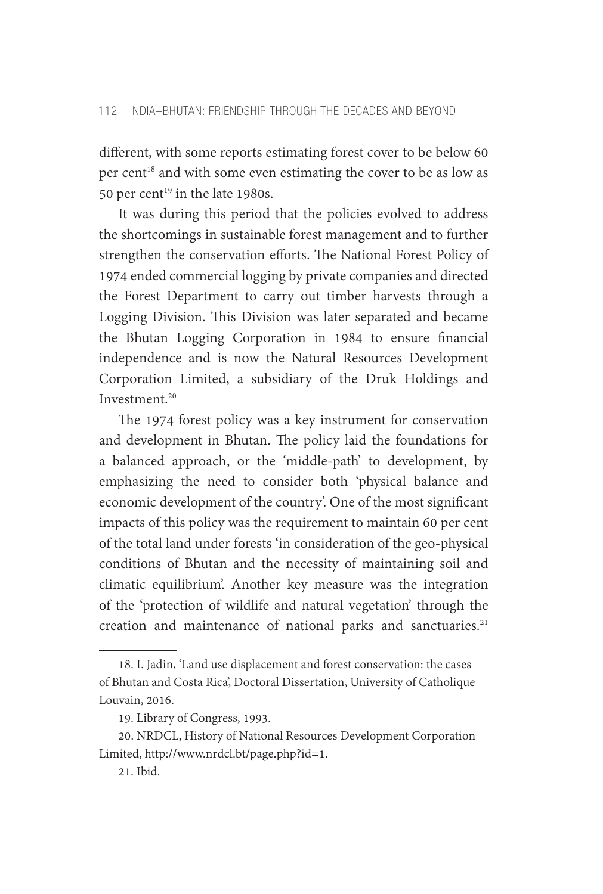different, with some reports estimating forest cover to be below 60 per cent[18] and with some even estimating the cover to be as low as 50 per cent[19] in the late 1980s.

It was during this period that the policies evolved to address the shortcomings in sustainable forest management and to further strengthen the conservation efforts. The National Forest Policy of 1974 ended commercial logging by private companies and directed the Forest Department to carry out timber harvests through a Logging Division. This Division was later separated and became the Bhutan Logging Corporation in 1984 to ensure financial independence and is now the Natural Resources Development Corporation Limited, a subsidiary of the Druk Holdings and Investment.[20]

The 1974 forest policy was a key instrument for conservation and development in Bhutan. The policy laid the foundations for a balanced approach, or the 'middle-path' to development, by emphasizing the need to consider both 'physical balance and economic development of the country'. One of the most significant impacts of this policy was the requirement to maintain 60 per cent of the total land under forests 'in consideration of the geo-physical conditions of Bhutan and the necessity of maintaining soil and climatic equilibrium'. Another key measure was the integration of the 'protection of wildlife and natural vegetation' through the creation and maintenance of national parks and sanctuaries.[21]

---

18. I. Jadin, 'Land use displacement and forest conservation: the cases of Bhutan and Costa Rica', Doctoral Dissertation, University of Catholique Louvain, 2016.

19. Library of Congress, 1993.

20. NRDCL, History of National Resources Development Corporation Limited, http://www.nrdcl.bt/page.php?id=1.

21. Ibid.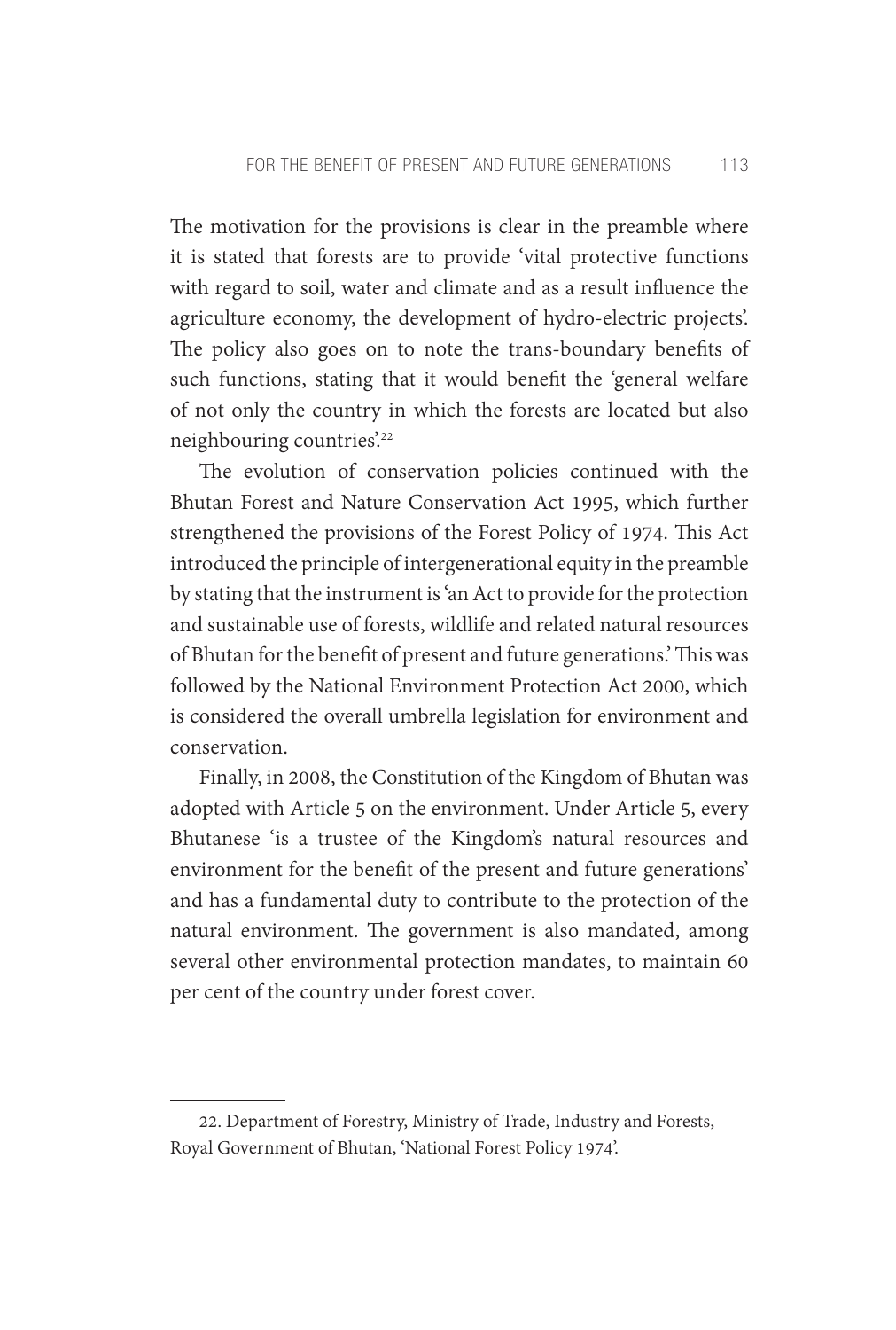The motivation for the provisions is clear in the preamble where it is stated that forests are to provide 'vital protective functions with regard to soil, water and climate and as a result influence the agriculture economy, the development of hydro-electric projects'. The policy also goes on to note the trans-boundary benefits of such functions, stating that it would benefit the 'general welfare of not only the country in which the forests are located but also neighbouring countries'.[22]

The evolution of conservation policies continued with the Bhutan Forest and Nature Conservation Act 1995, which further strengthened the provisions of the Forest Policy of 1974. This Act introduced the principle of intergenerational equity in the preamble by stating that the instrument is 'an Act to provide for the protection and sustainable use of forests, wildlife and related natural resources of Bhutan for the benefit of present and future generations.' This was followed by the National Environment Protection Act 2000, which is considered the overall umbrella legislation for environment and conservation.

Finally, in 2008, the Constitution of the Kingdom of Bhutan was adopted with Article 5 on the environment. Under Article 5, every Bhutanese 'is a trustee of the Kingdom's natural resources and environment for the benefit of the present and future generations' and has a fundamental duty to contribute to the protection of the natural environment. The government is also mandated, among several other environmental protection mandates, to maintain 60 per cent of the country under forest cover.

---

22. Department of Forestry, Ministry of Trade, Industry and Forests, Royal Government of Bhutan, 'National Forest Policy 1974'.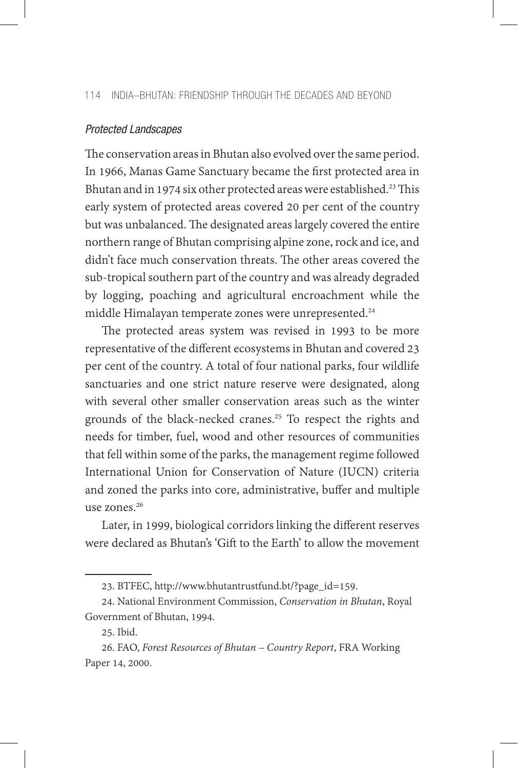*Protected Landscapes*

The conservation areas in Bhutan also evolved over the same period. In 1966, Manas Game Sanctuary became the first protected area in Bhutan and in 1974 six other protected areas were established.[23] This early system of protected areas covered 20 per cent of the country but was unbalanced. The designated areas largely covered the entire northern range of Bhutan comprising alpine zone, rock and ice, and didn't face much conservation threats. The other areas covered the sub-tropical southern part of the country and was already degraded by logging, poaching and agricultural encroachment while the middle Himalayan temperate zones were unrepresented.[24]

The protected areas system was revised in 1993 to be more representative of the different ecosystems in Bhutan and covered 23 per cent of the country. A total of four national parks, four wildlife sanctuaries and one strict nature reserve were designated, along with several other smaller conservation areas such as the winter grounds of the black-necked cranes.[25] To respect the rights and needs for timber, fuel, wood and other resources of communities that fell within some of the parks, the management regime followed International Union for Conservation of Nature (IUCN) criteria and zoned the parks into core, administrative, buffer and multiple use zones.[26]

Later, in 1999, biological corridors linking the different reserves were declared as Bhutan's 'Gift to the Earth' to allow the movement

---

23. BTFEC, http://www.bhutantrustfund.bt/?page_id=159.

24. National Environment Commission, *Conservation in Bhutan*, Royal Government of Bhutan, 1994.

25. Ibid.

26. FAO, *Forest Resources of Bhutan – Country Report*, FRA Working Paper 14, 2000.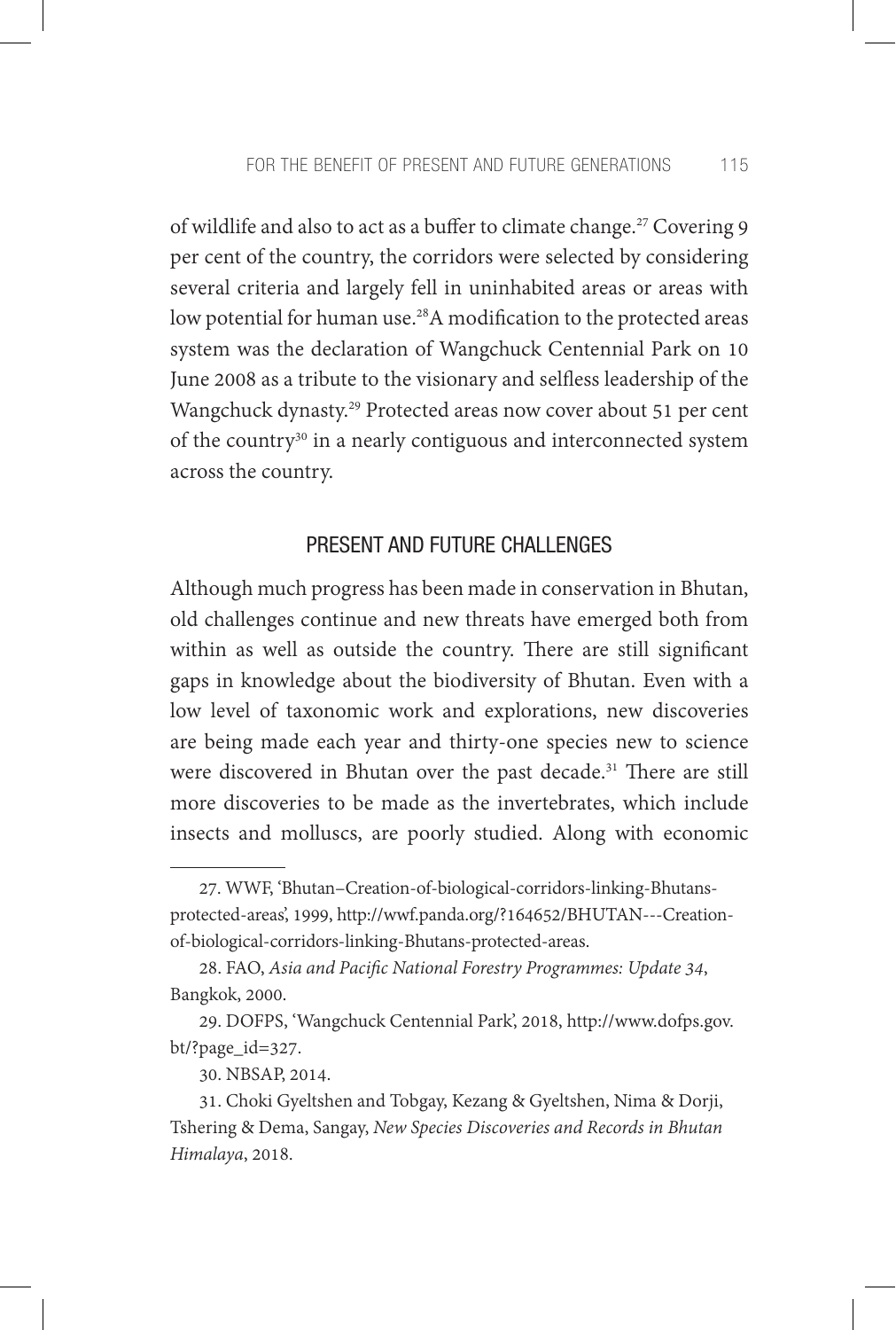of wildlife and also to act as a buffer to climate change.[27] Covering 9 per cent of the country, the corridors were selected by considering several criteria and largely fell in uninhabited areas or areas with low potential for human use.[28] A modification to the protected areas system was the declaration of Wangchuck Centennial Park on 10 June 2008 as a tribute to the visionary and selfless leadership of the Wangchuck dynasty.[29] Protected areas now cover about 51 per cent of the country[30] in a nearly contiguous and interconnected system across the country.

## PRESENT AND FUTURE CHALLENGES

Although much progress has been made in conservation in Bhutan, old challenges continue and new threats have emerged both from within as well as outside the country. There are still significant gaps in knowledge about the biodiversity of Bhutan. Even with a low level of taxonomic work and explorations, new discoveries are being made each year and thirty-one species new to science were discovered in Bhutan over the past decade.[31] There are still more discoveries to be made as the invertebrates, which include insects and molluscs, are poorly studied. Along with economic

---

27. WWF, 'Bhutan–Creation-of-biological-corridors-linking-Bhutans-protected-areas', 1999, http://wwf.panda.org/?164652/BHUTAN---Creation-of-biological-corridors-linking-Bhutans-protected-areas.

28. FAO, *Asia and Pacific National Forestry Programmes: Update 34*, Bangkok, 2000.

29. DOFPS, 'Wangchuck Centennial Park', 2018, http://www.dofps.gov.bt/?page_id=327.

30. NBSAP, 2014.

31. Choki Gyeltshen and Tobgay, Kezang & Gyeltshen, Nima & Dorji, Tshering & Dema, Sangay, *New Species Discoveries and Records in Bhutan Himalaya*, 2018.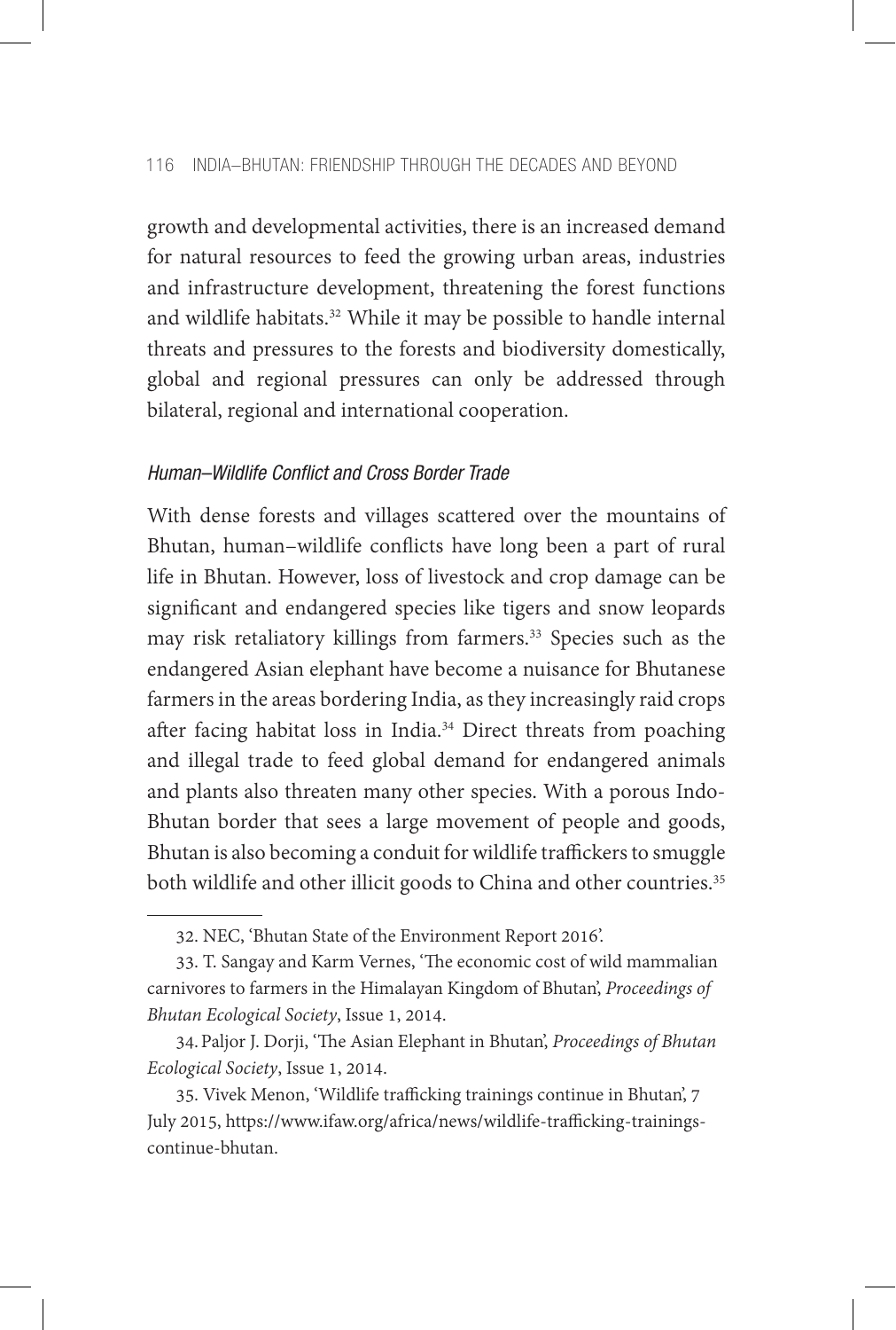growth and developmental activities, there is an increased demand for natural resources to feed the growing urban areas, industries and infrastructure development, threatening the forest functions and wildlife habitats.[32] While it may be possible to handle internal threats and pressures to the forests and biodiversity domestically, global and regional pressures can only be addressed through bilateral, regional and international cooperation.

### *Human–Wildlife Conflict and Cross Border Trade*

With dense forests and villages scattered over the mountains of Bhutan, human–wildlife conflicts have long been a part of rural life in Bhutan. However, loss of livestock and crop damage can be significant and endangered species like tigers and snow leopards may risk retaliatory killings from farmers.[33] Species such as the endangered Asian elephant have become a nuisance for Bhutanese farmers in the areas bordering India, as they increasingly raid crops after facing habitat loss in India.[34] Direct threats from poaching and illegal trade to feed global demand for endangered animals and plants also threaten many other species. With a porous Indo-Bhutan border that sees a large movement of people and goods, Bhutan is also becoming a conduit for wildlife traffickers to smuggle both wildlife and other illicit goods to China and other countries.[35]

---

32. NEC, 'Bhutan State of the Environment Report 2016'.

33. T. Sangay and Karm Vernes, 'The economic cost of wild mammalian carnivores to farmers in the Himalayan Kingdom of Bhutan', *Proceedings of Bhutan Ecological Society*, Issue 1, 2014.

34. Paljor J. Dorji, 'The Asian Elephant in Bhutan', *Proceedings of Bhutan Ecological Society*, Issue 1, 2014.

35. Vivek Menon, 'Wildlife trafficking trainings continue in Bhutan', 7 July 2015, https://www.ifaw.org/africa/news/wildlife-trafficking-trainings-continue-bhutan.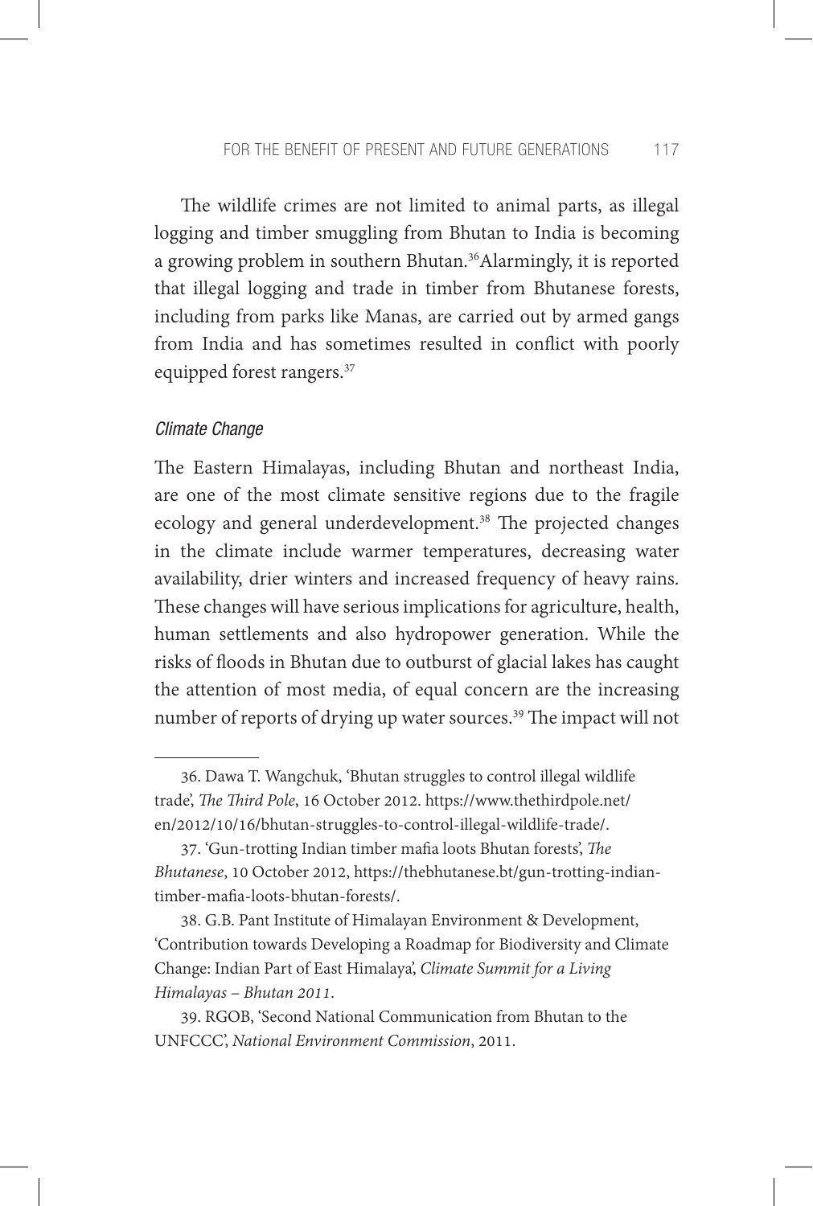The wildlife crimes are not limited to animal parts, as illegal logging and timber smuggling from Bhutan to India is becoming a growing problem in southern Bhutan.[36] Alarmingly, it is reported that illegal logging and trade in timber from Bhutanese forests, including from parks like Manas, are carried out by armed gangs from India and has sometimes resulted in conflict with poorly equipped forest rangers.[37]

### *Climate Change*

The Eastern Himalayas, including Bhutan and northeast India, are one of the most climate sensitive regions due to the fragile ecology and general underdevelopment.[38] The projected changes in the climate include warmer temperatures, decreasing water availability, drier winters and increased frequency of heavy rains. These changes will have serious implications for agriculture, health, human settlements and also hydropower generation. While the risks of floods in Bhutan due to outburst of glacial lakes has caught the attention of most media, of equal concern are the increasing number of reports of drying up water sources.[39] The impact will not

---

36. Dawa T. Wangchuk, 'Bhutan struggles to control illegal wildlife trade', *The Third Pole*, 16 October 2012. https://www.thethirdpole.net/en/2012/10/16/bhutan-struggles-to-control-illegal-wildlife-trade/.

37. 'Gun-trotting Indian timber mafia loots Bhutan forests', *The Bhutanese*, 10 October 2012, https://thebhutanese.bt/gun-trotting-indian-timber-mafia-loots-bhutan-forests/.

38. G.B. Pant Institute of Himalayan Environment & Development, 'Contribution towards Developing a Roadmap for Biodiversity and Climate Change: Indian Part of East Himalaya', *Climate Summit for a Living Himalayas – Bhutan 2011*.

39. RGOB, 'Second National Communication from Bhutan to the UNFCCC', *National Environment Commission*, 2011.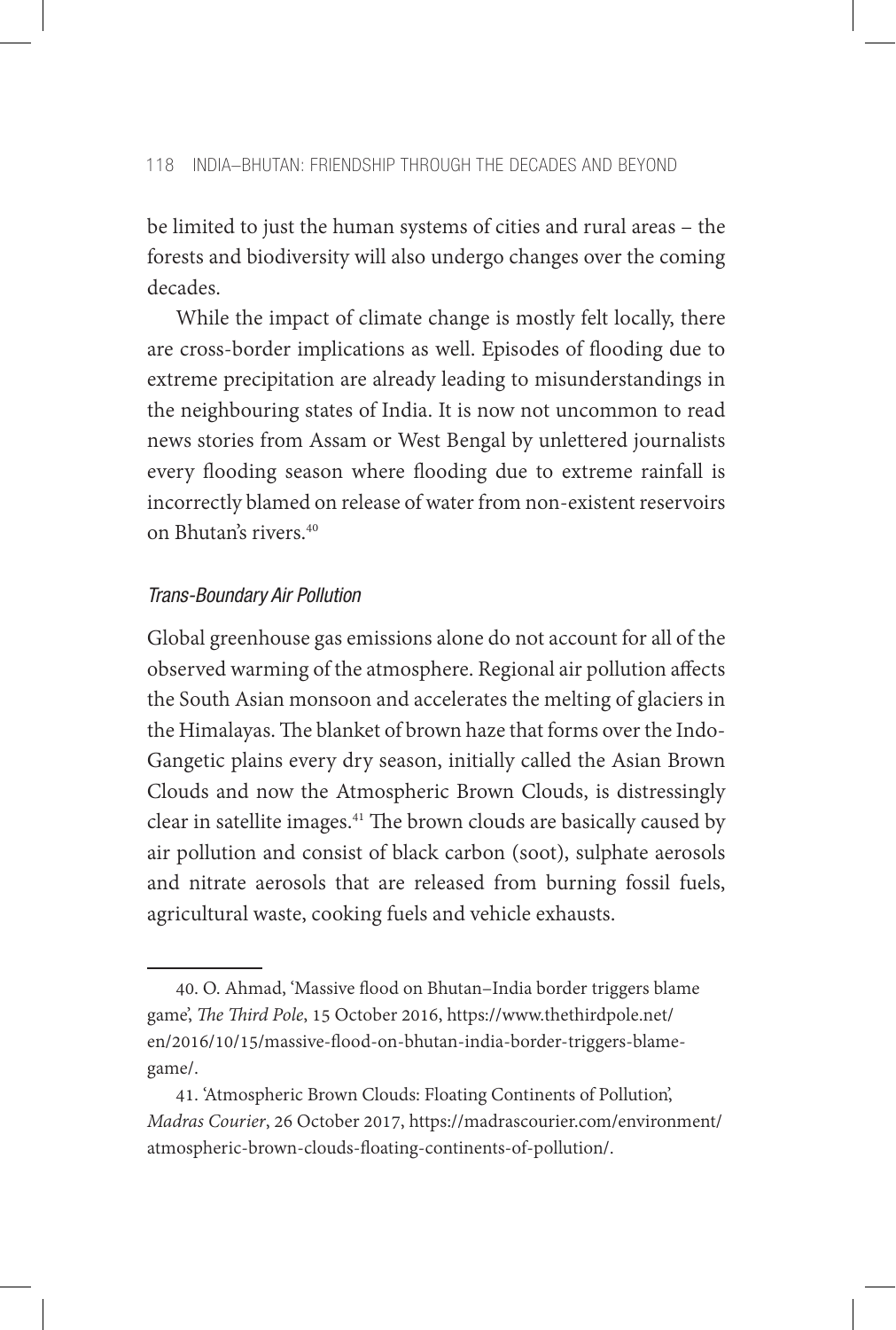be limited to just the human systems of cities and rural areas – the forests and biodiversity will also undergo changes over the coming decades.

While the impact of climate change is mostly felt locally, there are cross-border implications as well. Episodes of flooding due to extreme precipitation are already leading to misunderstandings in the neighbouring states of India. It is now not uncommon to read news stories from Assam or West Bengal by unlettered journalists every flooding season where flooding due to extreme rainfall is incorrectly blamed on release of water from non-existent reservoirs on Bhutan's rivers.[40]

### *Trans-Boundary Air Pollution*

Global greenhouse gas emissions alone do not account for all of the observed warming of the atmosphere. Regional air pollution affects the South Asian monsoon and accelerates the melting of glaciers in the Himalayas. The blanket of brown haze that forms over the Indo-Gangetic plains every dry season, initially called the Asian Brown Clouds and now the Atmospheric Brown Clouds, is distressingly clear in satellite images.[41] The brown clouds are basically caused by air pollution and consist of black carbon (soot), sulphate aerosols and nitrate aerosols that are released from burning fossil fuels, agricultural waste, cooking fuels and vehicle exhausts.

---

40. O. Ahmad, 'Massive flood on Bhutan–India border triggers blame game', *The Third Pole*, 15 October 2016, https://www.thethirdpole.net/en/2016/10/15/massive-flood-on-bhutan-india-border-triggers-blame-game/.

41. 'Atmospheric Brown Clouds: Floating Continents of Pollution', *Madras Courier*, 26 October 2017, https://madrascourier.com/environment/atmospheric-brown-clouds-floating-continents-of-pollution/.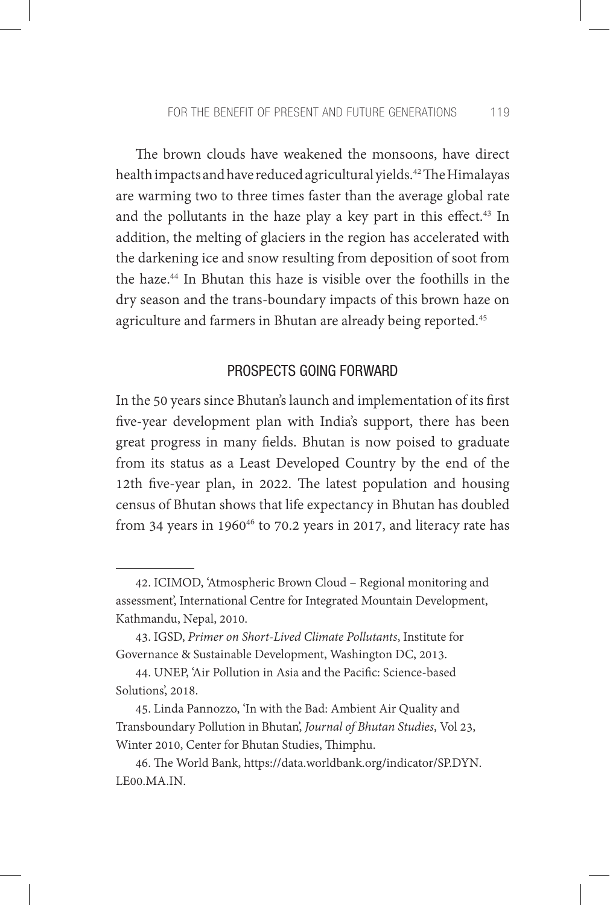The brown clouds have weakened the monsoons, have direct health impacts and have reduced agricultural yields.[42] The Himalayas are warming two to three times faster than the average global rate and the pollutants in the haze play a key part in this effect.[43] In addition, the melting of glaciers in the region has accelerated with the darkening ice and snow resulting from deposition of soot from the haze.[44] In Bhutan this haze is visible over the foothills in the dry season and the trans-boundary impacts of this brown haze on agriculture and farmers in Bhutan are already being reported.[45]

## PROSPECTS GOING FORWARD

In the 50 years since Bhutan's launch and implementation of its first five-year development plan with India's support, there has been great progress in many fields. Bhutan is now poised to graduate from its status as a Least Developed Country by the end of the 12th five-year plan, in 2022. The latest population and housing census of Bhutan shows that life expectancy in Bhutan has doubled from 34 years in 1960[46] to 70.2 years in 2017, and literacy rate has

---

42. ICIMOD, 'Atmospheric Brown Cloud – Regional monitoring and assessment', International Centre for Integrated Mountain Development, Kathmandu, Nepal, 2010.

43. IGSD, *Primer on Short-Lived Climate Pollutants*, Institute for Governance & Sustainable Development, Washington DC, 2013.

44. UNEP, 'Air Pollution in Asia and the Pacific: Science-based Solutions', 2018.

45. Linda Pannozzo, 'In with the Bad: Ambient Air Quality and Transboundary Pollution in Bhutan', *Journal of Bhutan Studies*, Vol 23, Winter 2010, Center for Bhutan Studies, Thimphu.

46. The World Bank, https://data.worldbank.org/indicator/SP.DYN.LE00.MA.IN.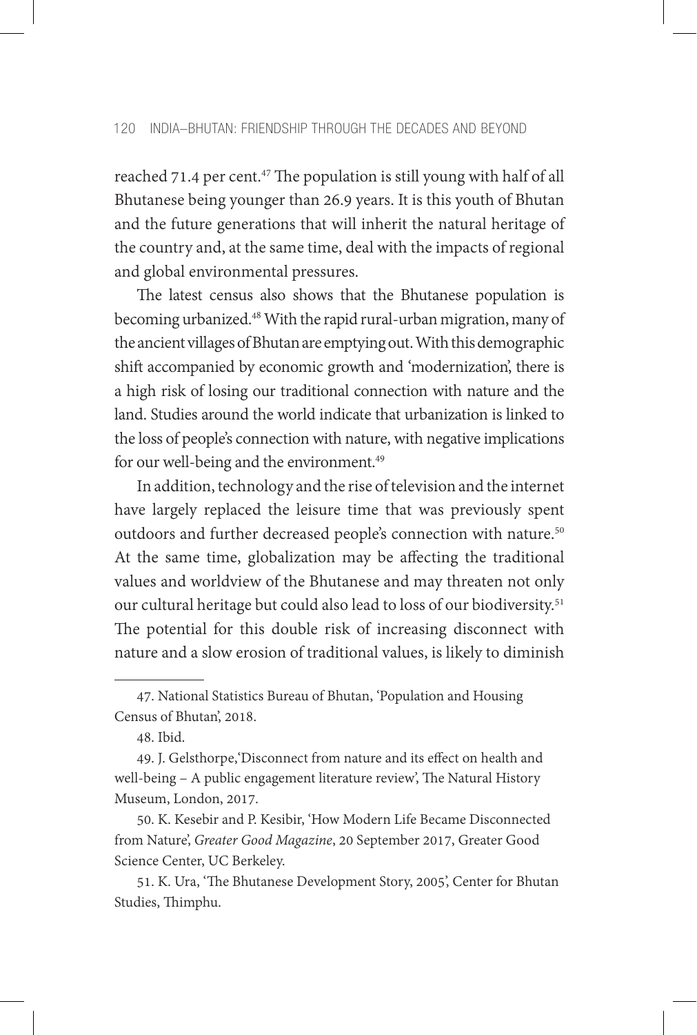reached 71.4 per cent.[47] The population is still young with half of all Bhutanese being younger than 26.9 years. It is this youth of Bhutan and the future generations that will inherit the natural heritage of the country and, at the same time, deal with the impacts of regional and global environmental pressures.

The latest census also shows that the Bhutanese population is becoming urbanized.[48] With the rapid rural-urban migration, many of the ancient villages of Bhutan are emptying out. With this demographic shift accompanied by economic growth and 'modernization', there is a high risk of losing our traditional connection with nature and the land. Studies around the world indicate that urbanization is linked to the loss of people's connection with nature, with negative implications for our well-being and the environment.[49]

In addition, technology and the rise of television and the internet have largely replaced the leisure time that was previously spent outdoors and further decreased people's connection with nature.[50] At the same time, globalization may be affecting the traditional values and worldview of the Bhutanese and may threaten not only our cultural heritage but could also lead to loss of our biodiversity.[51] The potential for this double risk of increasing disconnect with nature and a slow erosion of traditional values, is likely to diminish

---

47. National Statistics Bureau of Bhutan, 'Population and Housing Census of Bhutan', 2018.

48. Ibid.

49. J. Gelsthorpe,'Disconnect from nature and its effect on health and well-being – A public engagement literature review', The Natural History Museum, London, 2017.

50. K. Kesebir and P. Kesibir, 'How Modern Life Became Disconnected from Nature', *Greater Good Magazine*, 20 September 2017, Greater Good Science Center, UC Berkeley.

51. K. Ura, 'The Bhutanese Development Story, 2005', Center for Bhutan Studies, Thimphu.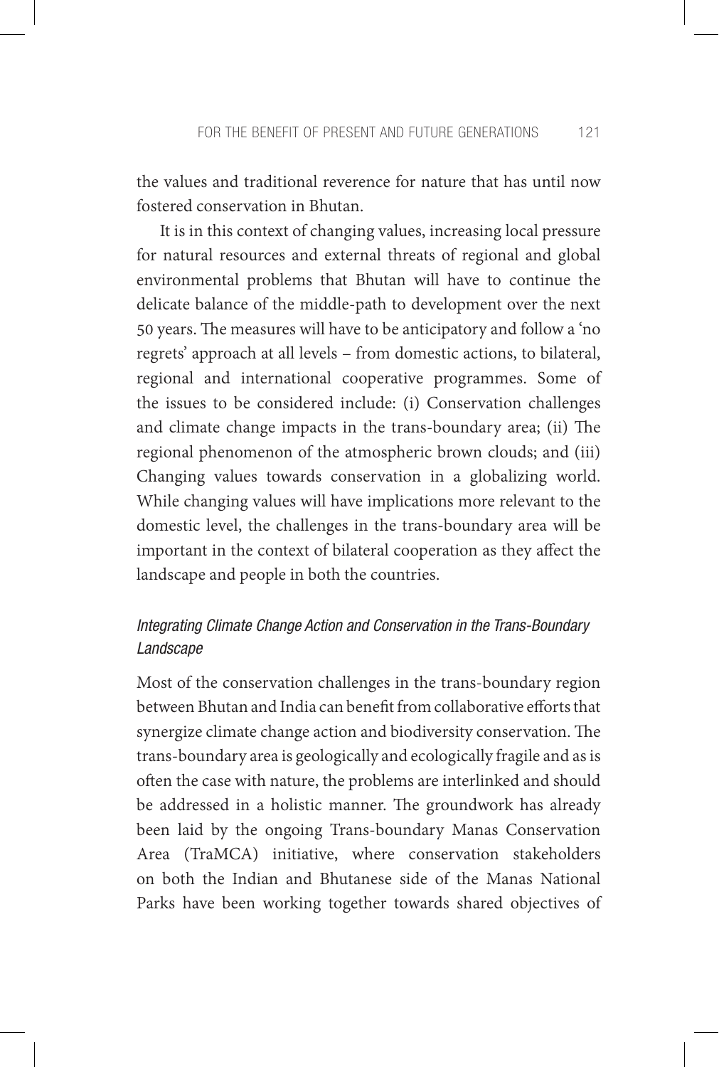the values and traditional reverence for nature that has until now fostered conservation in Bhutan.

It is in this context of changing values, increasing local pressure for natural resources and external threats of regional and global environmental problems that Bhutan will have to continue the delicate balance of the middle-path to development over the next 50 years. The measures will have to be anticipatory and follow a 'no regrets' approach at all levels – from domestic actions, to bilateral, regional and international cooperative programmes. Some of the issues to be considered include: (i) Conservation challenges and climate change impacts in the trans-boundary area; (ii) The regional phenomenon of the atmospheric brown clouds; and (iii) Changing values towards conservation in a globalizing world. While changing values will have implications more relevant to the domestic level, the challenges in the trans-boundary area will be important in the context of bilateral cooperation as they affect the landscape and people in both the countries.

### *Integrating Climate Change Action and Conservation in the Trans-Boundary Landscape*

Most of the conservation challenges in the trans-boundary region between Bhutan and India can benefit from collaborative efforts that synergize climate change action and biodiversity conservation. The trans-boundary area is geologically and ecologically fragile and as is often the case with nature, the problems are interlinked and should be addressed in a holistic manner. The groundwork has already been laid by the ongoing Trans-boundary Manas Conservation Area (TraMCA) initiative, where conservation stakeholders on both the Indian and Bhutanese side of the Manas National Parks have been working together towards shared objectives of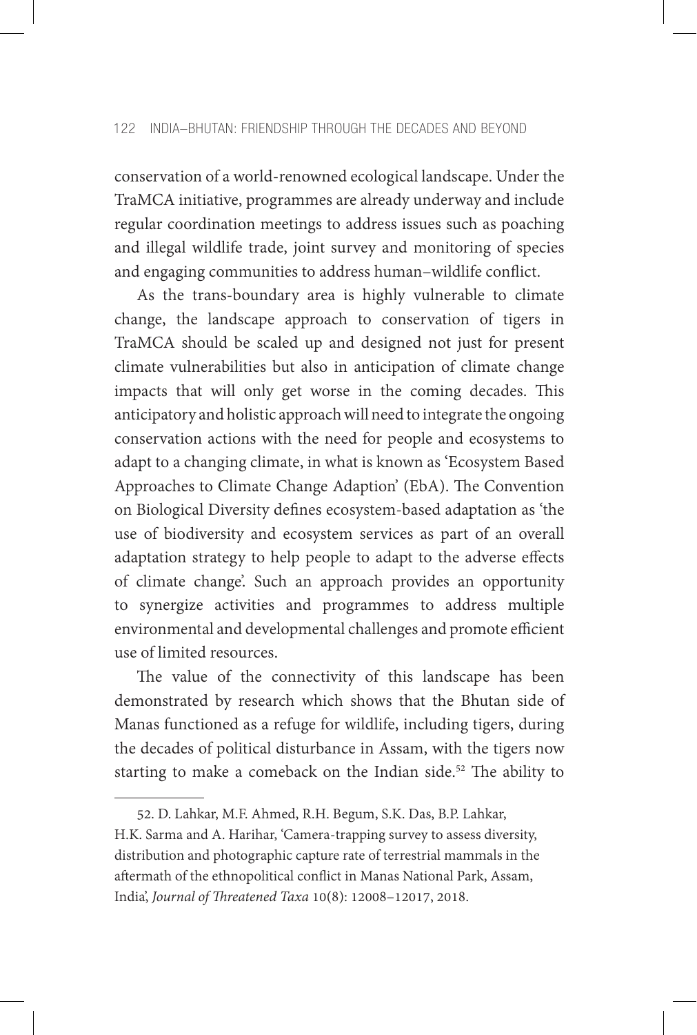conservation of a world-renowned ecological landscape. Under the TraMCA initiative, programmes are already underway and include regular coordination meetings to address issues such as poaching and illegal wildlife trade, joint survey and monitoring of species and engaging communities to address human–wildlife conflict.

As the trans-boundary area is highly vulnerable to climate change, the landscape approach to conservation of tigers in TraMCA should be scaled up and designed not just for present climate vulnerabilities but also in anticipation of climate change impacts that will only get worse in the coming decades. This anticipatory and holistic approach will need to integrate the ongoing conservation actions with the need for people and ecosystems to adapt to a changing climate, in what is known as 'Ecosystem Based Approaches to Climate Change Adaption' (EbA). The Convention on Biological Diversity defines ecosystem-based adaptation as 'the use of biodiversity and ecosystem services as part of an overall adaptation strategy to help people to adapt to the adverse effects of climate change'. Such an approach provides an opportunity to synergize activities and programmes to address multiple environmental and developmental challenges and promote efficient use of limited resources.

The value of the connectivity of this landscape has been demonstrated by research which shows that the Bhutan side of Manas functioned as a refuge for wildlife, including tigers, during the decades of political disturbance in Assam, with the tigers now starting to make a comeback on the Indian side.[52] The ability to

---

52. D. Lahkar, M.F. Ahmed, R.H. Begum, S.K. Das, B.P. Lahkar, H.K. Sarma and A. Harihar, 'Camera-trapping survey to assess diversity, distribution and photographic capture rate of terrestrial mammals in the aftermath of the ethnopolitical conflict in Manas National Park, Assam, India', *Journal of Threatened Taxa* 10(8): 12008–12017, 2018.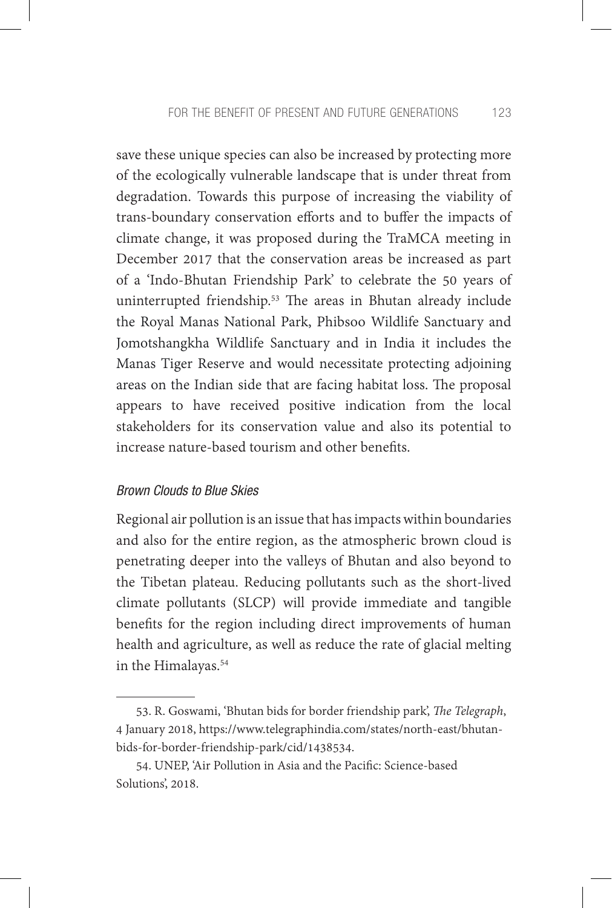save these unique species can also be increased by protecting more of the ecologically vulnerable landscape that is under threat from degradation. Towards this purpose of increasing the viability of trans-boundary conservation efforts and to buffer the impacts of climate change, it was proposed during the TraMCA meeting in December 2017 that the conservation areas be increased as part of a 'Indo-Bhutan Friendship Park' to celebrate the 50 years of uninterrupted friendship.[53] The areas in Bhutan already include the Royal Manas National Park, Phibsoo Wildlife Sanctuary and Jomotshangkha Wildlife Sanctuary and in India it includes the Manas Tiger Reserve and would necessitate protecting adjoining areas on the Indian side that are facing habitat loss. The proposal appears to have received positive indication from the local stakeholders for its conservation value and also its potential to increase nature-based tourism and other benefits.

### *Brown Clouds to Blue Skies*

Regional air pollution is an issue that has impacts within boundaries and also for the entire region, as the atmospheric brown cloud is penetrating deeper into the valleys of Bhutan and also beyond to the Tibetan plateau. Reducing pollutants such as the short-lived climate pollutants (SLCP) will provide immediate and tangible benefits for the region including direct improvements of human health and agriculture, as well as reduce the rate of glacial melting in the Himalayas.[54]

---

53. R. Goswami, 'Bhutan bids for border friendship park', *The Telegraph*, 4 January 2018, https://www.telegraphindia.com/states/north-east/bhutan-bids-for-border-friendship-park/cid/1438534.

54. UNEP, 'Air Pollution in Asia and the Pacific: Science-based Solutions', 2018.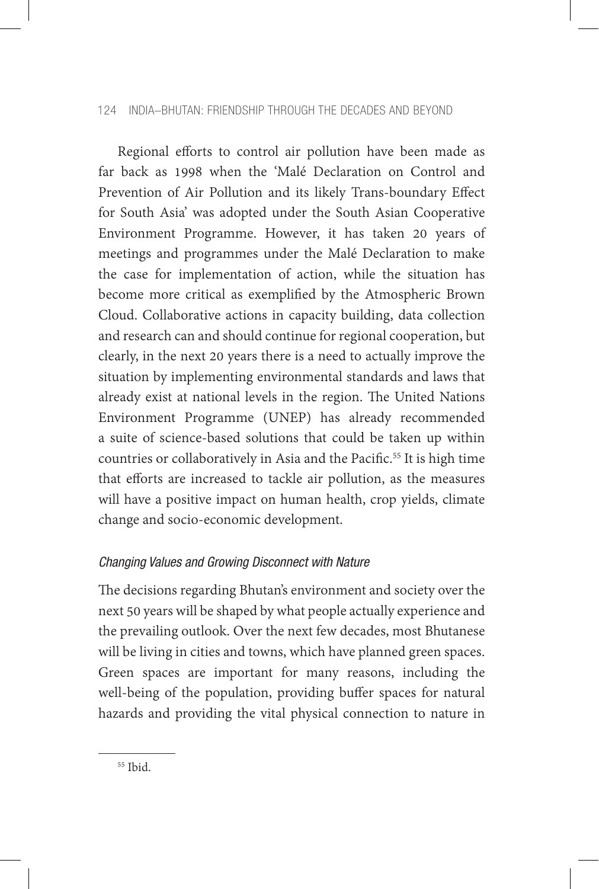Regional efforts to control air pollution have been made as far back as 1998 when the 'Malé Declaration on Control and Prevention of Air Pollution and its likely Trans-boundary Effect for South Asia' was adopted under the South Asian Cooperative Environment Programme. However, it has taken 20 years of meetings and programmes under the Malé Declaration to make the case for implementation of action, while the situation has become more critical as exemplified by the Atmospheric Brown Cloud. Collaborative actions in capacity building, data collection and research can and should continue for regional cooperation, but clearly, in the next 20 years there is a need to actually improve the situation by implementing environmental standards and laws that already exist at national levels in the region. The United Nations Environment Programme (UNEP) has already recommended a suite of science-based solutions that could be taken up within countries or collaboratively in Asia and the Pacific.[55] It is high time that efforts are increased to tackle air pollution, as the measures will have a positive impact on human health, crop yields, climate change and socio-economic development.

### *Changing Values and Growing Disconnect with Nature*

The decisions regarding Bhutan's environment and society over the next 50 years will be shaped by what people actually experience and the prevailing outlook. Over the next few decades, most Bhutanese will be living in cities and towns, which have planned green spaces. Green spaces are important for many reasons, including the well-being of the population, providing buffer spaces for natural hazards and providing the vital physical connection to nature in

---

[55] Ibid.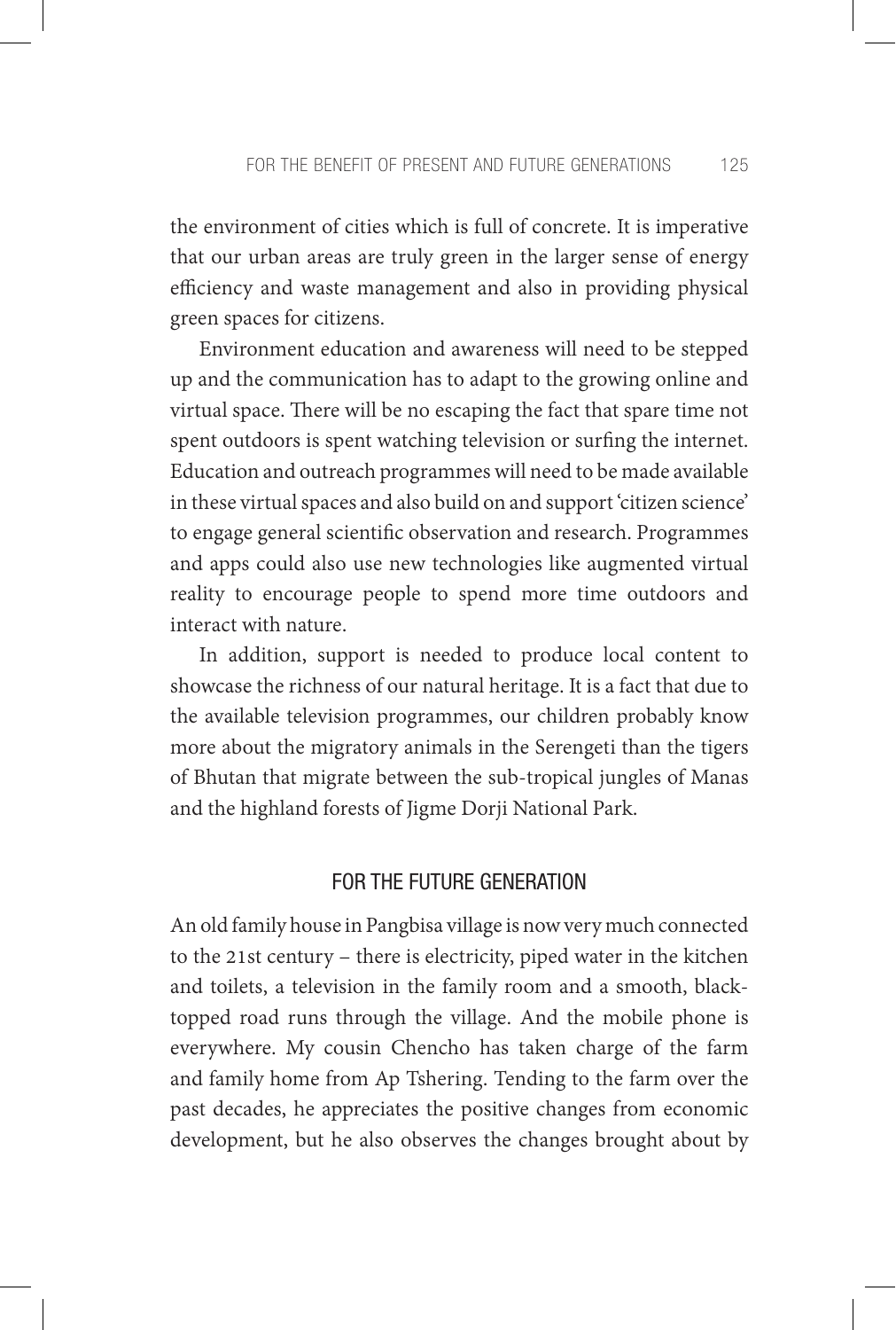the environment of cities which is full of concrete. It is imperative that our urban areas are truly green in the larger sense of energy efficiency and waste management and also in providing physical green spaces for citizens.

Environment education and awareness will need to be stepped up and the communication has to adapt to the growing online and virtual space. There will be no escaping the fact that spare time not spent outdoors is spent watching television or surfing the internet. Education and outreach programmes will need to be made available in these virtual spaces and also build on and support 'citizen science' to engage general scientific observation and research. Programmes and apps could also use new technologies like augmented virtual reality to encourage people to spend more time outdoors and interact with nature.

In addition, support is needed to produce local content to showcase the richness of our natural heritage. It is a fact that due to the available television programmes, our children probably know more about the migratory animals in the Serengeti than the tigers of Bhutan that migrate between the sub-tropical jungles of Manas and the highland forests of Jigme Dorji National Park.

## FOR THE FUTURE GENERATION

An old family house in Pangbisa village is now very much connected to the 21st century – there is electricity, piped water in the kitchen and toilets, a television in the family room and a smooth, black-topped road runs through the village. And the mobile phone is everywhere. My cousin Chencho has taken charge of the farm and family home from Ap Tshering. Tending to the farm over the past decades, he appreciates the positive changes from economic development, but he also observes the changes brought about by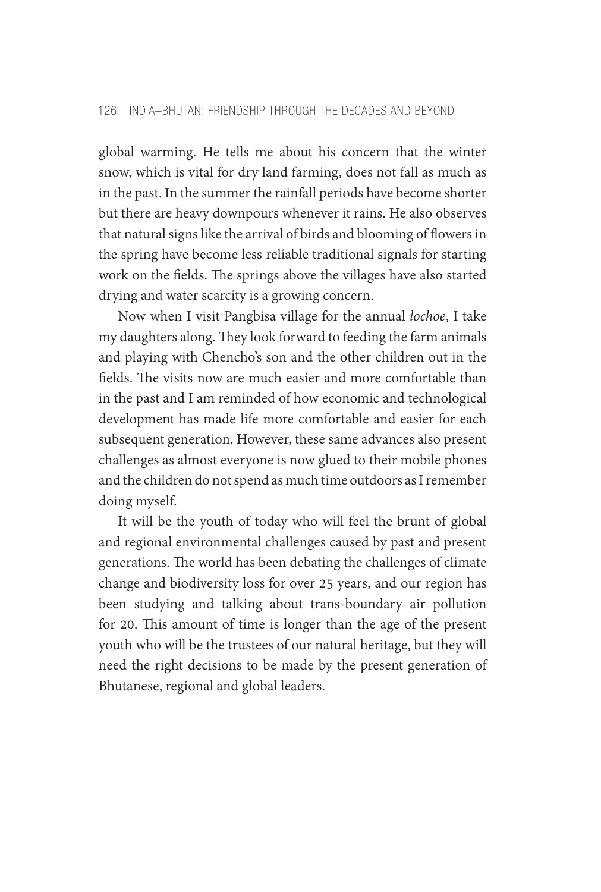global warming. He tells me about his concern that the winter snow, which is vital for dry land farming, does not fall as much as in the past. In the summer the rainfall periods have become shorter but there are heavy downpours whenever it rains. He also observes that natural signs like the arrival of birds and blooming of flowers in the spring have become less reliable traditional signals for starting work on the fields. The springs above the villages have also started drying and water scarcity is a growing concern.

Now when I visit Pangbisa village for the annual *lochoe*, I take my daughters along. They look forward to feeding the farm animals and playing with Chencho's son and the other children out in the fields. The visits now are much easier and more comfortable than in the past and I am reminded of how economic and technological development has made life more comfortable and easier for each subsequent generation. However, these same advances also present challenges as almost everyone is now glued to their mobile phones and the children do not spend as much time outdoors as I remember doing myself.

It will be the youth of today who will feel the brunt of global and regional environmental challenges caused by past and present generations. The world has been debating the challenges of climate change and biodiversity loss for over 25 years, and our region has been studying and talking about trans-boundary air pollution for 20. This amount of time is longer than the age of the present youth who will be the trustees of our natural heritage, but they will need the right decisions to be made by the present generation of Bhutanese, regional and global leaders.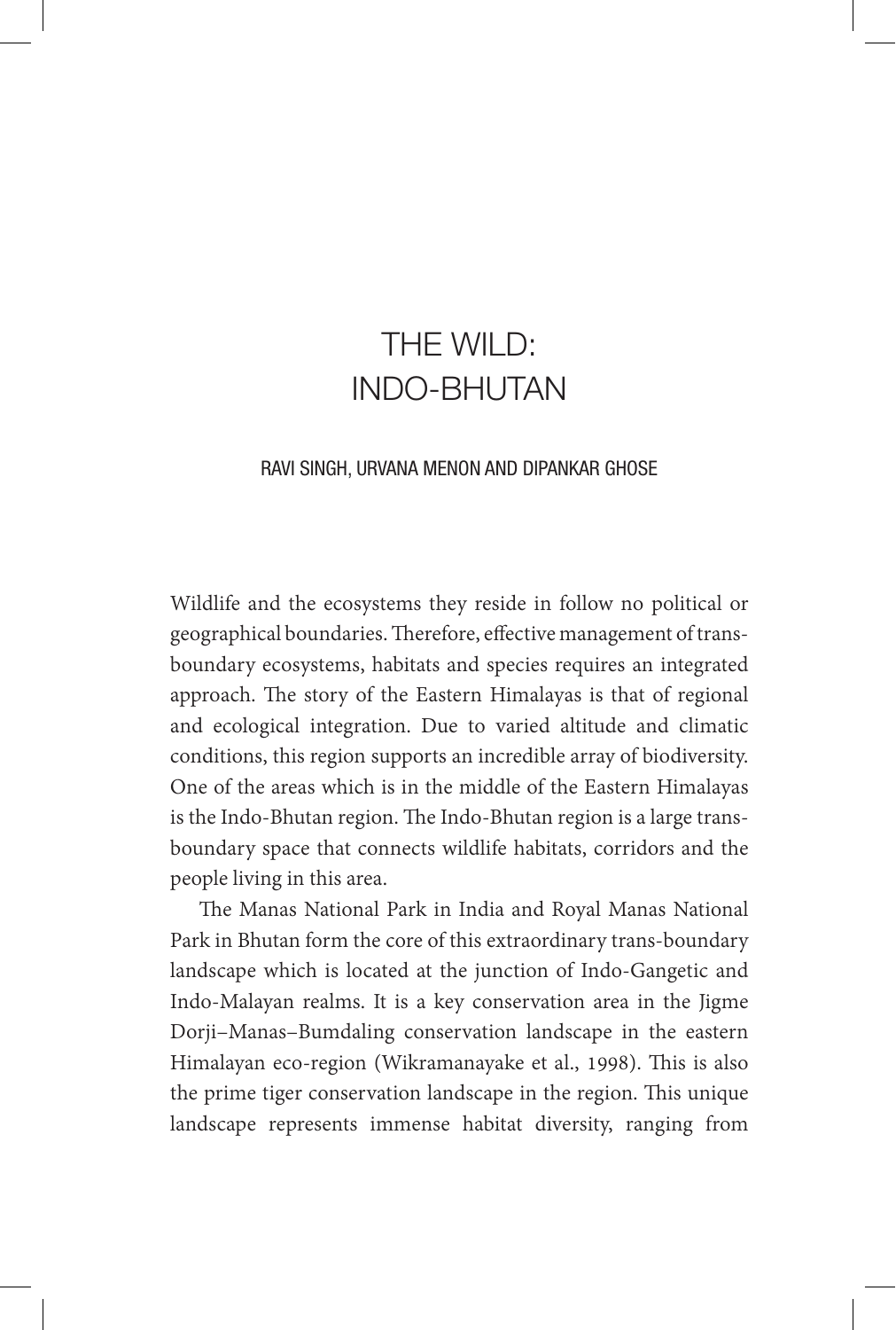# THE WILD: INDO-BHUTAN

RAVI SINGH, URVANA MENON AND DIPANKAR GHOSE

Wildlife and the ecosystems they reside in follow no political or geographical boundaries. Therefore, effective management of trans-boundary ecosystems, habitats and species requires an integrated approach. The story of the Eastern Himalayas is that of regional and ecological integration. Due to varied altitude and climatic conditions, this region supports an incredible array of biodiversity. One of the areas which is in the middle of the Eastern Himalayas is the Indo-Bhutan region. The Indo-Bhutan region is a large trans-boundary space that connects wildlife habitats, corridors and the people living in this area.

The Manas National Park in India and Royal Manas National Park in Bhutan form the core of this extraordinary trans-boundary landscape which is located at the junction of Indo-Gangetic and Indo-Malayan realms. It is a key conservation area in the Jigme Dorji–Manas–Bumdaling conservation landscape in the eastern Himalayan eco-region (Wikramanayake et al., 1998). This is also the prime tiger conservation landscape in the region. This unique landscape represents immense habitat diversity, ranging from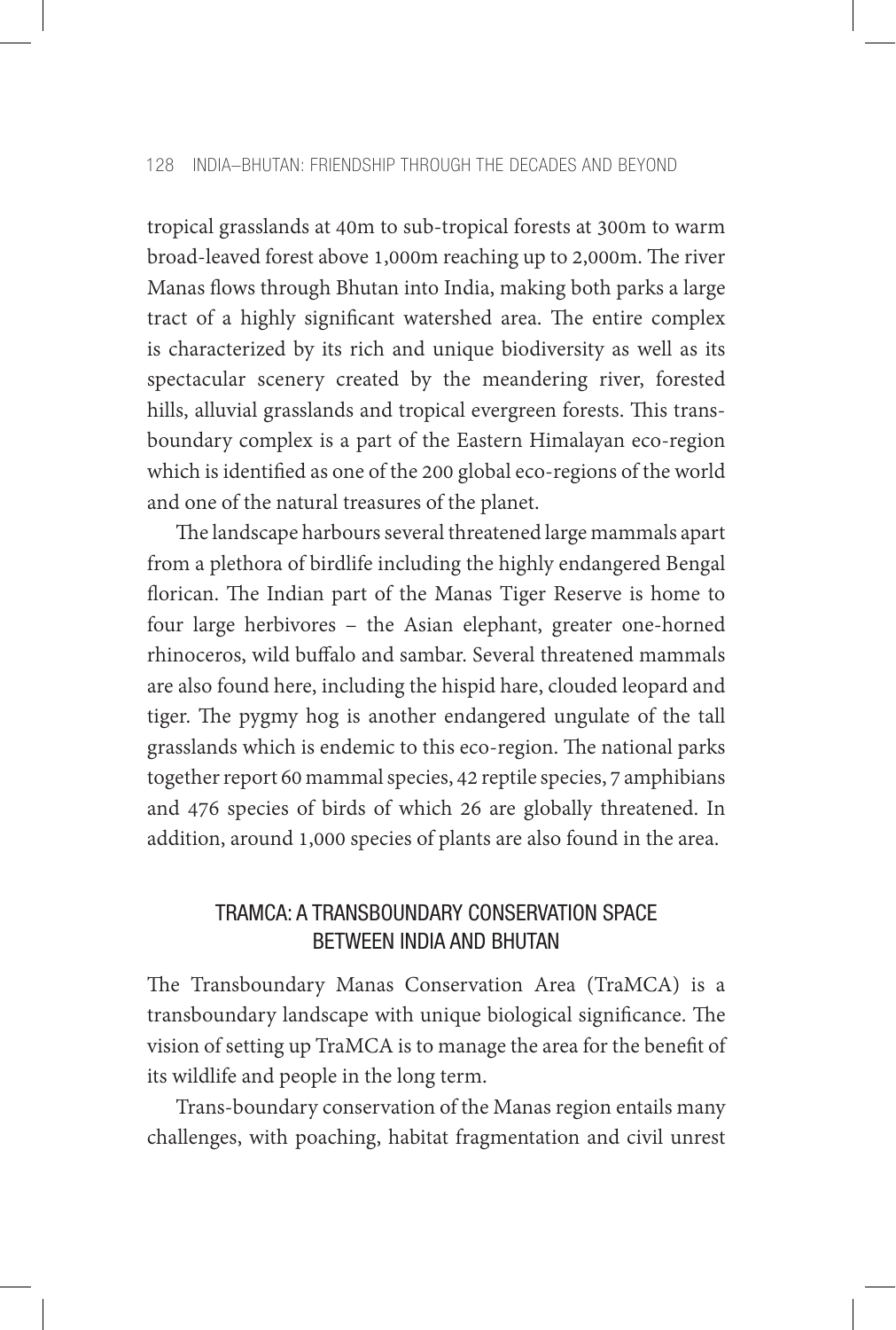tropical grasslands at 40m to sub-tropical forests at 300m to warm broad-leaved forest above 1,000m reaching up to 2,000m. The river Manas flows through Bhutan into India, making both parks a large tract of a highly significant watershed area. The entire complex is characterized by its rich and unique biodiversity as well as its spectacular scenery created by the meandering river, forested hills, alluvial grasslands and tropical evergreen forests. This trans-boundary complex is a part of the Eastern Himalayan eco-region which is identified as one of the 200 global eco-regions of the world and one of the natural treasures of the planet.

The landscape harbours several threatened large mammals apart from a plethora of birdlife including the highly endangered Bengal florican. The Indian part of the Manas Tiger Reserve is home to four large herbivores – the Asian elephant, greater one-horned rhinoceros, wild buffalo and sambar. Several threatened mammals are also found here, including the hispid hare, clouded leopard and tiger. The pygmy hog is another endangered ungulate of the tall grasslands which is endemic to this eco-region. The national parks together report 60 mammal species, 42 reptile species, 7 amphibians and 476 species of birds of which 26 are globally threatened. In addition, around 1,000 species of plants are also found in the area.

## TRAMCA: A TRANSBOUNDARY CONSERVATION SPACE BETWEEN INDIA AND BHUTAN

The Transboundary Manas Conservation Area (TraMCA) is a transboundary landscape with unique biological significance. The vision of setting up TraMCA is to manage the area for the benefit of its wildlife and people in the long term.

Trans-boundary conservation of the Manas region entails many challenges, with poaching, habitat fragmentation and civil unrest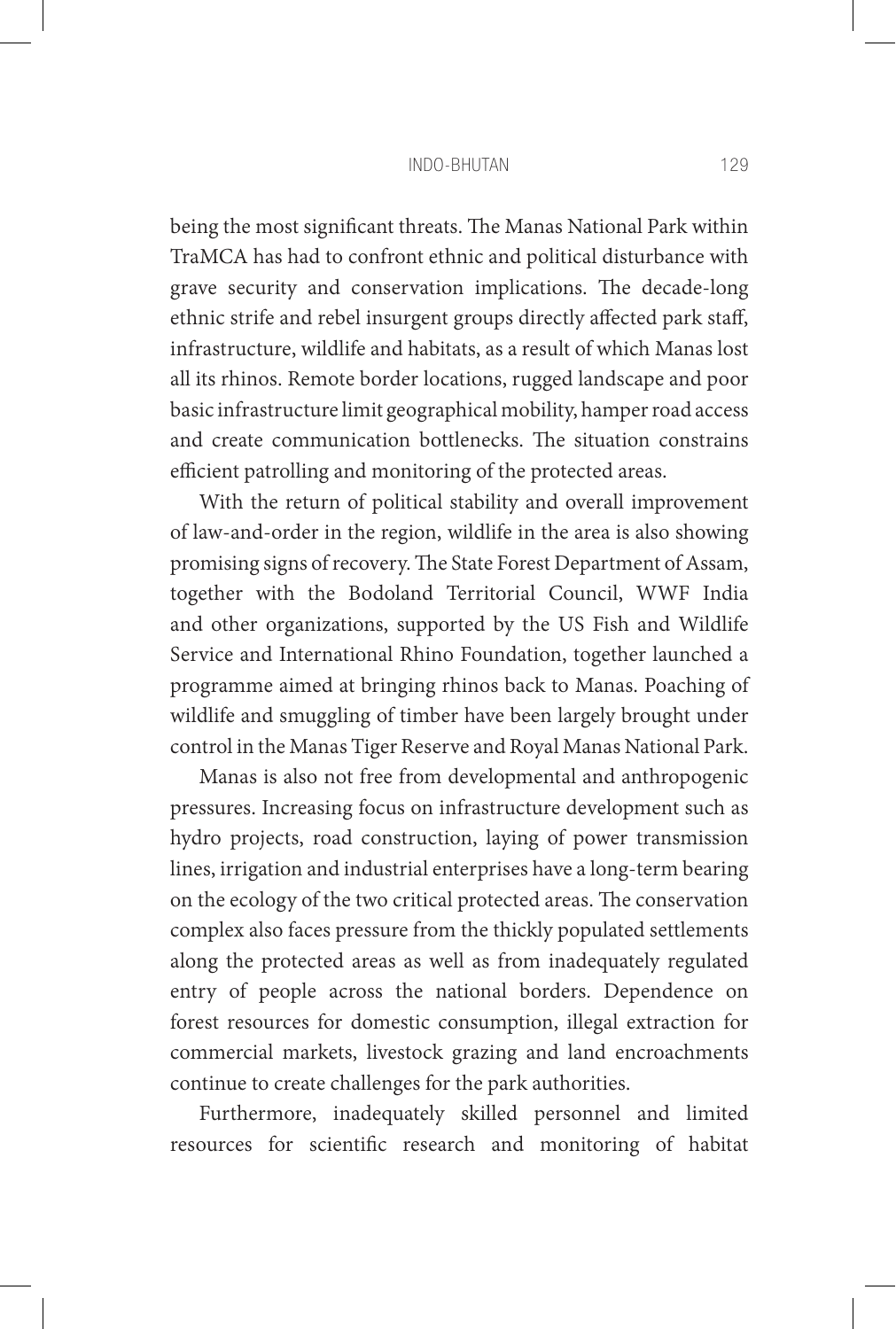being the most significant threats. The Manas National Park within TraMCA has had to confront ethnic and political disturbance with grave security and conservation implications. The decade-long ethnic strife and rebel insurgent groups directly affected park staff, infrastructure, wildlife and habitats, as a result of which Manas lost all its rhinos. Remote border locations, rugged landscape and poor basic infrastructure limit geographical mobility, hamper road access and create communication bottlenecks. The situation constrains efficient patrolling and monitoring of the protected areas.

With the return of political stability and overall improvement of law-and-order in the region, wildlife in the area is also showing promising signs of recovery. The State Forest Department of Assam, together with the Bodoland Territorial Council, WWF India and other organizations, supported by the US Fish and Wildlife Service and International Rhino Foundation, together launched a programme aimed at bringing rhinos back to Manas. Poaching of wildlife and smuggling of timber have been largely brought under control in the Manas Tiger Reserve and Royal Manas National Park.

Manas is also not free from developmental and anthropogenic pressures. Increasing focus on infrastructure development such as hydro projects, road construction, laying of power transmission lines, irrigation and industrial enterprises have a long-term bearing on the ecology of the two critical protected areas. The conservation complex also faces pressure from the thickly populated settlements along the protected areas as well as from inadequately regulated entry of people across the national borders. Dependence on forest resources for domestic consumption, illegal extraction for commercial markets, livestock grazing and land encroachments continue to create challenges for the park authorities.

Furthermore, inadequately skilled personnel and limited resources for scientific research and monitoring of habitat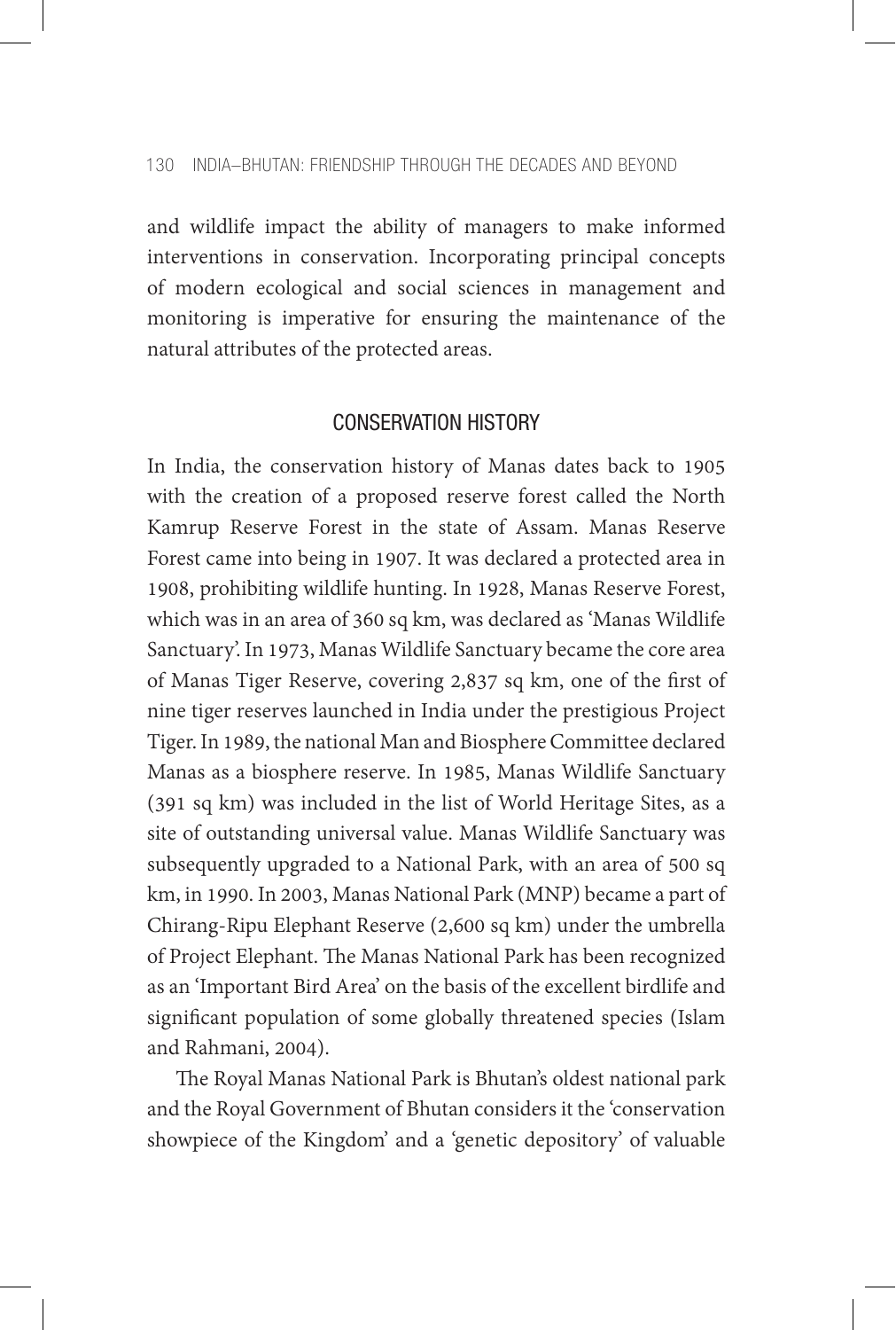and wildlife impact the ability of managers to make informed interventions in conservation. Incorporating principal concepts of modern ecological and social sciences in management and monitoring is imperative for ensuring the maintenance of the natural attributes of the protected areas.

## CONSERVATION HISTORY

In India, the conservation history of Manas dates back to 1905 with the creation of a proposed reserve forest called the North Kamrup Reserve Forest in the state of Assam. Manas Reserve Forest came into being in 1907. It was declared a protected area in 1908, prohibiting wildlife hunting. In 1928, Manas Reserve Forest, which was in an area of 360 sq km, was declared as 'Manas Wildlife Sanctuary'. In 1973, Manas Wildlife Sanctuary became the core area of Manas Tiger Reserve, covering 2,837 sq km, one of the first of nine tiger reserves launched in India under the prestigious Project Tiger. In 1989, the national Man and Biosphere Committee declared Manas as a biosphere reserve. In 1985, Manas Wildlife Sanctuary (391 sq km) was included in the list of World Heritage Sites, as a site of outstanding universal value. Manas Wildlife Sanctuary was subsequently upgraded to a National Park, with an area of 500 sq km, in 1990. In 2003, Manas National Park (MNP) became a part of Chirang-Ripu Elephant Reserve (2,600 sq km) under the umbrella of Project Elephant. The Manas National Park has been recognized as an 'Important Bird Area' on the basis of the excellent birdlife and significant population of some globally threatened species (Islam and Rahmani, 2004).

The Royal Manas National Park is Bhutan's oldest national park and the Royal Government of Bhutan considers it the 'conservation showpiece of the Kingdom' and a 'genetic depository' of valuable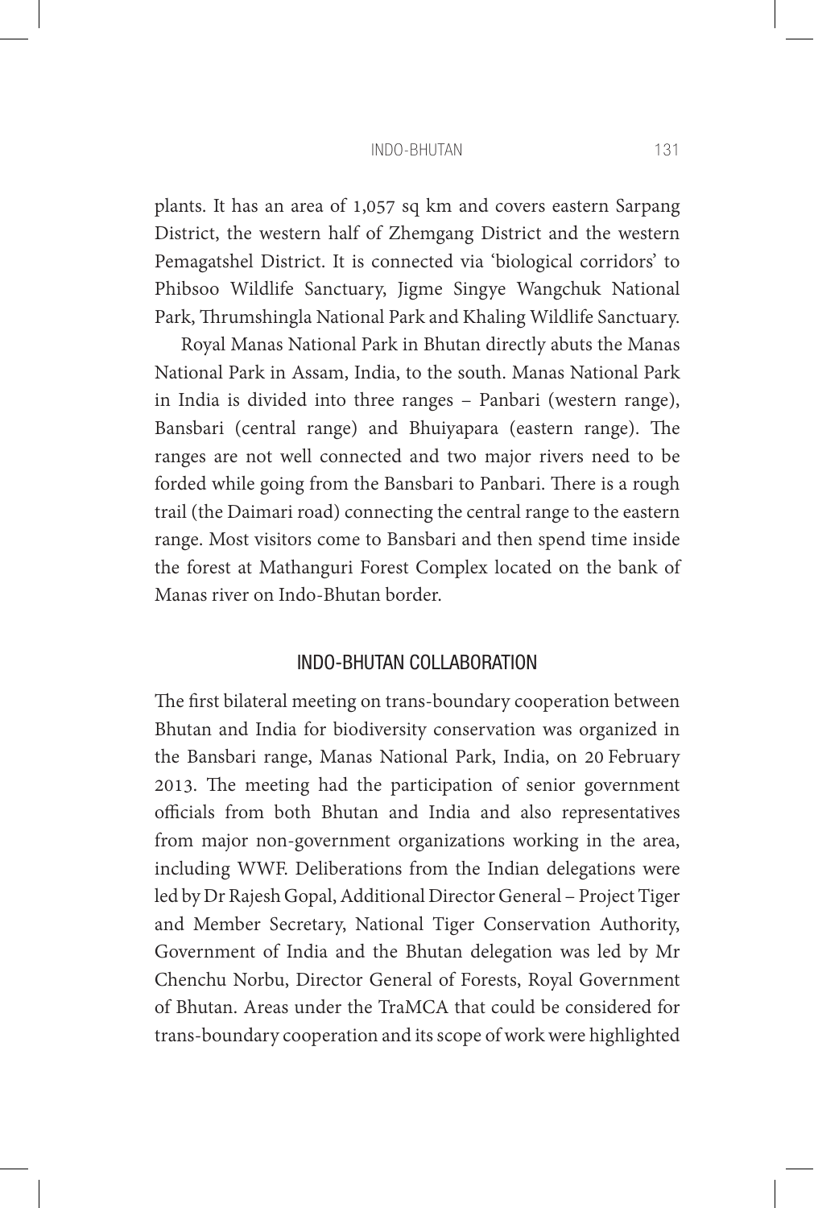plants. It has an area of 1,057 sq km and covers eastern Sarpang District, the western half of Zhemgang District and the western Pemagatshel District. It is connected via 'biological corridors' to Phibsoo Wildlife Sanctuary, Jigme Singye Wangchuk National Park, Thrumshingla National Park and Khaling Wildlife Sanctuary.

Royal Manas National Park in Bhutan directly abuts the Manas National Park in Assam, India, to the south. Manas National Park in India is divided into three ranges – Panbari (western range), Bansbari (central range) and Bhuiyapara (eastern range). The ranges are not well connected and two major rivers need to be forded while going from the Bansbari to Panbari. There is a rough trail (the Daimari road) connecting the central range to the eastern range. Most visitors come to Bansbari and then spend time inside the forest at Mathanguri Forest Complex located on the bank of Manas river on Indo-Bhutan border.

## INDO-BHUTAN COLLABORATION

The first bilateral meeting on trans-boundary cooperation between Bhutan and India for biodiversity conservation was organized in the Bansbari range, Manas National Park, India, on 20 February 2013. The meeting had the participation of senior government officials from both Bhutan and India and also representatives from major non-government organizations working in the area, including WWF. Deliberations from the Indian delegations were led by Dr Rajesh Gopal, Additional Director General – Project Tiger and Member Secretary, National Tiger Conservation Authority, Government of India and the Bhutan delegation was led by Mr Chenchu Norbu, Director General of Forests, Royal Government of Bhutan. Areas under the TraMCA that could be considered for trans-boundary cooperation and its scope of work were highlighted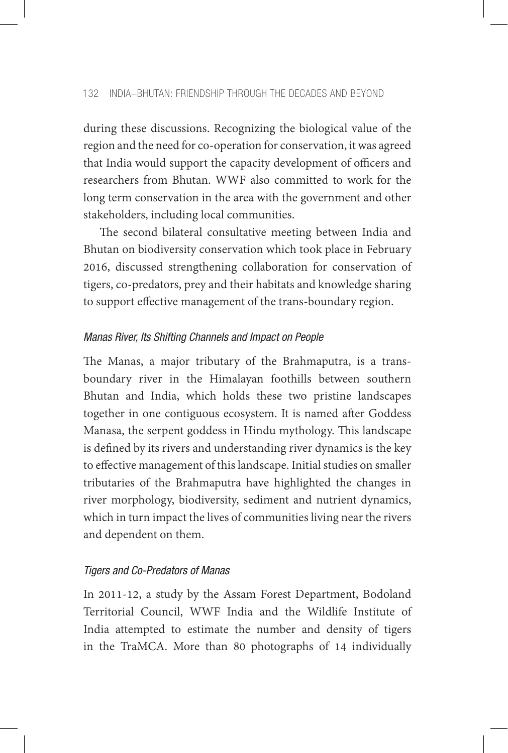during these discussions. Recognizing the biological value of the region and the need for co-operation for conservation, it was agreed that India would support the capacity development of officers and researchers from Bhutan. WWF also committed to work for the long term conservation in the area with the government and other stakeholders, including local communities.

The second bilateral consultative meeting between India and Bhutan on biodiversity conservation which took place in February 2016, discussed strengthening collaboration for conservation of tigers, co-predators, prey and their habitats and knowledge sharing to support effective management of the trans-boundary region.

### *Manas River, Its Shifting Channels and Impact on People*

The Manas, a major tributary of the Brahmaputra, is a trans-boundary river in the Himalayan foothills between southern Bhutan and India, which holds these two pristine landscapes together in one contiguous ecosystem. It is named after Goddess Manasa, the serpent goddess in Hindu mythology. This landscape is defined by its rivers and understanding river dynamics is the key to effective management of this landscape. Initial studies on smaller tributaries of the Brahmaputra have highlighted the changes in river morphology, biodiversity, sediment and nutrient dynamics, which in turn impact the lives of communities living near the rivers and dependent on them.

### *Tigers and Co-Predators of Manas*

In 2011-12, a study by the Assam Forest Department, Bodoland Territorial Council, WWF India and the Wildlife Institute of India attempted to estimate the number and density of tigers in the TraMCA. More than 80 photographs of 14 individually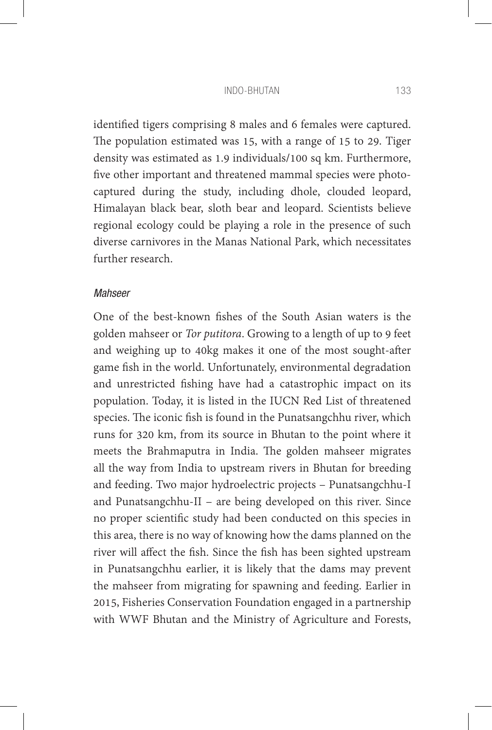identified tigers comprising 8 males and 6 females were captured. The population estimated was 15, with a range of 15 to 29. Tiger density was estimated as 1.9 individuals/100 sq km. Furthermore, five other important and threatened mammal species were photo-captured during the study, including dhole, clouded leopard, Himalayan black bear, sloth bear and leopard. Scientists believe regional ecology could be playing a role in the presence of such diverse carnivores in the Manas National Park, which necessitates further research.

### *Mahseer*

One of the best-known fishes of the South Asian waters is the golden mahseer or *Tor putitora*. Growing to a length of up to 9 feet and weighing up to 40kg makes it one of the most sought-after game fish in the world. Unfortunately, environmental degradation and unrestricted fishing have had a catastrophic impact on its population. Today, it is listed in the IUCN Red List of threatened species. The iconic fish is found in the Punatsangchhu river, which runs for 320 km, from its source in Bhutan to the point where it meets the Brahmaputra in India. The golden mahseer migrates all the way from India to upstream rivers in Bhutan for breeding and feeding. Two major hydroelectric projects – Punatsangchhu-I and Punatsangchhu-II – are being developed on this river. Since no proper scientific study had been conducted on this species in this area, there is no way of knowing how the dams planned on the river will affect the fish. Since the fish has been sighted upstream in Punatsangchhu earlier, it is likely that the dams may prevent the mahseer from migrating for spawning and feeding. Earlier in 2015, Fisheries Conservation Foundation engaged in a partnership with WWF Bhutan and the Ministry of Agriculture and Forests,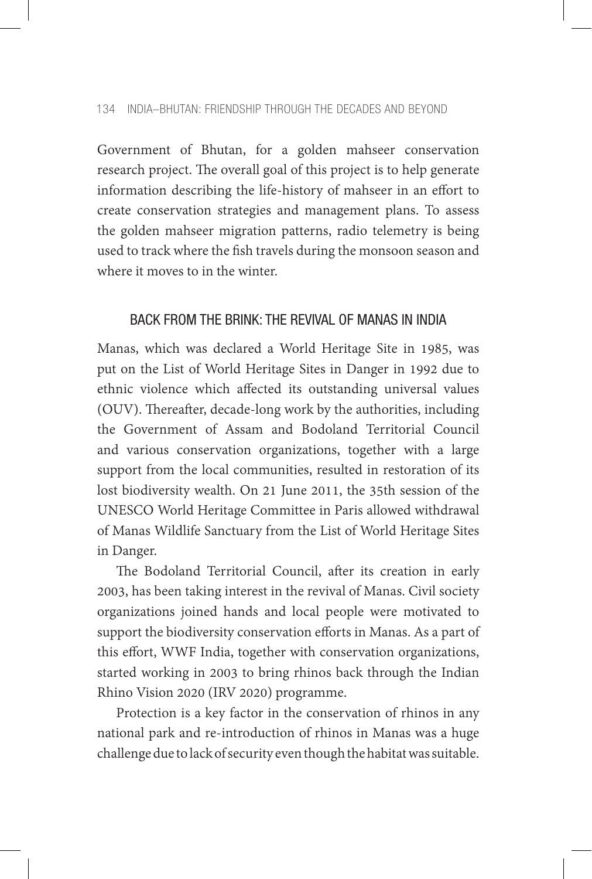Government of Bhutan, for a golden mahseer conservation research project. The overall goal of this project is to help generate information describing the life-history of mahseer in an effort to create conservation strategies and management plans. To assess the golden mahseer migration patterns, radio telemetry is being used to track where the fish travels during the monsoon season and where it moves to in the winter.

## BACK FROM THE BRINK: THE REVIVAL OF MANAS IN INDIA

Manas, which was declared a World Heritage Site in 1985, was put on the List of World Heritage Sites in Danger in 1992 due to ethnic violence which affected its outstanding universal values (OUV). Thereafter, decade-long work by the authorities, including the Government of Assam and Bodoland Territorial Council and various conservation organizations, together with a large support from the local communities, resulted in restoration of its lost biodiversity wealth. On 21 June 2011, the 35th session of the UNESCO World Heritage Committee in Paris allowed withdrawal of Manas Wildlife Sanctuary from the List of World Heritage Sites in Danger.

The Bodoland Territorial Council, after its creation in early 2003, has been taking interest in the revival of Manas. Civil society organizations joined hands and local people were motivated to support the biodiversity conservation efforts in Manas. As a part of this effort, WWF India, together with conservation organizations, started working in 2003 to bring rhinos back through the Indian Rhino Vision 2020 (IRV 2020) programme.

Protection is a key factor in the conservation of rhinos in any national park and re-introduction of rhinos in Manas was a huge challenge due to lack of security even though the habitat was suitable.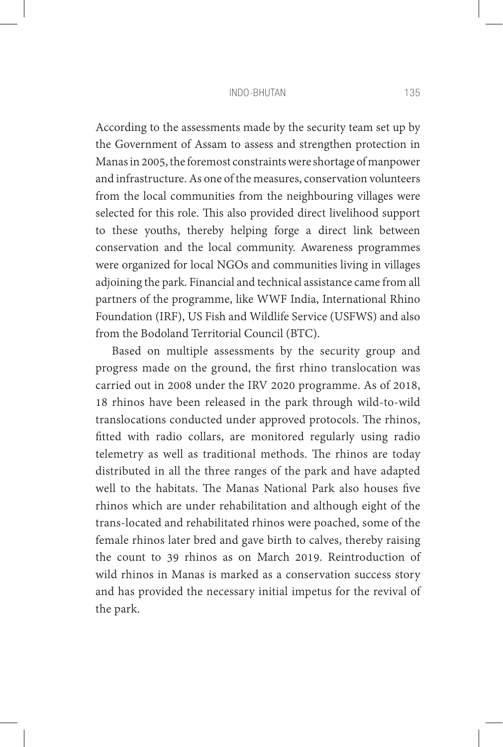According to the assessments made by the security team set up by the Government of Assam to assess and strengthen protection in Manas in 2005, the foremost constraints were shortage of manpower and infrastructure. As one of the measures, conservation volunteers from the local communities from the neighbouring villages were selected for this role. This also provided direct livelihood support to these youths, thereby helping forge a direct link between conservation and the local community. Awareness programmes were organized for local NGOs and communities living in villages adjoining the park. Financial and technical assistance came from all partners of the programme, like WWF India, International Rhino Foundation (IRF), US Fish and Wildlife Service (USFWS) and also from the Bodoland Territorial Council (BTC).

Based on multiple assessments by the security group and progress made on the ground, the first rhino translocation was carried out in 2008 under the IRV 2020 programme. As of 2018, 18 rhinos have been released in the park through wild-to-wild translocations conducted under approved protocols. The rhinos, fitted with radio collars, are monitored regularly using radio telemetry as well as traditional methods. The rhinos are today distributed in all the three ranges of the park and have adapted well to the habitats. The Manas National Park also houses five rhinos which are under rehabilitation and although eight of the trans-located and rehabilitated rhinos were poached, some of the female rhinos later bred and gave birth to calves, thereby raising the count to 39 rhinos as on March 2019. Reintroduction of wild rhinos in Manas is marked as a conservation success story and has provided the necessary initial impetus for the revival of the park.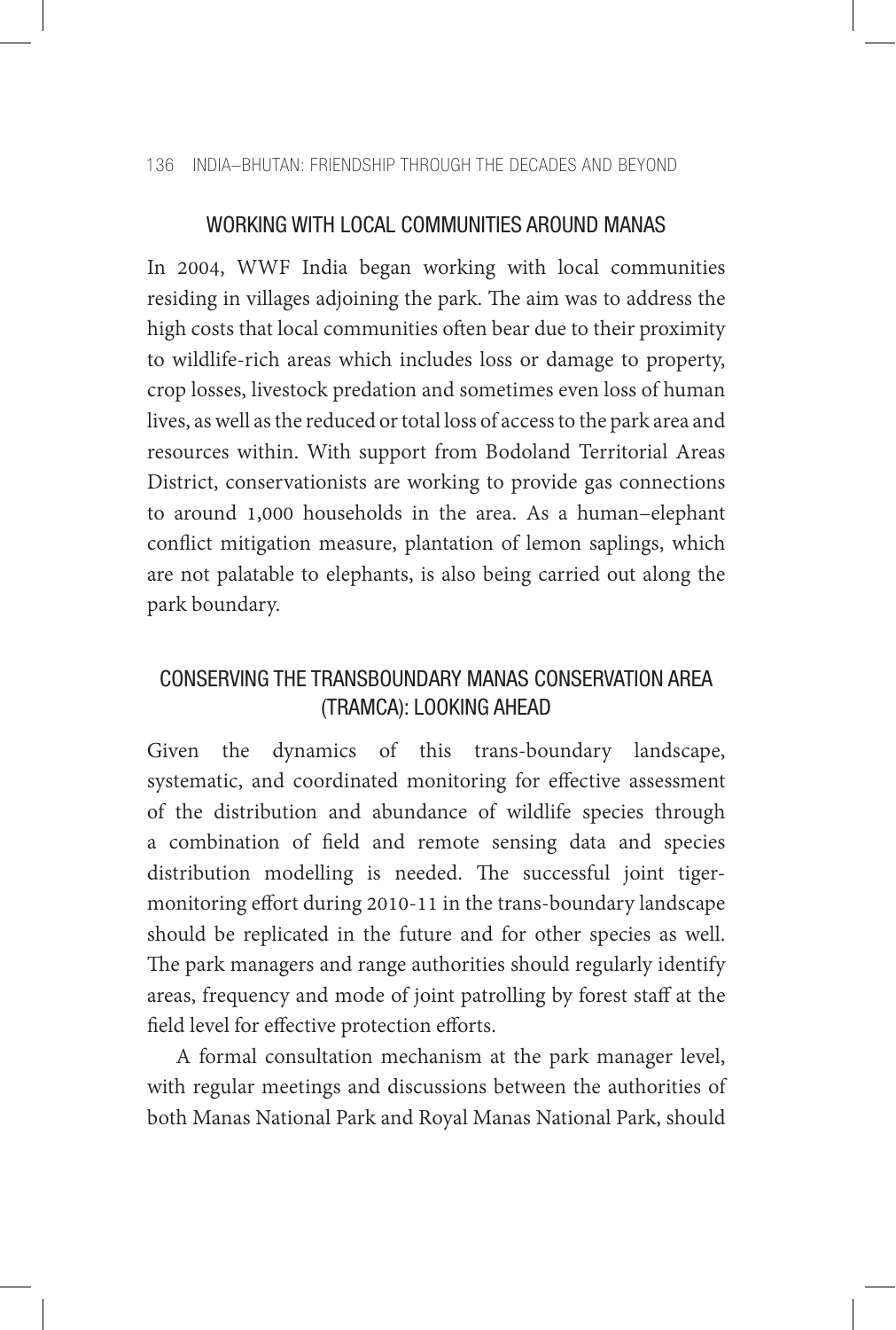## WORKING WITH LOCAL COMMUNITIES AROUND MANAS

In 2004, WWF India began working with local communities residing in villages adjoining the park. The aim was to address the high costs that local communities often bear due to their proximity to wildlife-rich areas which includes loss or damage to property, crop losses, livestock predation and sometimes even loss of human lives, as well as the reduced or total loss of access to the park area and resources within. With support from Bodoland Territorial Areas District, conservationists are working to provide gas connections to around 1,000 households in the area. As a human–elephant conflict mitigation measure, plantation of lemon saplings, which are not palatable to elephants, is also being carried out along the park boundary.

## CONSERVING THE TRANSBOUNDARY MANAS CONSERVATION AREA (TRAMCA): LOOKING AHEAD

Given the dynamics of this trans-boundary landscape, systematic, and coordinated monitoring for effective assessment of the distribution and abundance of wildlife species through a combination of field and remote sensing data and species distribution modelling is needed. The successful joint tiger-monitoring effort during 2010-11 in the trans-boundary landscape should be replicated in the future and for other species as well. The park managers and range authorities should regularly identify areas, frequency and mode of joint patrolling by forest staff at the field level for effective protection efforts.

A formal consultation mechanism at the park manager level, with regular meetings and discussions between the authorities of both Manas National Park and Royal Manas National Park, should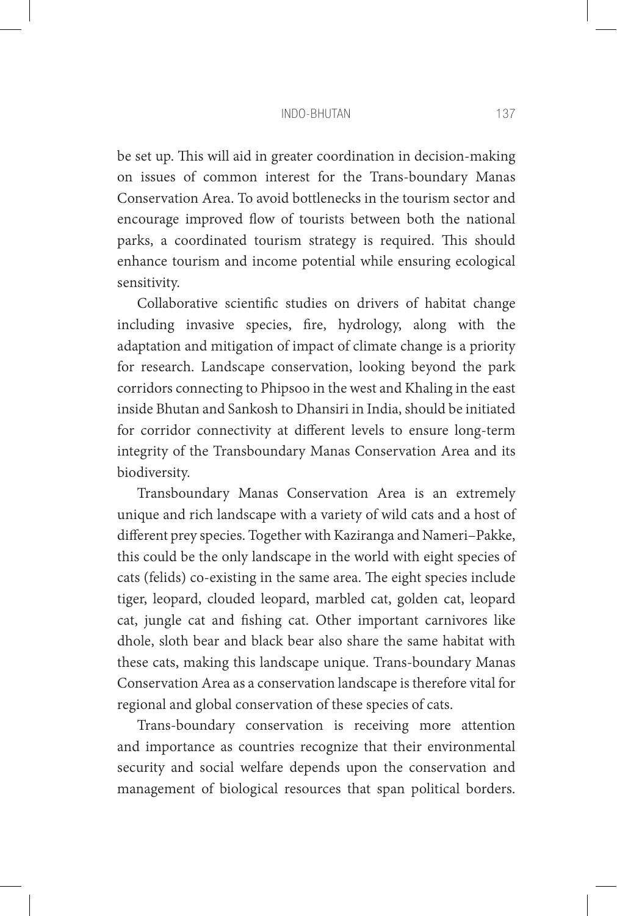be set up. This will aid in greater coordination in decision-making on issues of common interest for the Trans-boundary Manas Conservation Area. To avoid bottlenecks in the tourism sector and encourage improved flow of tourists between both the national parks, a coordinated tourism strategy is required. This should enhance tourism and income potential while ensuring ecological sensitivity.

Collaborative scientific studies on drivers of habitat change including invasive species, fire, hydrology, along with the adaptation and mitigation of impact of climate change is a priority for research. Landscape conservation, looking beyond the park corridors connecting to Phipsoo in the west and Khaling in the east inside Bhutan and Sankosh to Dhansiri in India, should be initiated for corridor connectivity at different levels to ensure long-term integrity of the Transboundary Manas Conservation Area and its biodiversity.

Transboundary Manas Conservation Area is an extremely unique and rich landscape with a variety of wild cats and a host of different prey species. Together with Kaziranga and Nameri–Pakke, this could be the only landscape in the world with eight species of cats (felids) co-existing in the same area. The eight species include tiger, leopard, clouded leopard, marbled cat, golden cat, leopard cat, jungle cat and fishing cat. Other important carnivores like dhole, sloth bear and black bear also share the same habitat with these cats, making this landscape unique. Trans-boundary Manas Conservation Area as a conservation landscape is therefore vital for regional and global conservation of these species of cats.

Trans-boundary conservation is receiving more attention and importance as countries recognize that their environmental security and social welfare depends upon the conservation and management of biological resources that span political borders.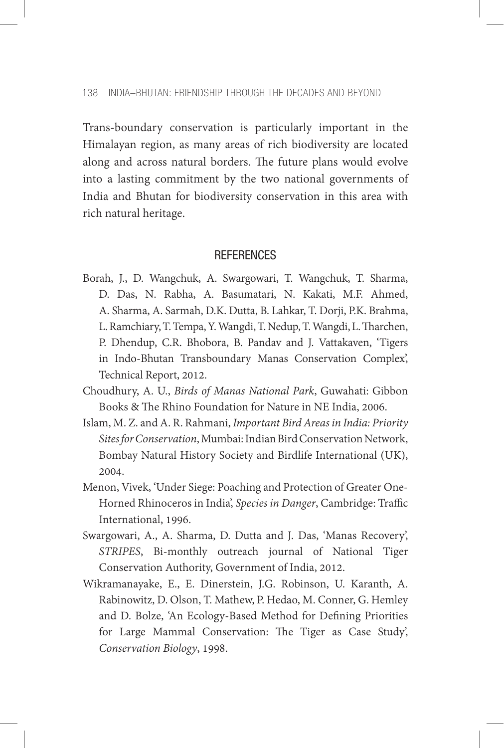Trans-boundary conservation is particularly important in the Himalayan region, as many areas of rich biodiversity are located along and across natural borders. The future plans would evolve into a lasting commitment by the two national governments of India and Bhutan for biodiversity conservation in this area with rich natural heritage.

## REFERENCES

Borah, J., D. Wangchuk, A. Swargowari, T. Wangchuk, T. Sharma, D. Das, N. Rabha, A. Basumatari, N. Kakati, M.F. Ahmed, A. Sharma, A. Sarmah, D.K. Dutta, B. Lahkar, T. Dorji, P.K. Brahma, L. Ramchiary, T. Tempa, Y. Wangdi, T. Nedup, T. Wangdi, L. Tharchen, P. Dhendup, C.R. Bhobora, B. Pandav and J. Vattakaven, 'Tigers in Indo-Bhutan Transboundary Manas Conservation Complex', Technical Report, 2012.

Choudhury, A. U., *Birds of Manas National Park*, Guwahati: Gibbon Books & The Rhino Foundation for Nature in NE India, 2006.

Islam, M. Z. and A. R. Rahmani, *Important Bird Areas in India: Priority Sites for Conservation*, Mumbai: Indian Bird Conservation Network, Bombay Natural History Society and Birdlife International (UK), 2004.

Menon, Vivek, 'Under Siege: Poaching and Protection of Greater One-Horned Rhinoceros in India', *Species in Danger*, Cambridge: Traffic International, 1996.

Swargowari, A., A. Sharma, D. Dutta and J. Das, 'Manas Recovery', *STRIPES*, Bi-monthly outreach journal of National Tiger Conservation Authority, Government of India, 2012.

Wikramanayake, E., E. Dinerstein, J.G. Robinson, U. Karanth, A. Rabinowitz, D. Olson, T. Mathew, P. Hedao, M. Conner, G. Hemley and D. Bolze, 'An Ecology-Based Method for Defining Priorities for Large Mammal Conservation: The Tiger as Case Study', *Conservation Biology*, 1998.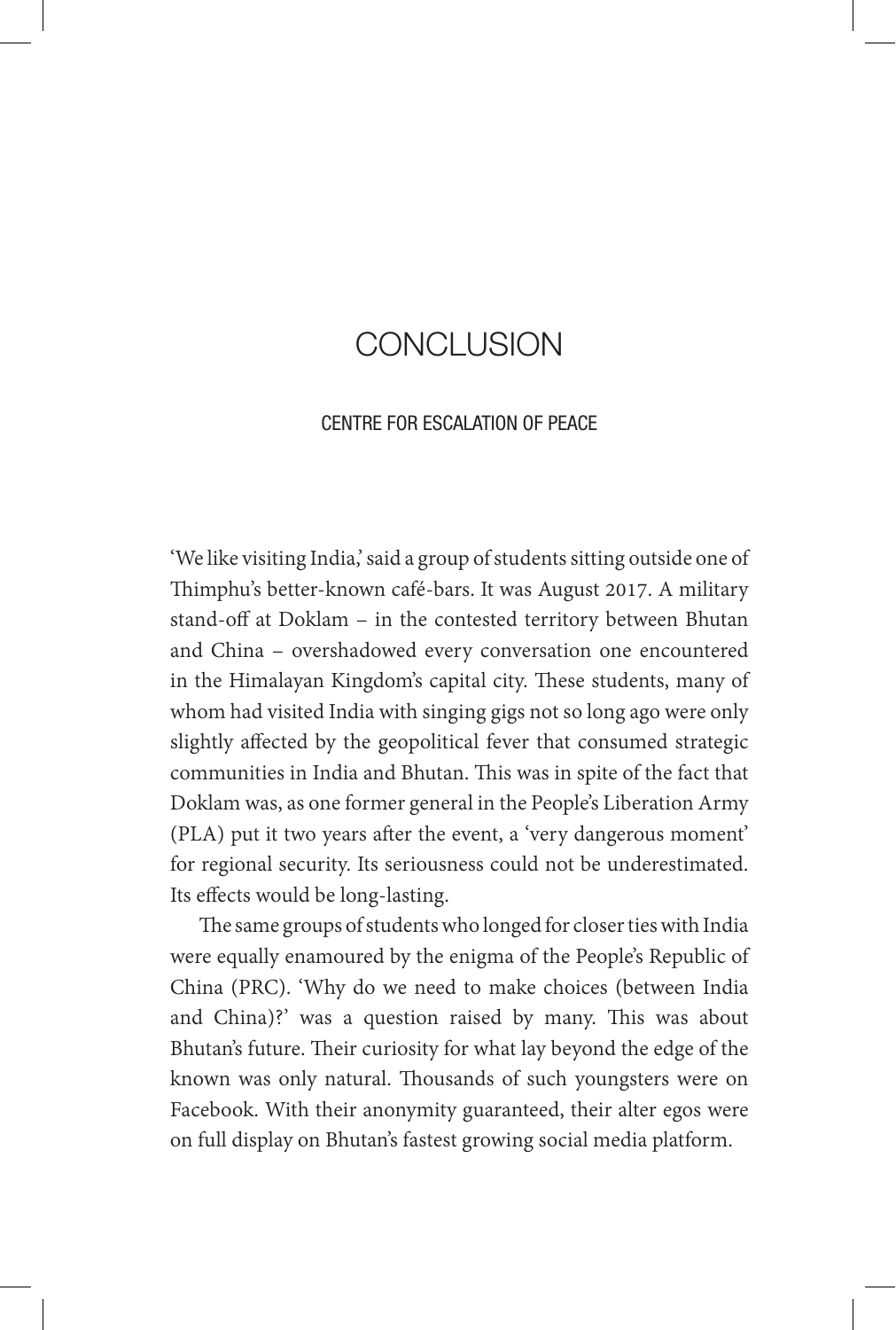# CONCLUSION

## CENTRE FOR ESCALATION OF PEACE

'We like visiting India,' said a group of students sitting outside one of Thimphu's better-known café-bars. It was August 2017. A military stand-off at Doklam – in the contested territory between Bhutan and China – overshadowed every conversation one encountered in the Himalayan Kingdom's capital city. These students, many of whom had visited India with singing gigs not so long ago were only slightly affected by the geopolitical fever that consumed strategic communities in India and Bhutan. This was in spite of the fact that Doklam was, as one former general in the People's Liberation Army (PLA) put it two years after the event, a 'very dangerous moment' for regional security. Its seriousness could not be underestimated. Its effects would be long-lasting.

The same groups of students who longed for closer ties with India were equally enamoured by the enigma of the People's Republic of China (PRC). 'Why do we need to make choices (between India and China)?' was a question raised by many. This was about Bhutan's future. Their curiosity for what lay beyond the edge of the known was only natural. Thousands of such youngsters were on Facebook. With their anonymity guaranteed, their alter egos were on full display on Bhutan's fastest growing social media platform.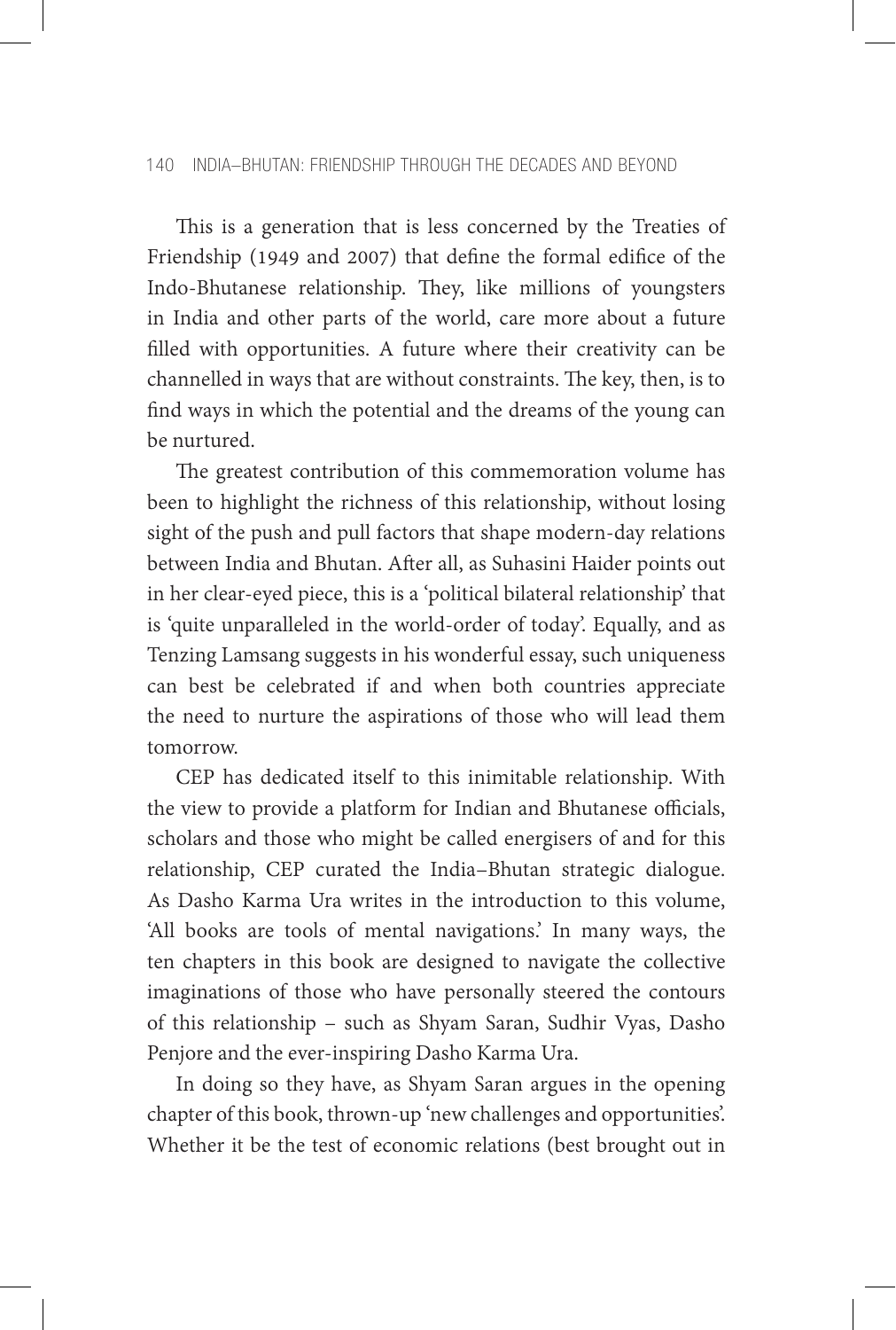This is a generation that is less concerned by the Treaties of Friendship (1949 and 2007) that define the formal edifice of the Indo-Bhutanese relationship. They, like millions of youngsters in India and other parts of the world, care more about a future filled with opportunities. A future where their creativity can be channelled in ways that are without constraints. The key, then, is to find ways in which the potential and the dreams of the young can be nurtured.

The greatest contribution of this commemoration volume has been to highlight the richness of this relationship, without losing sight of the push and pull factors that shape modern-day relations between India and Bhutan. After all, as Suhasini Haider points out in her clear-eyed piece, this is a 'political bilateral relationship' that is 'quite unparalleled in the world-order of today'. Equally, and as Tenzing Lamsang suggests in his wonderful essay, such uniqueness can best be celebrated if and when both countries appreciate the need to nurture the aspirations of those who will lead them tomorrow.

CEP has dedicated itself to this inimitable relationship. With the view to provide a platform for Indian and Bhutanese officials, scholars and those who might be called energisers of and for this relationship, CEP curated the India–Bhutan strategic dialogue. As Dasho Karma Ura writes in the introduction to this volume, 'All books are tools of mental navigations.' In many ways, the ten chapters in this book are designed to navigate the collective imaginations of those who have personally steered the contours of this relationship – such as Shyam Saran, Sudhir Vyas, Dasho Penjore and the ever-inspiring Dasho Karma Ura.

In doing so they have, as Shyam Saran argues in the opening chapter of this book, thrown-up 'new challenges and opportunities'. Whether it be the test of economic relations (best brought out in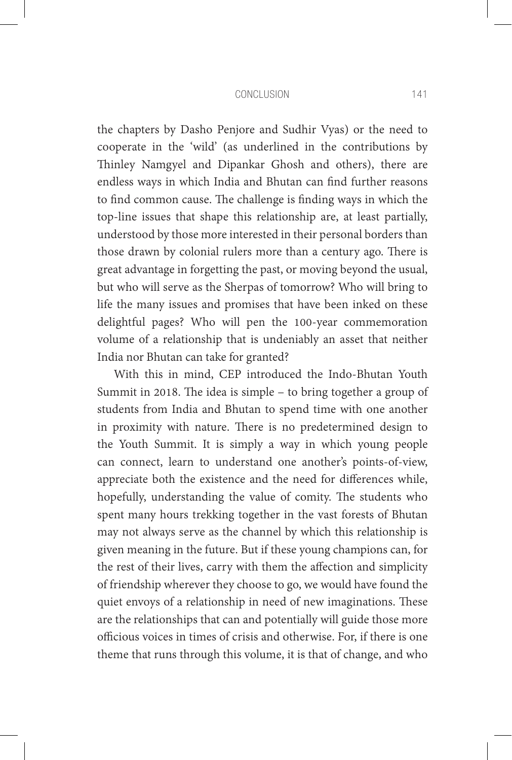the chapters by Dasho Penjore and Sudhir Vyas) or the need to cooperate in the 'wild' (as underlined in the contributions by Thinley Namgyel and Dipankar Ghosh and others), there are endless ways in which India and Bhutan can find further reasons to find common cause. The challenge is finding ways in which the top-line issues that shape this relationship are, at least partially, understood by those more interested in their personal borders than those drawn by colonial rulers more than a century ago. There is great advantage in forgetting the past, or moving beyond the usual, but who will serve as the Sherpas of tomorrow? Who will bring to life the many issues and promises that have been inked on these delightful pages? Who will pen the 100-year commemoration volume of a relationship that is undeniably an asset that neither India nor Bhutan can take for granted?

With this in mind, CEP introduced the Indo-Bhutan Youth Summit in 2018. The idea is simple – to bring together a group of students from India and Bhutan to spend time with one another in proximity with nature. There is no predetermined design to the Youth Summit. It is simply a way in which young people can connect, learn to understand one another's points-of-view, appreciate both the existence and the need for differences while, hopefully, understanding the value of comity. The students who spent many hours trekking together in the vast forests of Bhutan may not always serve as the channel by which this relationship is given meaning in the future. But if these young champions can, for the rest of their lives, carry with them the affection and simplicity of friendship wherever they choose to go, we would have found the quiet envoys of a relationship in need of new imaginations. These are the relationships that can and potentially will guide those more officious voices in times of crisis and otherwise. For, if there is one theme that runs through this volume, it is that of change, and who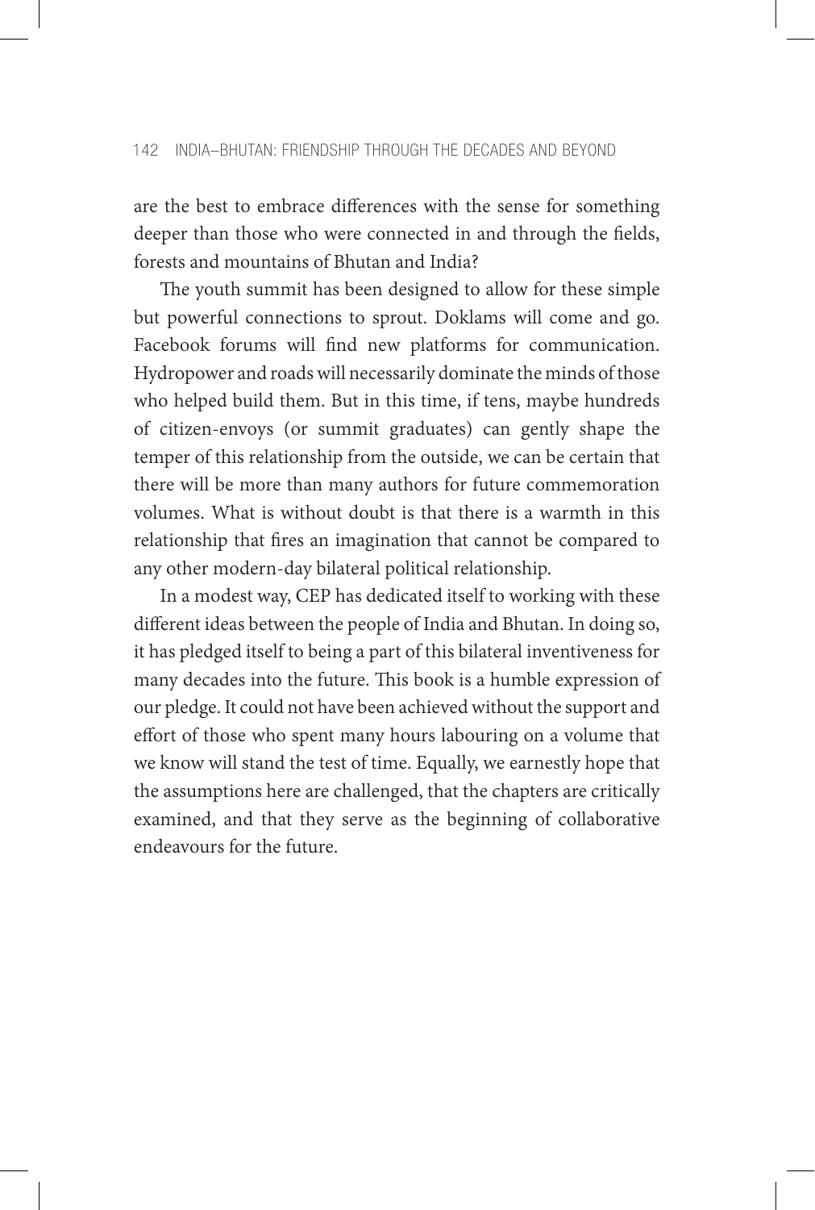are the best to embrace differences with the sense for something deeper than those who were connected in and through the fields, forests and mountains of Bhutan and India?

The youth summit has been designed to allow for these simple but powerful connections to sprout. Doklams will come and go. Facebook forums will find new platforms for communication. Hydropower and roads will necessarily dominate the minds of those who helped build them. But in this time, if tens, maybe hundreds of citizen-envoys (or summit graduates) can gently shape the temper of this relationship from the outside, we can be certain that there will be more than many authors for future commemoration volumes. What is without doubt is that there is a warmth in this relationship that fires an imagination that cannot be compared to any other modern-day bilateral political relationship.

In a modest way, CEP has dedicated itself to working with these different ideas between the people of India and Bhutan. In doing so, it has pledged itself to being a part of this bilateral inventiveness for many decades into the future. This book is a humble expression of our pledge. It could not have been achieved without the support and effort of those who spent many hours labouring on a volume that we know will stand the test of time. Equally, we earnestly hope that the assumptions here are challenged, that the chapters are critically examined, and that they serve as the beginning of collaborative endeavours for the future.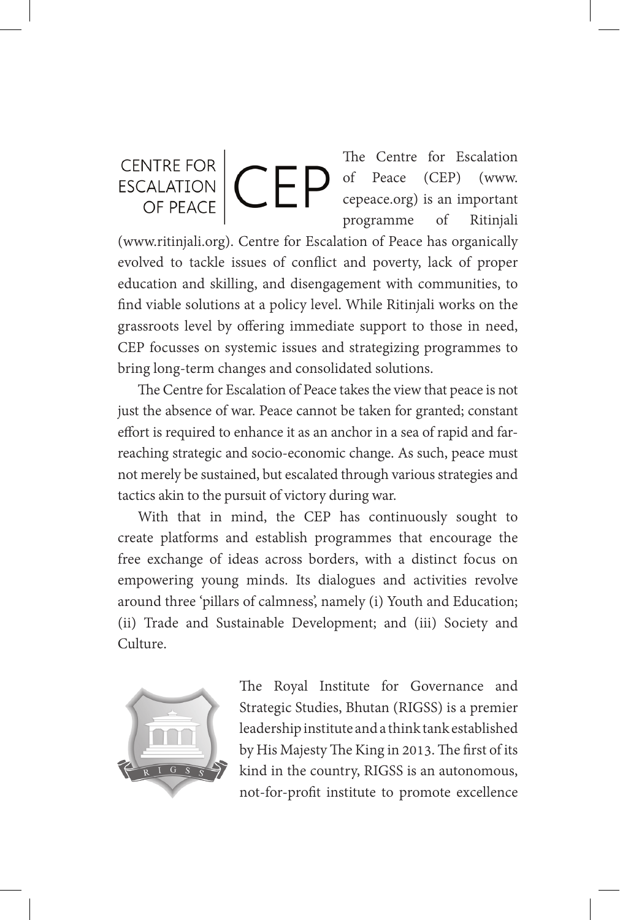CENTRE FOR ESCALATION OF PEACE | CEP

The Centre for Escalation of Peace (CEP) (www.cepeace.org) is an important programme of Ritinjali (www.ritinjali.org). Centre for Escalation of Peace has organically evolved to tackle issues of conflict and poverty, lack of proper education and skilling, and disengagement with communities, to find viable solutions at a policy level. While Ritinjali works on the grassroots level by offering immediate support to those in need, CEP focusses on systemic issues and strategizing programmes to bring long-term changes and consolidated solutions.

The Centre for Escalation of Peace takes the view that peace is not just the absence of war. Peace cannot be taken for granted; constant effort is required to enhance it as an anchor in a sea of rapid and far-reaching strategic and socio-economic change. As such, peace must not merely be sustained, but escalated through various strategies and tactics akin to the pursuit of victory during war.

With that in mind, the CEP has continuously sought to create platforms and establish programmes that encourage the free exchange of ideas across borders, with a distinct focus on empowering young minds. Its dialogues and activities revolve around three 'pillars of calmness', namely (i) Youth and Education; (ii) Trade and Sustainable Development; and (iii) Society and Culture.

RIGSS

The Royal Institute for Governance and Strategic Studies, Bhutan (RIGSS) is a premier leadership institute and a think tank established by His Majesty The King in 2013. The first of its kind in the country, RIGSS is an autonomous, not-for-profit institute to promote excellence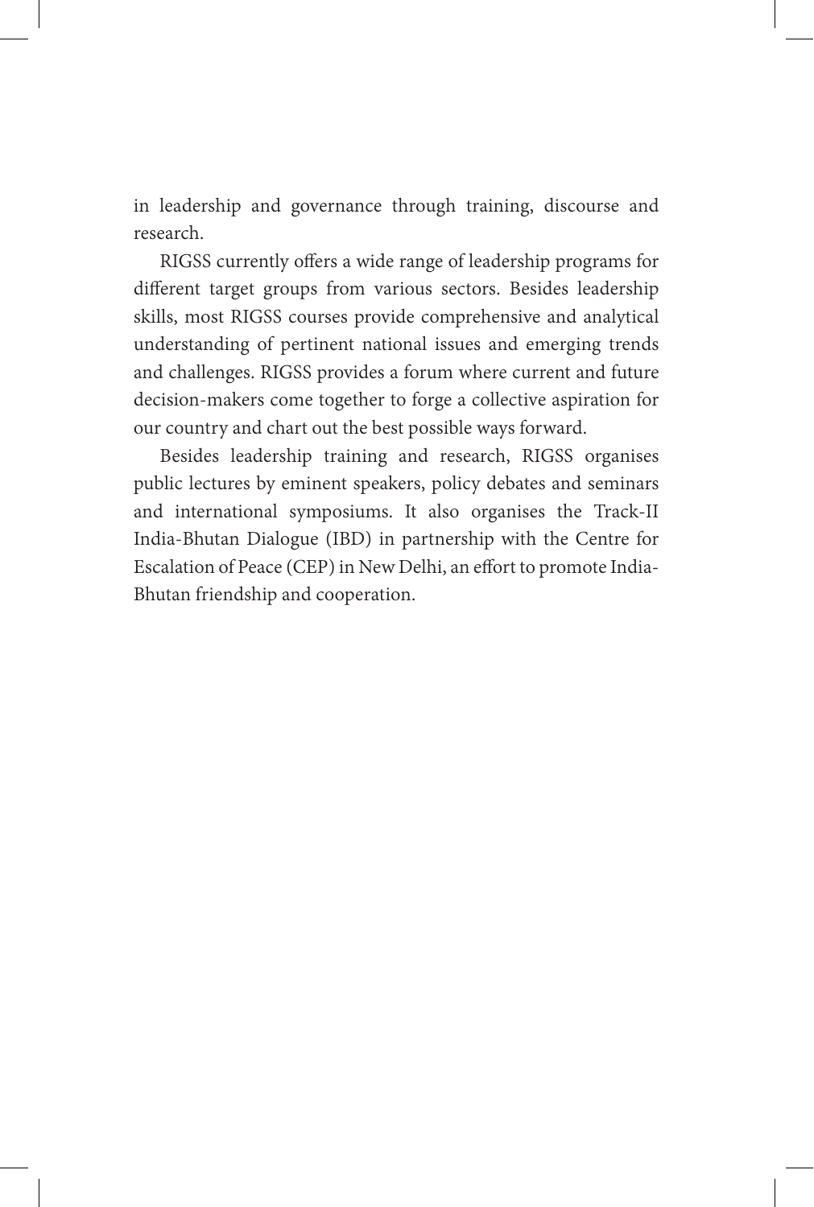in leadership and governance through training, discourse and research.

RIGSS currently offers a wide range of leadership programs for different target groups from various sectors. Besides leadership skills, most RIGSS courses provide comprehensive and analytical understanding of pertinent national issues and emerging trends and challenges. RIGSS provides a forum where current and future decision-makers come together to forge a collective aspiration for our country and chart out the best possible ways forward.

Besides leadership training and research, RIGSS organises public lectures by eminent speakers, policy debates and seminars and international symposiums. It also organises the Track-II India-Bhutan Dialogue (IBD) in partnership with the Centre for Escalation of Peace (CEP) in New Delhi, an effort to promote India-Bhutan friendship and cooperation.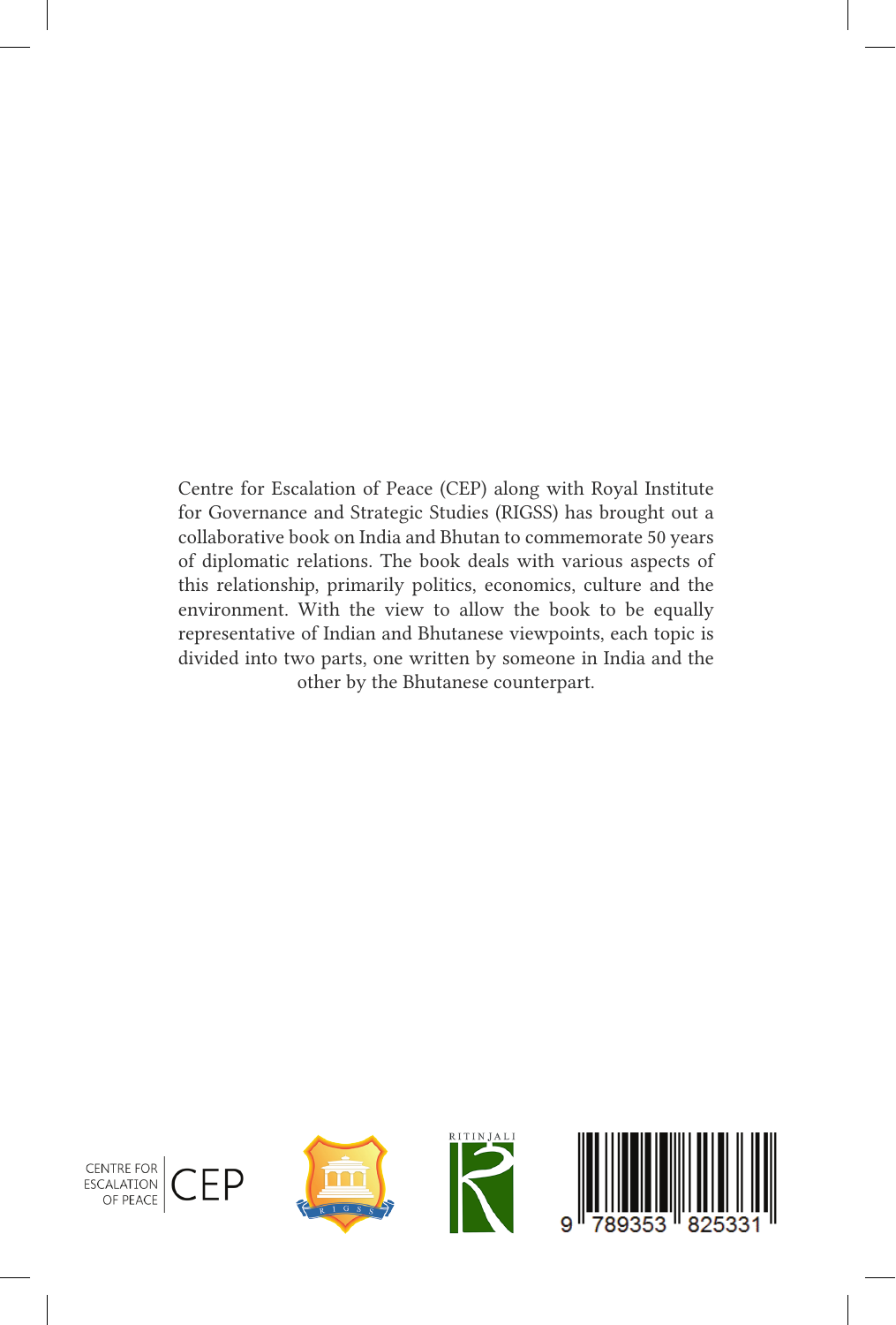Centre for Escalation of Peace (CEP) along with Royal Institute for Governance and Strategic Studies (RIGSS) has brought out a collaborative book on India and Bhutan to commemorate 50 years of diplomatic relations. The book deals with various aspects of this relationship, primarily politics, economics, culture and the environment. With the view to allow the book to be equally representative of Indian and Bhutanese viewpoints, each topic is divided into two parts, one written by someone in India and the other by the Bhutanese counterpart.

CENTRE FOR ESCALATION OF PEACE CEP

RIGSS

RITINJALI

9 789353 825331